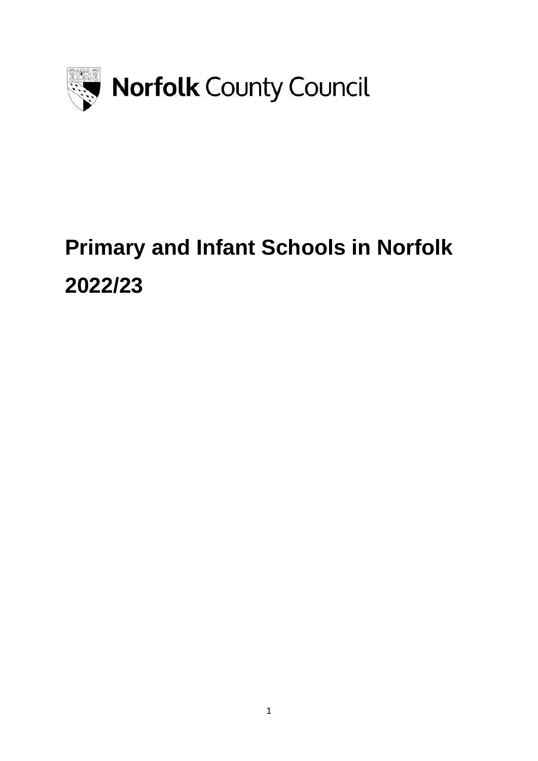Norfolk County Council

# Primary and Infant Schools in Norfolk 2022/23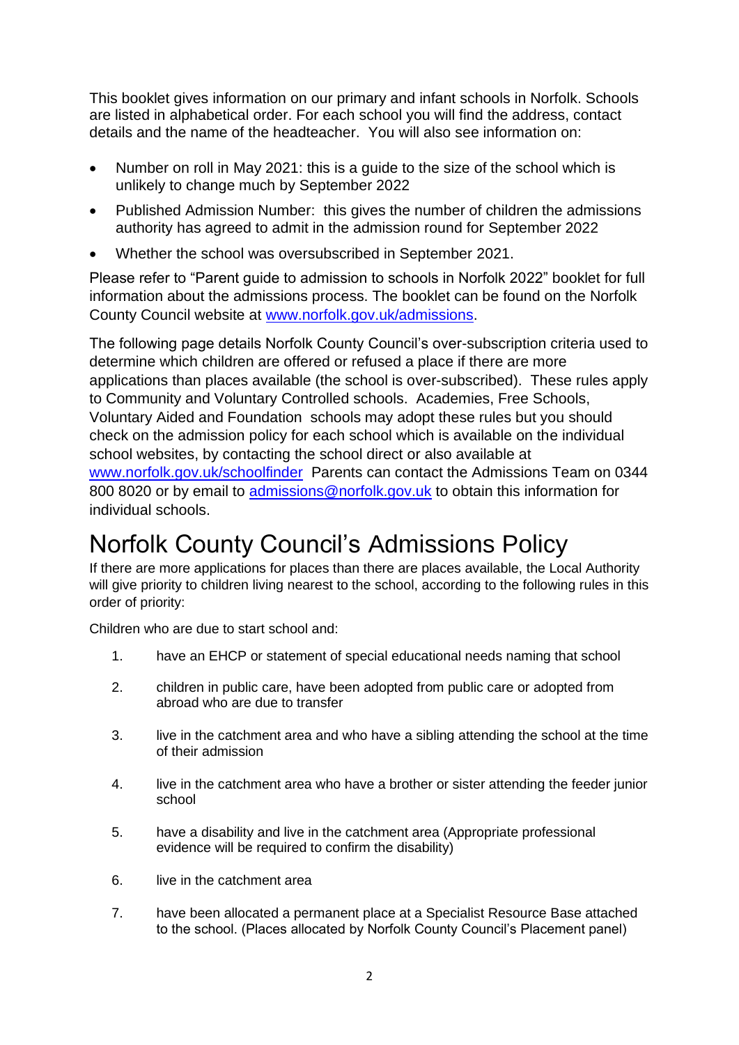This booklet gives information on our primary and infant schools in Norfolk. Schools are listed in alphabetical order. For each school you will find the address, contact details and the name of the headteacher. You will also see information on:

- Number on roll in May 2021: this is a guide to the size of the school which is unlikely to change much by September 2022
- Published Admission Number: this gives the number of children the admissions authority has agreed to admit in the admission round for September 2022
- Whether the school was oversubscribed in September 2021.

Please refer to "Parent guide to admission to schools in Norfolk 2022" booklet for full information about the admissions process. The booklet can be found on the Norfolk County Council website at [www.norfolk.gov.uk/admissions](www.norfolk.gov.uk/admissions).

The following page details Norfolk County Council's over-subscription criteria used to determine which children are offered or refused a place if there are more applications than places available (the school is over-subscribed). These rules apply to Community and Voluntary Controlled schools. Academies, Free Schools, Voluntary Aided and Foundation schools may adopt these rules but you should check on the admission policy for each school which is available on the individual school websites, by contacting the school direct or also available at [www.norfolk.gov.uk/schoolfinder](www.norfolk.gov.uk/schoolfinder) Parents can contact the Admissions Team on 0344 800 8020 or by email to [admissions@norfolk.gov.uk](mailto:admissions@norfolk.gov.uk) to obtain this information for individual schools.

# Norfolk County Council's Admissions Policy

If there are more applications for places than there are places available, the Local Authority will give priority to children living nearest to the school, according to the following rules in this order of priority:

Children who are due to start school and:

1. have an EHCP or statement of special educational needs naming that school
2. children in public care, have been adopted from public care or adopted from abroad who are due to transfer
3. live in the catchment area and who have a sibling attending the school at the time of their admission
4. live in the catchment area who have a brother or sister attending the feeder junior school
5. have a disability and live in the catchment area (Appropriate professional evidence will be required to confirm the disability)
6. live in the catchment area
7. have been allocated a permanent place at a Specialist Resource Base attached to the school. (Places allocated by Norfolk County Council's Placement panel)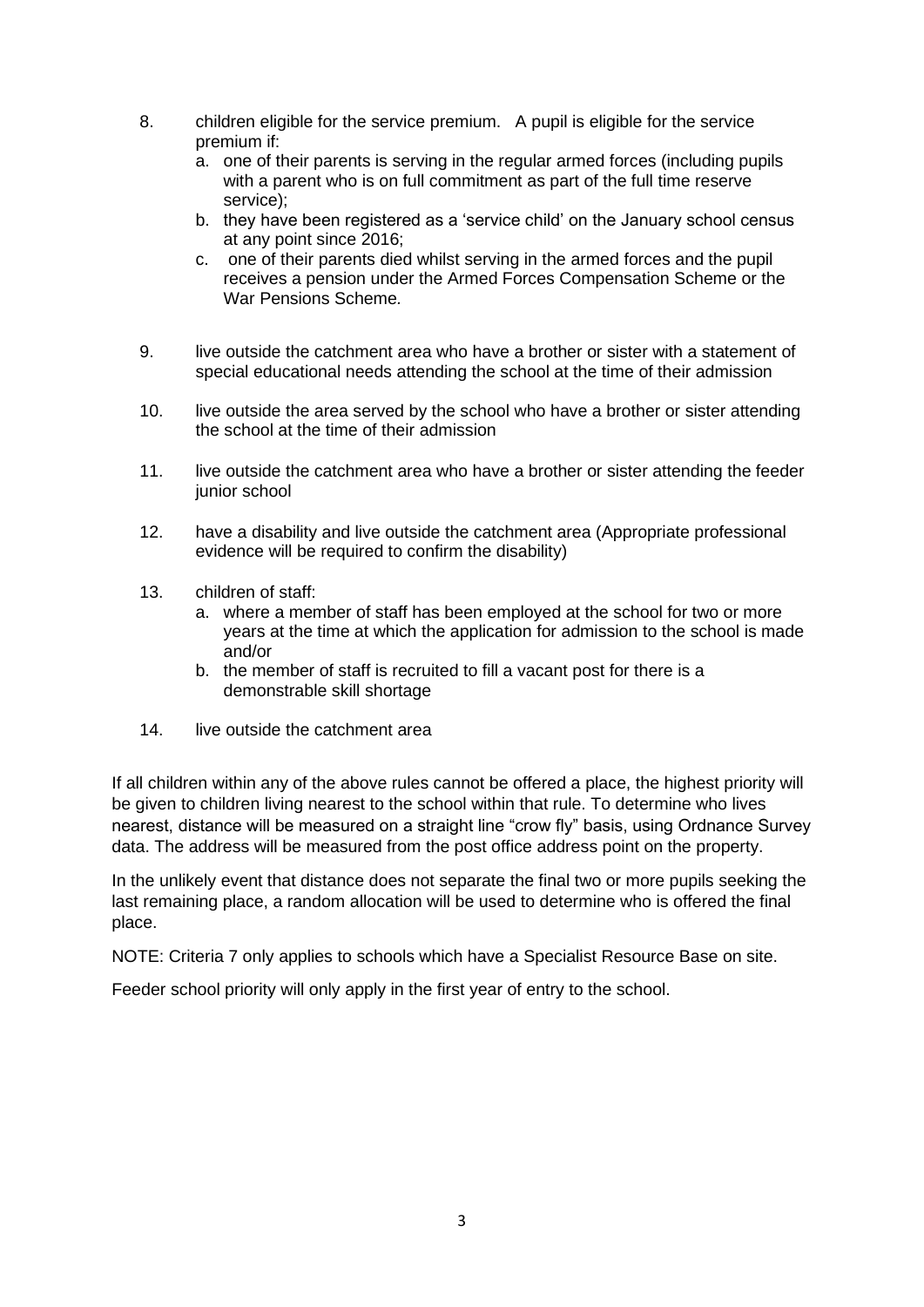8. children eligible for the service premium. A pupil is eligible for the service premium if:
   a. one of their parents is serving in the regular armed forces (including pupils with a parent who is on full commitment as part of the full time reserve service);
   b. they have been registered as a 'service child' on the January school census at any point since 2016;
   c. one of their parents died whilst serving in the armed forces and the pupil receives a pension under the Armed Forces Compensation Scheme or the War Pensions Scheme.

9. live outside the catchment area who have a brother or sister with a statement of special educational needs attending the school at the time of their admission

10. live outside the area served by the school who have a brother or sister attending the school at the time of their admission

11. live outside the catchment area who have a brother or sister attending the feeder junior school

12. have a disability and live outside the catchment area (Appropriate professional evidence will be required to confirm the disability)

13. children of staff:
    a. where a member of staff has been employed at the school for two or more years at the time at which the application for admission to the school is made and/or
    b. the member of staff is recruited to fill a vacant post for there is a demonstrable skill shortage

14. live outside the catchment area

If all children within any of the above rules cannot be offered a place, the highest priority will be given to children living nearest to the school within that rule. To determine who lives nearest, distance will be measured on a straight line "crow fly" basis, using Ordnance Survey data. The address will be measured from the post office address point on the property.

In the unlikely event that distance does not separate the final two or more pupils seeking the last remaining place, a random allocation will be used to determine who is offered the final place.

NOTE: Criteria 7 only applies to schools which have a Specialist Resource Base on site.

Feeder school priority will only apply in the first year of entry to the school.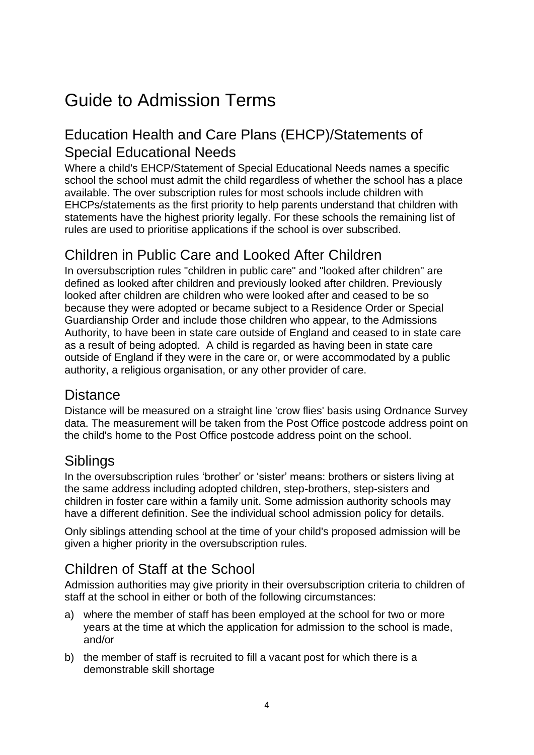# Guide to Admission Terms

## Education Health and Care Plans (EHCP)/Statements of Special Educational Needs

Where a child's EHCP/Statement of Special Educational Needs names a specific school the school must admit the child regardless of whether the school has a place available. The over subscription rules for most schools include children with EHCPs/statements as the first priority to help parents understand that children with statements have the highest priority legally. For these schools the remaining list of rules are used to prioritise applications if the school is over subscribed.

## Children in Public Care and Looked After Children

In oversubscription rules "children in public care" and "looked after children" are defined as looked after children and previously looked after children. Previously looked after children are children who were looked after and ceased to be so because they were adopted or became subject to a Residence Order or Special Guardianship Order and include those children who appear, to the Admissions Authority, to have been in state care outside of England and ceased to in state care as a result of being adopted. A child is regarded as having been in state care outside of England if they were in the care or, or were accommodated by a public authority, a religious organisation, or any other provider of care.

## Distance

Distance will be measured on a straight line 'crow flies' basis using Ordnance Survey data. The measurement will be taken from the Post Office postcode address point on the child's home to the Post Office postcode address point on the school.

## Siblings

In the oversubscription rules 'brother' or 'sister' means: brothers or sisters living at the same address including adopted children, step-brothers, step-sisters and children in foster care within a family unit. Some admission authority schools may have a different definition. See the individual school admission policy for details.

Only siblings attending school at the time of your child's proposed admission will be given a higher priority in the oversubscription rules.

## Children of Staff at the School

Admission authorities may give priority in their oversubscription criteria to children of staff at the school in either or both of the following circumstances:

a) where the member of staff has been employed at the school for two or more years at the time at which the application for admission to the school is made, and/or

b) the member of staff is recruited to fill a vacant post for which there is a demonstrable skill shortage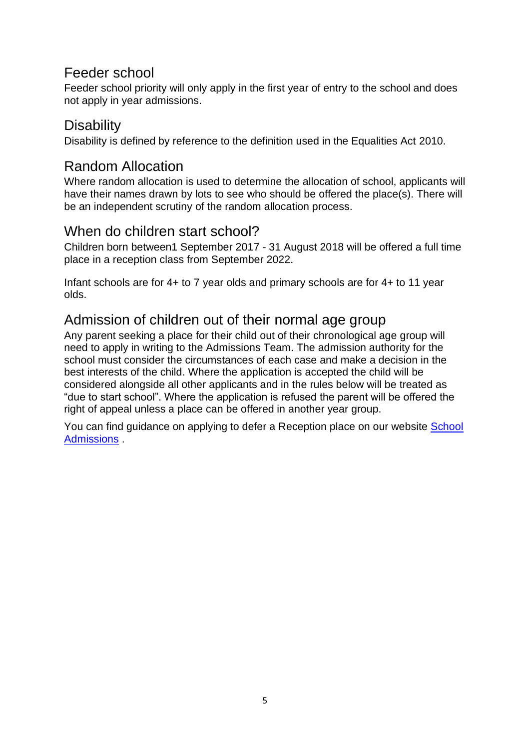## Feeder school

Feeder school priority will only apply in the first year of entry to the school and does not apply in year admissions.

## Disability

Disability is defined by reference to the definition used in the Equalities Act 2010.

## Random Allocation

Where random allocation is used to determine the allocation of school, applicants will have their names drawn by lots to see who should be offered the place(s). There will be an independent scrutiny of the random allocation process.

## When do children start school?

Children born between1 September 2017 - 31 August 2018 will be offered a full time place in a reception class from September 2022.

Infant schools are for 4+ to 7 year olds and primary schools are for 4+ to 11 year olds.

## Admission of children out of their normal age group

Any parent seeking a place for their child out of their chronological age group will need to apply in writing to the Admissions Team. The admission authority for the school must consider the circumstances of each case and make a decision in the best interests of the child. Where the application is accepted the child will be considered alongside all other applicants and in the rules below will be treated as "due to start school". Where the application is refused the parent will be offered the right of appeal unless a place can be offered in another year group.

You can find guidance on applying to defer a Reception place on our website School Admissions .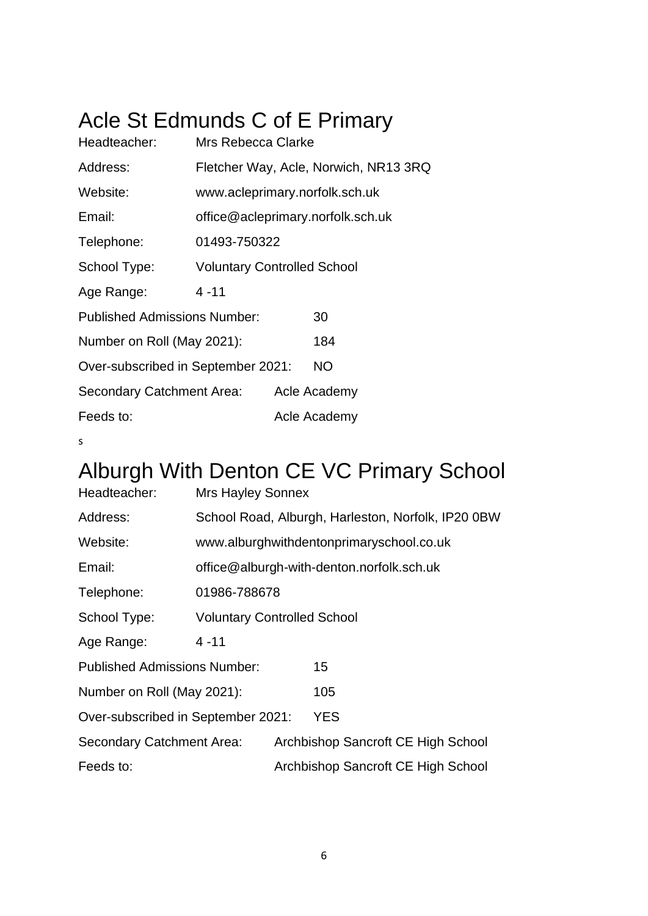# Acle St Edmunds C of E Primary

Headteacher: Mrs Rebecca Clarke

Address: Fletcher Way, Acle, Norwich, NR13 3RQ

Website: www.acleprimary.norfolk.sch.uk

Email: office@acleprimary.norfolk.sch.uk

Telephone: 01493-750322

School Type: Voluntary Controlled School

Age Range: 4 -11

Published Admissions Number: 30

Number on Roll (May 2021): 184

Over-subscribed in September 2021: NO

Secondary Catchment Area: Acle Academy

Feeds to: Acle Academy

s

# Alburgh With Denton CE VC Primary School

Headteacher: Mrs Hayley Sonnex

Address: School Road, Alburgh, Harleston, Norfolk, IP20 0BW

Website: www.alburghwithdentonprimaryschool.co.uk

Email: office@alburgh-with-denton.norfolk.sch.uk

Telephone: 01986-788678

School Type: Voluntary Controlled School

Age Range: 4 -11

Published Admissions Number: 15

Number on Roll (May 2021): 105

Over-subscribed in September 2021: YES

Secondary Catchment Area: Archbishop Sancroft CE High School

Feeds to: Archbishop Sancroft CE High School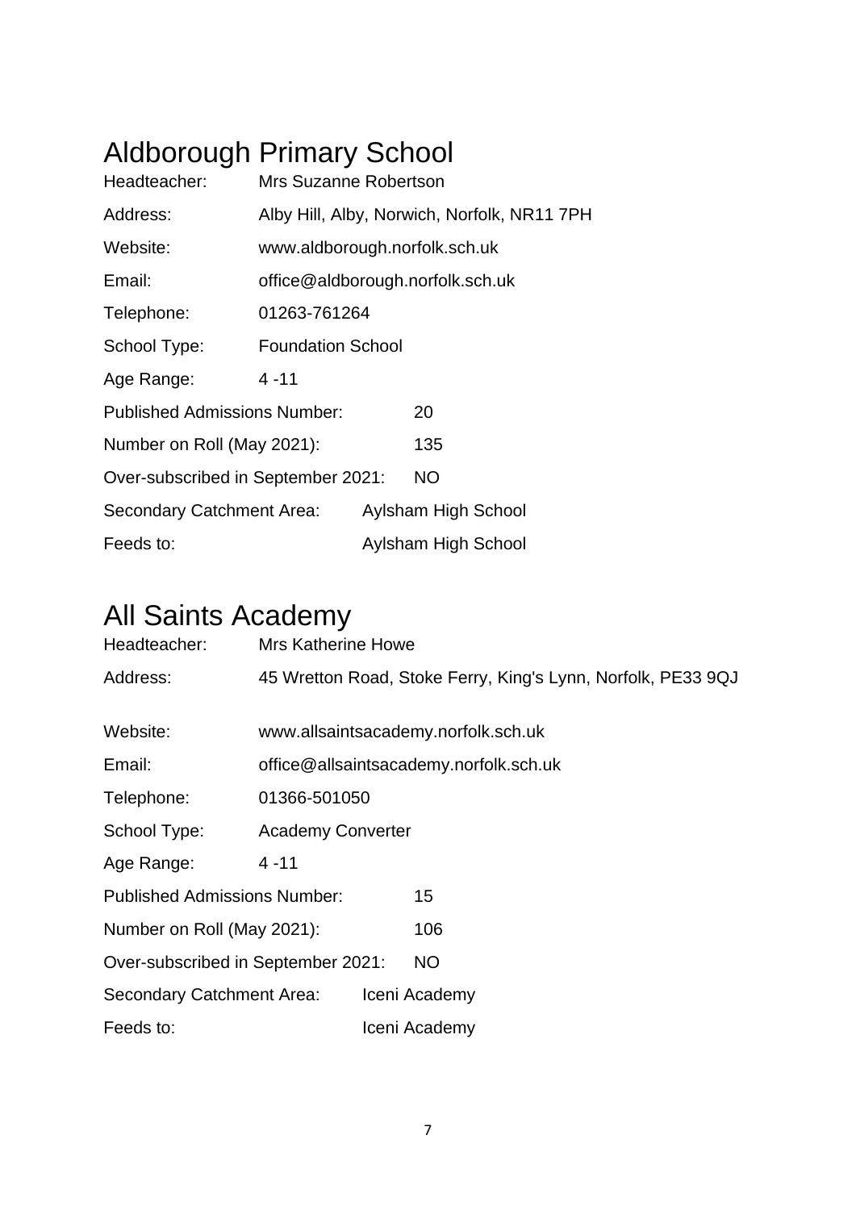# Aldborough Primary School

Headteacher: Mrs Suzanne Robertson

Address: Alby Hill, Alby, Norwich, Norfolk, NR11 7PH

Website: www.aldborough.norfolk.sch.uk

Email: office@aldborough.norfolk.sch.uk

Telephone: 01263-761264

School Type: Foundation School

Age Range: 4 -11

Published Admissions Number: 20

Number on Roll (May 2021): 135

Over-subscribed in September 2021: NO

Secondary Catchment Area: Aylsham High School

Feeds to: Aylsham High School

# All Saints Academy

Headteacher: Mrs Katherine Howe

Address: 45 Wretton Road, Stoke Ferry, King's Lynn, Norfolk, PE33 9QJ

Website: www.allsaintsacademy.norfolk.sch.uk

Email: office@allsaintsacademy.norfolk.sch.uk

Telephone: 01366-501050

School Type: Academy Converter

Age Range: 4 -11

Published Admissions Number: 15

Number on Roll (May 2021): 106

Over-subscribed in September 2021: NO

Secondary Catchment Area: Iceni Academy

Feeds to: Iceni Academy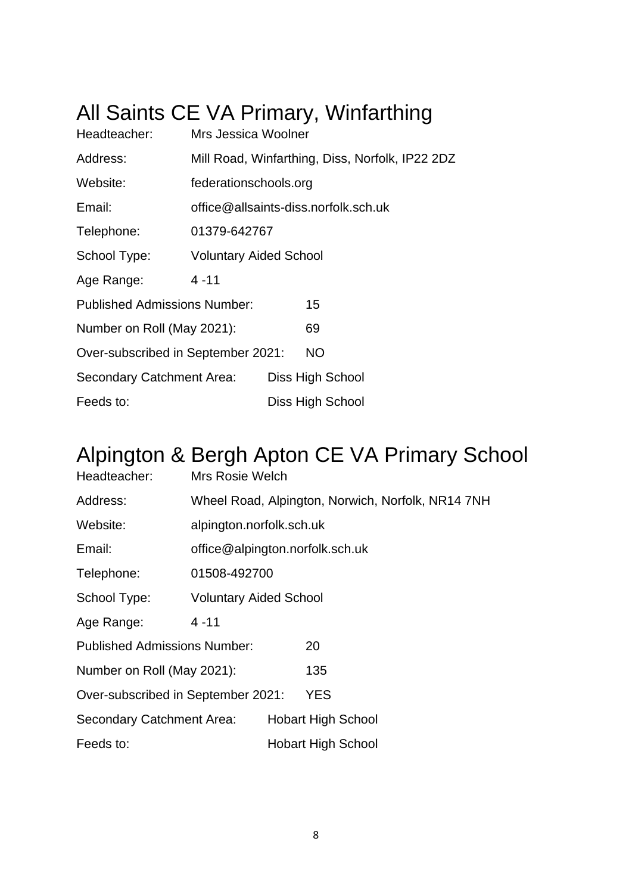# All Saints CE VA Primary, Winfarthing

Headteacher: Mrs Jessica Woolner

Address: Mill Road, Winfarthing, Diss, Norfolk, IP22 2DZ

Website: federationschools.org

Email: office@allsaints-diss.norfolk.sch.uk

Telephone: 01379-642767

School Type: Voluntary Aided School

Age Range: 4 -11

Published Admissions Number: 15

Number on Roll (May 2021): 69

Over-subscribed in September 2021: NO

Secondary Catchment Area: Diss High School

Feeds to: Diss High School

# Alpington & Bergh Apton CE VA Primary School

Headteacher: Mrs Rosie Welch

Address: Wheel Road, Alpington, Norwich, Norfolk, NR14 7NH

Website: alpington.norfolk.sch.uk

Email: office@alpington.norfolk.sch.uk

Telephone: 01508-492700

School Type: Voluntary Aided School

Age Range: 4 -11

Published Admissions Number: 20

Number on Roll (May 2021): 135

Over-subscribed in September 2021: YES

Secondary Catchment Area: Hobart High School

Feeds to: Hobart High School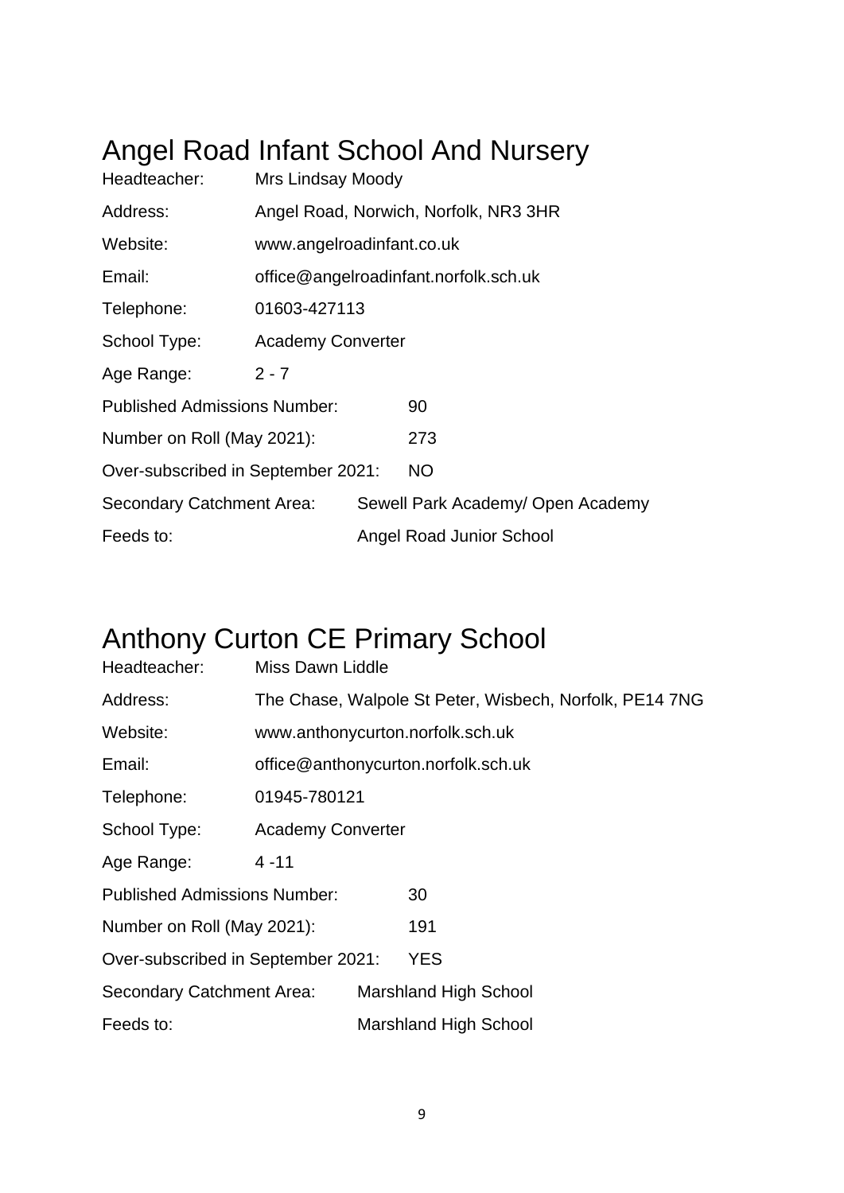# Angel Road Infant School And Nursery

Headteacher: Mrs Lindsay Moody

Address: Angel Road, Norwich, Norfolk, NR3 3HR

Website: www.angelroadinfant.co.uk

Email: office@angelroadinfant.norfolk.sch.uk

Telephone: 01603-427113

School Type: Academy Converter

Age Range: 2 - 7

Published Admissions Number: 90

Number on Roll (May 2021): 273

Over-subscribed in September 2021: NO

Secondary Catchment Area: Sewell Park Academy/ Open Academy

Feeds to: Angel Road Junior School

# Anthony Curton CE Primary School

Headteacher: Miss Dawn Liddle

Address: The Chase, Walpole St Peter, Wisbech, Norfolk, PE14 7NG

Website: www.anthonycurton.norfolk.sch.uk

Email: office@anthonycurton.norfolk.sch.uk

Telephone: 01945-780121

School Type: Academy Converter

Age Range: 4 -11

Published Admissions Number: 30

Number on Roll (May 2021): 191

Over-subscribed in September 2021: YES

Secondary Catchment Area: Marshland High School

Feeds to: Marshland High School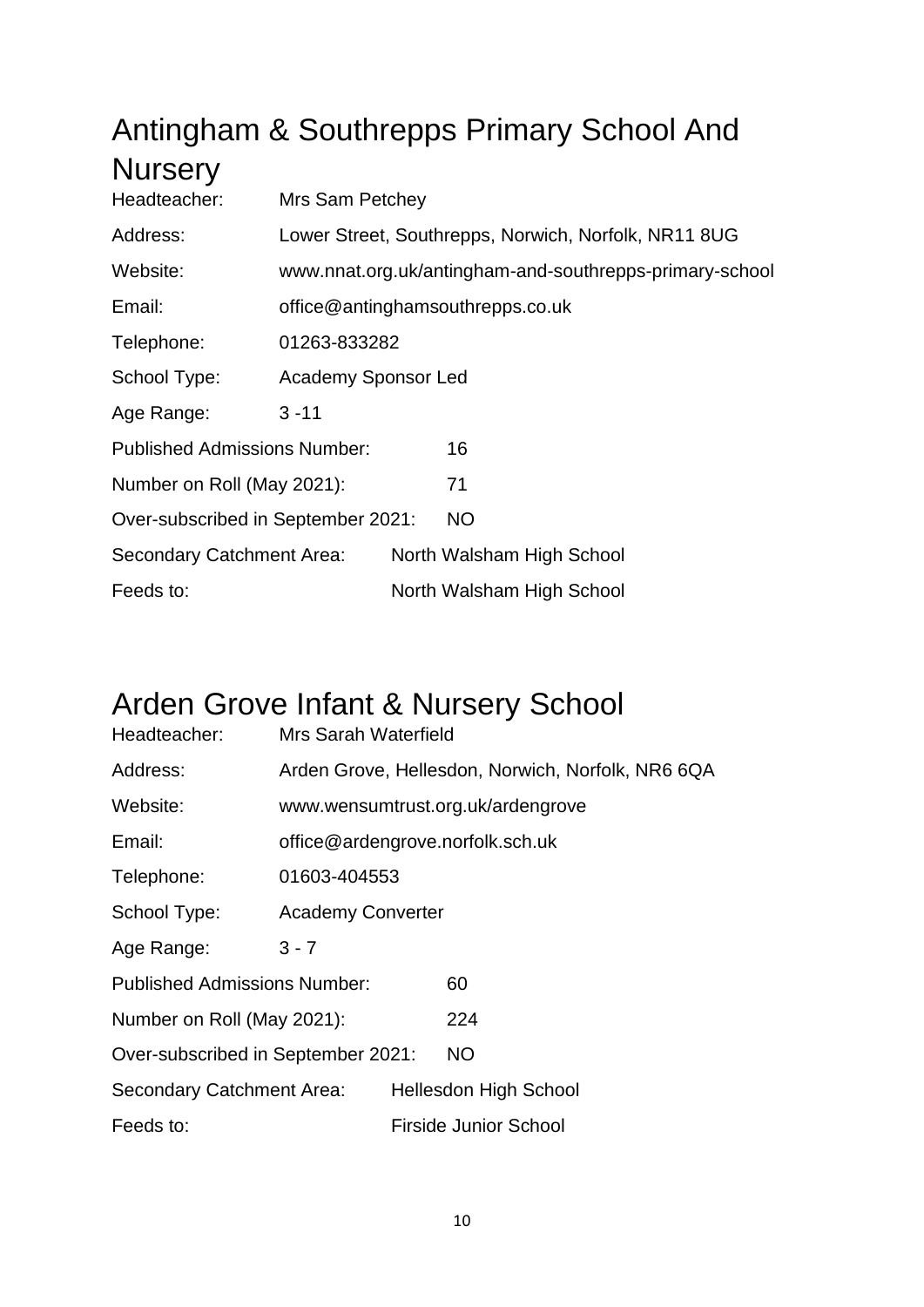# Antingham & Southrepps Primary School And Nursery

Headteacher: Mrs Sam Petchey

Address: Lower Street, Southrepps, Norwich, Norfolk, NR11 8UG

Website: www.nnat.org.uk/antingham-and-southrepps-primary-school

Email: office@antinghamsouthrepps.co.uk

Telephone: 01263-833282

School Type: Academy Sponsor Led

Age Range: 3 -11

Published Admissions Number: 16

Number on Roll (May 2021): 71

Over-subscribed in September 2021: NO

Secondary Catchment Area: North Walsham High School

Feeds to: North Walsham High School

# Arden Grove Infant & Nursery School

Headteacher: Mrs Sarah Waterfield

Address: Arden Grove, Hellesdon, Norwich, Norfolk, NR6 6QA

Website: www.wensumtrust.org.uk/ardengrove

Email: office@ardengrove.norfolk.sch.uk

Telephone: 01603-404553

School Type: Academy Converter

Age Range: 3 - 7

Published Admissions Number: 60

Number on Roll (May 2021): 224

Over-subscribed in September 2021: NO

Secondary Catchment Area: Hellesdon High School

Feeds to: Firside Junior School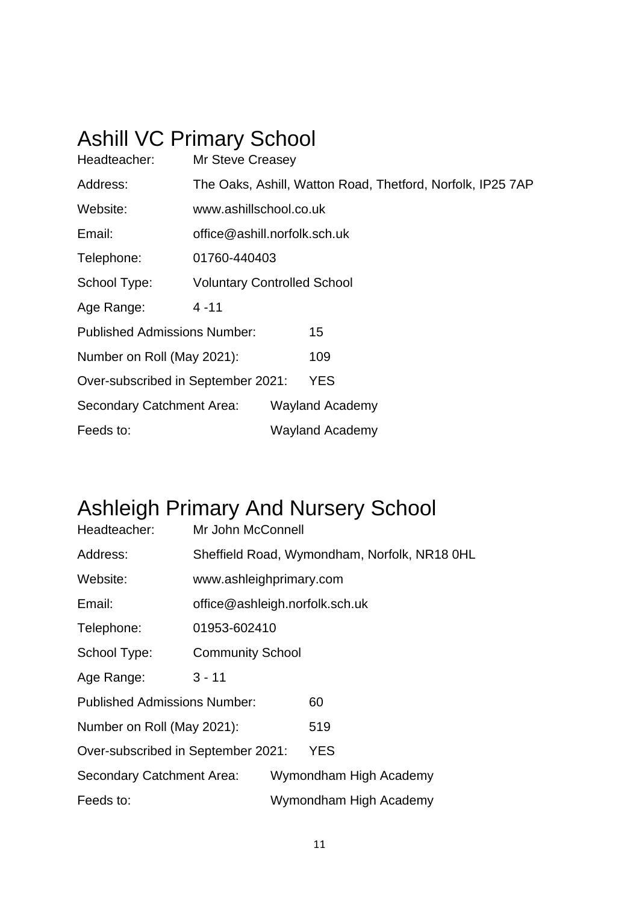# Ashill VC Primary School

Headteacher: Mr Steve Creasey

Address: The Oaks, Ashill, Watton Road, Thetford, Norfolk, IP25 7AP

Website: www.ashillschool.co.uk

Email: office@ashill.norfolk.sch.uk

Telephone: 01760-440403

School Type: Voluntary Controlled School

Age Range: 4 -11

Published Admissions Number: 15

Number on Roll (May 2021): 109

Over-subscribed in September 2021: YES

Secondary Catchment Area: Wayland Academy

Feeds to: Wayland Academy

# Ashleigh Primary And Nursery School

Headteacher: Mr John McConnell

Address: Sheffield Road, Wymondham, Norfolk, NR18 0HL

Website: www.ashleighprimary.com

Email: office@ashleigh.norfolk.sch.uk

Telephone: 01953-602410

School Type: Community School

Age Range: 3 - 11

Published Admissions Number: 60

Number on Roll (May 2021): 519

Over-subscribed in September 2021: YES

Secondary Catchment Area: Wymondham High Academy

Feeds to: Wymondham High Academy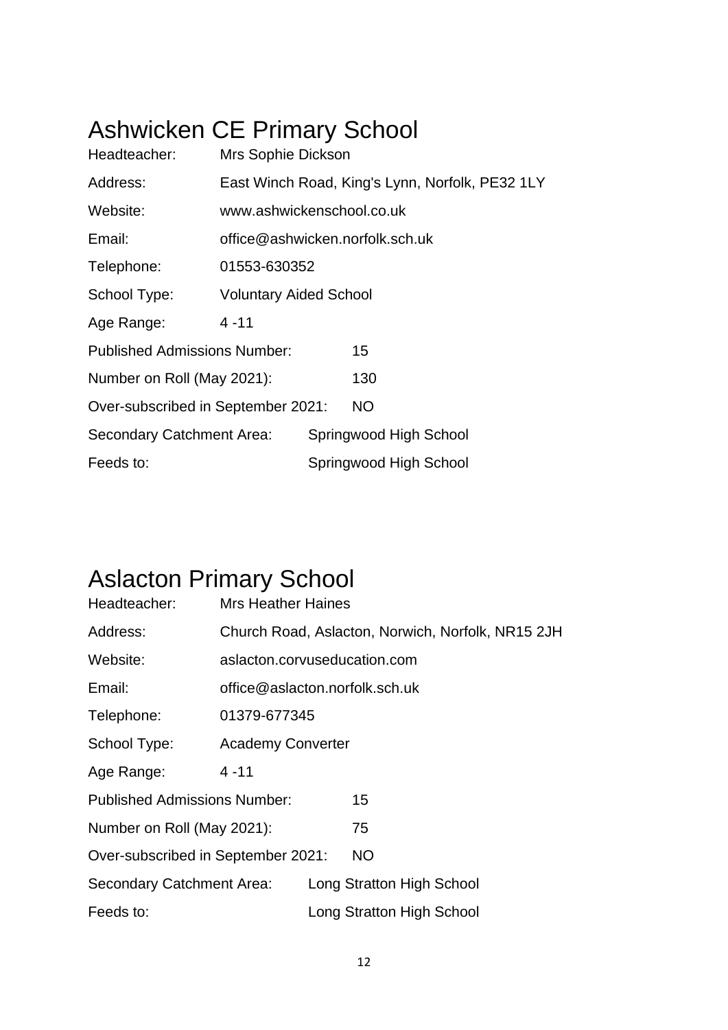# Ashwicken CE Primary School

Headteacher: Mrs Sophie Dickson

Address: East Winch Road, King's Lynn, Norfolk, PE32 1LY

Website: www.ashwickenschool.co.uk

Email: office@ashwicken.norfolk.sch.uk

Telephone: 01553-630352

School Type: Voluntary Aided School

Age Range: 4 -11

Published Admissions Number: 15

Number on Roll (May 2021): 130

Over-subscribed in September 2021: NO

Secondary Catchment Area: Springwood High School

Feeds to: Springwood High School

# Aslacton Primary School

Headteacher: Mrs Heather Haines

Address: Church Road, Aslacton, Norwich, Norfolk, NR15 2JH

Website: aslacton.corvuseducation.com

Email: office@aslacton.norfolk.sch.uk

Telephone: 01379-677345

School Type: Academy Converter

Age Range: 4 -11

Published Admissions Number: 15

Number on Roll (May 2021): 75

Over-subscribed in September 2021: NO

Secondary Catchment Area: Long Stratton High School

Feeds to: Long Stratton High School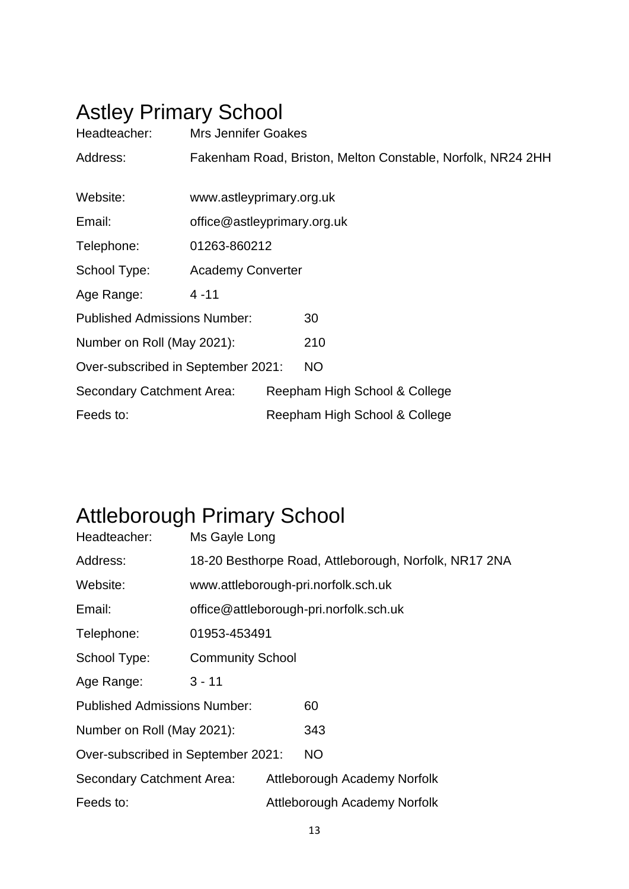# Astley Primary School

Headteacher: Mrs Jennifer Goakes

Address: Fakenham Road, Briston, Melton Constable, Norfolk, NR24 2HH

Website: www.astleyprimary.org.uk

Email: office@astleyprimary.org.uk

Telephone: 01263-860212

School Type: Academy Converter

Age Range: 4 -11

Published Admissions Number: 30

Number on Roll (May 2021): 210

Over-subscribed in September 2021: NO

Secondary Catchment Area: Reepham High School & College

Feeds to: Reepham High School & College

# Attleborough Primary School

Headteacher: Ms Gayle Long

Address: 18-20 Besthorpe Road, Attleborough, Norfolk, NR17 2NA

Website: www.attleborough-pri.norfolk.sch.uk

Email: office@attleborough-pri.norfolk.sch.uk

Telephone: 01953-453491

School Type: Community School

Age Range: 3 - 11

Published Admissions Number: 60

Number on Roll (May 2021): 343

Over-subscribed in September 2021: NO

Secondary Catchment Area: Attleborough Academy Norfolk

Feeds to: Attleborough Academy Norfolk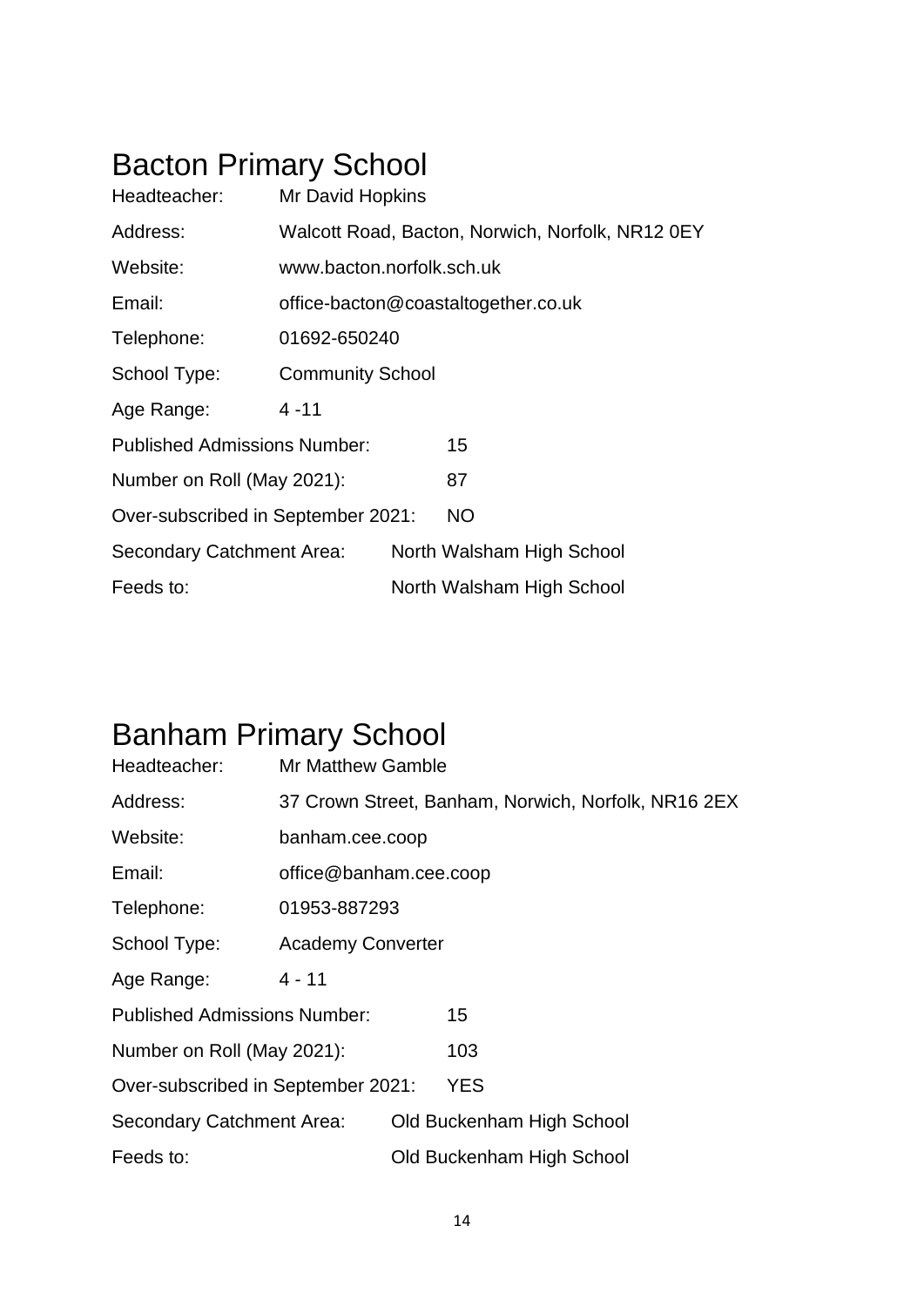# Bacton Primary School

Headteacher: Mr David Hopkins

Address: Walcott Road, Bacton, Norwich, Norfolk, NR12 0EY

Website: www.bacton.norfolk.sch.uk

Email: office-bacton@coastaltogether.co.uk

Telephone: 01692-650240

School Type: Community School

Age Range: 4 -11

Published Admissions Number: 15

Number on Roll (May 2021): 87

Over-subscribed in September 2021: NO

Secondary Catchment Area: North Walsham High School

Feeds to: North Walsham High School

# Banham Primary School

Headteacher: Mr Matthew Gamble

Address: 37 Crown Street, Banham, Norwich, Norfolk, NR16 2EX

Website: banham.cee.coop

Email: office@banham.cee.coop

Telephone: 01953-887293

School Type: Academy Converter

Age Range: 4 - 11

Published Admissions Number: 15

Number on Roll (May 2021): 103

Over-subscribed in September 2021: YES

Secondary Catchment Area: Old Buckenham High School

Feeds to: Old Buckenham High School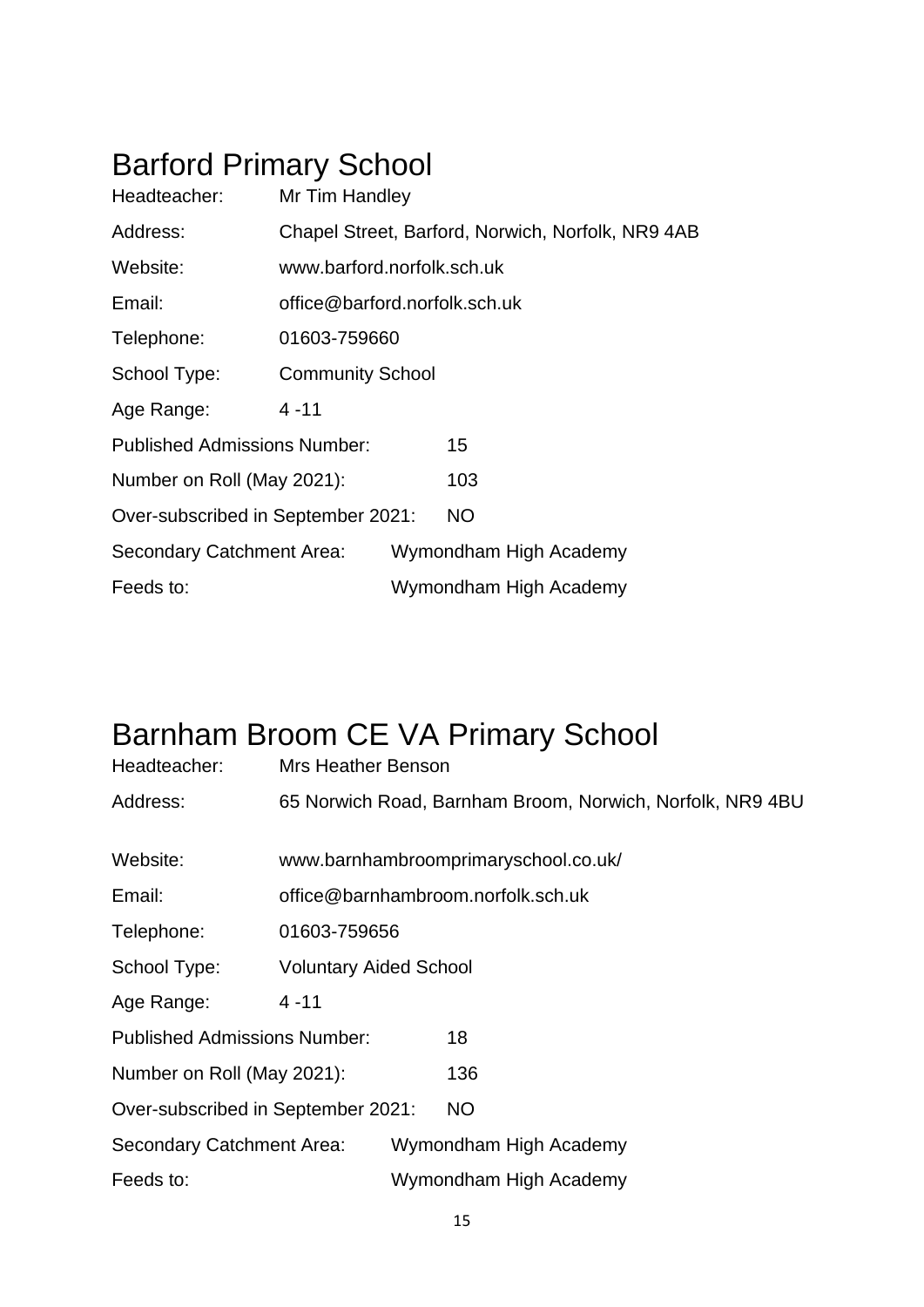# Barford Primary School

| | |
|---|---|
| Headteacher: | Mr Tim Handley |
| Address: | Chapel Street, Barford, Norwich, Norfolk, NR9 4AB |
| Website: | www.barford.norfolk.sch.uk |
| Email: | office@barford.norfolk.sch.uk |
| Telephone: | 01603-759660 |
| School Type: | Community School |
| Age Range: | 4 -11 |
| Published Admissions Number: | 15 |
| Number on Roll (May 2021): | 103 |
| Over-subscribed in September 2021: | NO |
| Secondary Catchment Area: | Wymondham High Academy |
| Feeds to: | Wymondham High Academy |

# Barnham Broom CE VA Primary School

| | |
|---|---|
| Headteacher: | Mrs Heather Benson |
| Address: | 65 Norwich Road, Barnham Broom, Norwich, Norfolk, NR9 4BU |
| Website: | www.barnhambroomprimaryschool.co.uk/ |
| Email: | office@barnhambroom.norfolk.sch.uk |
| Telephone: | 01603-759656 |
| School Type: | Voluntary Aided School |
| Age Range: | 4 -11 |
| Published Admissions Number: | 18 |
| Number on Roll (May 2021): | 136 |
| Over-subscribed in September 2021: | NO |
| Secondary Catchment Area: | Wymondham High Academy |
| Feeds to: | Wymondham High Academy |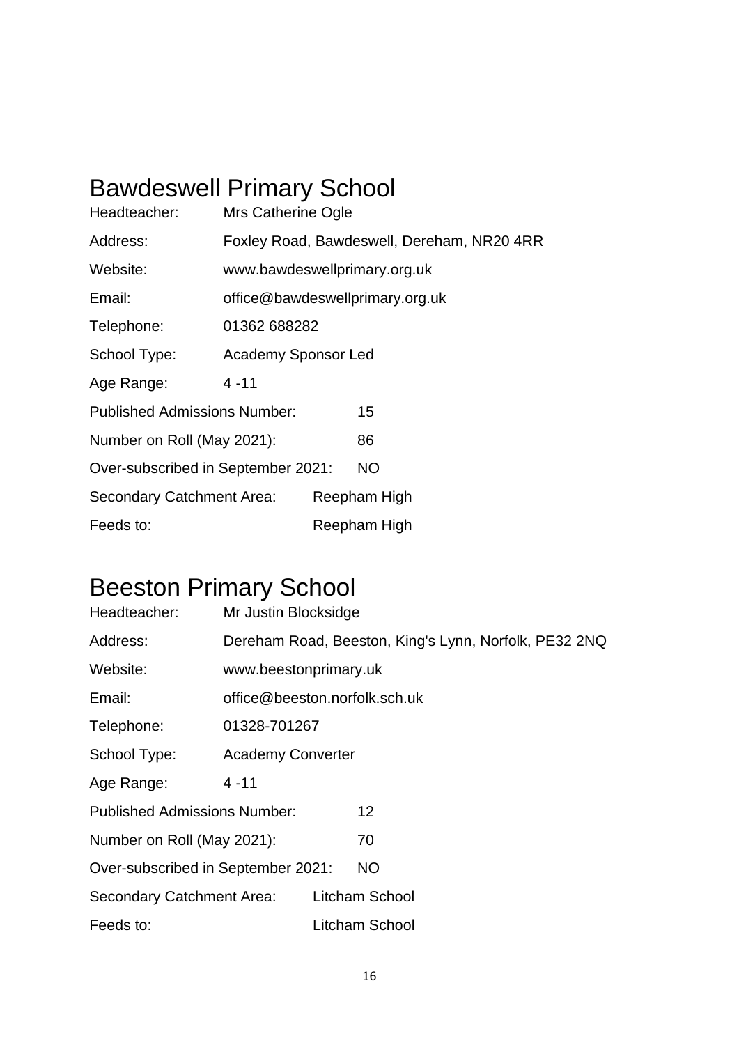# Bawdeswell Primary School

Headteacher: Mrs Catherine Ogle

Address: Foxley Road, Bawdeswell, Dereham, NR20 4RR

Website: www.bawdeswellprimary.org.uk

Email: office@bawdeswellprimary.org.uk

Telephone: 01362 688282

School Type: Academy Sponsor Led

Age Range: 4 -11

Published Admissions Number: 15

Number on Roll (May 2021): 86

Over-subscribed in September 2021: NO

Secondary Catchment Area: Reepham High

Feeds to: Reepham High

# Beeston Primary School

Headteacher: Mr Justin Blocksidge

Address: Dereham Road, Beeston, King's Lynn, Norfolk, PE32 2NQ

Website: www.beestonprimary.uk

Email: office@beeston.norfolk.sch.uk

Telephone: 01328-701267

School Type: Academy Converter

Age Range: 4 -11

Published Admissions Number: 12

Number on Roll (May 2021): 70

Over-subscribed in September 2021: NO

Secondary Catchment Area: Litcham School

Feeds to: Litcham School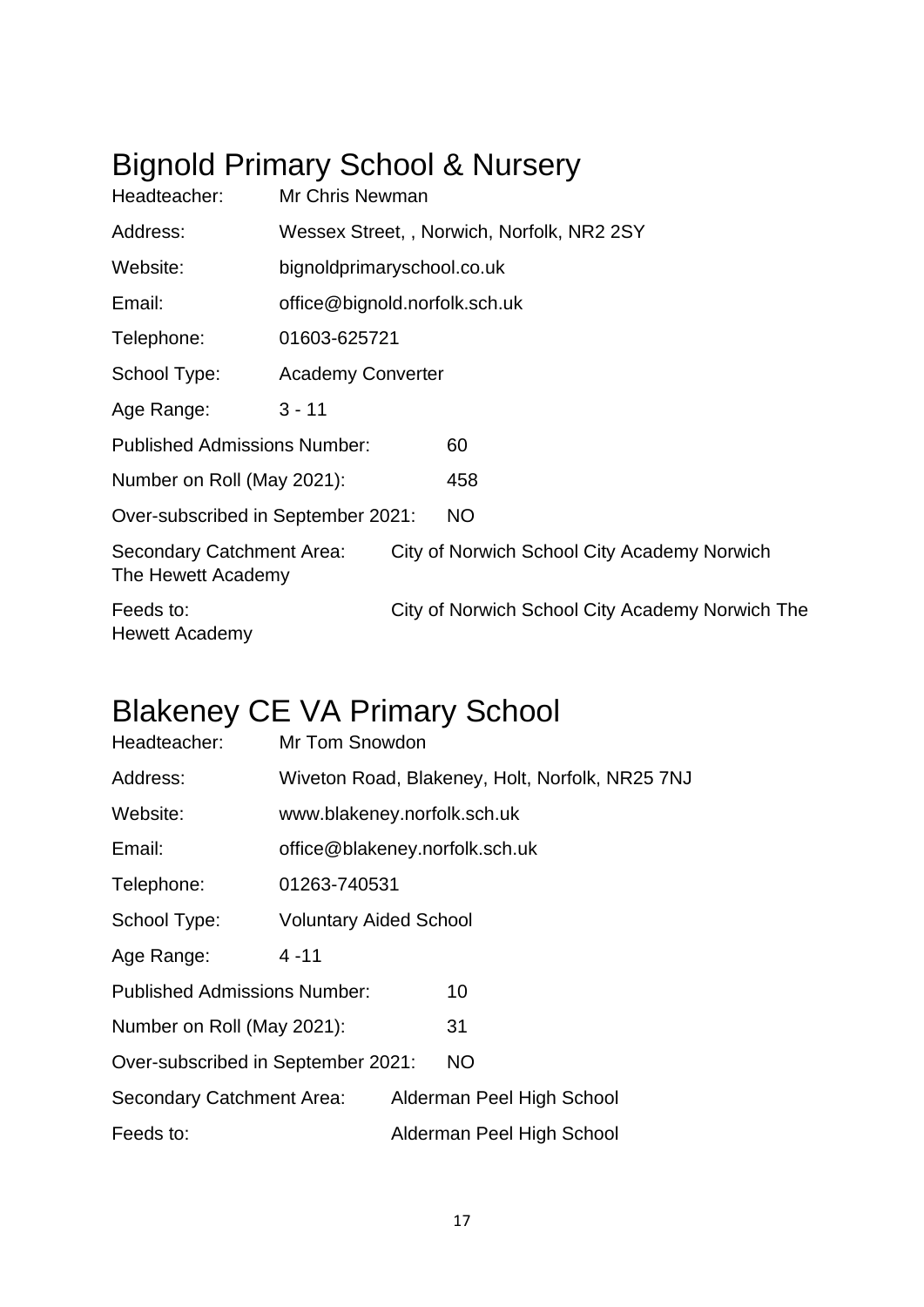# Bignold Primary School & Nursery

Headteacher: Mr Chris Newman

Address: Wessex Street, , Norwich, Norfolk, NR2 2SY

Website: bignoldprimaryschool.co.uk

Email: office@bignold.norfolk.sch.uk

Telephone: 01603-625721

School Type: Academy Converter

Age Range: 3 - 11

Published Admissions Number: 60

Number on Roll (May 2021): 458

Over-subscribed in September 2021: NO

Secondary Catchment Area: City of Norwich School City Academy Norwich The Hewett Academy

Feeds to: City of Norwich School City Academy Norwich The Hewett Academy

# Blakeney CE VA Primary School

Headteacher: Mr Tom Snowdon

Address: Wiveton Road, Blakeney, Holt, Norfolk, NR25 7NJ

Website: www.blakeney.norfolk.sch.uk

Email: office@blakeney.norfolk.sch.uk

Telephone: 01263-740531

School Type: Voluntary Aided School

Age Range: 4 -11

Published Admissions Number: 10

Number on Roll (May 2021): 31

Over-subscribed in September 2021: NO

Secondary Catchment Area: Alderman Peel High School

Feeds to: Alderman Peel High School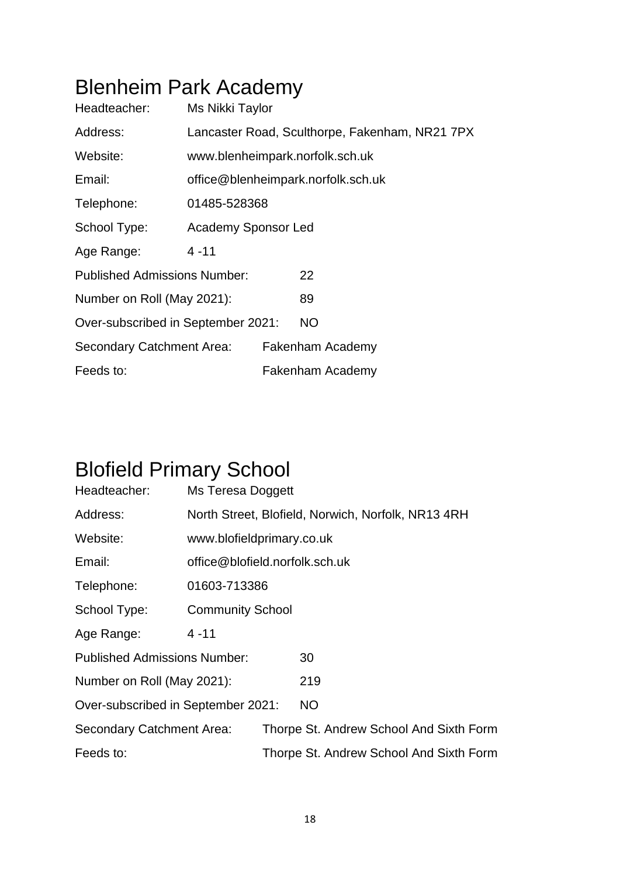# Blenheim Park Academy

| | |
|---|---|
| Headteacher: | Ms Nikki Taylor |
| Address: | Lancaster Road, Sculthorpe, Fakenham, NR21 7PX |
| Website: | www.blenheimpark.norfolk.sch.uk |
| Email: | office@blenheimpark.norfolk.sch.uk |
| Telephone: | 01485-528368 |
| School Type: | Academy Sponsor Led |
| Age Range: | 4 -11 |
| Published Admissions Number: | 22 |
| Number on Roll (May 2021): | 89 |
| Over-subscribed in September 2021: | NO |
| Secondary Catchment Area: | Fakenham Academy |
| Feeds to: | Fakenham Academy |

# Blofield Primary School

| | |
|---|---|
| Headteacher: | Ms Teresa Doggett |
| Address: | North Street, Blofield, Norwich, Norfolk, NR13 4RH |
| Website: | www.blofieldprimary.co.uk |
| Email: | office@blofield.norfolk.sch.uk |
| Telephone: | 01603-713386 |
| School Type: | Community School |
| Age Range: | 4 -11 |
| Published Admissions Number: | 30 |
| Number on Roll (May 2021): | 219 |
| Over-subscribed in September 2021: | NO |
| Secondary Catchment Area: | Thorpe St. Andrew School And Sixth Form |
| Feeds to: | Thorpe St. Andrew School And Sixth Form |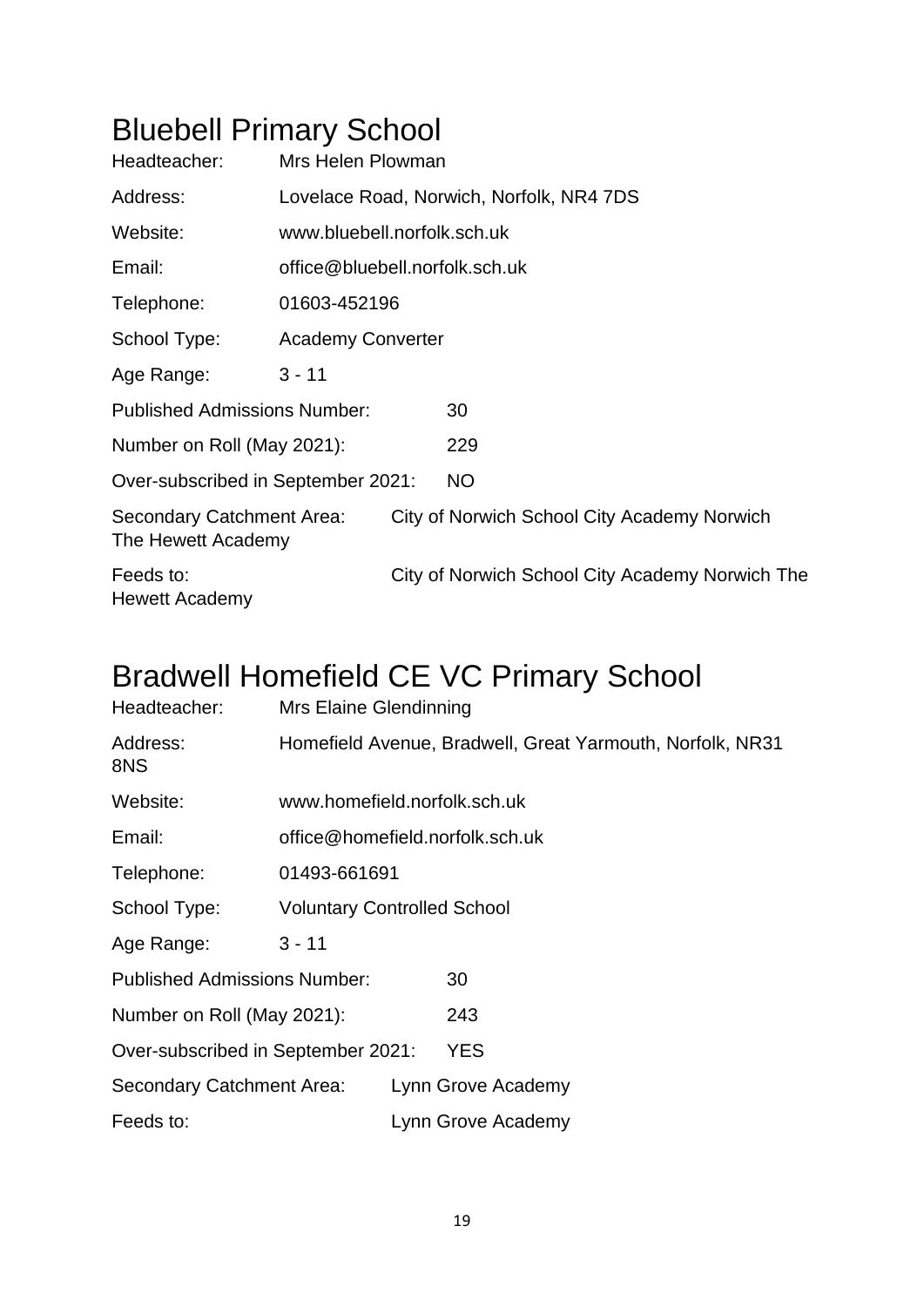# Bluebell Primary School

Headteacher: Mrs Helen Plowman

Address: Lovelace Road, Norwich, Norfolk, NR4 7DS

Website: www.bluebell.norfolk.sch.uk

Email: office@bluebell.norfolk.sch.uk

Telephone: 01603-452196

School Type: Academy Converter

Age Range: 3 - 11

Published Admissions Number: 30

Number on Roll (May 2021): 229

Over-subscribed in September 2021: NO

Secondary Catchment Area: City of Norwich School City Academy Norwich The Hewett Academy

Feeds to: City of Norwich School City Academy Norwich The Hewett Academy

# Bradwell Homefield CE VC Primary School

Headteacher: Mrs Elaine Glendinning

Address: Homefield Avenue, Bradwell, Great Yarmouth, Norfolk, NR31 8NS

Website: www.homefield.norfolk.sch.uk

Email: office@homefield.norfolk.sch.uk

Telephone: 01493-661691

School Type: Voluntary Controlled School

Age Range: 3 - 11

Published Admissions Number: 30

Number on Roll (May 2021): 243

Over-subscribed in September 2021: YES

Secondary Catchment Area: Lynn Grove Academy

Feeds to: Lynn Grove Academy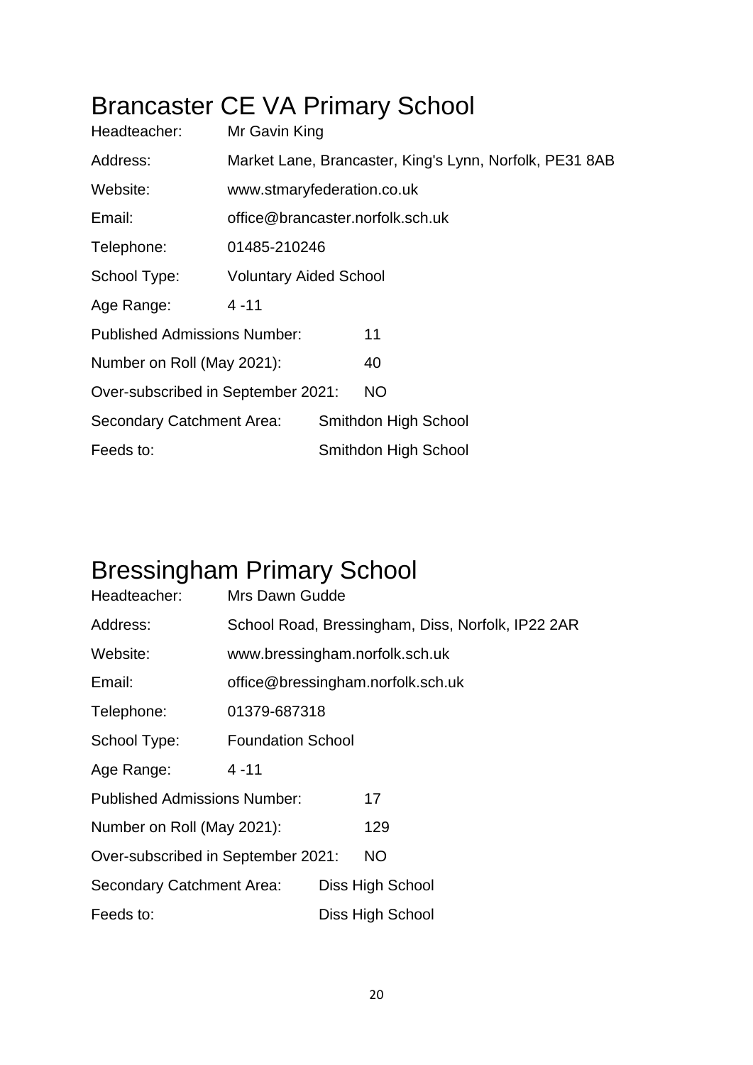# Brancaster CE VA Primary School

Headteacher: Mr Gavin King

Address: Market Lane, Brancaster, King's Lynn, Norfolk, PE31 8AB

Website: www.stmaryfederation.co.uk

Email: office@brancaster.norfolk.sch.uk

Telephone: 01485-210246

School Type: Voluntary Aided School

Age Range: 4 -11

Published Admissions Number: 11

Number on Roll (May 2021): 40

Over-subscribed in September 2021: NO

Secondary Catchment Area: Smithdon High School

Feeds to: Smithdon High School

# Bressingham Primary School

Headteacher: Mrs Dawn Gudde

Address: School Road, Bressingham, Diss, Norfolk, IP22 2AR

Website: www.bressingham.norfolk.sch.uk

Email: office@bressingham.norfolk.sch.uk

Telephone: 01379-687318

School Type: Foundation School

Age Range: 4 -11

Published Admissions Number: 17

Number on Roll (May 2021): 129

Over-subscribed in September 2021: NO

Secondary Catchment Area: Diss High School

Feeds to: Diss High School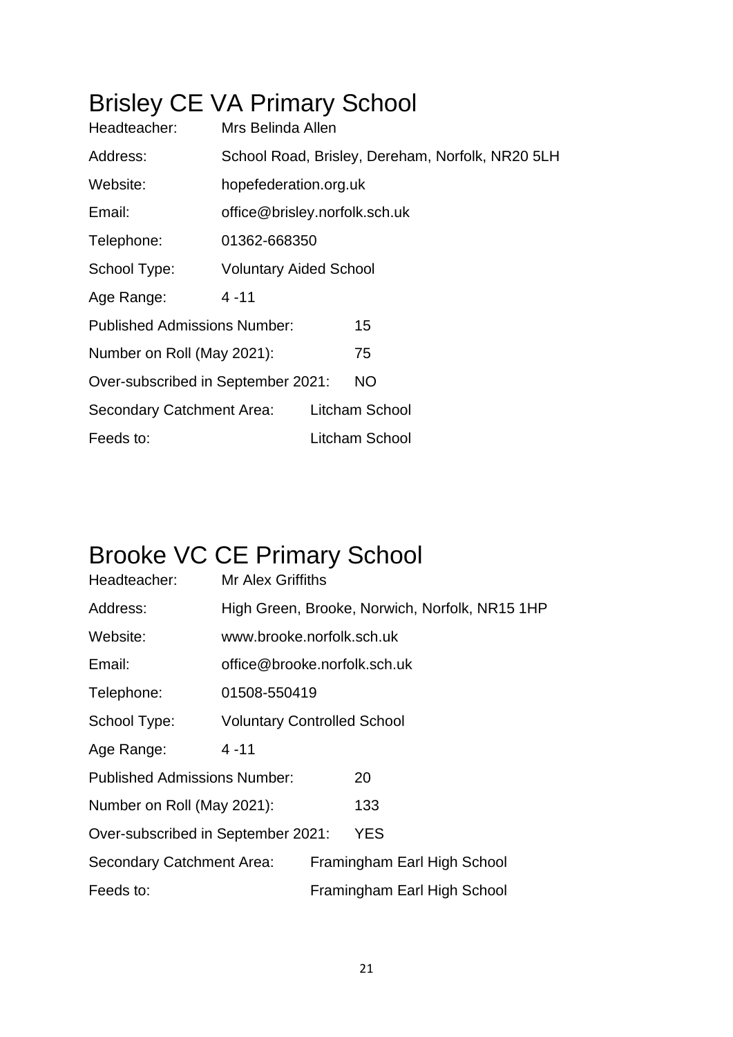# Brisley CE VA Primary School

Headteacher: Mrs Belinda Allen

Address: School Road, Brisley, Dereham, Norfolk, NR20 5LH

Website: hopefederation.org.uk

Email: office@brisley.norfolk.sch.uk

Telephone: 01362-668350

School Type: Voluntary Aided School

Age Range: 4 -11

Published Admissions Number: 15

Number on Roll (May 2021): 75

Over-subscribed in September 2021: NO

Secondary Catchment Area: Litcham School

Feeds to: Litcham School

# Brooke VC CE Primary School

Headteacher: Mr Alex Griffiths

Address: High Green, Brooke, Norwich, Norfolk, NR15 1HP

Website: www.brooke.norfolk.sch.uk

Email: office@brooke.norfolk.sch.uk

Telephone: 01508-550419

School Type: Voluntary Controlled School

Age Range: 4 -11

Published Admissions Number: 20

Number on Roll (May 2021): 133

Over-subscribed in September 2021: YES

Secondary Catchment Area: Framingham Earl High School

Feeds to: Framingham Earl High School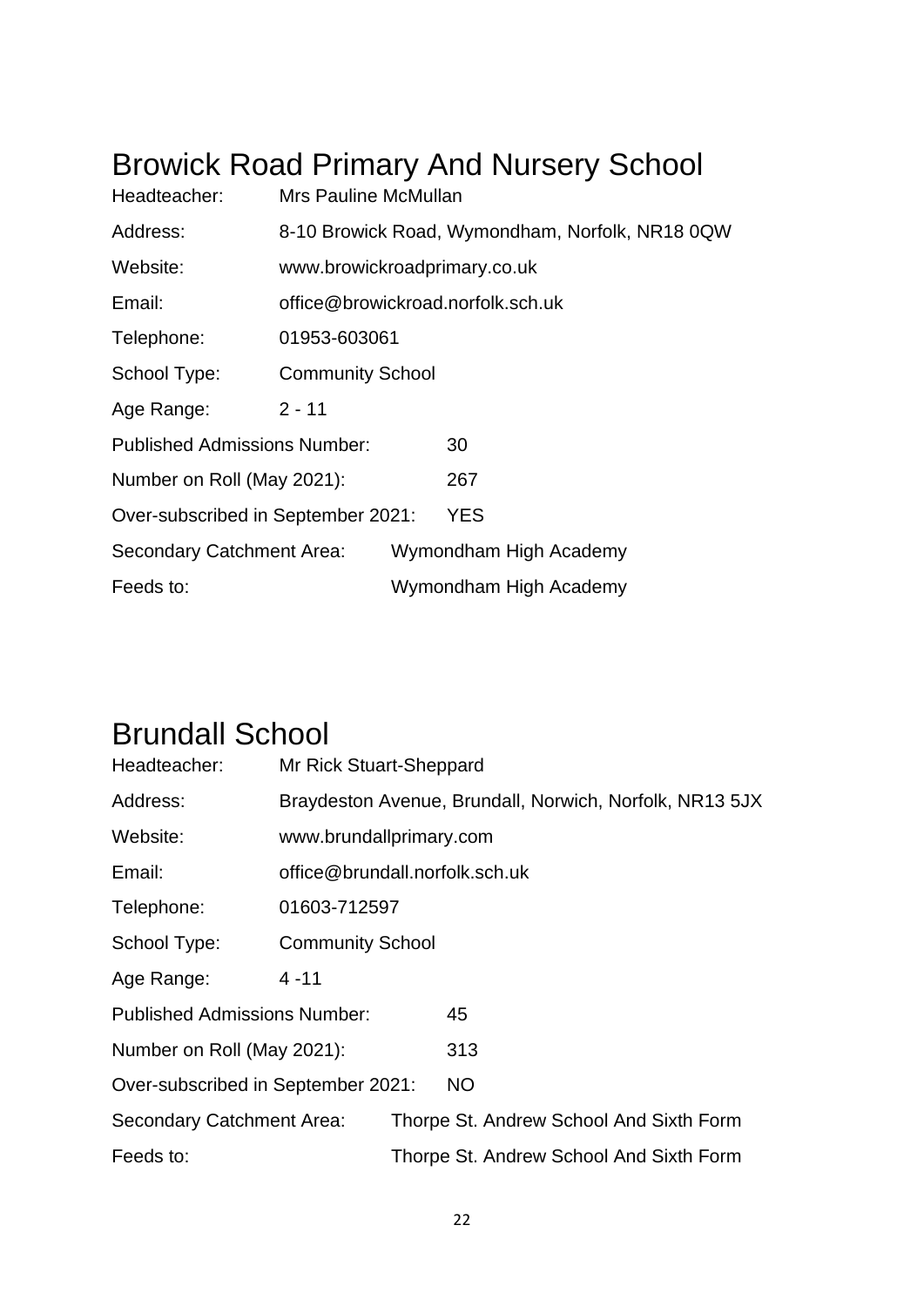# Browick Road Primary And Nursery School

Headteacher: Mrs Pauline McMullan

Address: 8-10 Browick Road, Wymondham, Norfolk, NR18 0QW

Website: www.browickroadprimary.co.uk

Email: office@browickroad.norfolk.sch.uk

Telephone: 01953-603061

School Type: Community School

Age Range: 2 - 11

Published Admissions Number: 30

Number on Roll (May 2021): 267

Over-subscribed in September 2021: YES

Secondary Catchment Area: Wymondham High Academy

Feeds to: Wymondham High Academy

# Brundall School

Headteacher: Mr Rick Stuart-Sheppard

Address: Braydeston Avenue, Brundall, Norwich, Norfolk, NR13 5JX

Website: www.brundallprimary.com

Email: office@brundall.norfolk.sch.uk

Telephone: 01603-712597

School Type: Community School

Age Range: 4 -11

Published Admissions Number: 45

Number on Roll (May 2021): 313

Over-subscribed in September 2021: NO

Secondary Catchment Area: Thorpe St. Andrew School And Sixth Form

Feeds to: Thorpe St. Andrew School And Sixth Form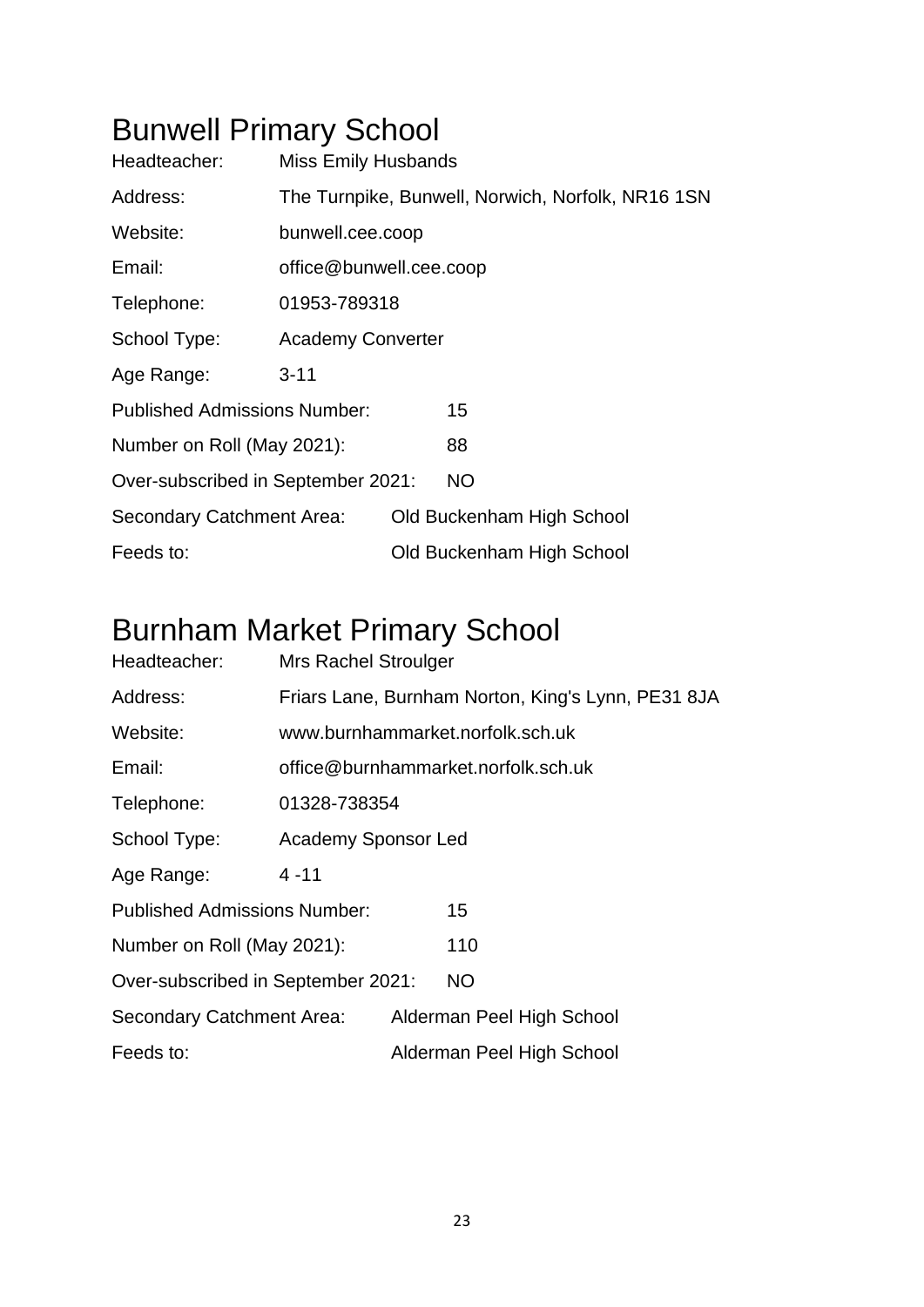# Bunwell Primary School

Headteacher: Miss Emily Husbands

Address: The Turnpike, Bunwell, Norwich, Norfolk, NR16 1SN

Website: bunwell.cee.coop

Email: office@bunwell.cee.coop

Telephone: 01953-789318

School Type: Academy Converter

Age Range: 3-11

Published Admissions Number: 15

Number on Roll (May 2021): 88

Over-subscribed in September 2021: NO

Secondary Catchment Area: Old Buckenham High School

Feeds to: Old Buckenham High School

# Burnham Market Primary School

Headteacher: Mrs Rachel Stroulger

Address: Friars Lane, Burnham Norton, King's Lynn, PE31 8JA

Website: www.burnhammarket.norfolk.sch.uk

Email: office@burnhammarket.norfolk.sch.uk

Telephone: 01328-738354

School Type: Academy Sponsor Led

Age Range: 4 -11

Published Admissions Number: 15

Number on Roll (May 2021): 110

Over-subscribed in September 2021: NO

Secondary Catchment Area: Alderman Peel High School

Feeds to: Alderman Peel High School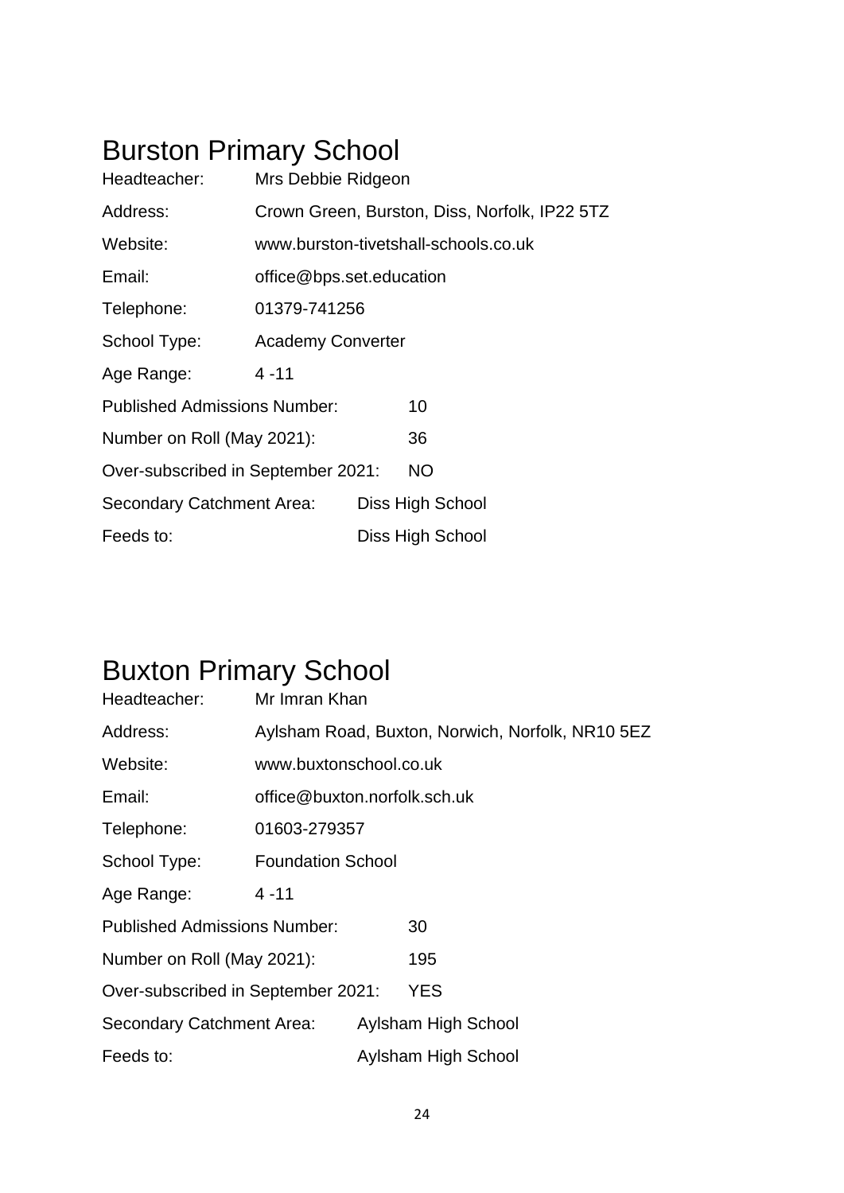# Burston Primary School

Headteacher: Mrs Debbie Ridgeon

Address: Crown Green, Burston, Diss, Norfolk, IP22 5TZ

Website: www.burston-tivetshall-schools.co.uk

Email: office@bps.set.education

Telephone: 01379-741256

School Type: Academy Converter

Age Range: 4 -11

Published Admissions Number: 10

Number on Roll (May 2021): 36

Over-subscribed in September 2021: NO

Secondary Catchment Area: Diss High School

Feeds to: Diss High School

# Buxton Primary School

Headteacher: Mr Imran Khan

Address: Aylsham Road, Buxton, Norwich, Norfolk, NR10 5EZ

Website: www.buxtonschool.co.uk

Email: office@buxton.norfolk.sch.uk

Telephone: 01603-279357

School Type: Foundation School

Age Range: 4 -11

Published Admissions Number: 30

Number on Roll (May 2021): 195

Over-subscribed in September 2021: YES

Secondary Catchment Area: Aylsham High School

Feeds to: Aylsham High School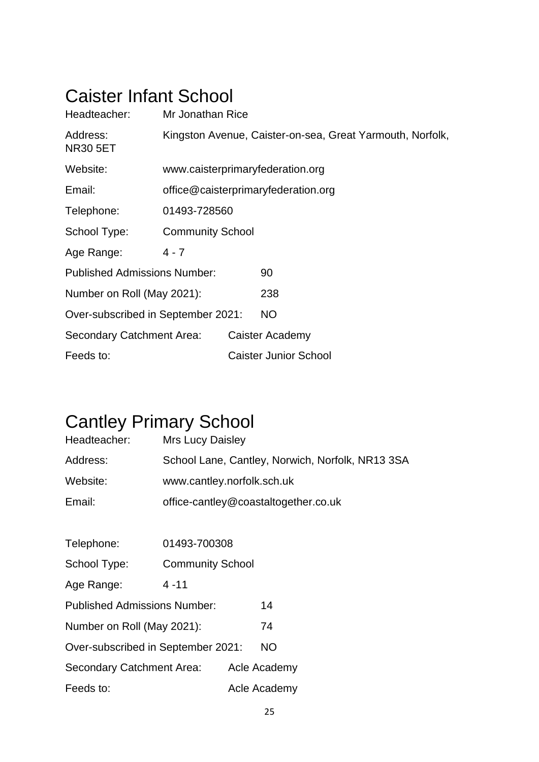# Caister Infant School

Headteacher: Mr Jonathan Rice

Address: Kingston Avenue, Caister-on-sea, Great Yarmouth, Norfolk, NR30 5ET

Website: www.caisterprimaryfederation.org

Email: office@caisterprimaryfederation.org

Telephone: 01493-728560

School Type: Community School

Age Range: 4 - 7

Published Admissions Number: 90

Number on Roll (May 2021): 238

Over-subscribed in September 2021: NO

Secondary Catchment Area: Caister Academy

Feeds to: Caister Junior School

# Cantley Primary School

Headteacher: Mrs Lucy Daisley

Address: School Lane, Cantley, Norwich, Norfolk, NR13 3SA

Website: www.cantley.norfolk.sch.uk

Email: office-cantley@coastaltogether.co.uk

Telephone: 01493-700308

School Type: Community School

Age Range: 4 -11

Published Admissions Number: 14

Number on Roll (May 2021): 74

Over-subscribed in September 2021: NO

Secondary Catchment Area: Acle Academy

Feeds to: Acle Academy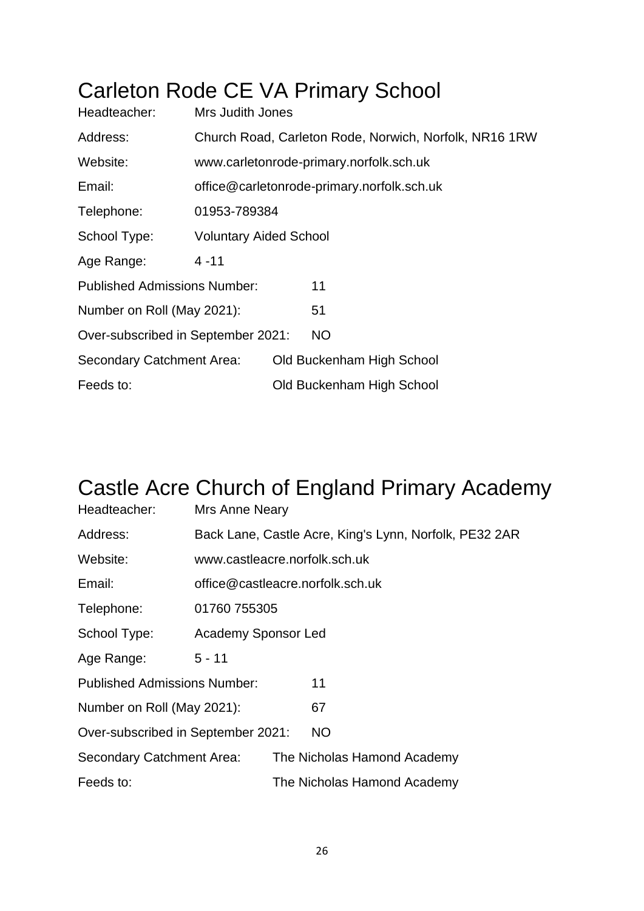# Carleton Rode CE VA Primary School

Headteacher: Mrs Judith Jones

Address: Church Road, Carleton Rode, Norwich, Norfolk, NR16 1RW

Website: www.carletonrode-primary.norfolk.sch.uk

Email: office@carletonrode-primary.norfolk.sch.uk

Telephone: 01953-789384

School Type: Voluntary Aided School

Age Range: 4 -11

Published Admissions Number: 11

Number on Roll (May 2021): 51

Over-subscribed in September 2021: NO

Secondary Catchment Area: Old Buckenham High School

Feeds to: Old Buckenham High School

# Castle Acre Church of England Primary Academy

Headteacher: Mrs Anne Neary

Address: Back Lane, Castle Acre, King's Lynn, Norfolk, PE32 2AR

Website: www.castleacre.norfolk.sch.uk

Email: office@castleacre.norfolk.sch.uk

Telephone: 01760 755305

School Type: Academy Sponsor Led

Age Range: 5 - 11

Published Admissions Number: 11

Number on Roll (May 2021): 67

Over-subscribed in September 2021: NO

Secondary Catchment Area: The Nicholas Hamond Academy

Feeds to: The Nicholas Hamond Academy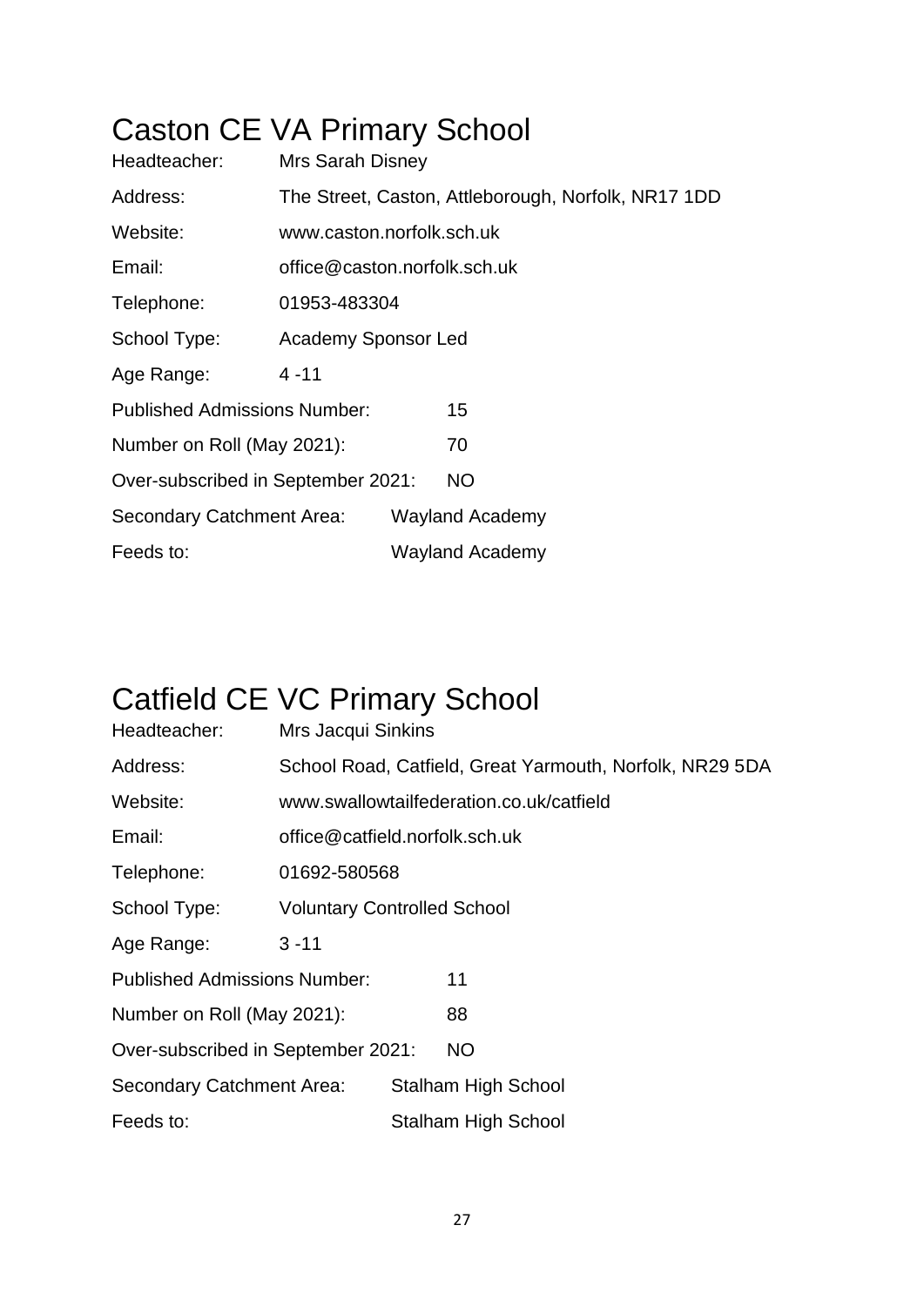# Caston CE VA Primary School

| | |
|---|---|
| Headteacher: | Mrs Sarah Disney |
| Address: | The Street, Caston, Attleborough, Norfolk, NR17 1DD |
| Website: | www.caston.norfolk.sch.uk |
| Email: | office@caston.norfolk.sch.uk |
| Telephone: | 01953-483304 |
| School Type: | Academy Sponsor Led |
| Age Range: | 4 -11 |
| Published Admissions Number: | 15 |
| Number on Roll (May 2021): | 70 |
| Over-subscribed in September 2021: | NO |
| Secondary Catchment Area: | Wayland Academy |
| Feeds to: | Wayland Academy |

# Catfield CE VC Primary School

| | |
|---|---|
| Headteacher: | Mrs Jacqui Sinkins |
| Address: | School Road, Catfield, Great Yarmouth, Norfolk, NR29 5DA |
| Website: | www.swallowtailfederation.co.uk/catfield |
| Email: | office@catfield.norfolk.sch.uk |
| Telephone: | 01692-580568 |
| School Type: | Voluntary Controlled School |
| Age Range: | 3 -11 |
| Published Admissions Number: | 11 |
| Number on Roll (May 2021): | 88 |
| Over-subscribed in September 2021: | NO |
| Secondary Catchment Area: | Stalham High School |
| Feeds to: | Stalham High School |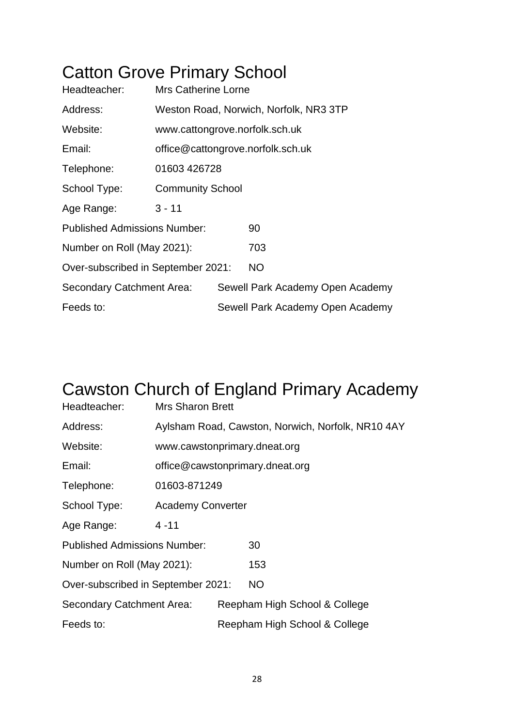# Catton Grove Primary School

| | |
|---|---|
| Headteacher: | Mrs Catherine Lorne |
| Address: | Weston Road, Norwich, Norfolk, NR3 3TP |
| Website: | www.cattongrove.norfolk.sch.uk |
| Email: | office@cattongrove.norfolk.sch.uk |
| Telephone: | 01603 426728 |
| School Type: | Community School |
| Age Range: | 3 - 11 |
| Published Admissions Number: | 90 |
| Number on Roll (May 2021): | 703 |
| Over-subscribed in September 2021: | NO |
| Secondary Catchment Area: | Sewell Park Academy Open Academy |
| Feeds to: | Sewell Park Academy Open Academy |

# Cawston Church of England Primary Academy

| | |
|---|---|
| Headteacher: | Mrs Sharon Brett |
| Address: | Aylsham Road, Cawston, Norwich, Norfolk, NR10 4AY |
| Website: | www.cawstonprimary.dneat.org |
| Email: | office@cawstonprimary.dneat.org |
| Telephone: | 01603-871249 |
| School Type: | Academy Converter |
| Age Range: | 4 -11 |
| Published Admissions Number: | 30 |
| Number on Roll (May 2021): | 153 |
| Over-subscribed in September 2021: | NO |
| Secondary Catchment Area: | Reepham High School & College |
| Feeds to: | Reepham High School & College |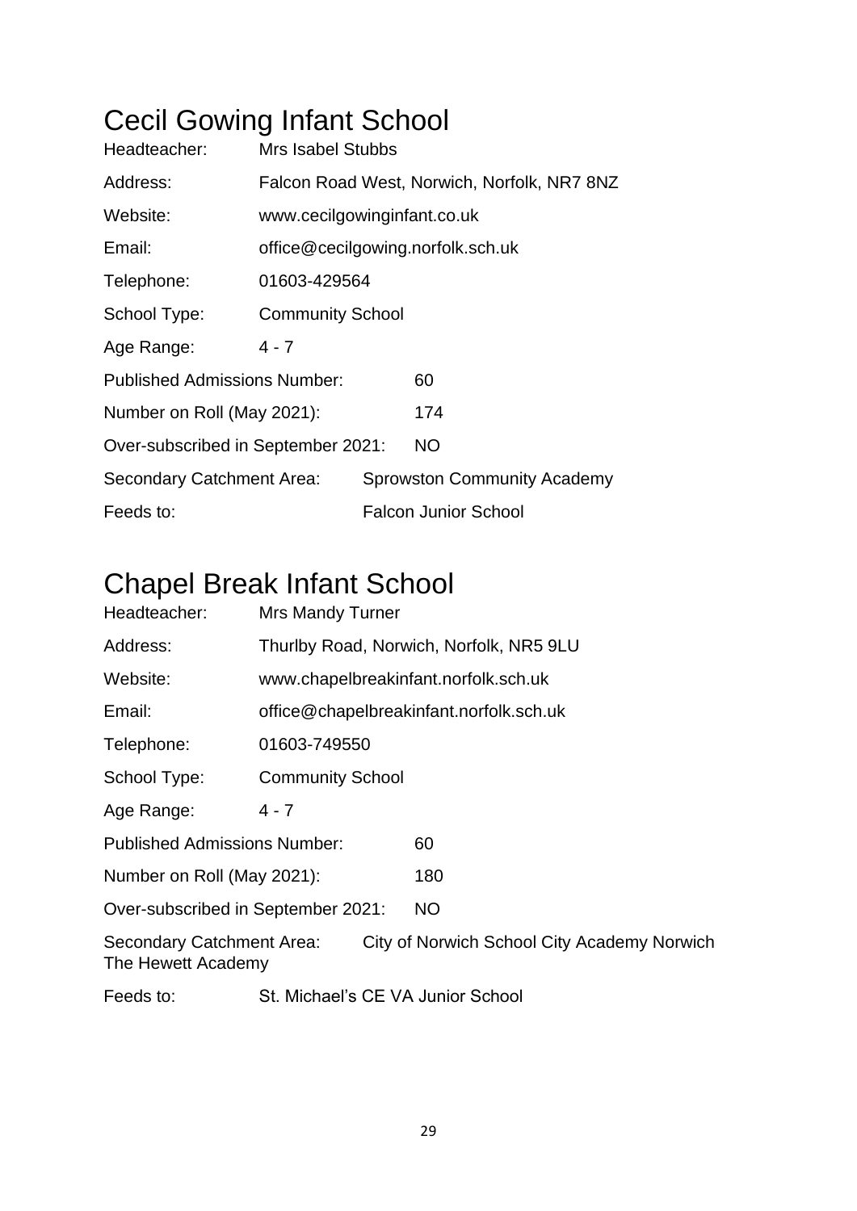# Cecil Gowing Infant School

Headteacher: Mrs Isabel Stubbs

Address: Falcon Road West, Norwich, Norfolk, NR7 8NZ

Website: www.cecilgowinginfant.co.uk

Email: office@cecilgowing.norfolk.sch.uk

Telephone: 01603-429564

School Type: Community School

Age Range: 4 - 7

Published Admissions Number: 60

Number on Roll (May 2021): 174

Over-subscribed in September 2021: NO

Secondary Catchment Area: Sprowston Community Academy

Feeds to: Falcon Junior School

# Chapel Break Infant School

Headteacher: Mrs Mandy Turner

Address: Thurlby Road, Norwich, Norfolk, NR5 9LU

Website: www.chapelbreakinfant.norfolk.sch.uk

Email: office@chapelbreakinfant.norfolk.sch.uk

Telephone: 01603-749550

School Type: Community School

Age Range: 4 - 7

Published Admissions Number: 60

Number on Roll (May 2021): 180

Over-subscribed in September 2021: NO

Secondary Catchment Area: City of Norwich School City Academy Norwich The Hewett Academy

Feeds to: St. Michael's CE VA Junior School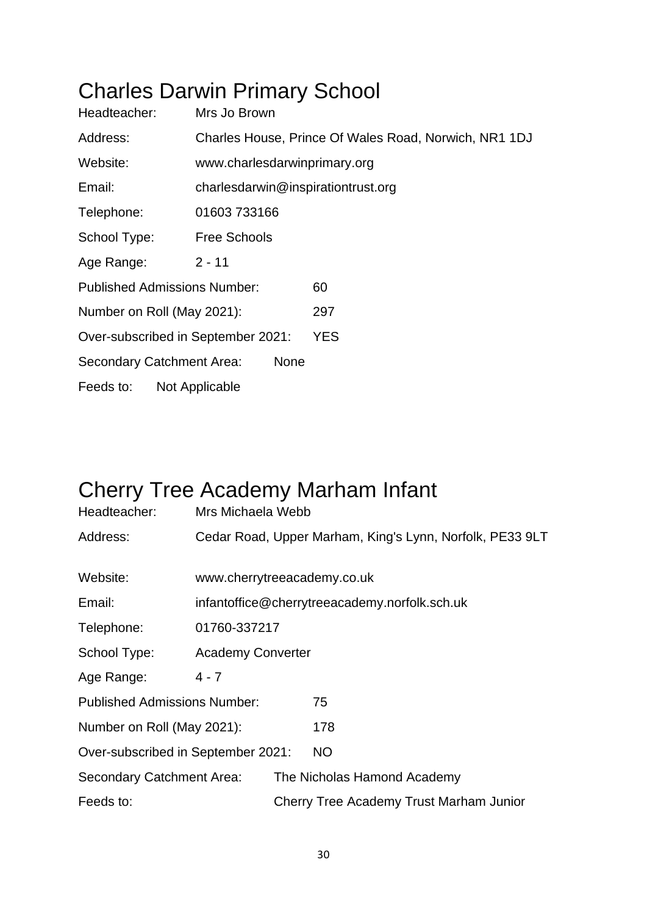# Charles Darwin Primary School

Headteacher: Mrs Jo Brown

Address: Charles House, Prince Of Wales Road, Norwich, NR1 1DJ

Website: www.charlesdarwinprimary.org

Email: charlesdarwin@inspirationtrust.org

Telephone: 01603 733166

School Type: Free Schools

Age Range: 2 - 11

Published Admissions Number: 60

Number on Roll (May 2021): 297

Over-subscribed in September 2021: YES

Secondary Catchment Area: None

Feeds to: Not Applicable

# Cherry Tree Academy Marham Infant

Headteacher: Mrs Michaela Webb

Address: Cedar Road, Upper Marham, King's Lynn, Norfolk, PE33 9LT

Website: www.cherrytreeacademy.co.uk

Email: infantoffice@cherrytreeacademy.norfolk.sch.uk

Telephone: 01760-337217

School Type: Academy Converter

Age Range: 4 - 7

Published Admissions Number: 75

Number on Roll (May 2021): 178

Over-subscribed in September 2021: NO

Secondary Catchment Area: The Nicholas Hamond Academy

Feeds to: Cherry Tree Academy Trust Marham Junior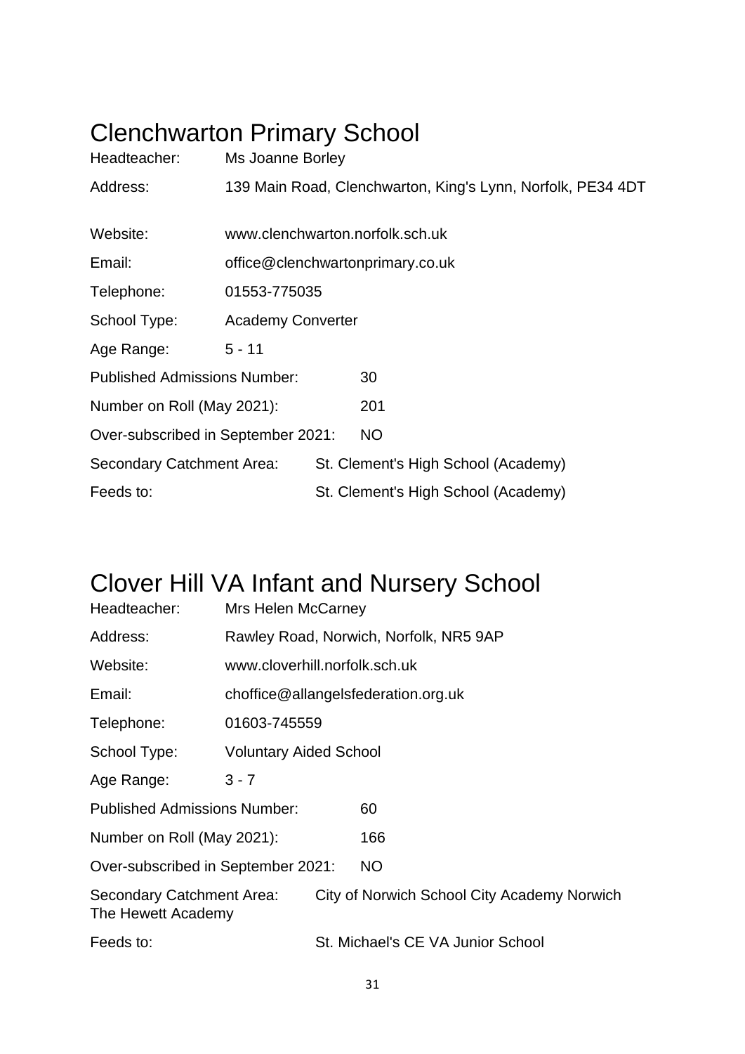# Clenchwarton Primary School

Headteacher: Ms Joanne Borley

Address: 139 Main Road, Clenchwarton, King's Lynn, Norfolk, PE34 4DT

Website: www.clenchwarton.norfolk.sch.uk

Email: office@clenchwartonprimary.co.uk

Telephone: 01553-775035

School Type: Academy Converter

Age Range: 5 - 11

Published Admissions Number: 30

Number on Roll (May 2021): 201

Over-subscribed in September 2021: NO

Secondary Catchment Area: St. Clement's High School (Academy)

Feeds to: St. Clement's High School (Academy)

# Clover Hill VA Infant and Nursery School

Headteacher: Mrs Helen McCarney

Address: Rawley Road, Norwich, Norfolk, NR5 9AP

Website: www.cloverhill.norfolk.sch.uk

Email: choffice@allangelsfederation.org.uk

Telephone: 01603-745559

School Type: Voluntary Aided School

Age Range: 3 - 7

Published Admissions Number: 60

Number on Roll (May 2021): 166

Over-subscribed in September 2021: NO

Secondary Catchment Area: City of Norwich School City Academy Norwich The Hewett Academy

Feeds to: St. Michael's CE VA Junior School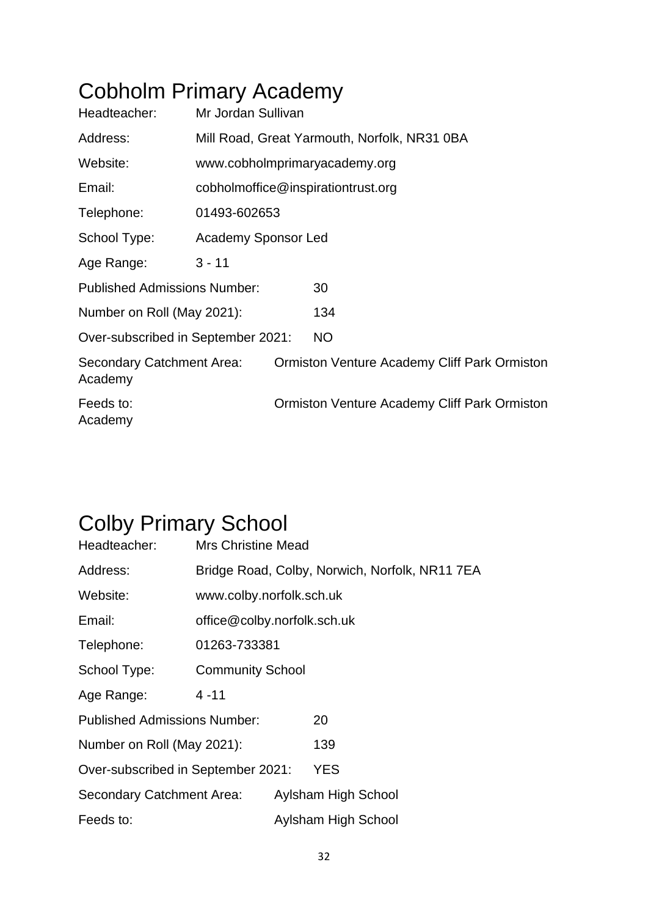# Cobholm Primary Academy

Headteacher: Mr Jordan Sullivan

Address: Mill Road, Great Yarmouth, Norfolk, NR31 0BA

Website: www.cobholmprimaryacademy.org

Email: cobholmoffice@inspirationtrust.org

Telephone: 01493-602653

School Type: Academy Sponsor Led

Age Range: 3 - 11

Published Admissions Number: 30

Number on Roll (May 2021): 134

Over-subscribed in September 2021: NO

Secondary Catchment Area: Ormiston Venture Academy Cliff Park Ormiston Academy

Feeds to: Ormiston Venture Academy Cliff Park Ormiston Academy

# Colby Primary School

Headteacher: Mrs Christine Mead

Address: Bridge Road, Colby, Norwich, Norfolk, NR11 7EA

Website: www.colby.norfolk.sch.uk

Email: office@colby.norfolk.sch.uk

Telephone: 01263-733381

School Type: Community School

Age Range: 4 -11

Published Admissions Number: 20

Number on Roll (May 2021): 139

Over-subscribed in September 2021: YES

Secondary Catchment Area: Aylsham High School

Feeds to: Aylsham High School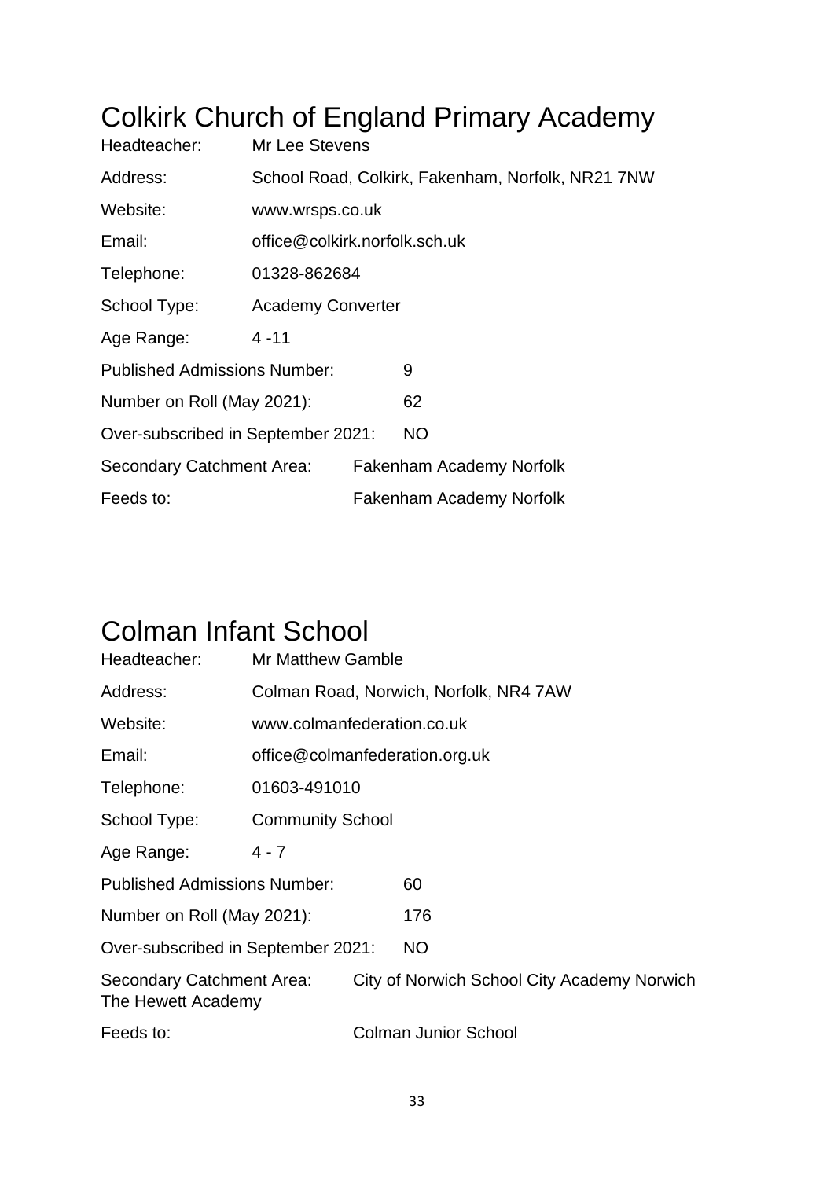# Colkirk Church of England Primary Academy

Headteacher: Mr Lee Stevens

Address: School Road, Colkirk, Fakenham, Norfolk, NR21 7NW

Website: www.wrsps.co.uk

Email: office@colkirk.norfolk.sch.uk

Telephone: 01328-862684

School Type: Academy Converter

Age Range: 4 -11

Published Admissions Number: 9

Number on Roll (May 2021): 62

Over-subscribed in September 2021: NO

Secondary Catchment Area: Fakenham Academy Norfolk

Feeds to: Fakenham Academy Norfolk

# Colman Infant School

Headteacher: Mr Matthew Gamble

Address: Colman Road, Norwich, Norfolk, NR4 7AW

Website: www.colmanfederation.co.uk

Email: office@colmanfederation.org.uk

Telephone: 01603-491010

School Type: Community School

Age Range: 4 - 7

Published Admissions Number: 60

Number on Roll (May 2021): 176

Over-subscribed in September 2021: NO

Secondary Catchment Area: City of Norwich School City Academy Norwich The Hewett Academy

Feeds to: Colman Junior School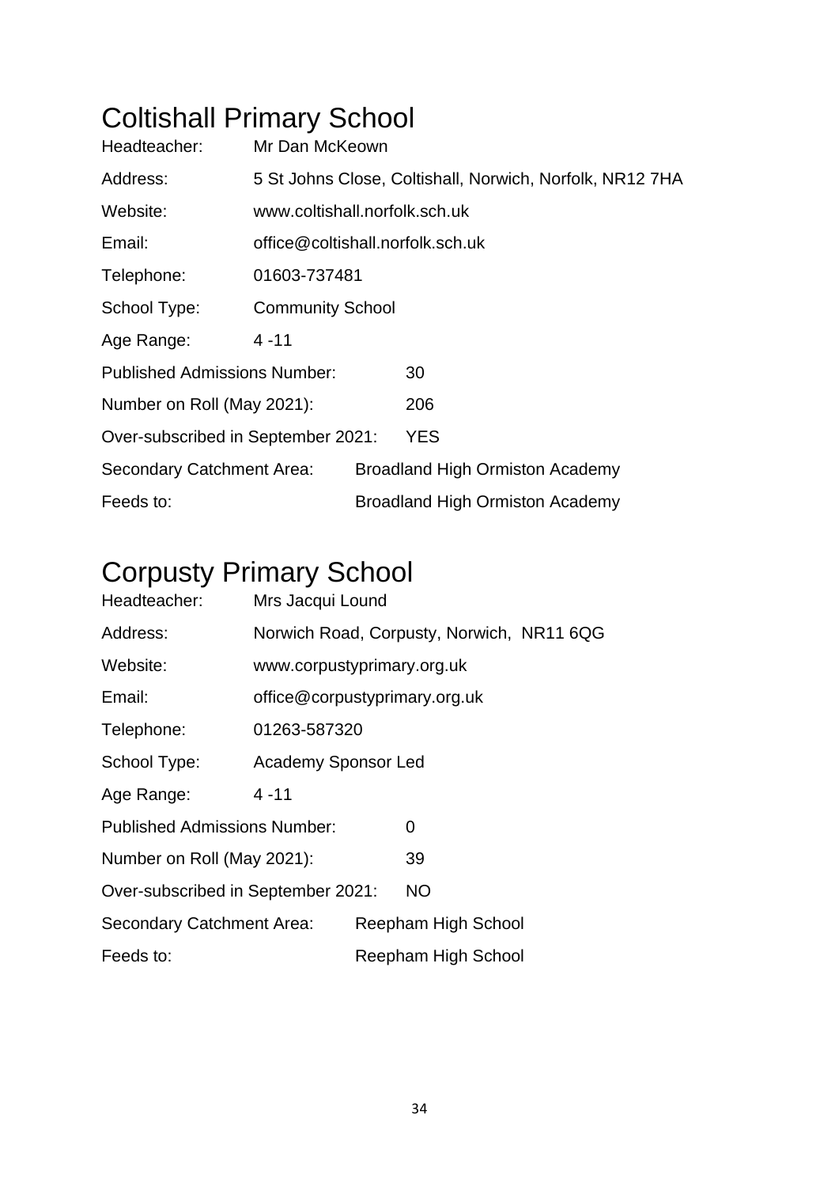# Coltishall Primary School

Headteacher: Mr Dan McKeown

Address: 5 St Johns Close, Coltishall, Norwich, Norfolk, NR12 7HA

Website: www.coltishall.norfolk.sch.uk

Email: office@coltishall.norfolk.sch.uk

Telephone: 01603-737481

School Type: Community School

Age Range: 4 -11

Published Admissions Number: 30

Number on Roll (May 2021): 206

Over-subscribed in September 2021: YES

Secondary Catchment Area: Broadland High Ormiston Academy

Feeds to: Broadland High Ormiston Academy

# Corpusty Primary School

Headteacher: Mrs Jacqui Lound

Address: Norwich Road, Corpusty, Norwich, NR11 6QG

Website: www.corpustyprimary.org.uk

Email: office@corpustyprimary.org.uk

Telephone: 01263-587320

School Type: Academy Sponsor Led

Age Range: 4 -11

Published Admissions Number: 0

Number on Roll (May 2021): 39

Over-subscribed in September 2021: NO

Secondary Catchment Area: Reepham High School

Feeds to: Reepham High School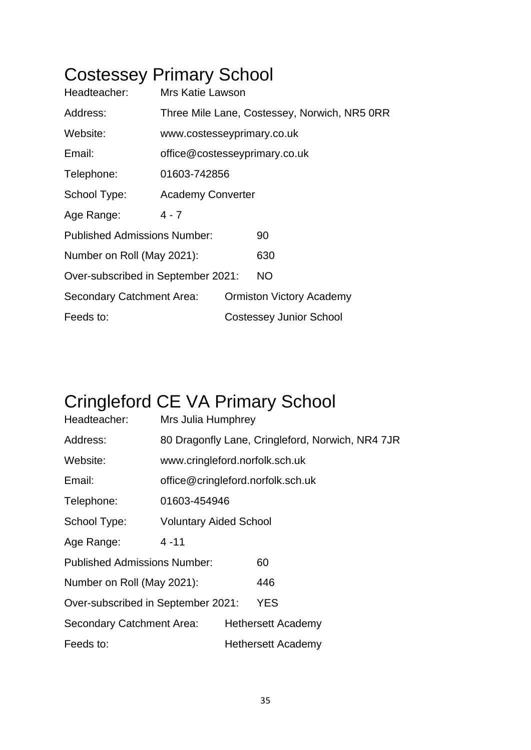# Costessey Primary School

Headteacher: Mrs Katie Lawson

Address: Three Mile Lane, Costessey, Norwich, NR5 0RR

Website: www.costesseyprimary.co.uk

Email: office@costesseyprimary.co.uk

Telephone: 01603-742856

School Type: Academy Converter

Age Range: 4 - 7

Published Admissions Number: 90

Number on Roll (May 2021): 630

Over-subscribed in September 2021: NO

Secondary Catchment Area: Ormiston Victory Academy

Feeds to: Costessey Junior School

# Cringleford CE VA Primary School

Headteacher: Mrs Julia Humphrey

Address: 80 Dragonfly Lane, Cringleford, Norwich, NR4 7JR

Website: www.cringleford.norfolk.sch.uk

Email: office@cringleford.norfolk.sch.uk

Telephone: 01603-454946

School Type: Voluntary Aided School

Age Range: 4 -11

Published Admissions Number: 60

Number on Roll (May 2021): 446

Over-subscribed in September 2021: YES

Secondary Catchment Area: Hethersett Academy

Feeds to: Hethersett Academy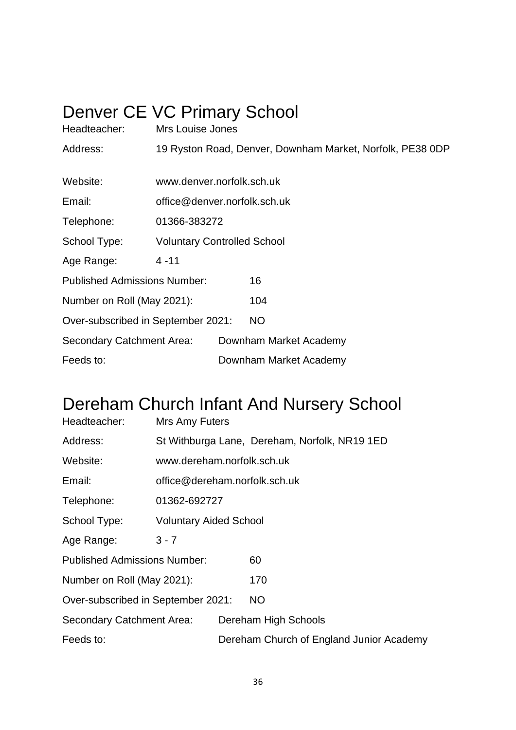# Denver CE VC Primary School

Headteacher: Mrs Louise Jones

Address: 19 Ryston Road, Denver, Downham Market, Norfolk, PE38 0DP

Website: www.denver.norfolk.sch.uk

Email: office@denver.norfolk.sch.uk

Telephone: 01366-383272

School Type: Voluntary Controlled School

Age Range: 4 -11

Published Admissions Number: 16

Number on Roll (May 2021): 104

Over-subscribed in September 2021: NO

Secondary Catchment Area: Downham Market Academy

Feeds to: Downham Market Academy

# Dereham Church Infant And Nursery School

Headteacher: Mrs Amy Futers

Address: St Withburga Lane, Dereham, Norfolk, NR19 1ED

Website: www.dereham.norfolk.sch.uk

Email: office@dereham.norfolk.sch.uk

Telephone: 01362-692727

School Type: Voluntary Aided School

Age Range: 3 - 7

Published Admissions Number: 60

Number on Roll (May 2021): 170

Over-subscribed in September 2021: NO

Secondary Catchment Area: Dereham High Schools

Feeds to: Dereham Church of England Junior Academy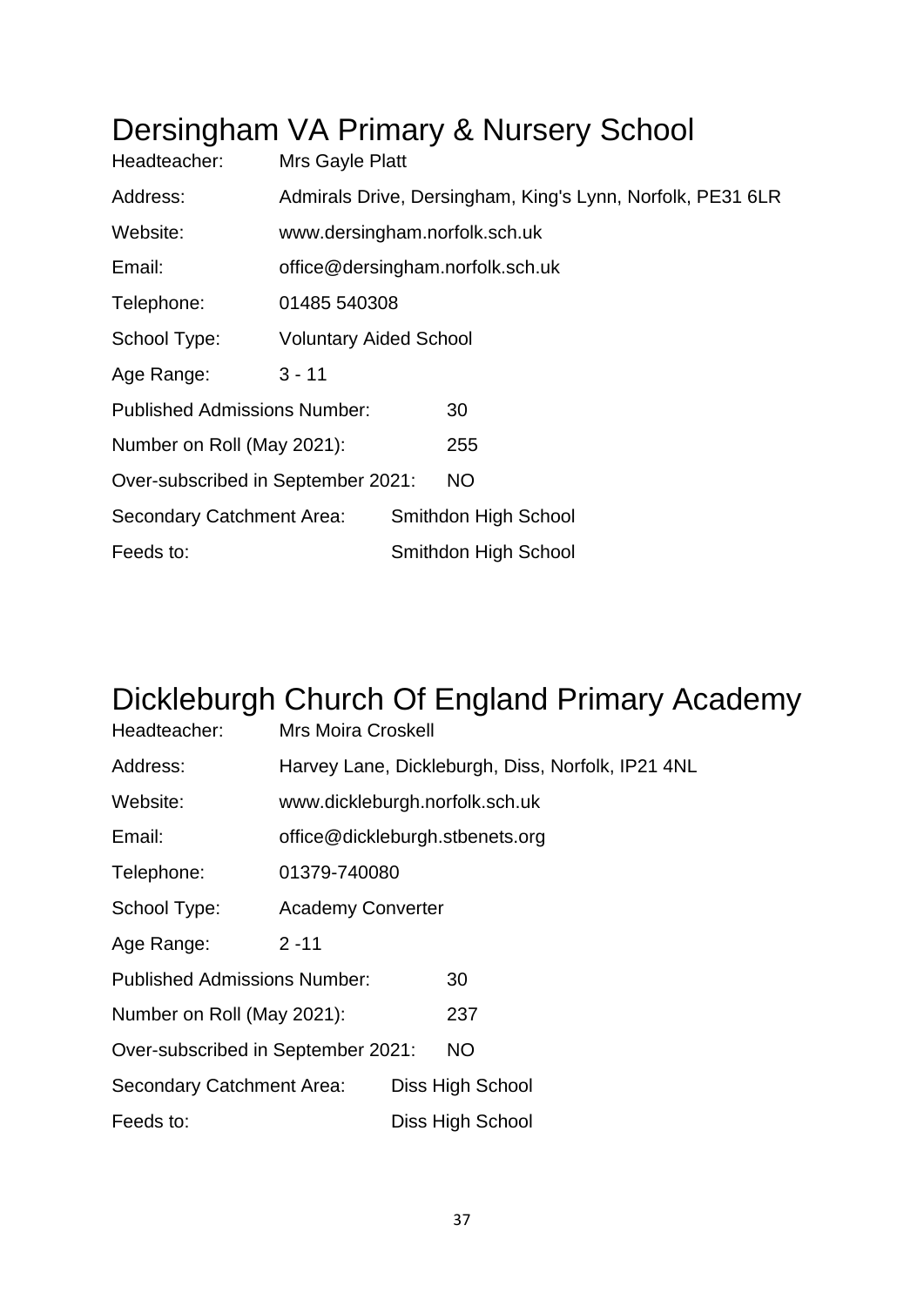# Dersingham VA Primary & Nursery School

Headteacher: Mrs Gayle Platt

Address: Admirals Drive, Dersingham, King's Lynn, Norfolk, PE31 6LR

Website: www.dersingham.norfolk.sch.uk

Email: office@dersingham.norfolk.sch.uk

Telephone: 01485 540308

School Type: Voluntary Aided School

Age Range: 3 - 11

Published Admissions Number: 30

Number on Roll (May 2021): 255

Over-subscribed in September 2021: NO

Secondary Catchment Area: Smithdon High School

Feeds to: Smithdon High School

# Dickleburgh Church Of England Primary Academy

Headteacher: Mrs Moira Croskell

Address: Harvey Lane, Dickleburgh, Diss, Norfolk, IP21 4NL

Website: www.dickleburgh.norfolk.sch.uk

Email: office@dickleburgh.stbenets.org

Telephone: 01379-740080

School Type: Academy Converter

Age Range: 2 -11

Published Admissions Number: 30

Number on Roll (May 2021): 237

Over-subscribed in September 2021: NO

Secondary Catchment Area: Diss High School

Feeds to: Diss High School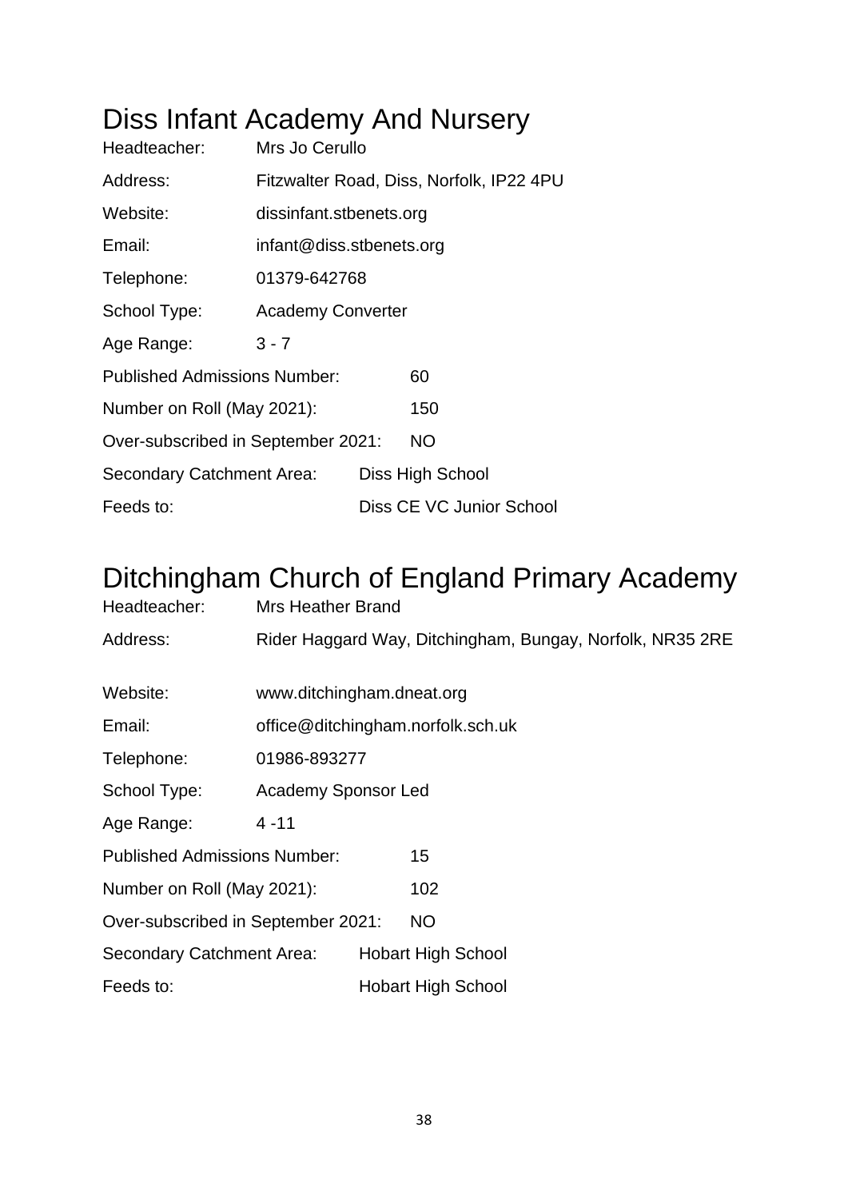# Diss Infant Academy And Nursery

Headteacher: Mrs Jo Cerullo

Address: Fitzwalter Road, Diss, Norfolk, IP22 4PU

Website: dissinfant.stbenets.org

Email: infant@diss.stbenets.org

Telephone: 01379-642768

School Type: Academy Converter

Age Range: 3 - 7

Published Admissions Number: 60

Number on Roll (May 2021): 150

Over-subscribed in September 2021: NO

Secondary Catchment Area: Diss High School

Feeds to: Diss CE VC Junior School

# Ditchingham Church of England Primary Academy

Headteacher: Mrs Heather Brand

Address: Rider Haggard Way, Ditchingham, Bungay, Norfolk, NR35 2RE

Website: www.ditchingham.dneat.org

Email: office@ditchingham.norfolk.sch.uk

Telephone: 01986-893277

School Type: Academy Sponsor Led

Age Range: 4 -11

Published Admissions Number: 15

Number on Roll (May 2021): 102

Over-subscribed in September 2021: NO

Secondary Catchment Area: Hobart High School

Feeds to: Hobart High School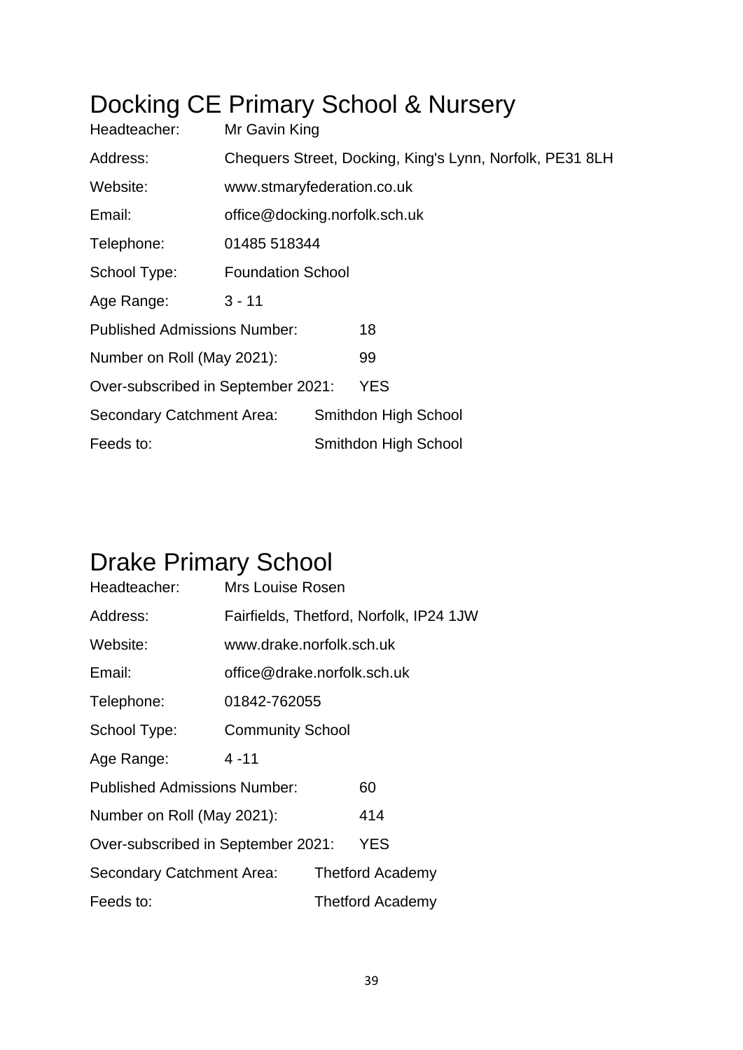# Docking CE Primary School & Nursery

| | |
|---|---|
| Headteacher: | Mr Gavin King |
| Address: | Chequers Street, Docking, King's Lynn, Norfolk, PE31 8LH |
| Website: | www.stmaryfederation.co.uk |
| Email: | office@docking.norfolk.sch.uk |
| Telephone: | 01485 518344 |
| School Type: | Foundation School |
| Age Range: | 3 - 11 |
| Published Admissions Number: | 18 |
| Number on Roll (May 2021): | 99 |
| Over-subscribed in September 2021: | YES |
| Secondary Catchment Area: | Smithdon High School |
| Feeds to: | Smithdon High School |

# Drake Primary School

| | |
|---|---|
| Headteacher: | Mrs Louise Rosen |
| Address: | Fairfields, Thetford, Norfolk, IP24 1JW |
| Website: | www.drake.norfolk.sch.uk |
| Email: | office@drake.norfolk.sch.uk |
| Telephone: | 01842-762055 |
| School Type: | Community School |
| Age Range: | 4 -11 |
| Published Admissions Number: | 60 |
| Number on Roll (May 2021): | 414 |
| Over-subscribed in September 2021: | YES |
| Secondary Catchment Area: | Thetford Academy |
| Feeds to: | Thetford Academy |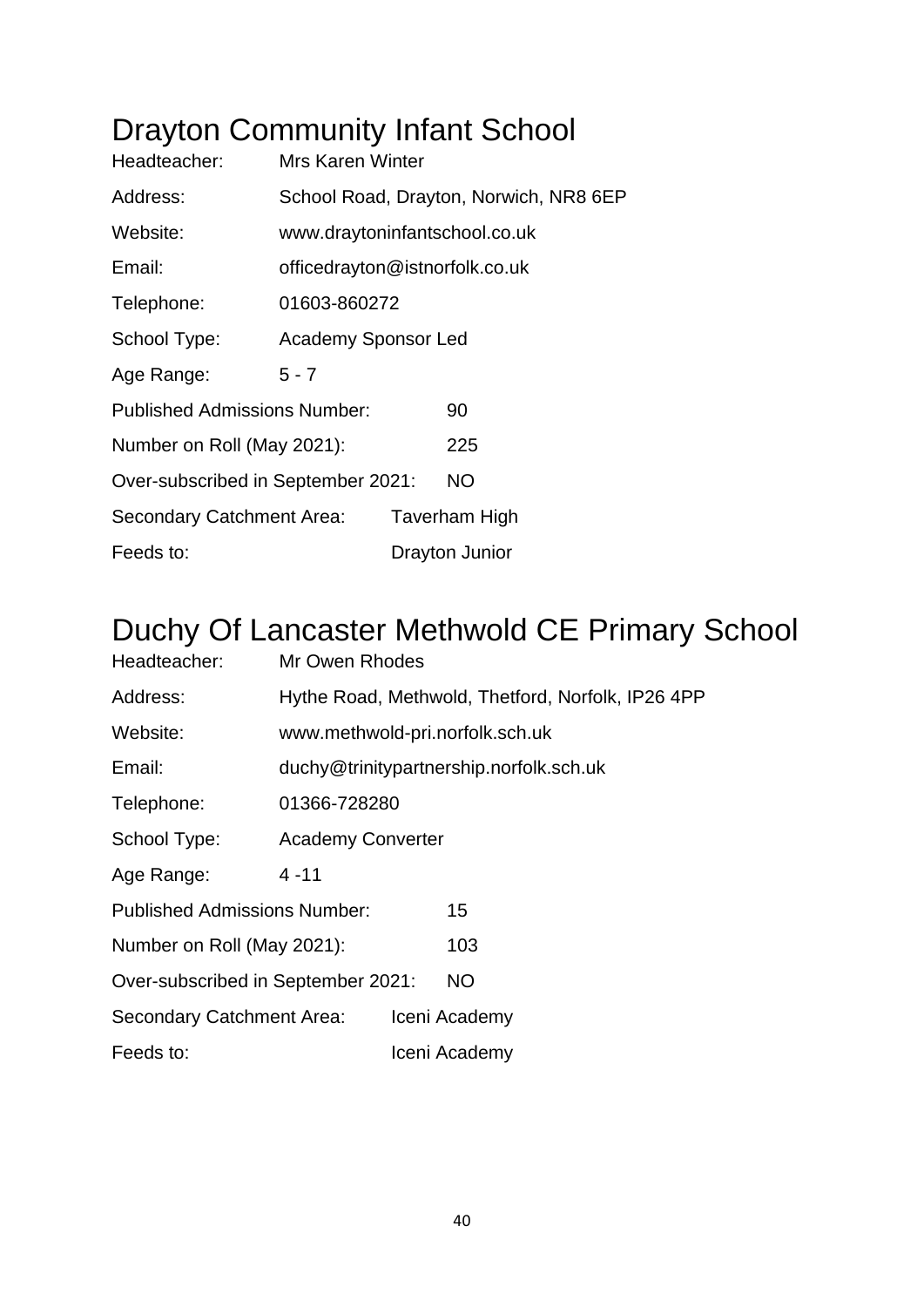# Drayton Community Infant School

Headteacher: Mrs Karen Winter

Address: School Road, Drayton, Norwich, NR8 6EP

Website: www.draytoninfantschool.co.uk

Email: officedrayton@istnorfolk.co.uk

Telephone: 01603-860272

School Type: Academy Sponsor Led

Age Range: 5 - 7

Published Admissions Number: 90

Number on Roll (May 2021): 225

Over-subscribed in September 2021: NO

Secondary Catchment Area: Taverham High

Feeds to: Drayton Junior

# Duchy Of Lancaster Methwold CE Primary School

Headteacher: Mr Owen Rhodes

Address: Hythe Road, Methwold, Thetford, Norfolk, IP26 4PP

Website: www.methwold-pri.norfolk.sch.uk

Email: duchy@trinitypartnership.norfolk.sch.uk

Telephone: 01366-728280

School Type: Academy Converter

Age Range: 4 -11

Published Admissions Number: 15

Number on Roll (May 2021): 103

Over-subscribed in September 2021: NO

Secondary Catchment Area: Iceni Academy

Feeds to: Iceni Academy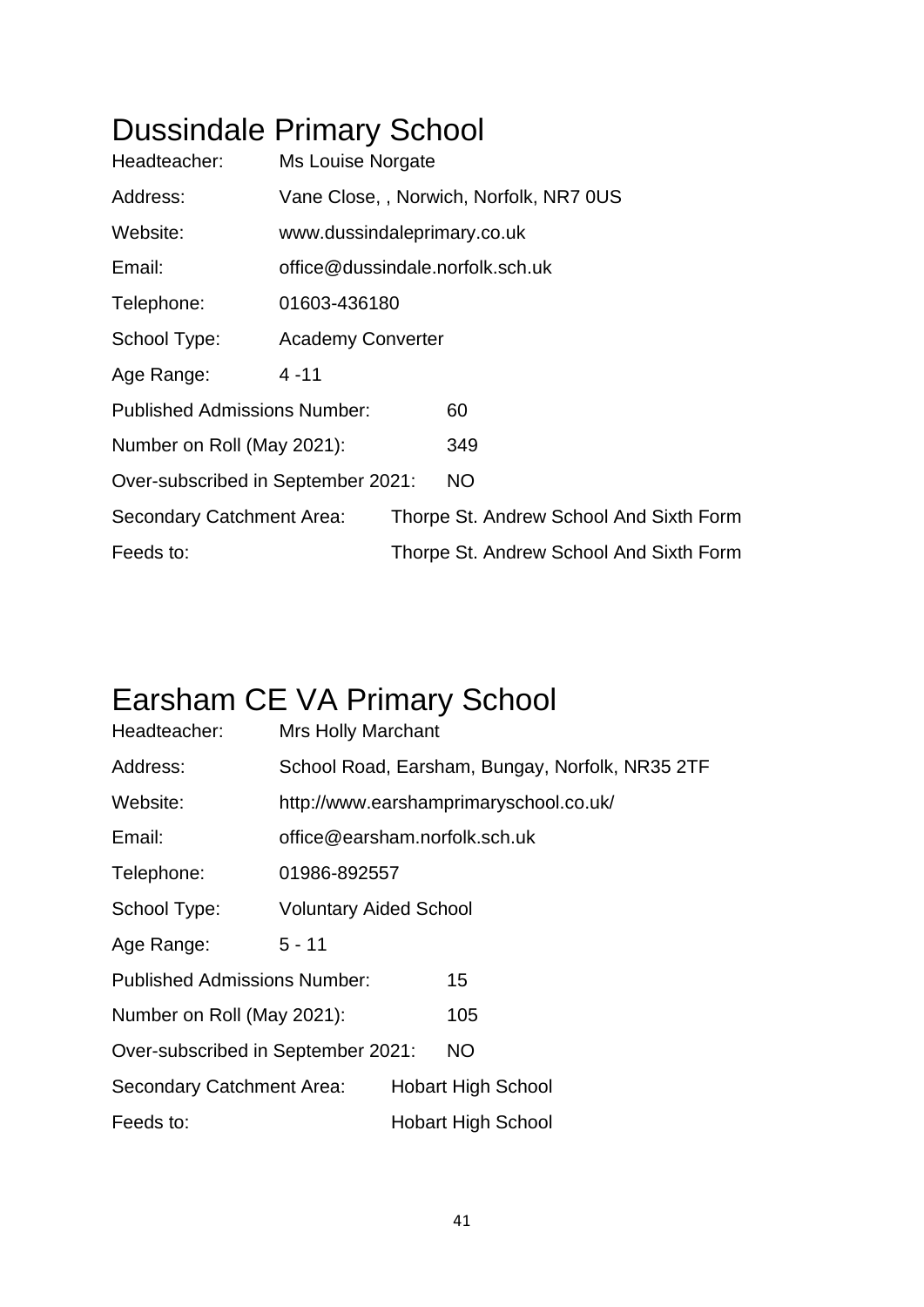# Dussindale Primary School

| | |
|---|---|
| Headteacher: | Ms Louise Norgate |
| Address: | Vane Close, , Norwich, Norfolk, NR7 0US |
| Website: | www.dussindaleprimary.co.uk |
| Email: | office@dussindale.norfolk.sch.uk |
| Telephone: | 01603-436180 |
| School Type: | Academy Converter |
| Age Range: | 4 -11 |
| Published Admissions Number: | 60 |
| Number on Roll (May 2021): | 349 |
| Over-subscribed in September 2021: | NO |
| Secondary Catchment Area: | Thorpe St. Andrew School And Sixth Form |
| Feeds to: | Thorpe St. Andrew School And Sixth Form |

# Earsham CE VA Primary School

| | |
|---|---|
| Headteacher: | Mrs Holly Marchant |
| Address: | School Road, Earsham, Bungay, Norfolk, NR35 2TF |
| Website: | http://www.earshamprimaryschool.co.uk/ |
| Email: | office@earsham.norfolk.sch.uk |
| Telephone: | 01986-892557 |
| School Type: | Voluntary Aided School |
| Age Range: | 5 - 11 |
| Published Admissions Number: | 15 |
| Number on Roll (May 2021): | 105 |
| Over-subscribed in September 2021: | NO |
| Secondary Catchment Area: | Hobart High School |
| Feeds to: | Hobart High School |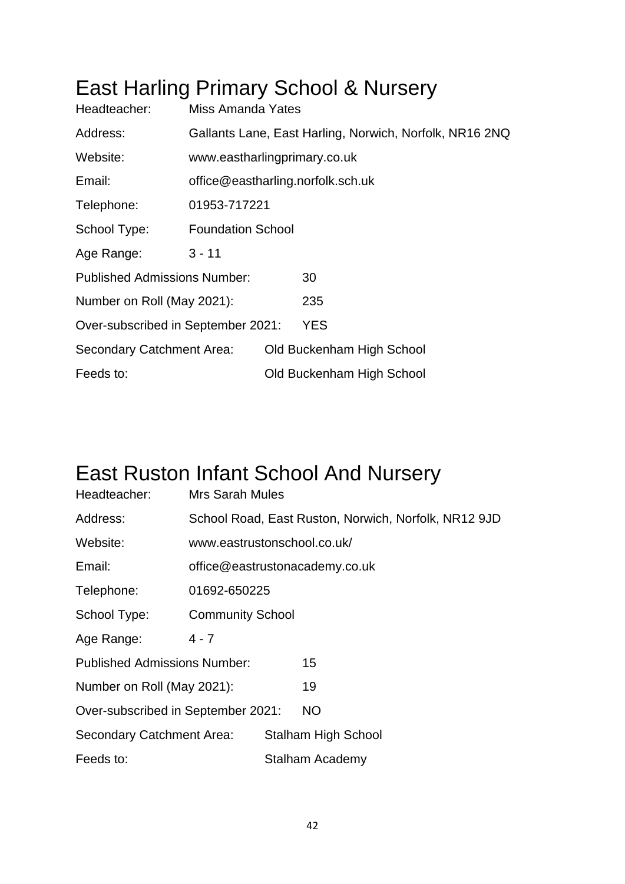# East Harling Primary School & Nursery

| | |
|---|---|
| Headteacher: | Miss Amanda Yates |
| Address: | Gallants Lane, East Harling, Norwich, Norfolk, NR16 2NQ |
| Website: | www.eastharlingprimary.co.uk |
| Email: | office@eastharling.norfolk.sch.uk |
| Telephone: | 01953-717221 |
| School Type: | Foundation School |
| Age Range: | 3 - 11 |
| Published Admissions Number: | 30 |
| Number on Roll (May 2021): | 235 |
| Over-subscribed in September 2021: | YES |
| Secondary Catchment Area: | Old Buckenham High School |
| Feeds to: | Old Buckenham High School |

# East Ruston Infant School And Nursery

| | |
|---|---|
| Headteacher: | Mrs Sarah Mules |
| Address: | School Road, East Ruston, Norwich, Norfolk, NR12 9JD |
| Website: | www.eastrustonschool.co.uk/ |
| Email: | office@eastrustonacademy.co.uk |
| Telephone: | 01692-650225 |
| School Type: | Community School |
| Age Range: | 4 - 7 |
| Published Admissions Number: | 15 |
| Number on Roll (May 2021): | 19 |
| Over-subscribed in September 2021: | NO |
| Secondary Catchment Area: | Stalham High School |
| Feeds to: | Stalham Academy |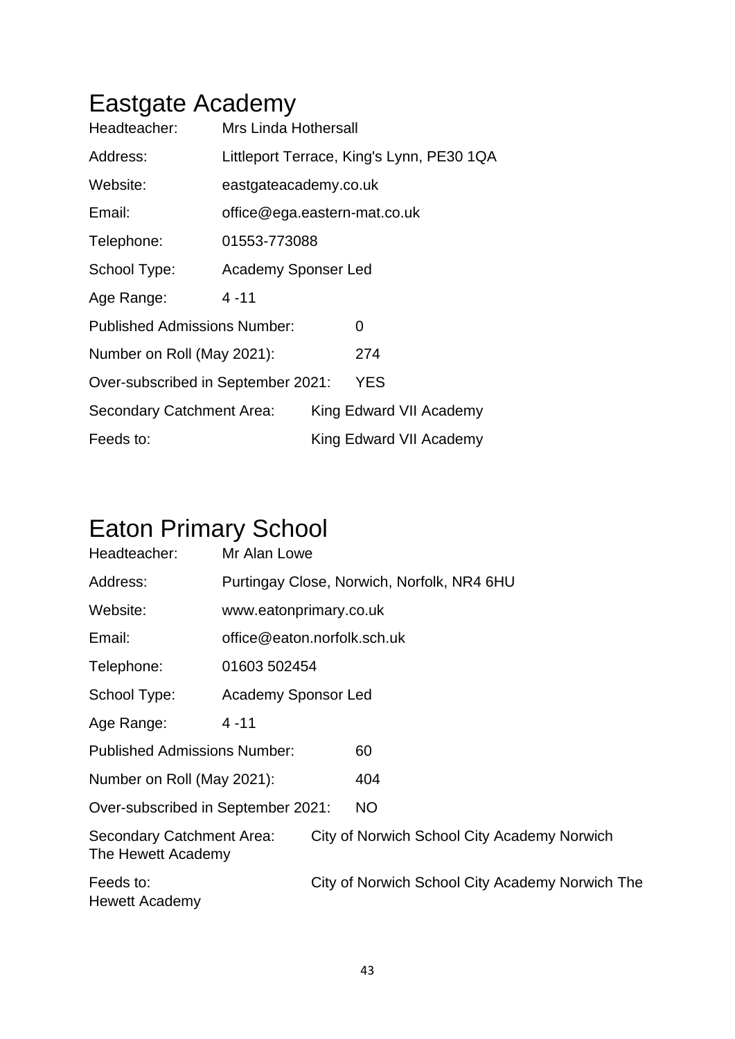# Eastgate Academy

Headteacher: Mrs Linda Hothersall

Address: Littleport Terrace, King's Lynn, PE30 1QA

Website: eastgateacademy.co.uk

Email: office@ega.eastern-mat.co.uk

Telephone: 01553-773088

School Type: Academy Sponser Led

Age Range: 4 -11

Published Admissions Number: 0

Number on Roll (May 2021): 274

Over-subscribed in September 2021: YES

Secondary Catchment Area: King Edward VII Academy

Feeds to: King Edward VII Academy

# Eaton Primary School

Headteacher: Mr Alan Lowe

Address: Purtingay Close, Norwich, Norfolk, NR4 6HU

Website: www.eatonprimary.co.uk

Email: office@eaton.norfolk.sch.uk

Telephone: 01603 502454

School Type: Academy Sponsor Led

Age Range: 4 -11

Published Admissions Number: 60

Number on Roll (May 2021): 404

Over-subscribed in September 2021: NO

Secondary Catchment Area: City of Norwich School City Academy Norwich The Hewett Academy

Feeds to: City of Norwich School City Academy Norwich The Hewett Academy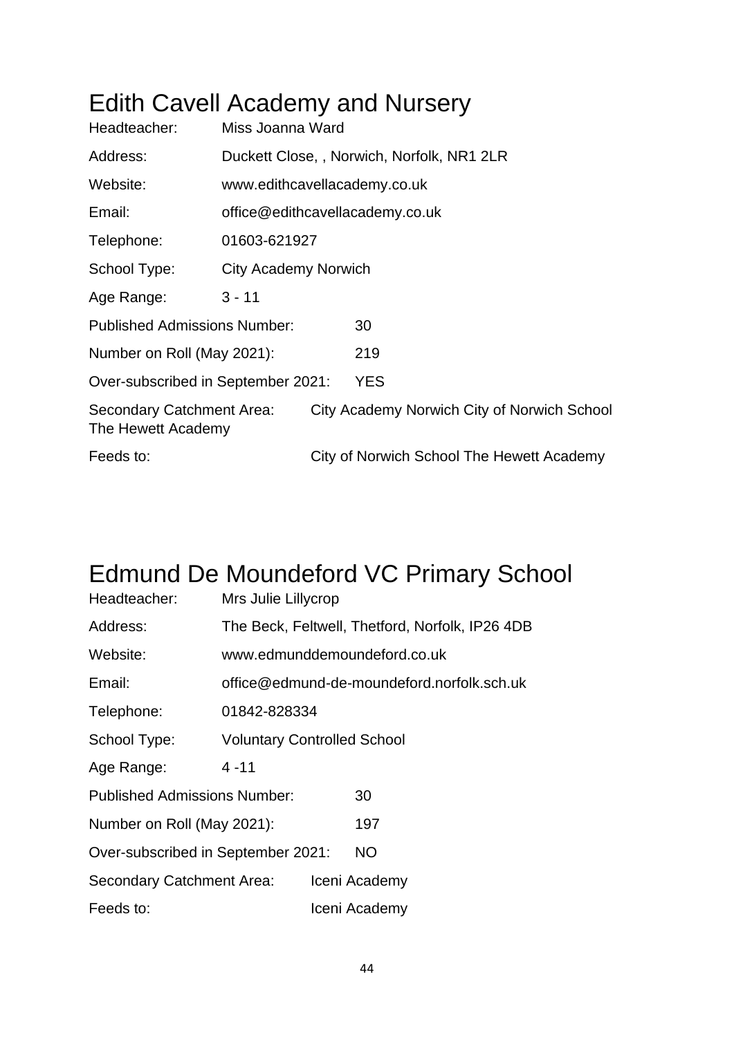# Edith Cavell Academy and Nursery

Headteacher: Miss Joanna Ward

Address: Duckett Close, , Norwich, Norfolk, NR1 2LR

Website: www.edithcavellacademy.co.uk

Email: office@edithcavellacademy.co.uk

Telephone: 01603-621927

School Type: City Academy Norwich

Age Range: 3 - 11

Published Admissions Number: 30

Number on Roll (May 2021): 219

Over-subscribed in September 2021: YES

Secondary Catchment Area: City Academy Norwich City of Norwich School The Hewett Academy

Feeds to: City of Norwich School The Hewett Academy

# Edmund De Moundeford VC Primary School

Headteacher: Mrs Julie Lillycrop

Address: The Beck, Feltwell, Thetford, Norfolk, IP26 4DB

Website: www.edmunddemoundeford.co.uk

Email: office@edmund-de-moundeford.norfolk.sch.uk

Telephone: 01842-828334

School Type: Voluntary Controlled School

Age Range: 4 -11

Published Admissions Number: 30

Number on Roll (May 2021): 197

Over-subscribed in September 2021: NO

Secondary Catchment Area: Iceni Academy

Feeds to: Iceni Academy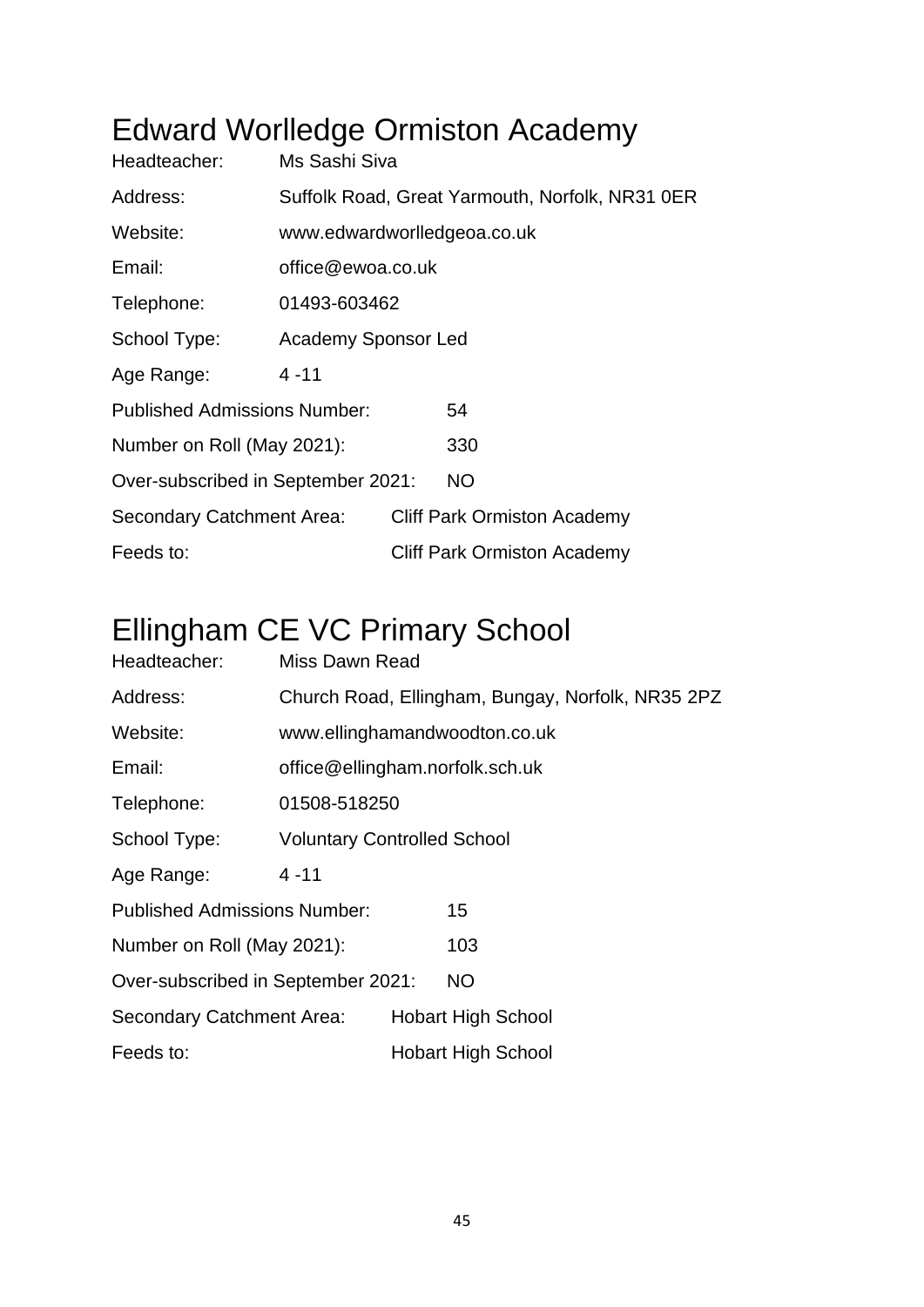# Edward Worlledge Ormiston Academy

Headteacher: Ms Sashi Siva

Address: Suffolk Road, Great Yarmouth, Norfolk, NR31 0ER

Website: www.edwardworlledgeoa.co.uk

Email: office@ewoa.co.uk

Telephone: 01493-603462

School Type: Academy Sponsor Led

Age Range: 4 -11

Published Admissions Number: 54

Number on Roll (May 2021): 330

Over-subscribed in September 2021: NO

Secondary Catchment Area: Cliff Park Ormiston Academy

Feeds to: Cliff Park Ormiston Academy

# Ellingham CE VC Primary School

Headteacher: Miss Dawn Read

Address: Church Road, Ellingham, Bungay, Norfolk, NR35 2PZ

Website: www.ellinghamandwoodton.co.uk

Email: office@ellingham.norfolk.sch.uk

Telephone: 01508-518250

School Type: Voluntary Controlled School

Age Range: 4 -11

Published Admissions Number: 15

Number on Roll (May 2021): 103

Over-subscribed in September 2021: NO

Secondary Catchment Area: Hobart High School

Feeds to: Hobart High School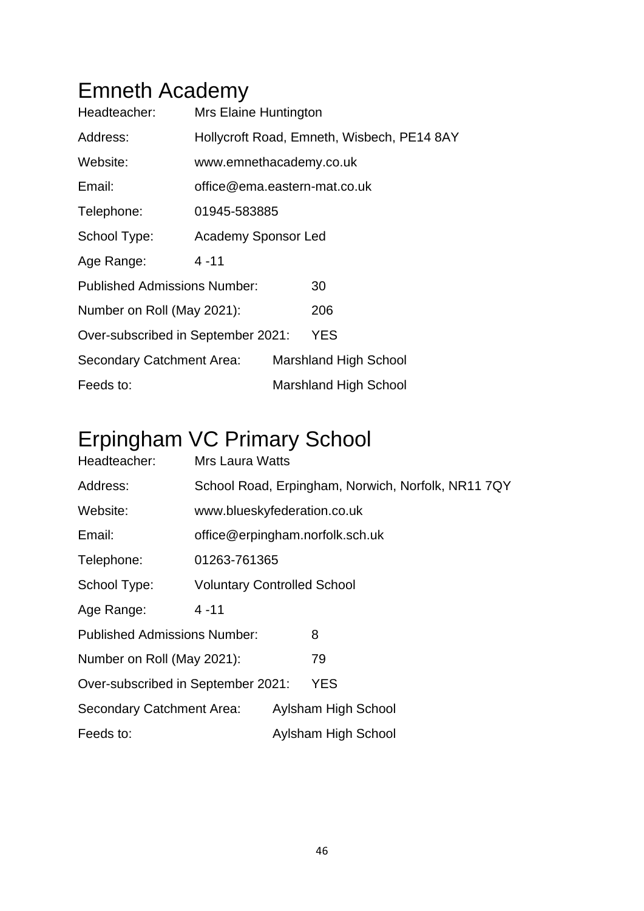# Emneth Academy

Headteacher: Mrs Elaine Huntington

Address: Hollycroft Road, Emneth, Wisbech, PE14 8AY

Website: www.emnethacademy.co.uk

Email: office@ema.eastern-mat.co.uk

Telephone: 01945-583885

School Type: Academy Sponsor Led

Age Range: 4 -11

Published Admissions Number: 30

Number on Roll (May 2021): 206

Over-subscribed in September 2021: YES

Secondary Catchment Area: Marshland High School

Feeds to: Marshland High School

# Erpingham VC Primary School

Headteacher: Mrs Laura Watts

Address: School Road, Erpingham, Norwich, Norfolk, NR11 7QY

Website: www.blueskyfederation.co.uk

Email: office@erpingham.norfolk.sch.uk

Telephone: 01263-761365

School Type: Voluntary Controlled School

Age Range: 4 -11

Published Admissions Number: 8

Number on Roll (May 2021): 79

Over-subscribed in September 2021: YES

Secondary Catchment Area: Aylsham High School

Feeds to: Aylsham High School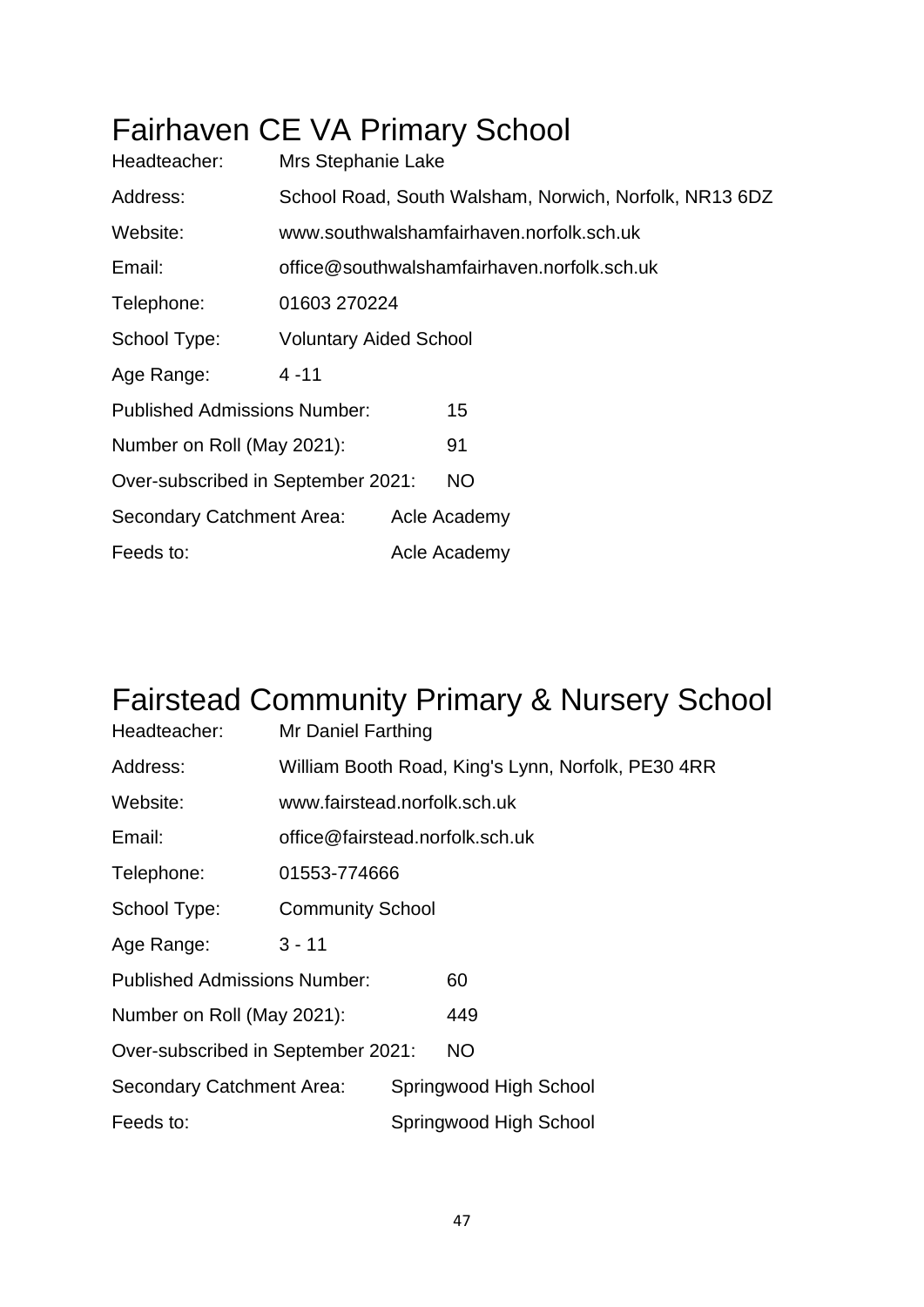# Fairhaven CE VA Primary School

Headteacher: Mrs Stephanie Lake

Address: School Road, South Walsham, Norwich, Norfolk, NR13 6DZ

Website: www.southwalshamfairhaven.norfolk.sch.uk

Email: office@southwalshamfairhaven.norfolk.sch.uk

Telephone: 01603 270224

School Type: Voluntary Aided School

Age Range: 4 -11

Published Admissions Number: 15

Number on Roll (May 2021): 91

Over-subscribed in September 2021: NO

Secondary Catchment Area: Acle Academy

Feeds to: Acle Academy

# Fairstead Community Primary & Nursery School

Headteacher: Mr Daniel Farthing

Address: William Booth Road, King's Lynn, Norfolk, PE30 4RR

Website: www.fairstead.norfolk.sch.uk

Email: office@fairstead.norfolk.sch.uk

Telephone: 01553-774666

School Type: Community School

Age Range: 3 - 11

Published Admissions Number: 60

Number on Roll (May 2021): 449

Over-subscribed in September 2021: NO

Secondary Catchment Area: Springwood High School

Feeds to: Springwood High School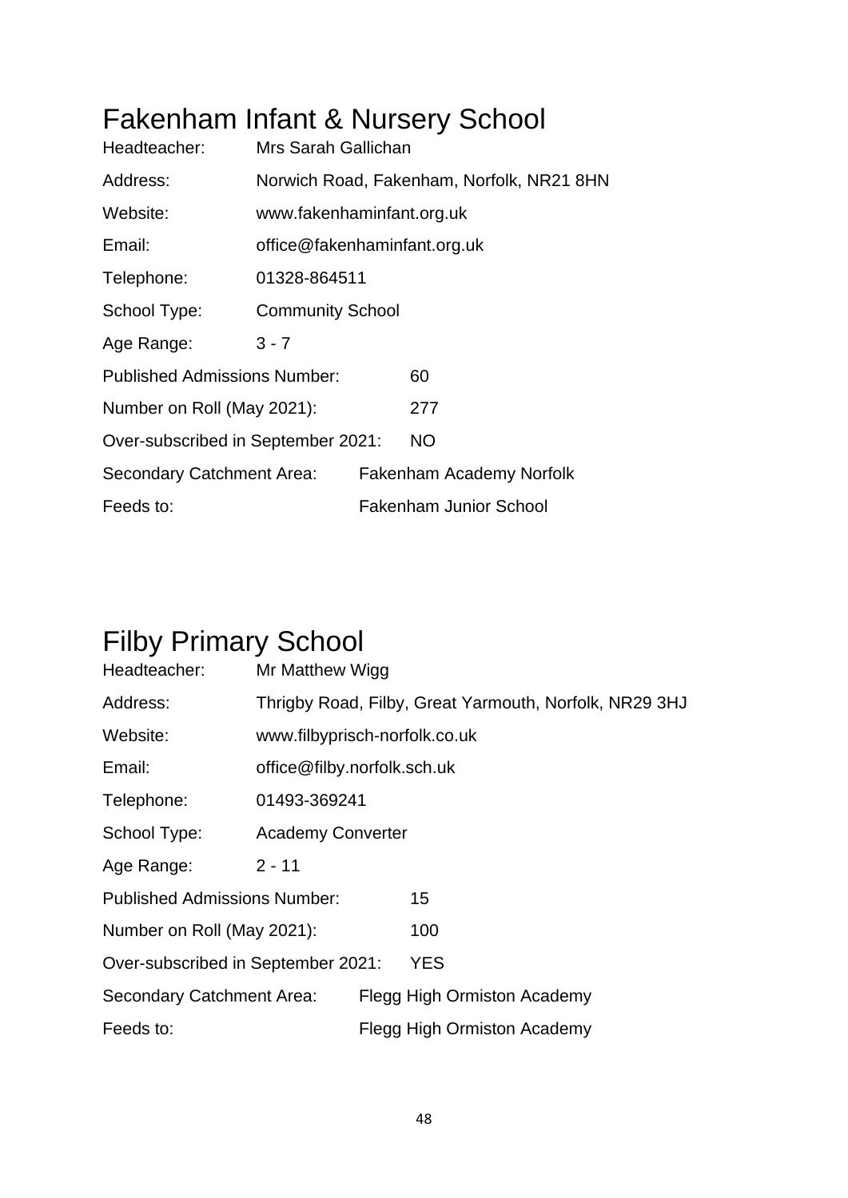# Fakenham Infant & Nursery School

| | |
|---|---|
| Headteacher: | Mrs Sarah Gallichan |
| Address: | Norwich Road, Fakenham, Norfolk, NR21 8HN |
| Website: | www.fakenhaminfant.org.uk |
| Email: | office@fakenhaminfant.org.uk |
| Telephone: | 01328-864511 |
| School Type: | Community School |
| Age Range: | 3 - 7 |
| Published Admissions Number: | 60 |
| Number on Roll (May 2021): | 277 |
| Over-subscribed in September 2021: | NO |
| Secondary Catchment Area: | Fakenham Academy Norfolk |
| Feeds to: | Fakenham Junior School |

# Filby Primary School

| | |
|---|---|
| Headteacher: | Mr Matthew Wigg |
| Address: | Thrigby Road, Filby, Great Yarmouth, Norfolk, NR29 3HJ |
| Website: | www.filbyprisch-norfolk.co.uk |
| Email: | office@filby.norfolk.sch.uk |
| Telephone: | 01493-369241 |
| School Type: | Academy Converter |
| Age Range: | 2 - 11 |
| Published Admissions Number: | 15 |
| Number on Roll (May 2021): | 100 |
| Over-subscribed in September 2021: | YES |
| Secondary Catchment Area: | Flegg High Ormiston Academy |
| Feeds to: | Flegg High Ormiston Academy |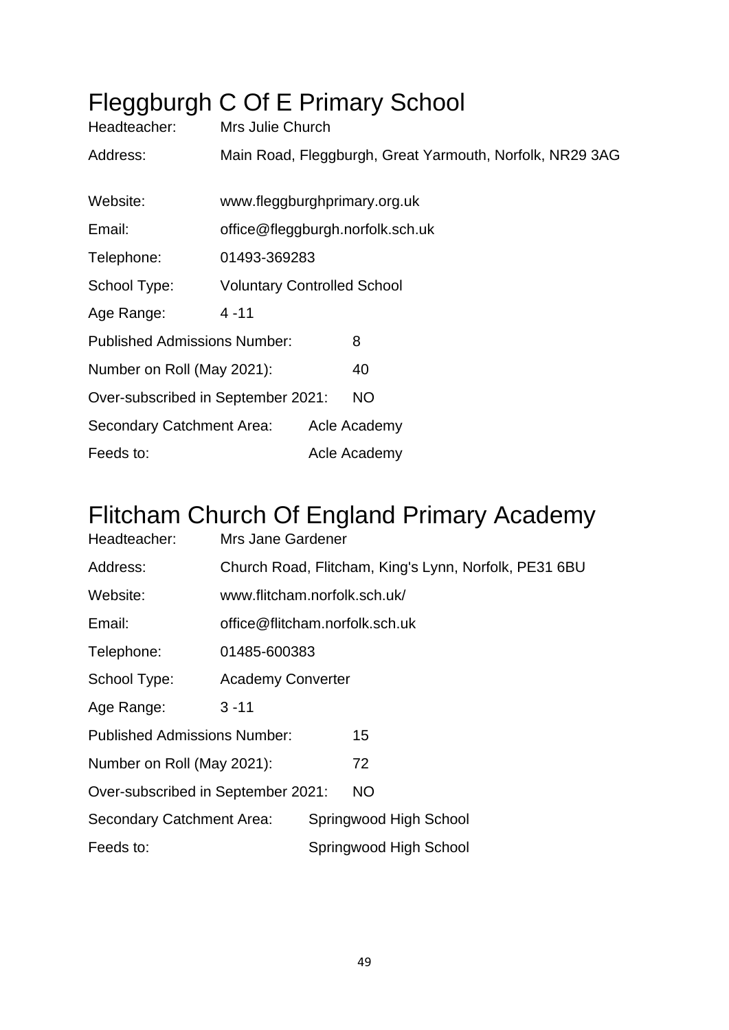# Fleggburgh C Of E Primary School

Headteacher: Mrs Julie Church

Address: Main Road, Fleggburgh, Great Yarmouth, Norfolk, NR29 3AG

Website: www.fleggburghprimary.org.uk

Email: office@fleggburgh.norfolk.sch.uk

Telephone: 01493-369283

School Type: Voluntary Controlled School

Age Range: 4 -11

Published Admissions Number: 8

Number on Roll (May 2021): 40

Over-subscribed in September 2021: NO

Secondary Catchment Area: Acle Academy

Feeds to: Acle Academy

# Flitcham Church Of England Primary Academy

Headteacher: Mrs Jane Gardener

Address: Church Road, Flitcham, King's Lynn, Norfolk, PE31 6BU

Website: www.flitcham.norfolk.sch.uk/

Email: office@flitcham.norfolk.sch.uk

Telephone: 01485-600383

School Type: Academy Converter

Age Range: 3 -11

Published Admissions Number: 15

Number on Roll (May 2021): 72

Over-subscribed in September 2021: NO

Secondary Catchment Area: Springwood High School

Feeds to: Springwood High School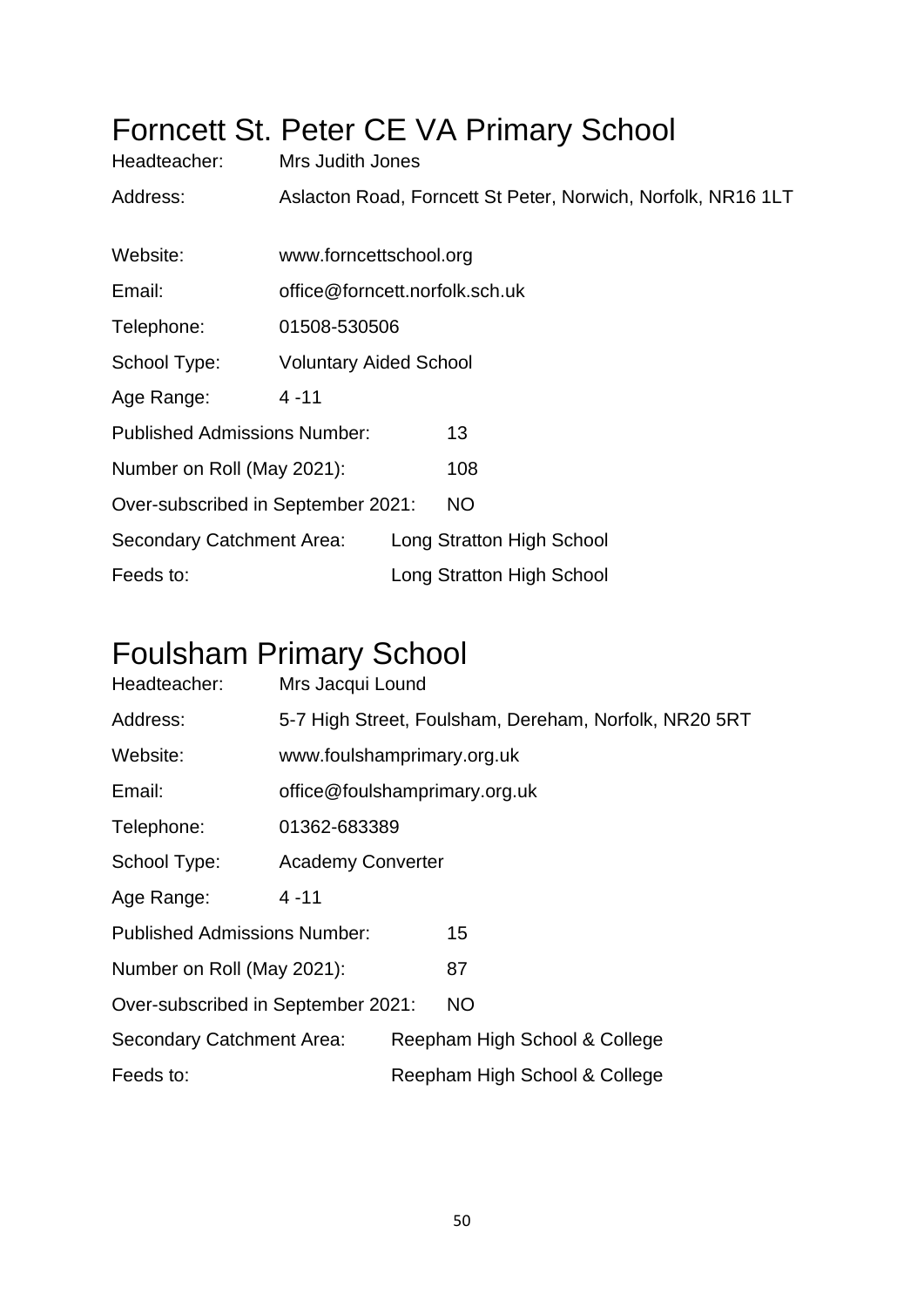# Forncett St. Peter CE VA Primary School

Headteacher: Mrs Judith Jones

Address: Aslacton Road, Forncett St Peter, Norwich, Norfolk, NR16 1LT

Website: www.forncettschool.org

Email: office@forncett.norfolk.sch.uk

Telephone: 01508-530506

School Type: Voluntary Aided School

Age Range: 4 -11

Published Admissions Number: 13

Number on Roll (May 2021): 108

Over-subscribed in September 2021: NO

Secondary Catchment Area: Long Stratton High School

Feeds to: Long Stratton High School

# Foulsham Primary School

Headteacher: Mrs Jacqui Lound

Address: 5-7 High Street, Foulsham, Dereham, Norfolk, NR20 5RT

Website: www.foulshamprimary.org.uk

Email: office@foulshamprimary.org.uk

Telephone: 01362-683389

School Type: Academy Converter

Age Range: 4 -11

Published Admissions Number: 15

Number on Roll (May 2021): 87

Over-subscribed in September 2021: NO

Secondary Catchment Area: Reepham High School & College

Feeds to: Reepham High School & College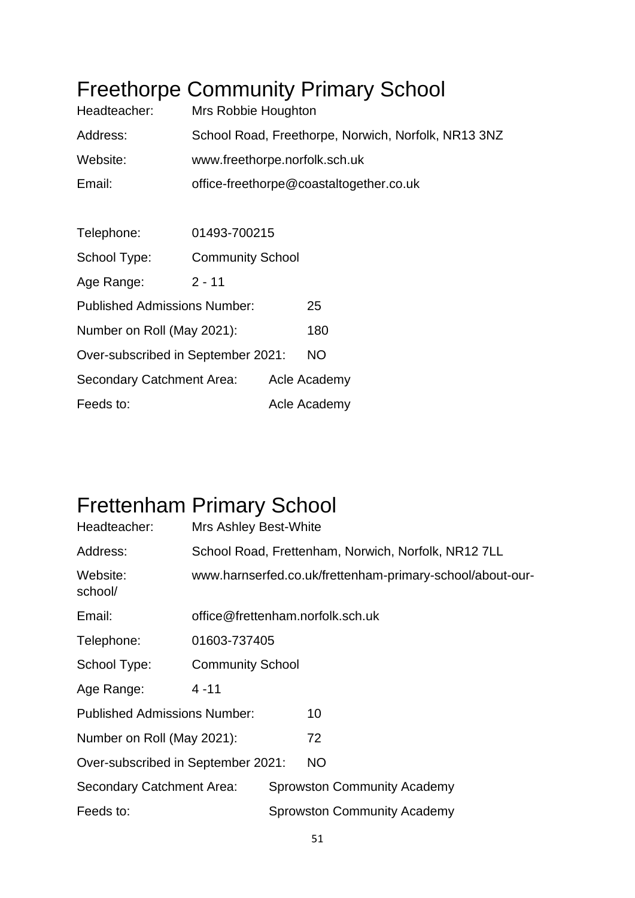# Freethorpe Community Primary School

Headteacher: Mrs Robbie Houghton

Address: School Road, Freethorpe, Norwich, Norfolk, NR13 3NZ

Website: www.freethorpe.norfolk.sch.uk

Email: office-freethorpe@coastaltogether.co.uk

Telephone: 01493-700215

School Type: Community School

Age Range: 2 - 11

Published Admissions Number: 25

Number on Roll (May 2021): 180

Over-subscribed in September 2021: NO

Secondary Catchment Area: Acle Academy

Feeds to: Acle Academy

# Frettenham Primary School

Headteacher: Mrs Ashley Best-White

Address: School Road, Frettenham, Norwich, Norfolk, NR12 7LL

Website: www.harnserfed.co.uk/frettenham-primary-school/about-our-school/

Email: office@frettenham.norfolk.sch.uk

Telephone: 01603-737405

School Type: Community School

Age Range: 4 -11

Published Admissions Number: 10

Number on Roll (May 2021): 72

Over-subscribed in September 2021: NO

Secondary Catchment Area: Sprowston Community Academy

Feeds to: Sprowston Community Academy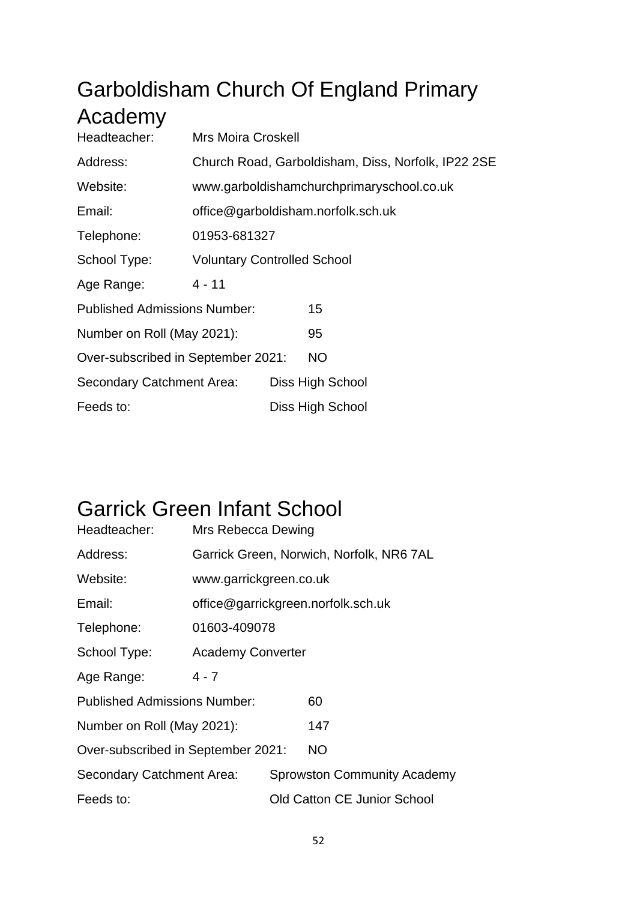# Garboldisham Church Of England Primary Academy

Headteacher: Mrs Moira Croskell

Address: Church Road, Garboldisham, Diss, Norfolk, IP22 2SE

Website: www.garboldishamchurchprimaryschool.co.uk

Email: office@garboldisham.norfolk.sch.uk

Telephone: 01953-681327

School Type: Voluntary Controlled School

Age Range: 4 - 11

Published Admissions Number: 15

Number on Roll (May 2021): 95

Over-subscribed in September 2021: NO

Secondary Catchment Area: Diss High School

Feeds to: Diss High School

# Garrick Green Infant School

Headteacher: Mrs Rebecca Dewing

Address: Garrick Green, Norwich, Norfolk, NR6 7AL

Website: www.garrickgreen.co.uk

Email: office@garrickgreen.norfolk.sch.uk

Telephone: 01603-409078

School Type: Academy Converter

Age Range: 4 - 7

Published Admissions Number: 60

Number on Roll (May 2021): 147

Over-subscribed in September 2021: NO

Secondary Catchment Area: Sprowston Community Academy

Feeds to: Old Catton CE Junior School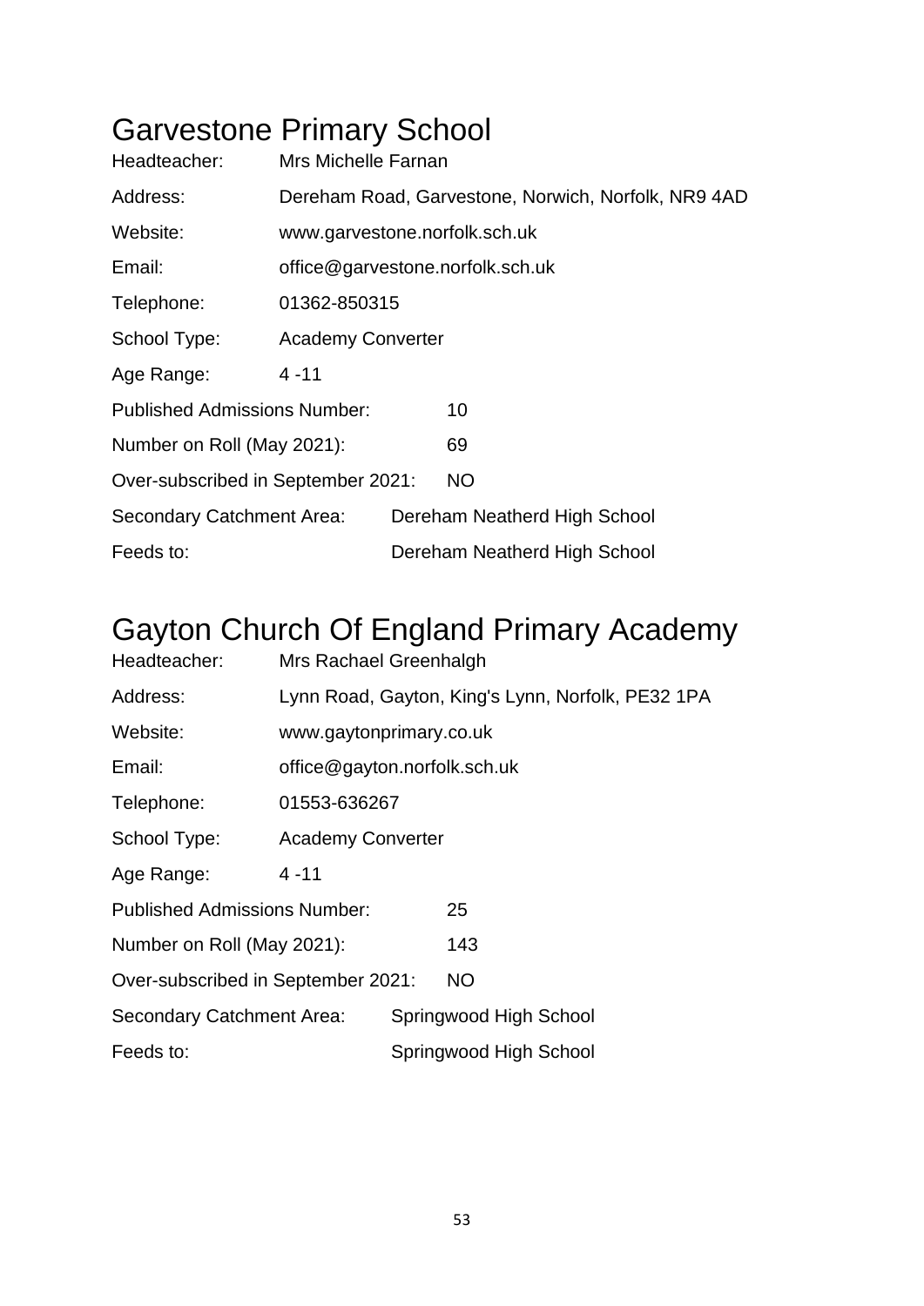# Garvestone Primary School

| | |
|---|---|
| Headteacher: | Mrs Michelle Farnan |
| Address: | Dereham Road, Garvestone, Norwich, Norfolk, NR9 4AD |
| Website: | www.garvestone.norfolk.sch.uk |
| Email: | office@garvestone.norfolk.sch.uk |
| Telephone: | 01362-850315 |
| School Type: | Academy Converter |
| Age Range: | 4 -11 |
| Published Admissions Number: | 10 |
| Number on Roll (May 2021): | 69 |
| Over-subscribed in September 2021: | NO |
| Secondary Catchment Area: | Dereham Neatherd High School |
| Feeds to: | Dereham Neatherd High School |

# Gayton Church Of England Primary Academy

| | |
|---|---|
| Headteacher: | Mrs Rachael Greenhalgh |
| Address: | Lynn Road, Gayton, King's Lynn, Norfolk, PE32 1PA |
| Website: | www.gaytonprimary.co.uk |
| Email: | office@gayton.norfolk.sch.uk |
| Telephone: | 01553-636267 |
| School Type: | Academy Converter |
| Age Range: | 4 -11 |
| Published Admissions Number: | 25 |
| Number on Roll (May 2021): | 143 |
| Over-subscribed in September 2021: | NO |
| Secondary Catchment Area: | Springwood High School |
| Feeds to: | Springwood High School |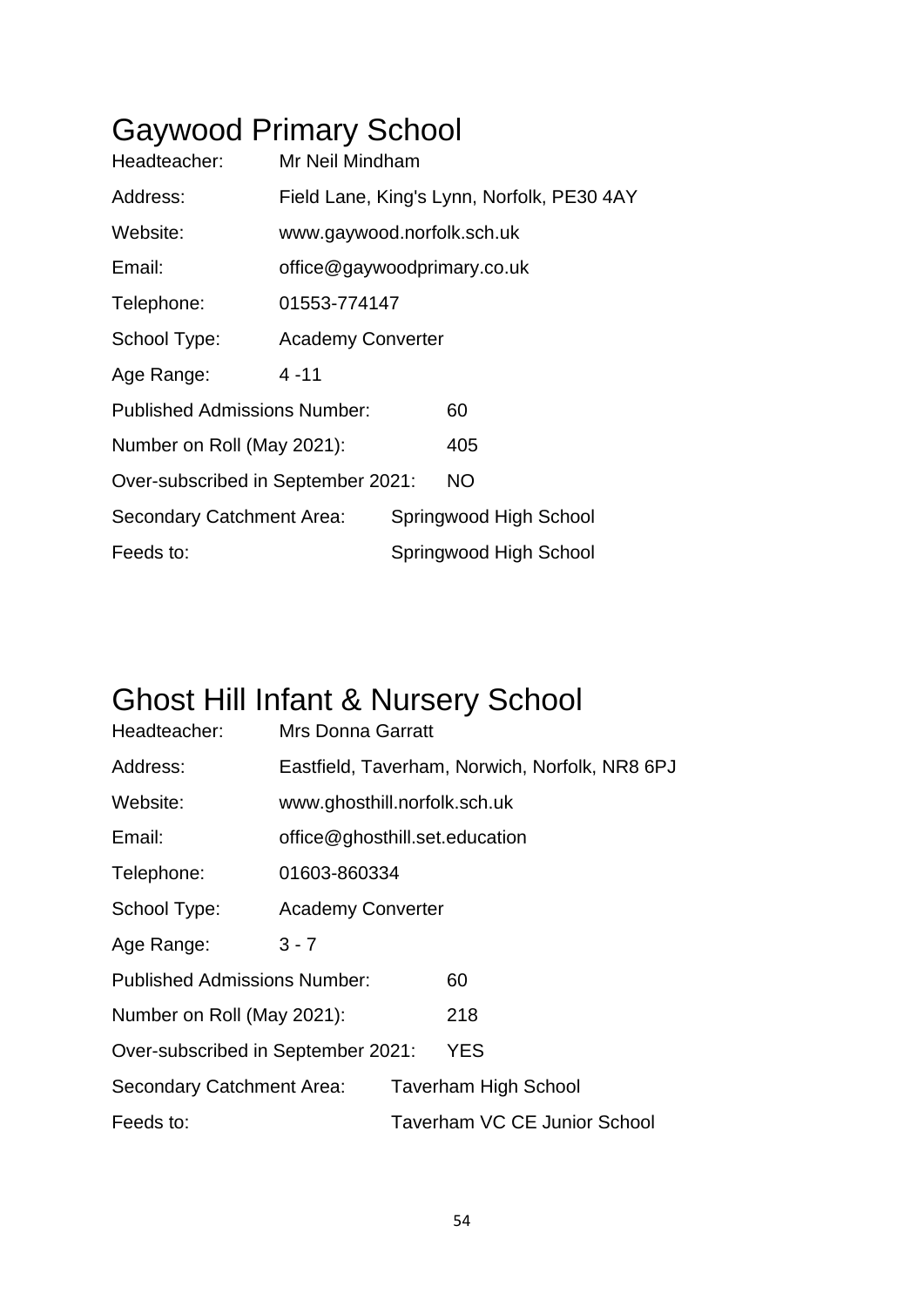# Gaywood Primary School

| | |
|---|---|
| Headteacher: | Mr Neil Mindham |
| Address: | Field Lane, King's Lynn, Norfolk, PE30 4AY |
| Website: | www.gaywood.norfolk.sch.uk |
| Email: | office@gaywoodprimary.co.uk |
| Telephone: | 01553-774147 |
| School Type: | Academy Converter |
| Age Range: | 4 -11 |
| Published Admissions Number: | 60 |
| Number on Roll (May 2021): | 405 |
| Over-subscribed in September 2021: | NO |
| Secondary Catchment Area: | Springwood High School |
| Feeds to: | Springwood High School |

# Ghost Hill Infant & Nursery School

| | |
|---|---|
| Headteacher: | Mrs Donna Garratt |
| Address: | Eastfield, Taverham, Norwich, Norfolk, NR8 6PJ |
| Website: | www.ghosthill.norfolk.sch.uk |
| Email: | office@ghosthill.set.education |
| Telephone: | 01603-860334 |
| School Type: | Academy Converter |
| Age Range: | 3 - 7 |
| Published Admissions Number: | 60 |
| Number on Roll (May 2021): | 218 |
| Over-subscribed in September 2021: | YES |
| Secondary Catchment Area: | Taverham High School |
| Feeds to: | Taverham VC CE Junior School |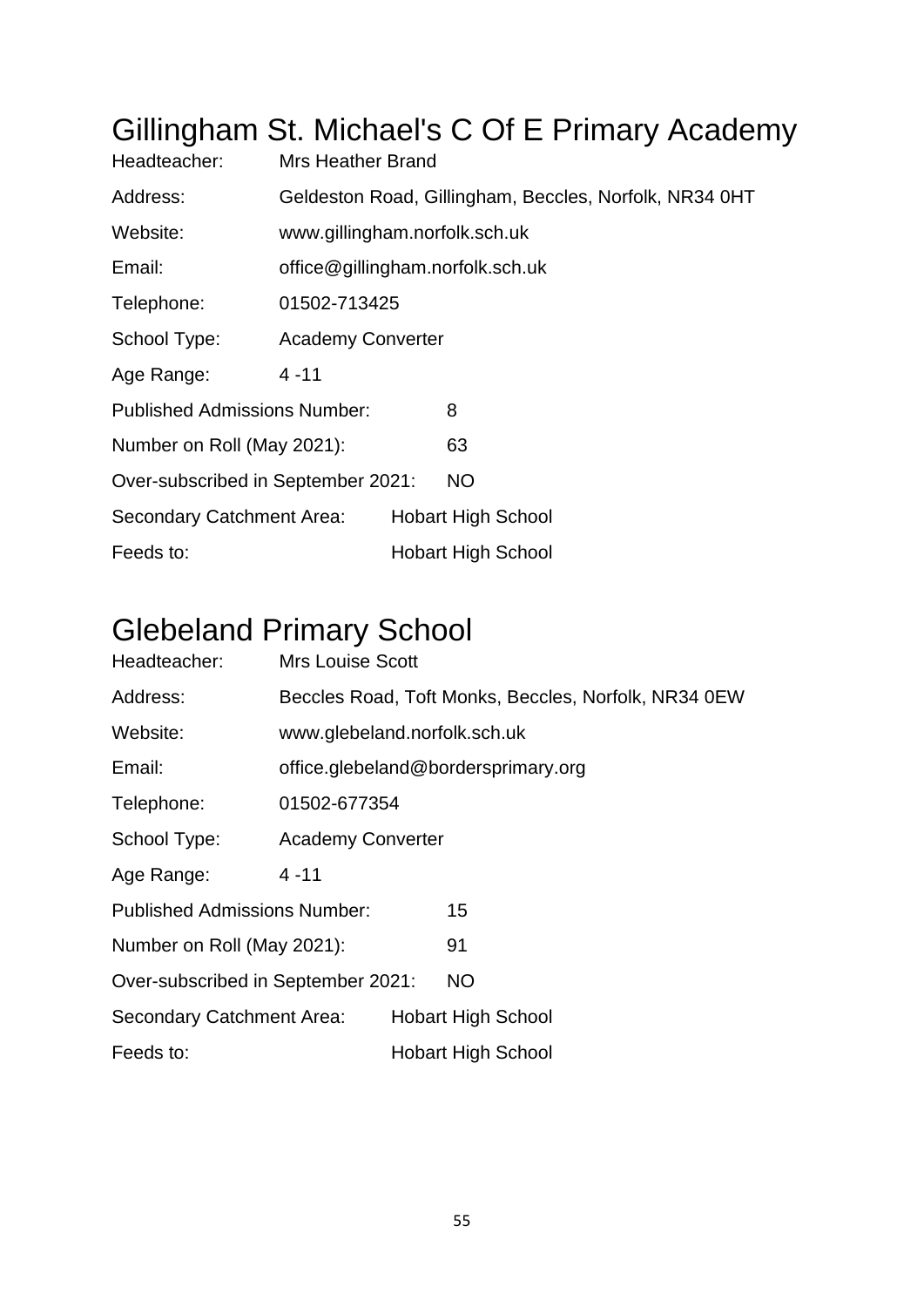# Gillingham St. Michael's C Of E Primary Academy

Headteacher: Mrs Heather Brand

Address: Geldeston Road, Gillingham, Beccles, Norfolk, NR34 0HT

Website: www.gillingham.norfolk.sch.uk

Email: office@gillingham.norfolk.sch.uk

Telephone: 01502-713425

School Type: Academy Converter

Age Range: 4 -11

Published Admissions Number: 8

Number on Roll (May 2021): 63

Over-subscribed in September 2021: NO

Secondary Catchment Area: Hobart High School

Feeds to: Hobart High School

# Glebeland Primary School

Headteacher: Mrs Louise Scott

Address: Beccles Road, Toft Monks, Beccles, Norfolk, NR34 0EW

Website: www.glebeland.norfolk.sch.uk

Email: office.glebeland@bordersprimary.org

Telephone: 01502-677354

School Type: Academy Converter

Age Range: 4 -11

Published Admissions Number: 15

Number on Roll (May 2021): 91

Over-subscribed in September 2021: NO

Secondary Catchment Area: Hobart High School

Feeds to: Hobart High School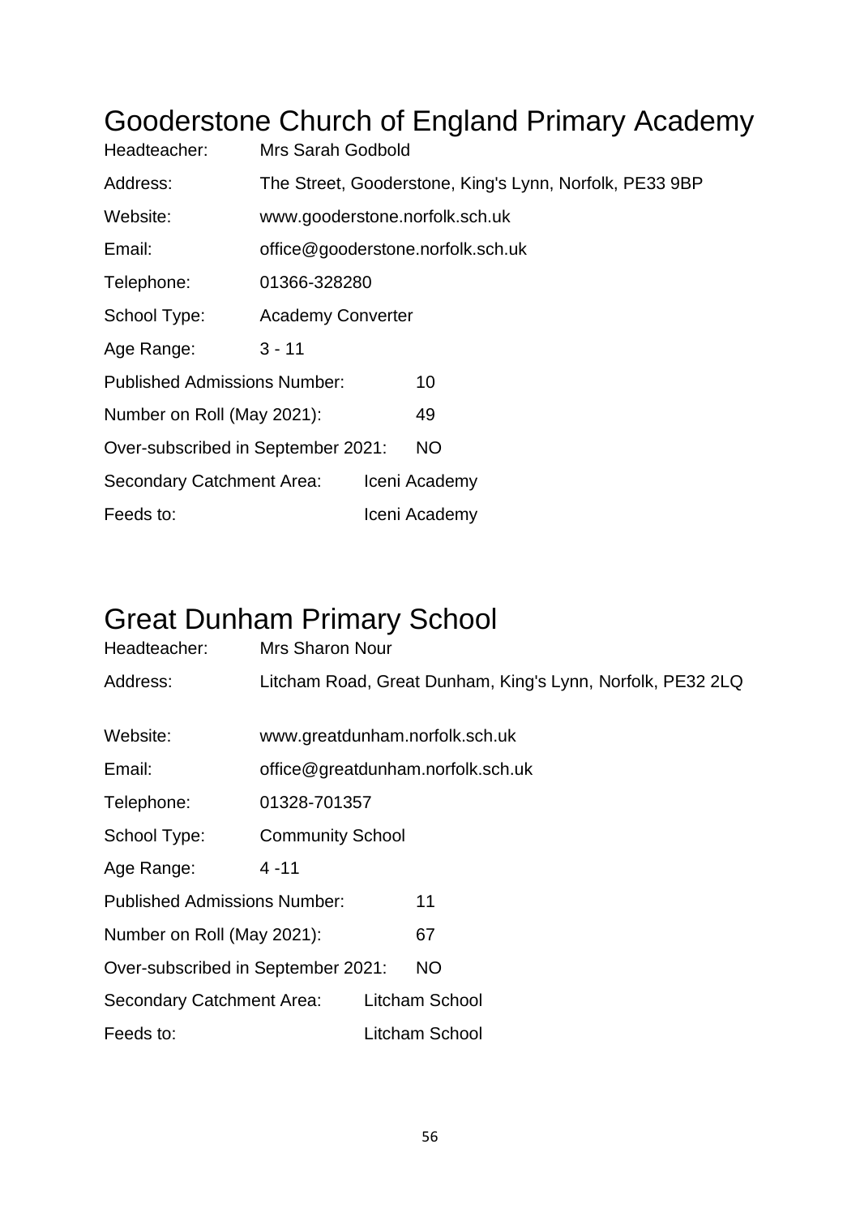# Gooderstone Church of England Primary Academy

Headteacher: Mrs Sarah Godbold

Address: The Street, Gooderstone, King's Lynn, Norfolk, PE33 9BP

Website: www.gooderstone.norfolk.sch.uk

Email: office@gooderstone.norfolk.sch.uk

Telephone: 01366-328280

School Type: Academy Converter

Age Range: 3 - 11

Published Admissions Number: 10

Number on Roll (May 2021): 49

Over-subscribed in September 2021: NO

Secondary Catchment Area: Iceni Academy

Feeds to: Iceni Academy

# Great Dunham Primary School

Headteacher: Mrs Sharon Nour

Address: Litcham Road, Great Dunham, King's Lynn, Norfolk, PE32 2LQ

Website: www.greatdunham.norfolk.sch.uk

Email: office@greatdunham.norfolk.sch.uk

Telephone: 01328-701357

School Type: Community School

Age Range: 4 -11

Published Admissions Number: 11

Number on Roll (May 2021): 67

Over-subscribed in September 2021: NO

Secondary Catchment Area: Litcham School

Feeds to: Litcham School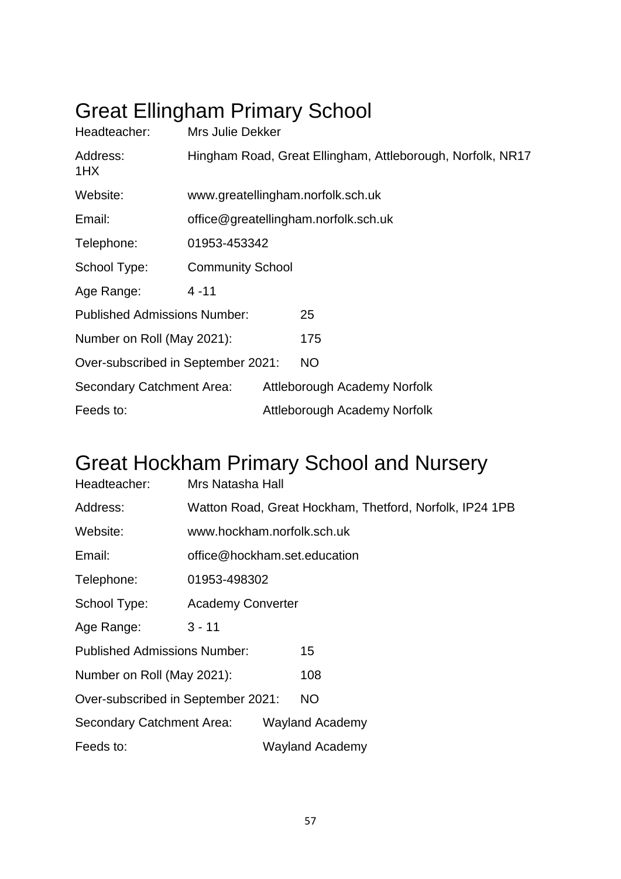# Great Ellingham Primary School

Headteacher: Mrs Julie Dekker

Address: Hingham Road, Great Ellingham, Attleborough, Norfolk, NR17 1HX

Website: www.greatellingham.norfolk.sch.uk

Email: office@greatellingham.norfolk.sch.uk

Telephone: 01953-453342

School Type: Community School

Age Range: 4 -11

Published Admissions Number: 25

Number on Roll (May 2021): 175

Over-subscribed in September 2021: NO

Secondary Catchment Area: Attleborough Academy Norfolk

Feeds to: Attleborough Academy Norfolk

# Great Hockham Primary School and Nursery

Headteacher: Mrs Natasha Hall

Address: Watton Road, Great Hockham, Thetford, Norfolk, IP24 1PB

Website: www.hockham.norfolk.sch.uk

Email: office@hockham.set.education

Telephone: 01953-498302

School Type: Academy Converter

Age Range: 3 - 11

Published Admissions Number: 15

Number on Roll (May 2021): 108

Over-subscribed in September 2021: NO

Secondary Catchment Area: Wayland Academy

Feeds to: Wayland Academy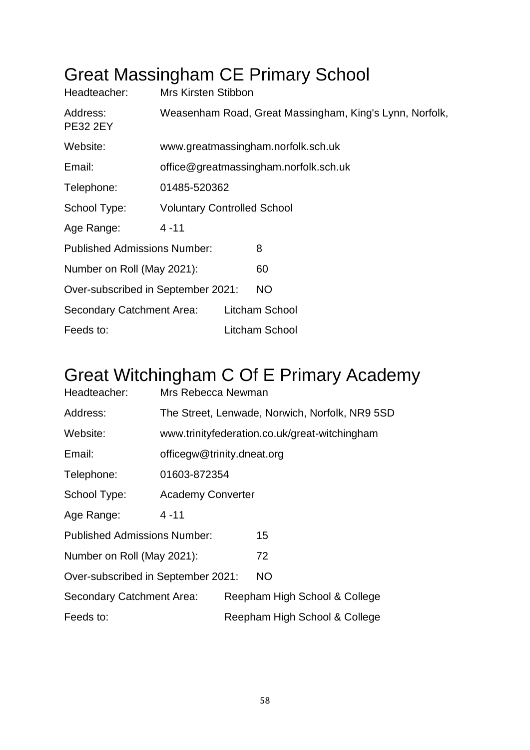# Great Massingham CE Primary School

| | |
|---|---|
| Headteacher: | Mrs Kirsten Stibbon |
| Address: | Weasenham Road, Great Massingham, King's Lynn, Norfolk, PE32 2EY |
| Website: | www.greatmassingham.norfolk.sch.uk |
| Email: | office@greatmassingham.norfolk.sch.uk |
| Telephone: | 01485-520362 |
| School Type: | Voluntary Controlled School |
| Age Range: | 4 -11 |
| Published Admissions Number: | 8 |
| Number on Roll (May 2021): | 60 |
| Over-subscribed in September 2021: | NO |
| Secondary Catchment Area: | Litcham School |
| Feeds to: | Litcham School |

# Great Witchingham C Of E Primary Academy

| | |
|---|---|
| Headteacher: | Mrs Rebecca Newman |
| Address: | The Street, Lenwade, Norwich, Norfolk, NR9 5SD |
| Website: | www.trinityfederation.co.uk/great-witchingham |
| Email: | officegw@trinity.dneat.org |
| Telephone: | 01603-872354 |
| School Type: | Academy Converter |
| Age Range: | 4 -11 |
| Published Admissions Number: | 15 |
| Number on Roll (May 2021): | 72 |
| Over-subscribed in September 2021: | NO |
| Secondary Catchment Area: | Reepham High School & College |
| Feeds to: | Reepham High School & College |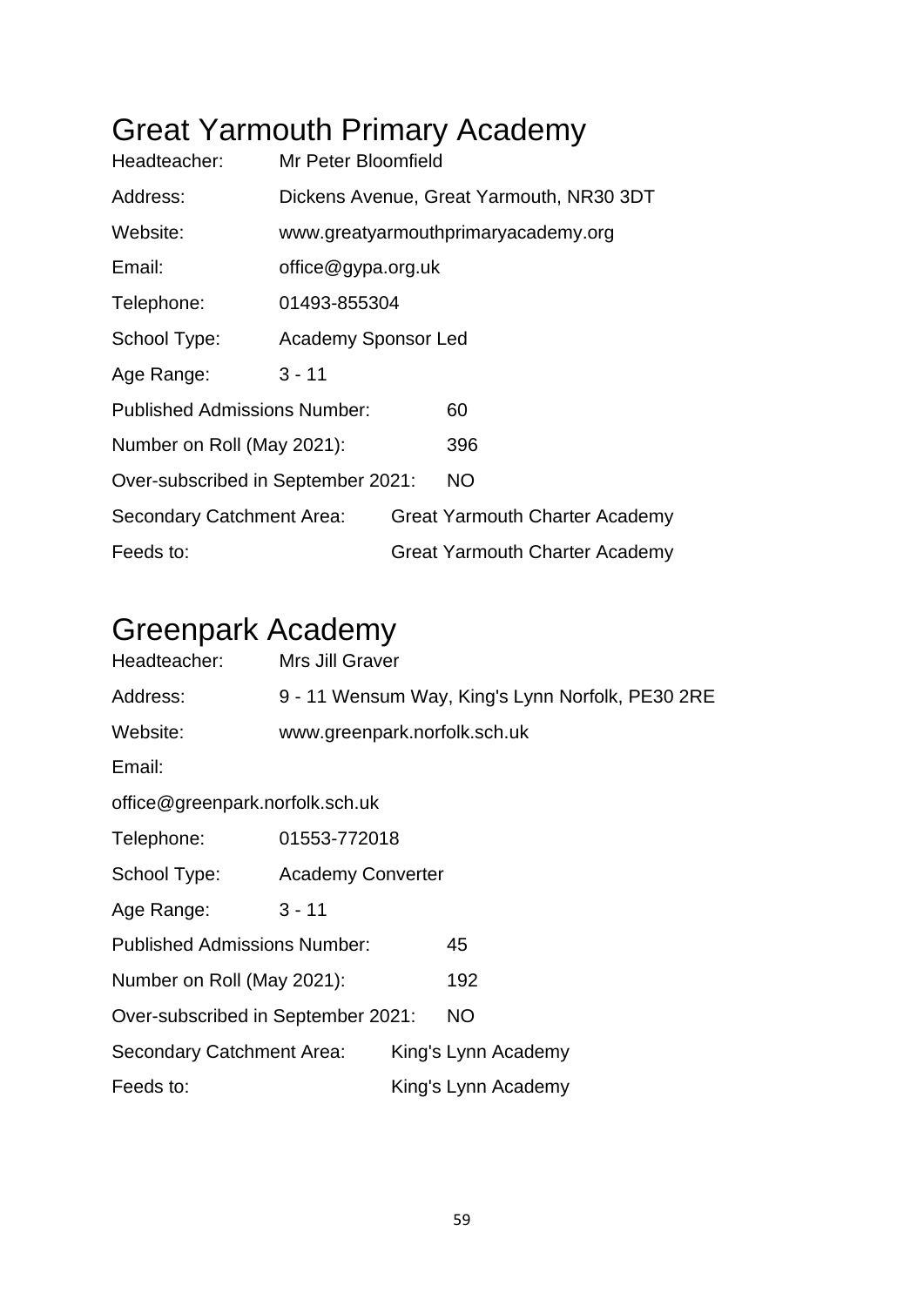# Great Yarmouth Primary Academy

Headteacher: Mr Peter Bloomfield

Address: Dickens Avenue, Great Yarmouth, NR30 3DT

Website: www.greatyarmouthprimaryacademy.org

Email: office@gypa.org.uk

Telephone: 01493-855304

School Type: Academy Sponsor Led

Age Range: 3 - 11

Published Admissions Number: 60

Number on Roll (May 2021): 396

Over-subscribed in September 2021: NO

Secondary Catchment Area: Great Yarmouth Charter Academy

Feeds to: Great Yarmouth Charter Academy

# Greenpark Academy

Headteacher: Mrs Jill Graver

Address: 9 - 11 Wensum Way, King's Lynn Norfolk, PE30 2RE

Website: www.greenpark.norfolk.sch.uk

Email:

office@greenpark.norfolk.sch.uk

Telephone: 01553-772018

School Type: Academy Converter

Age Range: 3 - 11

Published Admissions Number: 45

Number on Roll (May 2021): 192

Over-subscribed in September 2021: NO

Secondary Catchment Area: King's Lynn Academy

Feeds to: King's Lynn Academy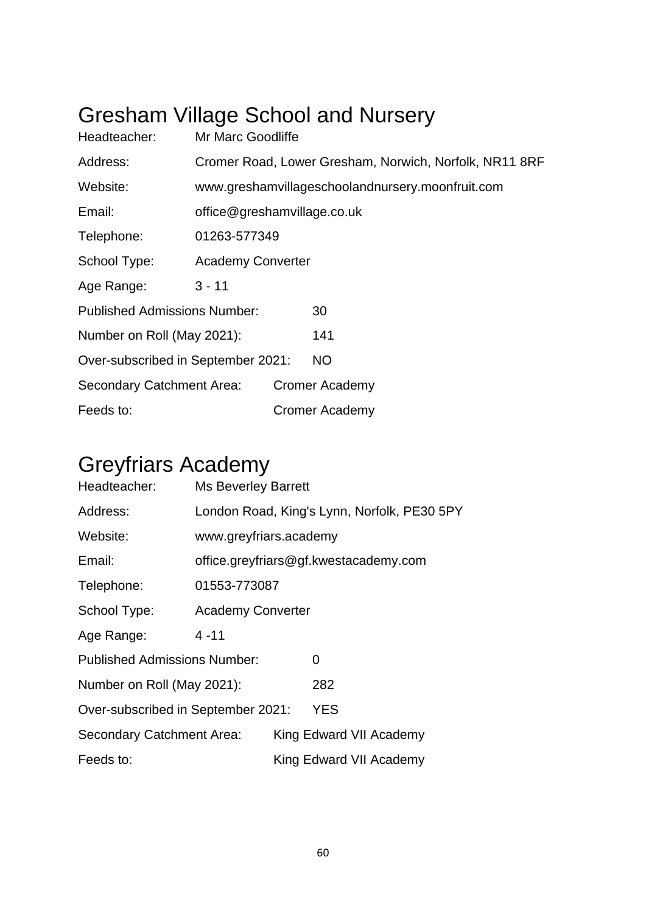## Gresham Village School and Nursery

Headteacher: Mr Marc Goodliffe

Address: Cromer Road, Lower Gresham, Norwich, Norfolk, NR11 8RF

Website: www.greshamvillageschoolandnursery.moonfruit.com

Email: office@greshamvillage.co.uk

Telephone: 01263-577349

School Type: Academy Converter

Age Range: 3 - 11

Published Admissions Number: 30

Number on Roll (May 2021): 141

Over-subscribed in September 2021: NO

Secondary Catchment Area: Cromer Academy

Feeds to: Cromer Academy

## Greyfriars Academy

Headteacher: Ms Beverley Barrett

Address: London Road, King's Lynn, Norfolk, PE30 5PY

Website: www.greyfriars.academy

Email: office.greyfriars@gf.kwestacademy.com

Telephone: 01553-773087

School Type: Academy Converter

Age Range: 4 -11

Published Admissions Number: 0

Number on Roll (May 2021): 282

Over-subscribed in September 2021: YES

Secondary Catchment Area: King Edward VII Academy

Feeds to: King Edward VII Academy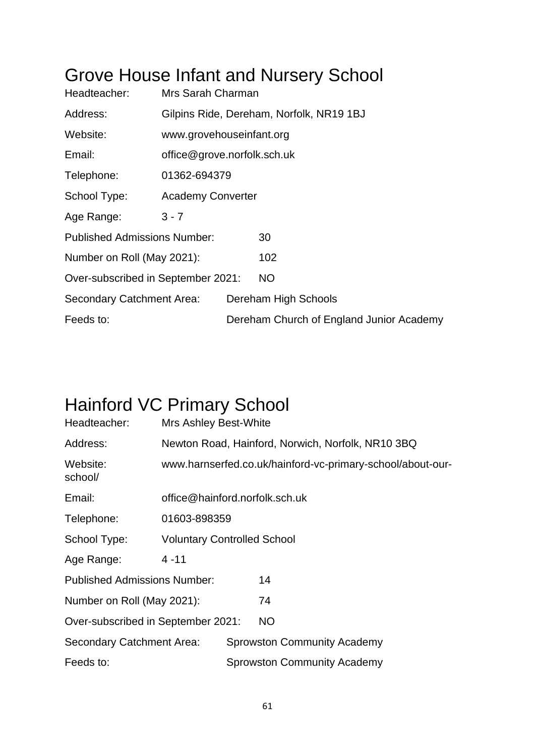# Grove House Infant and Nursery School

| | |
|---|---|
| Headteacher: | Mrs Sarah Charman |
| Address: | Gilpins Ride, Dereham, Norfolk, NR19 1BJ |
| Website: | www.grovehouseinfant.org |
| Email: | office@grove.norfolk.sch.uk |
| Telephone: | 01362-694379 |
| School Type: | Academy Converter |
| Age Range: | 3 - 7 |
| Published Admissions Number: | 30 |
| Number on Roll (May 2021): | 102 |
| Over-subscribed in September 2021: | NO |
| Secondary Catchment Area: | Dereham High Schools |
| Feeds to: | Dereham Church of England Junior Academy |

# Hainford VC Primary School

| | |
|---|---|
| Headteacher: | Mrs Ashley Best-White |
| Address: | Newton Road, Hainford, Norwich, Norfolk, NR10 3BQ |
| Website: | www.harnserfed.co.uk/hainford-vc-primary-school/about-our-school/ |
| Email: | office@hainford.norfolk.sch.uk |
| Telephone: | 01603-898359 |
| School Type: | Voluntary Controlled School |
| Age Range: | 4 -11 |
| Published Admissions Number: | 14 |
| Number on Roll (May 2021): | 74 |
| Over-subscribed in September 2021: | NO |
| Secondary Catchment Area: | Sprowston Community Academy |
| Feeds to: | Sprowston Community Academy |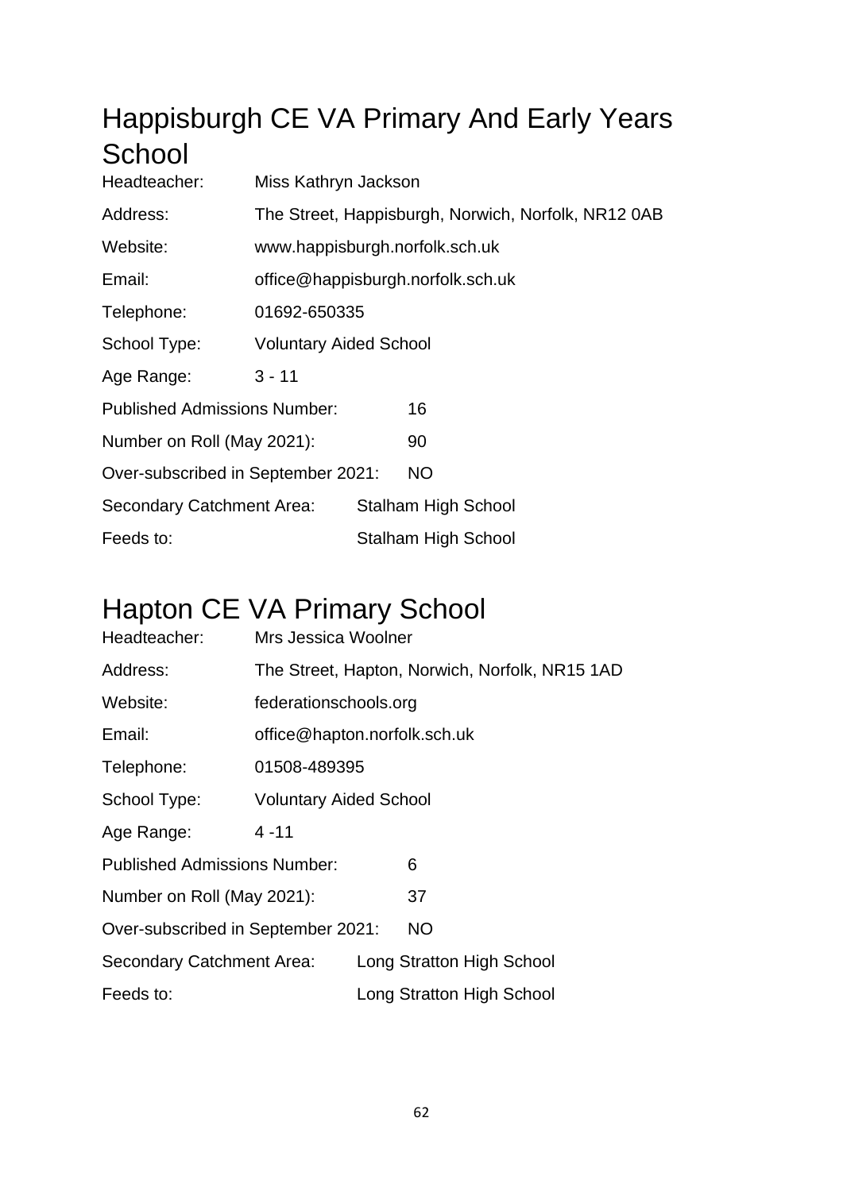# Happisburgh CE VA Primary And Early Years School

| | |
|---|---|
| Headteacher: | Miss Kathryn Jackson |
| Address: | The Street, Happisburgh, Norwich, Norfolk, NR12 0AB |
| Website: | www.happisburgh.norfolk.sch.uk |
| Email: | office@happisburgh.norfolk.sch.uk |
| Telephone: | 01692-650335 |
| School Type: | Voluntary Aided School |
| Age Range: | 3 - 11 |
| Published Admissions Number: | 16 |
| Number on Roll (May 2021): | 90 |
| Over-subscribed in September 2021: | NO |
| Secondary Catchment Area: | Stalham High School |
| Feeds to: | Stalham High School |

# Hapton CE VA Primary School

| | |
|---|---|
| Headteacher: | Mrs Jessica Woolner |
| Address: | The Street, Hapton, Norwich, Norfolk, NR15 1AD |
| Website: | federationschools.org |
| Email: | office@hapton.norfolk.sch.uk |
| Telephone: | 01508-489395 |
| School Type: | Voluntary Aided School |
| Age Range: | 4 -11 |
| Published Admissions Number: | 6 |
| Number on Roll (May 2021): | 37 |
| Over-subscribed in September 2021: | NO |
| Secondary Catchment Area: | Long Stratton High School |
| Feeds to: | Long Stratton High School |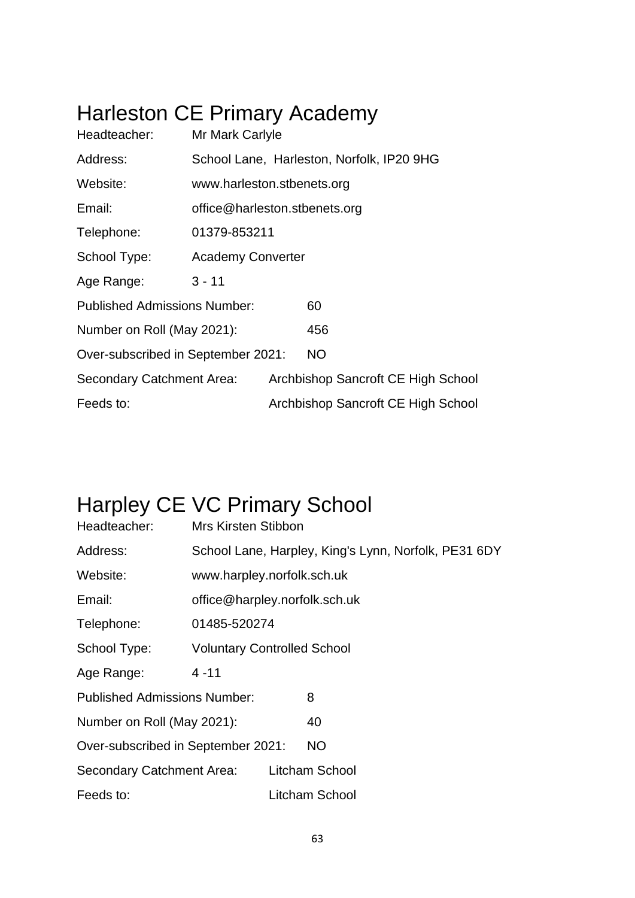# Harleston CE Primary Academy

| | |
|---|---|
| Headteacher: | Mr Mark Carlyle |
| Address: | School Lane, Harleston, Norfolk, IP20 9HG |
| Website: | www.harleston.stbenets.org |
| Email: | office@harleston.stbenets.org |
| Telephone: | 01379-853211 |
| School Type: | Academy Converter |
| Age Range: | 3 - 11 |
| Published Admissions Number: | 60 |
| Number on Roll (May 2021): | 456 |
| Over-subscribed in September 2021: | NO |
| Secondary Catchment Area: | Archbishop Sancroft CE High School |
| Feeds to: | Archbishop Sancroft CE High School |

# Harpley CE VC Primary School

| | |
|---|---|
| Headteacher: | Mrs Kirsten Stibbon |
| Address: | School Lane, Harpley, King's Lynn, Norfolk, PE31 6DY |
| Website: | www.harpley.norfolk.sch.uk |
| Email: | office@harpley.norfolk.sch.uk |
| Telephone: | 01485-520274 |
| School Type: | Voluntary Controlled School |
| Age Range: | 4 -11 |
| Published Admissions Number: | 8 |
| Number on Roll (May 2021): | 40 |
| Over-subscribed in September 2021: | NO |
| Secondary Catchment Area: | Litcham School |
| Feeds to: | Litcham School |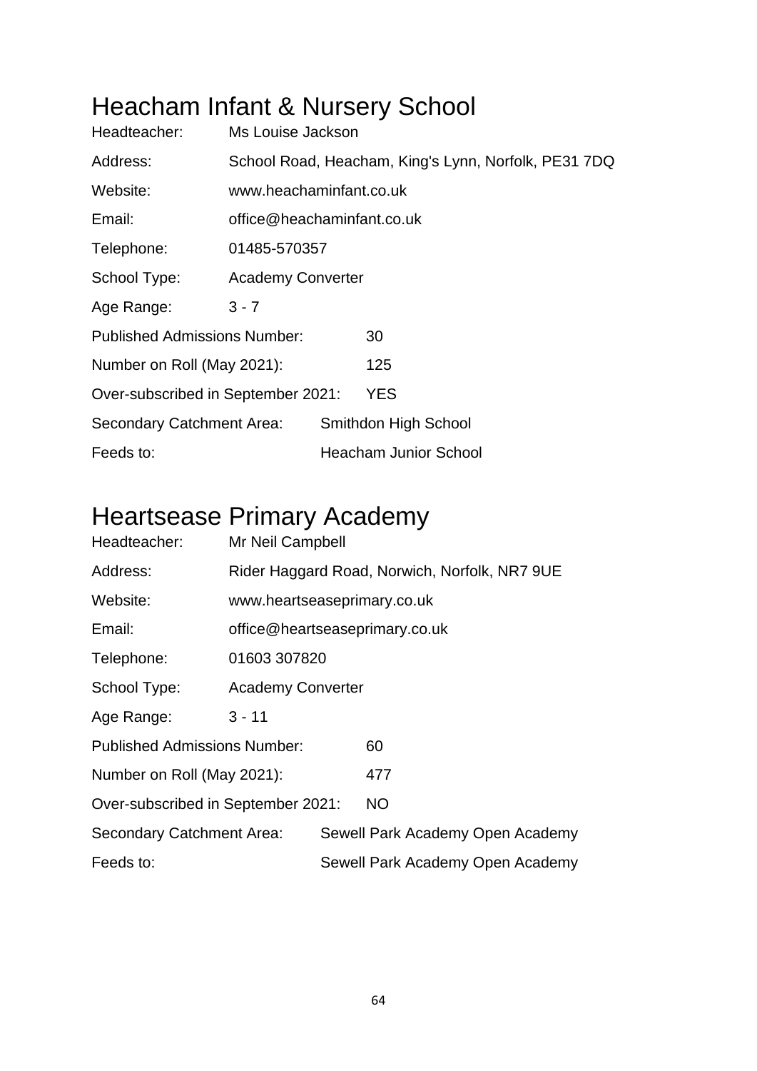# Heacham Infant & Nursery School

Headteacher: Ms Louise Jackson

Address: School Road, Heacham, King's Lynn, Norfolk, PE31 7DQ

Website: www.heachaminfant.co.uk

Email: office@heachaminfant.co.uk

Telephone: 01485-570357

School Type: Academy Converter

Age Range: 3 - 7

Published Admissions Number: 30

Number on Roll (May 2021): 125

Over-subscribed in September 2021: YES

Secondary Catchment Area: Smithdon High School

Feeds to: Heacham Junior School

# Heartsease Primary Academy

Headteacher: Mr Neil Campbell

Address: Rider Haggard Road, Norwich, Norfolk, NR7 9UE

Website: www.heartseaseprimary.co.uk

Email: office@heartseaseprimary.co.uk

Telephone: 01603 307820

School Type: Academy Converter

Age Range: 3 - 11

Published Admissions Number: 60

Number on Roll (May 2021): 477

Over-subscribed in September 2021: NO

Secondary Catchment Area: Sewell Park Academy Open Academy

Feeds to: Sewell Park Academy Open Academy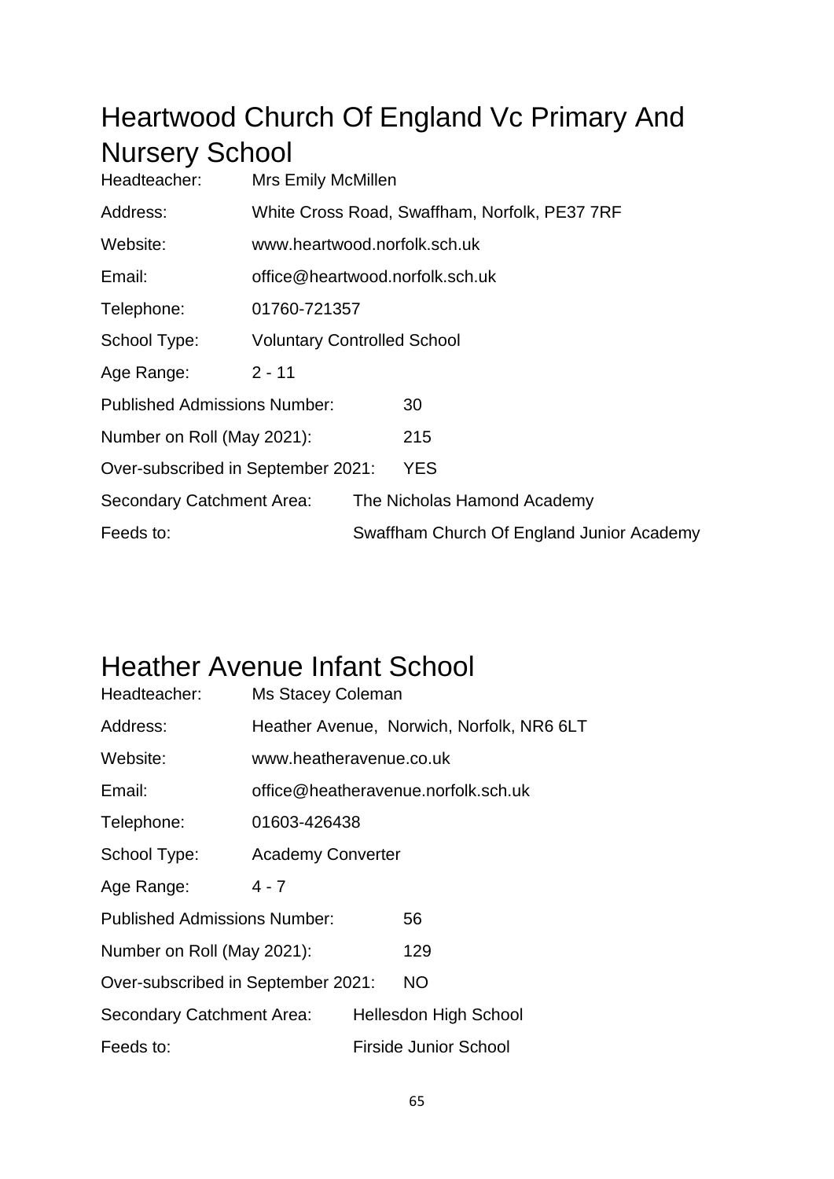# Heartwood Church Of England Vc Primary And Nursery School

| | |
|---|---|
| Headteacher: | Mrs Emily McMillen |
| Address: | White Cross Road, Swaffham, Norfolk, PE37 7RF |
| Website: | www.heartwood.norfolk.sch.uk |
| Email: | office@heartwood.norfolk.sch.uk |
| Telephone: | 01760-721357 |
| School Type: | Voluntary Controlled School |
| Age Range: | 2 - 11 |
| Published Admissions Number: | 30 |
| Number on Roll (May 2021): | 215 |
| Over-subscribed in September 2021: | YES |
| Secondary Catchment Area: | The Nicholas Hamond Academy |
| Feeds to: | Swaffham Church Of England Junior Academy |

# Heather Avenue Infant School

| | |
|---|---|
| Headteacher: | Ms Stacey Coleman |
| Address: | Heather Avenue, Norwich, Norfolk, NR6 6LT |
| Website: | www.heatheravenue.co.uk |
| Email: | office@heatheravenue.norfolk.sch.uk |
| Telephone: | 01603-426438 |
| School Type: | Academy Converter |
| Age Range: | 4 - 7 |
| Published Admissions Number: | 56 |
| Number on Roll (May 2021): | 129 |
| Over-subscribed in September 2021: | NO |
| Secondary Catchment Area: | Hellesdon High School |
| Feeds to: | Firside Junior School |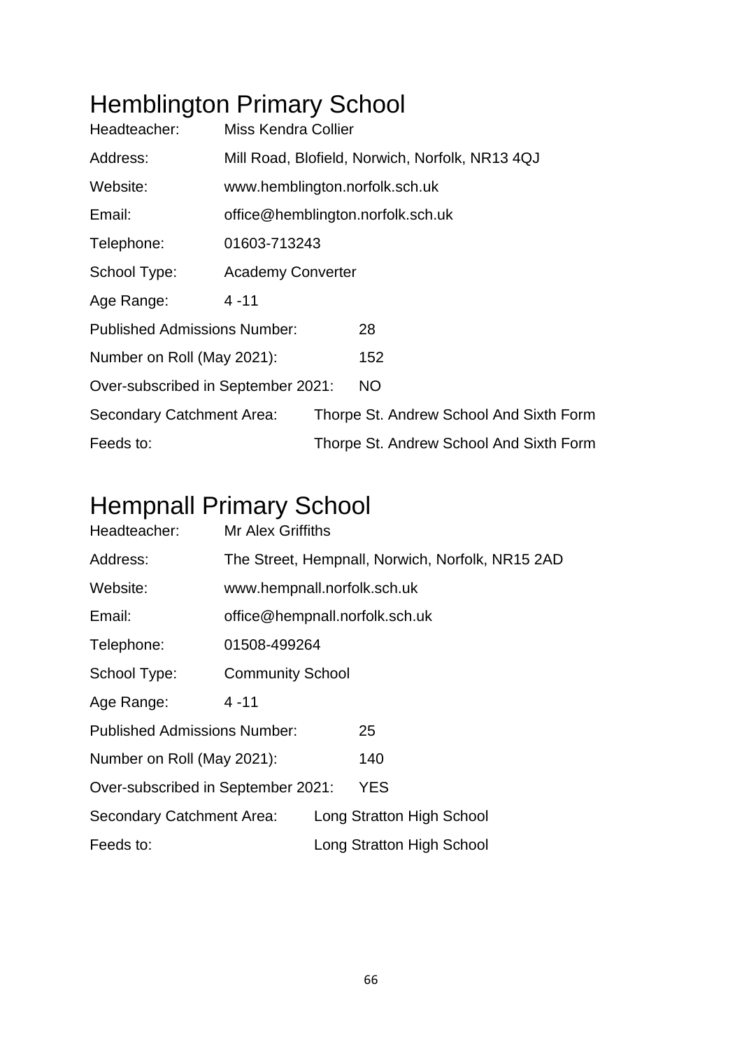# Hemblington Primary School

Headteacher: Miss Kendra Collier

Address: Mill Road, Blofield, Norwich, Norfolk, NR13 4QJ

Website: www.hemblington.norfolk.sch.uk

Email: office@hemblington.norfolk.sch.uk

Telephone: 01603-713243

School Type: Academy Converter

Age Range: 4 -11

Published Admissions Number: 28

Number on Roll (May 2021): 152

Over-subscribed in September 2021: NO

Secondary Catchment Area: Thorpe St. Andrew School And Sixth Form

Feeds to: Thorpe St. Andrew School And Sixth Form

# Hempnall Primary School

Headteacher: Mr Alex Griffiths

Address: The Street, Hempnall, Norwich, Norfolk, NR15 2AD

Website: www.hempnall.norfolk.sch.uk

Email: office@hempnall.norfolk.sch.uk

Telephone: 01508-499264

School Type: Community School

Age Range: 4 -11

Published Admissions Number: 25

Number on Roll (May 2021): 140

Over-subscribed in September 2021: YES

Secondary Catchment Area: Long Stratton High School

Feeds to: Long Stratton High School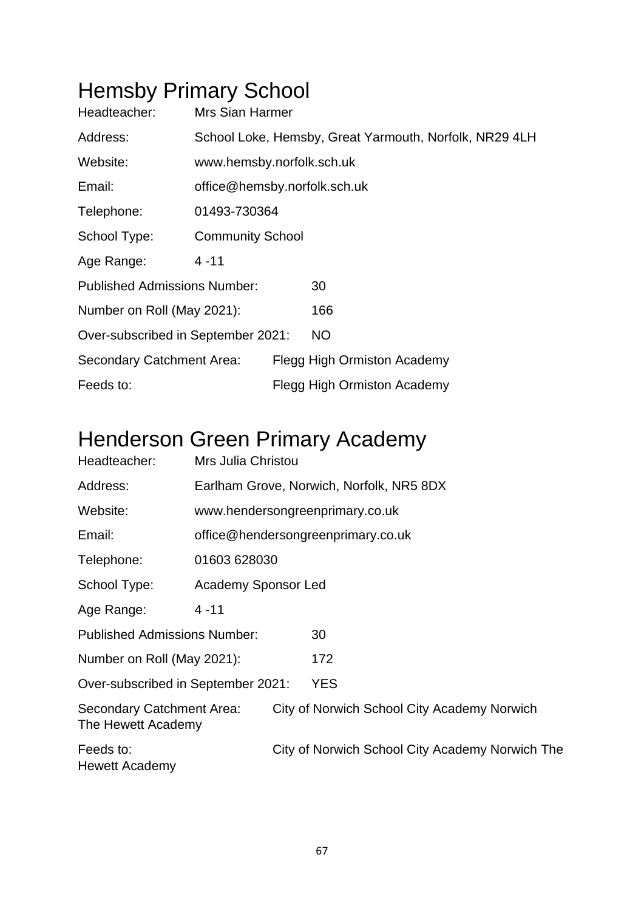# Hemsby Primary School

Headteacher: Mrs Sian Harmer

Address: School Loke, Hemsby, Great Yarmouth, Norfolk, NR29 4LH

Website: www.hemsby.norfolk.sch.uk

Email: office@hemsby.norfolk.sch.uk

Telephone: 01493-730364

School Type: Community School

Age Range: 4 -11

Published Admissions Number: 30

Number on Roll (May 2021): 166

Over-subscribed in September 2021: NO

Secondary Catchment Area: Flegg High Ormiston Academy

Feeds to: Flegg High Ormiston Academy

# Henderson Green Primary Academy

Headteacher: Mrs Julia Christou

Address: Earlham Grove, Norwich, Norfolk, NR5 8DX

Website: www.hendersongreenprimary.co.uk

Email: office@hendersongreenprimary.co.uk

Telephone: 01603 628030

School Type: Academy Sponsor Led

Age Range: 4 -11

Published Admissions Number: 30

Number on Roll (May 2021): 172

Over-subscribed in September 2021: YES

Secondary Catchment Area: City of Norwich School City Academy Norwich The Hewett Academy

Feeds to: City of Norwich School City Academy Norwich The Hewett Academy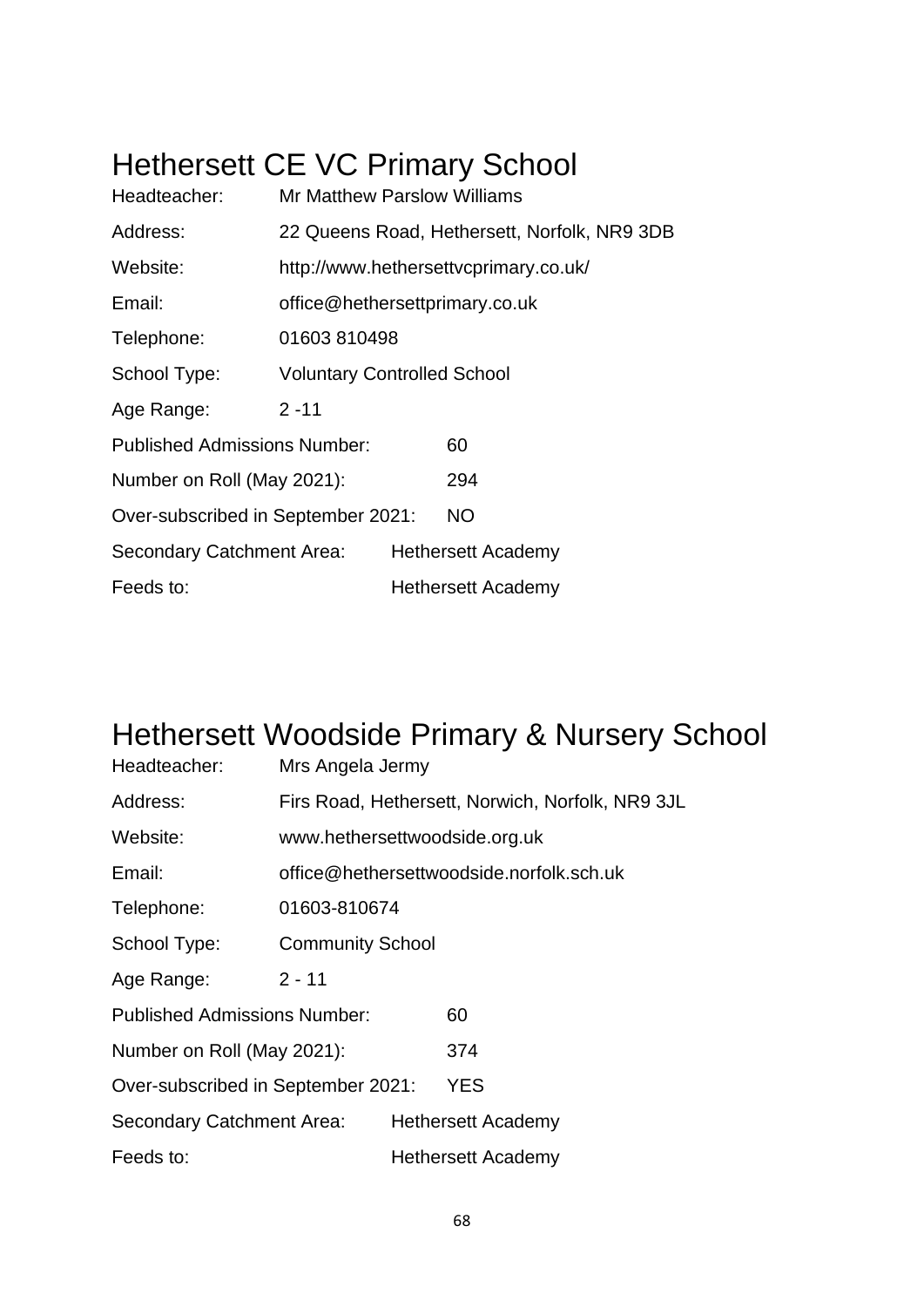# Hethersett CE VC Primary School

| | |
|---|---|
| Headteacher: | Mr Matthew Parslow Williams |
| Address: | 22 Queens Road, Hethersett, Norfolk, NR9 3DB |
| Website: | http://www.hethersettvcprimary.co.uk/ |
| Email: | office@hethersettprimary.co.uk |
| Telephone: | 01603 810498 |
| School Type: | Voluntary Controlled School |
| Age Range: | 2 -11 |
| Published Admissions Number: | 60 |
| Number on Roll (May 2021): | 294 |
| Over-subscribed in September 2021: | NO |
| Secondary Catchment Area: | Hethersett Academy |
| Feeds to: | Hethersett Academy |

# Hethersett Woodside Primary & Nursery School

| | |
|---|---|
| Headteacher: | Mrs Angela Jermy |
| Address: | Firs Road, Hethersett, Norwich, Norfolk, NR9 3JL |
| Website: | www.hethersettwoodside.org.uk |
| Email: | office@hethersettwoodside.norfolk.sch.uk |
| Telephone: | 01603-810674 |
| School Type: | Community School |
| Age Range: | 2 - 11 |
| Published Admissions Number: | 60 |
| Number on Roll (May 2021): | 374 |
| Over-subscribed in September 2021: | YES |
| Secondary Catchment Area: | Hethersett Academy |
| Feeds to: | Hethersett Academy |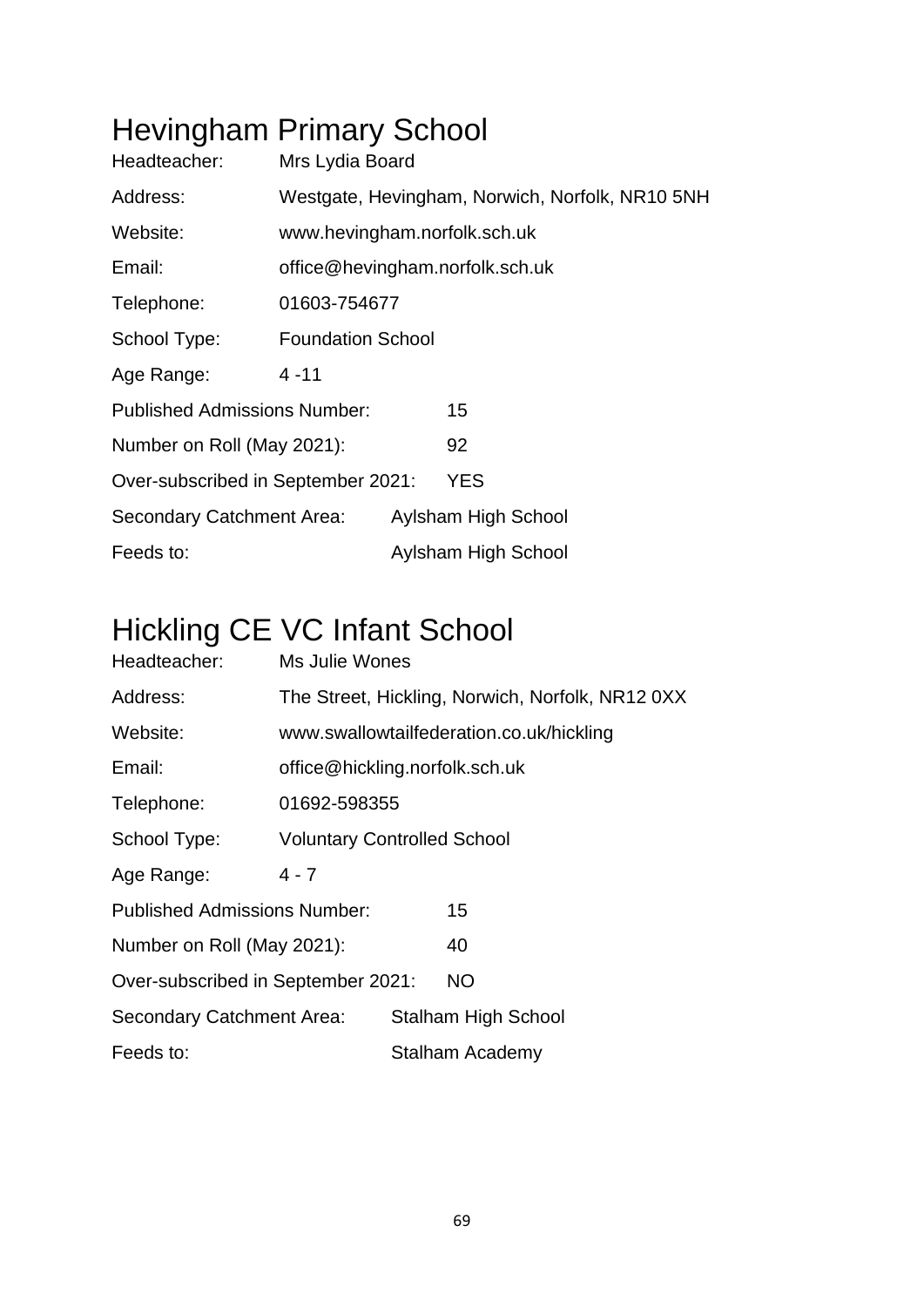# Hevingham Primary School

Headteacher: Mrs Lydia Board

Address: Westgate, Hevingham, Norwich, Norfolk, NR10 5NH

Website: www.hevingham.norfolk.sch.uk

Email: office@hevingham.norfolk.sch.uk

Telephone: 01603-754677

School Type: Foundation School

Age Range: 4 -11

Published Admissions Number: 15

Number on Roll (May 2021): 92

Over-subscribed in September 2021: YES

Secondary Catchment Area: Aylsham High School

Feeds to: Aylsham High School

# Hickling CE VC Infant School

Headteacher: Ms Julie Wones

Address: The Street, Hickling, Norwich, Norfolk, NR12 0XX

Website: www.swallowtailfederation.co.uk/hickling

Email: office@hickling.norfolk.sch.uk

Telephone: 01692-598355

School Type: Voluntary Controlled School

Age Range: 4 - 7

Published Admissions Number: 15

Number on Roll (May 2021): 40

Over-subscribed in September 2021: NO

Secondary Catchment Area: Stalham High School

Feeds to: Stalham Academy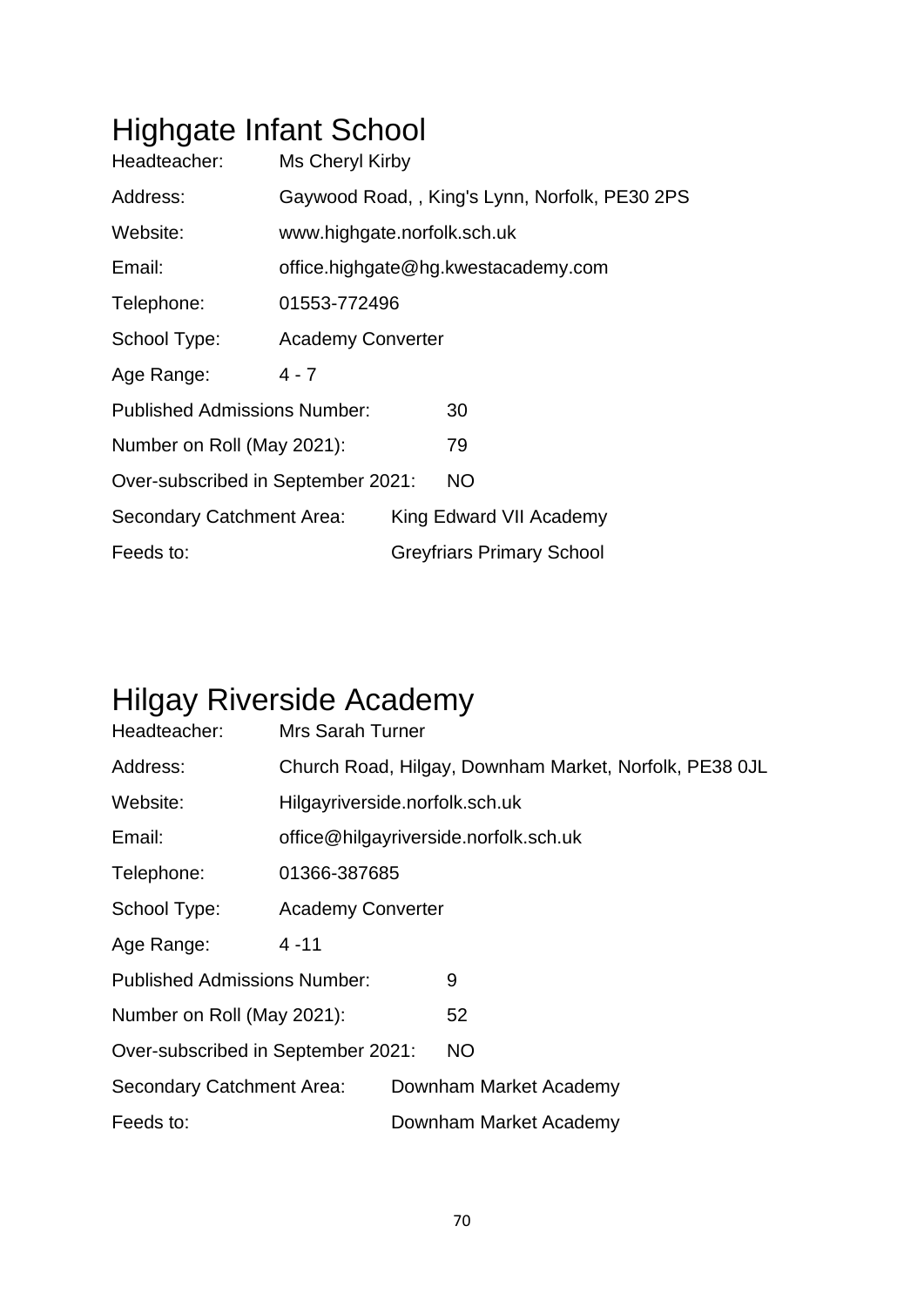# Highgate Infant School

| | |
|---|---|
| Headteacher: | Ms Cheryl Kirby |
| Address: | Gaywood Road, , King's Lynn, Norfolk, PE30 2PS |
| Website: | www.highgate.norfolk.sch.uk |
| Email: | office.highgate@hg.kwestacademy.com |
| Telephone: | 01553-772496 |
| School Type: | Academy Converter |
| Age Range: | 4 - 7 |
| Published Admissions Number: | 30 |
| Number on Roll (May 2021): | 79 |
| Over-subscribed in September 2021: | NO |
| Secondary Catchment Area: | King Edward VII Academy |
| Feeds to: | Greyfriars Primary School |

# Hilgay Riverside Academy

| | |
|---|---|
| Headteacher: | Mrs Sarah Turner |
| Address: | Church Road, Hilgay, Downham Market, Norfolk, PE38 0JL |
| Website: | Hilgayriverside.norfolk.sch.uk |
| Email: | office@hilgayriverside.norfolk.sch.uk |
| Telephone: | 01366-387685 |
| School Type: | Academy Converter |
| Age Range: | 4 -11 |
| Published Admissions Number: | 9 |
| Number on Roll (May 2021): | 52 |
| Over-subscribed in September 2021: | NO |
| Secondary Catchment Area: | Downham Market Academy |
| Feeds to: | Downham Market Academy |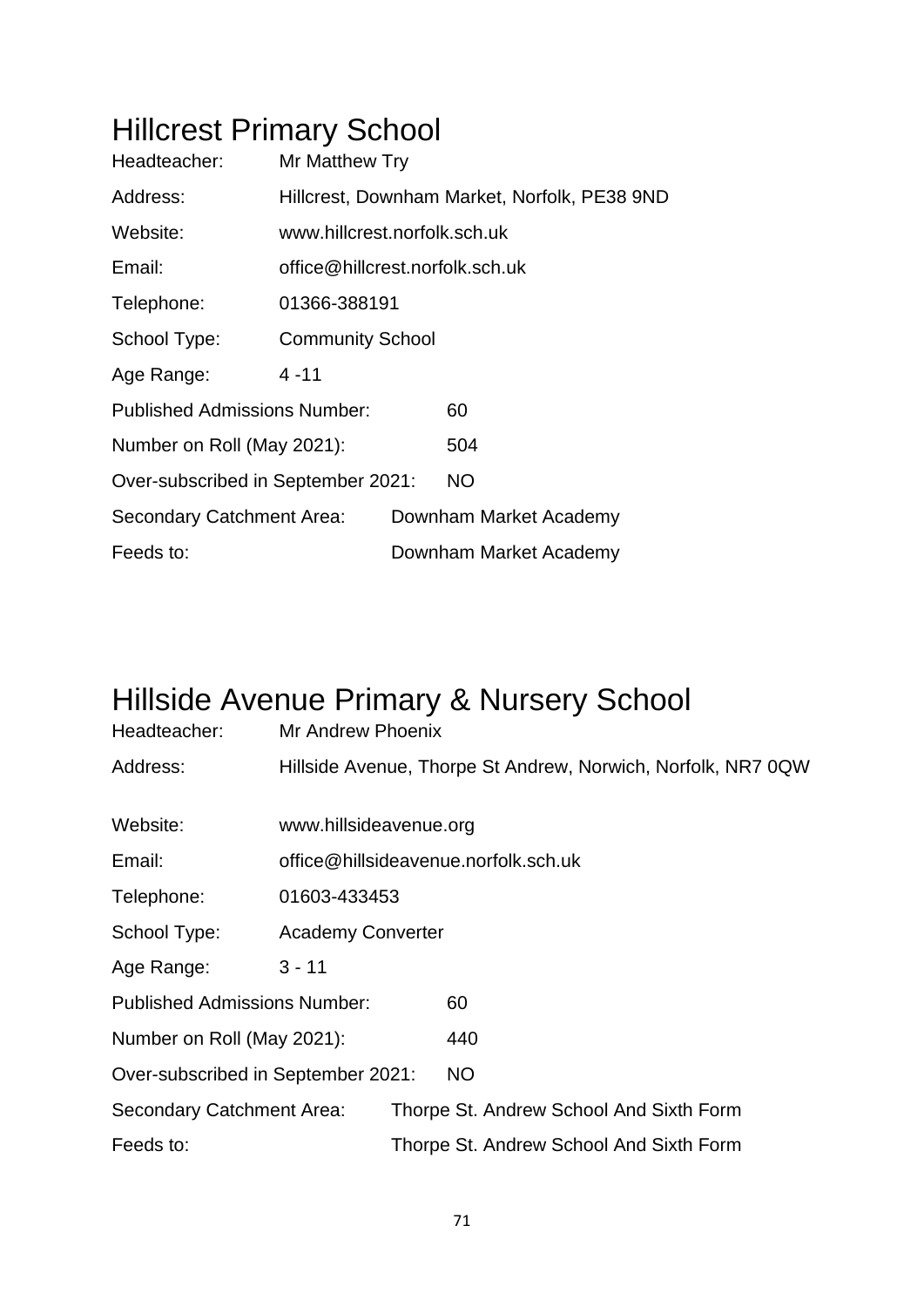# Hillcrest Primary School

Headteacher: Mr Matthew Try

Address: Hillcrest, Downham Market, Norfolk, PE38 9ND

Website: www.hillcrest.norfolk.sch.uk

Email: office@hillcrest.norfolk.sch.uk

Telephone: 01366-388191

School Type: Community School

Age Range: 4 -11

Published Admissions Number: 60

Number on Roll (May 2021): 504

Over-subscribed in September 2021: NO

Secondary Catchment Area: Downham Market Academy

Feeds to: Downham Market Academy

# Hillside Avenue Primary & Nursery School

Headteacher: Mr Andrew Phoenix

Address: Hillside Avenue, Thorpe St Andrew, Norwich, Norfolk, NR7 0QW

Website: www.hillsideavenue.org

Email: office@hillsideavenue.norfolk.sch.uk

Telephone: 01603-433453

School Type: Academy Converter

Age Range: 3 - 11

Published Admissions Number: 60

Number on Roll (May 2021): 440

Over-subscribed in September 2021: NO

Secondary Catchment Area: Thorpe St. Andrew School And Sixth Form

Feeds to: Thorpe St. Andrew School And Sixth Form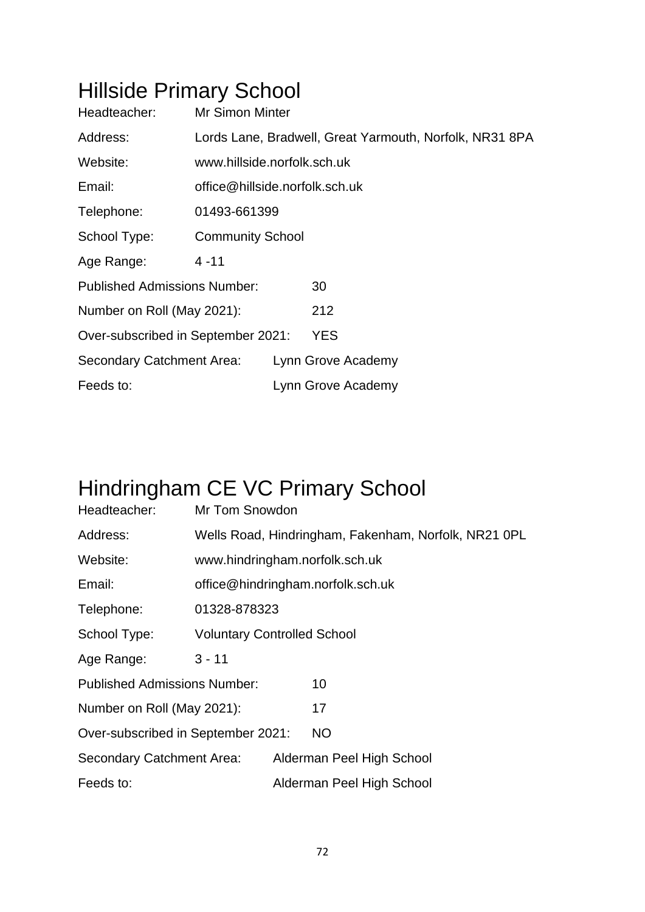# Hillside Primary School

Headteacher: Mr Simon Minter

Address: Lords Lane, Bradwell, Great Yarmouth, Norfolk, NR31 8PA

Website: www.hillside.norfolk.sch.uk

Email: office@hillside.norfolk.sch.uk

Telephone: 01493-661399

School Type: Community School

Age Range: 4 -11

Published Admissions Number: 30

Number on Roll (May 2021): 212

Over-subscribed in September 2021: YES

Secondary Catchment Area: Lynn Grove Academy

Feeds to: Lynn Grove Academy

# Hindringham CE VC Primary School

Headteacher: Mr Tom Snowdon

Address: Wells Road, Hindringham, Fakenham, Norfolk, NR21 0PL

Website: www.hindringham.norfolk.sch.uk

Email: office@hindringham.norfolk.sch.uk

Telephone: 01328-878323

School Type: Voluntary Controlled School

Age Range: 3 - 11

Published Admissions Number: 10

Number on Roll (May 2021): 17

Over-subscribed in September 2021: NO

Secondary Catchment Area: Alderman Peel High School

Feeds to: Alderman Peel High School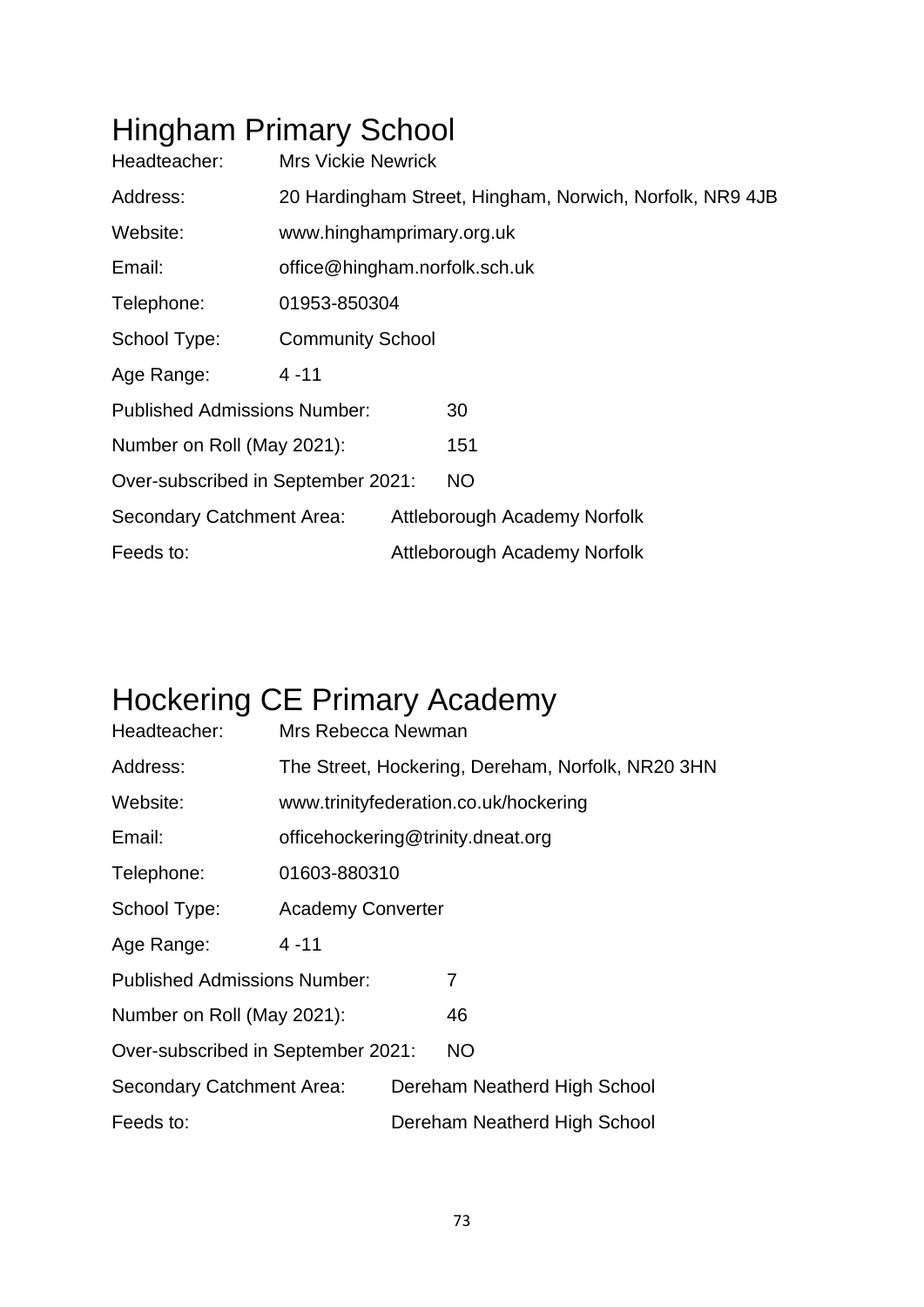# Hingham Primary School

Headteacher: Mrs Vickie Newrick

Address: 20 Hardingham Street, Hingham, Norwich, Norfolk, NR9 4JB

Website: www.hinghamprimary.org.uk

Email: office@hingham.norfolk.sch.uk

Telephone: 01953-850304

School Type: Community School

Age Range: 4 -11

Published Admissions Number: 30

Number on Roll (May 2021): 151

Over-subscribed in September 2021: NO

Secondary Catchment Area: Attleborough Academy Norfolk

Feeds to: Attleborough Academy Norfolk

# Hockering CE Primary Academy

Headteacher: Mrs Rebecca Newman

Address: The Street, Hockering, Dereham, Norfolk, NR20 3HN

Website: www.trinityfederation.co.uk/hockering

Email: officehockering@trinity.dneat.org

Telephone: 01603-880310

School Type: Academy Converter

Age Range: 4 -11

Published Admissions Number: 7

Number on Roll (May 2021): 46

Over-subscribed in September 2021: NO

Secondary Catchment Area: Dereham Neatherd High School

Feeds to: Dereham Neatherd High School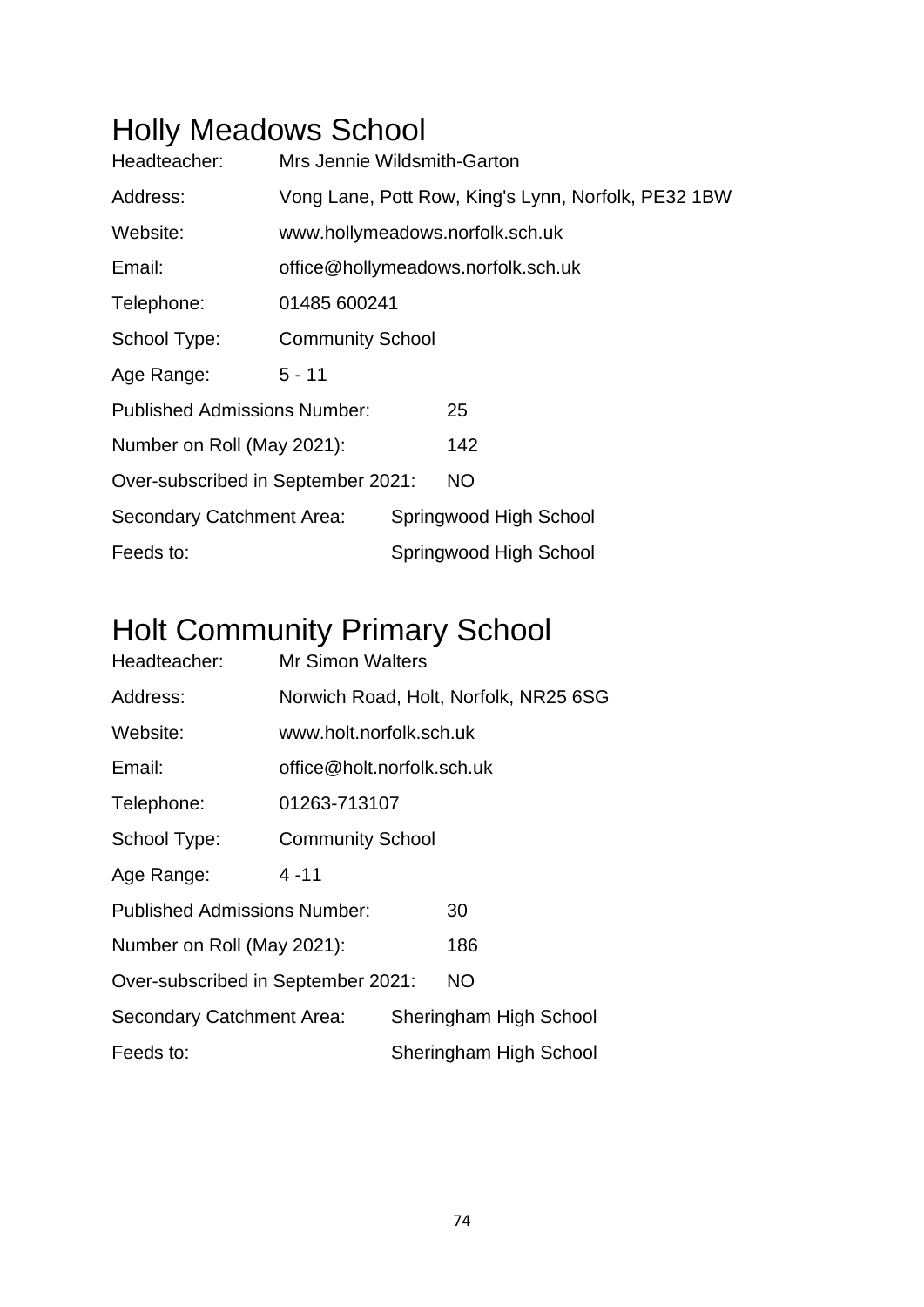# Holly Meadows School

| | |
|---|---|
| Headteacher: | Mrs Jennie Wildsmith-Garton |
| Address: | Vong Lane, Pott Row, King's Lynn, Norfolk, PE32 1BW |
| Website: | www.hollymeadows.norfolk.sch.uk |
| Email: | office@hollymeadows.norfolk.sch.uk |
| Telephone: | 01485 600241 |
| School Type: | Community School |
| Age Range: | 5 - 11 |
| Published Admissions Number: | 25 |
| Number on Roll (May 2021): | 142 |
| Over-subscribed in September 2021: | NO |
| Secondary Catchment Area: | Springwood High School |
| Feeds to: | Springwood High School |

# Holt Community Primary School

| | |
|---|---|
| Headteacher: | Mr Simon Walters |
| Address: | Norwich Road, Holt, Norfolk, NR25 6SG |
| Website: | www.holt.norfolk.sch.uk |
| Email: | office@holt.norfolk.sch.uk |
| Telephone: | 01263-713107 |
| School Type: | Community School |
| Age Range: | 4 -11 |
| Published Admissions Number: | 30 |
| Number on Roll (May 2021): | 186 |
| Over-subscribed in September 2021: | NO |
| Secondary Catchment Area: | Sheringham High School |
| Feeds to: | Sheringham High School |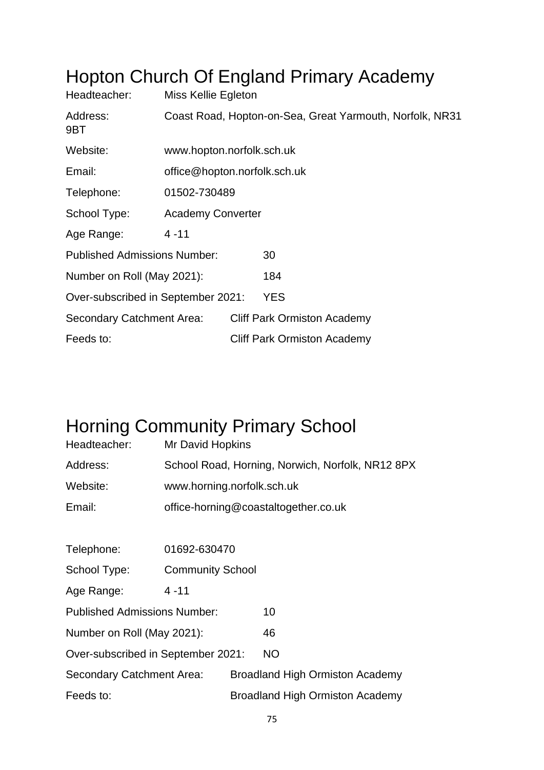# Hopton Church Of England Primary Academy

| | |
|---|---|
| Headteacher: | Miss Kellie Egleton |
| Address: | Coast Road, Hopton-on-Sea, Great Yarmouth, Norfolk, NR31 9BT |
| Website: | www.hopton.norfolk.sch.uk |
| Email: | office@hopton.norfolk.sch.uk |
| Telephone: | 01502-730489 |
| School Type: | Academy Converter |
| Age Range: | 4 -11 |
| Published Admissions Number: | 30 |
| Number on Roll (May 2021): | 184 |
| Over-subscribed in September 2021: | YES |
| Secondary Catchment Area: | Cliff Park Ormiston Academy |
| Feeds to: | Cliff Park Ormiston Academy |

# Horning Community Primary School

| | |
|---|---|
| Headteacher: | Mr David Hopkins |
| Address: | School Road, Horning, Norwich, Norfolk, NR12 8PX |
| Website: | www.horning.norfolk.sch.uk |
| Email: | office-horning@coastaltogether.co.uk |
| Telephone: | 01692-630470 |
| School Type: | Community School |
| Age Range: | 4 -11 |
| Published Admissions Number: | 10 |
| Number on Roll (May 2021): | 46 |
| Over-subscribed in September 2021: | NO |
| Secondary Catchment Area: | Broadland High Ormiston Academy |
| Feeds to: | Broadland High Ormiston Academy |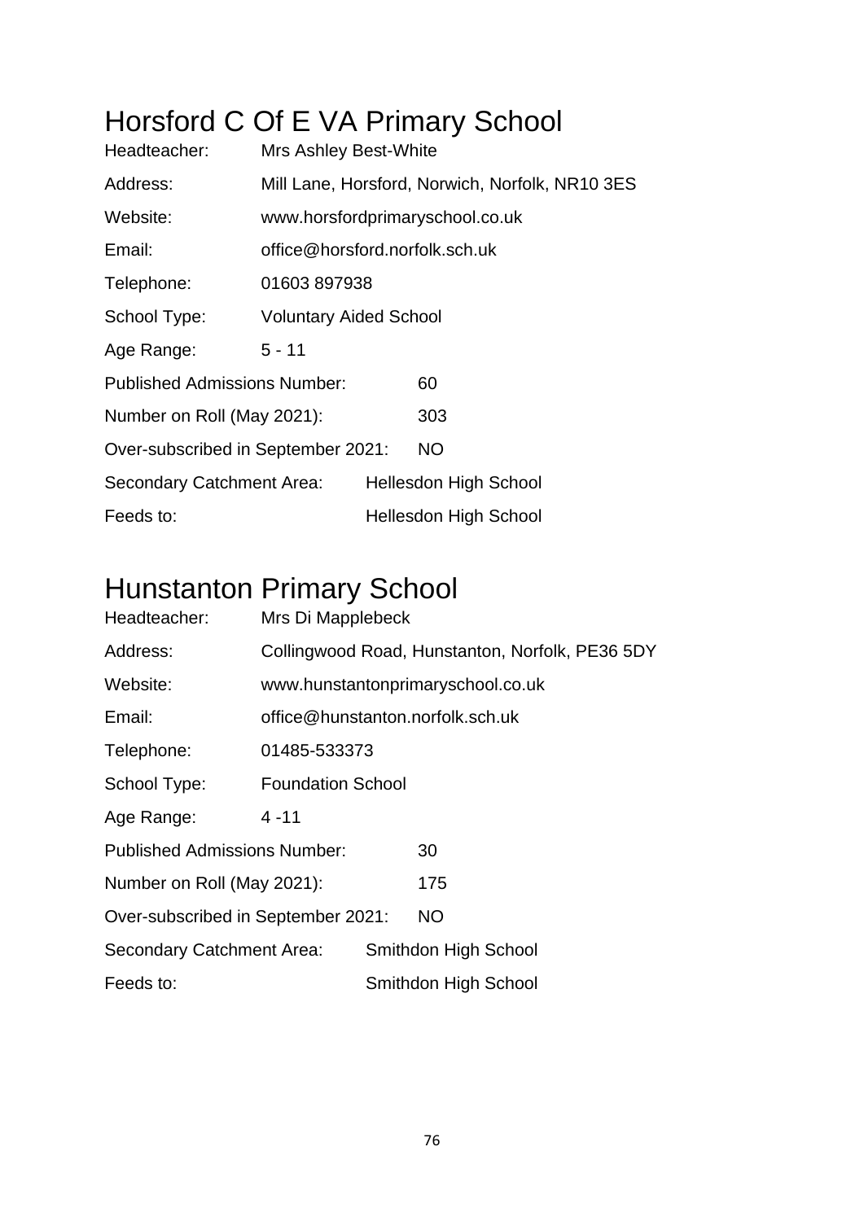# Horsford C Of E VA Primary School

Headteacher: Mrs Ashley Best-White

Address: Mill Lane, Horsford, Norwich, Norfolk, NR10 3ES

Website: www.horsfordprimaryschool.co.uk

Email: office@horsford.norfolk.sch.uk

Telephone: 01603 897938

School Type: Voluntary Aided School

Age Range: 5 - 11

Published Admissions Number: 60

Number on Roll (May 2021): 303

Over-subscribed in September 2021: NO

Secondary Catchment Area: Hellesdon High School

Feeds to: Hellesdon High School

# Hunstanton Primary School

Headteacher: Mrs Di Mapplebeck

Address: Collingwood Road, Hunstanton, Norfolk, PE36 5DY

Website: www.hunstantonprimaryschool.co.uk

Email: office@hunstanton.norfolk.sch.uk

Telephone: 01485-533373

School Type: Foundation School

Age Range: 4 -11

Published Admissions Number: 30

Number on Roll (May 2021): 175

Over-subscribed in September 2021: NO

Secondary Catchment Area: Smithdon High School

Feeds to: Smithdon High School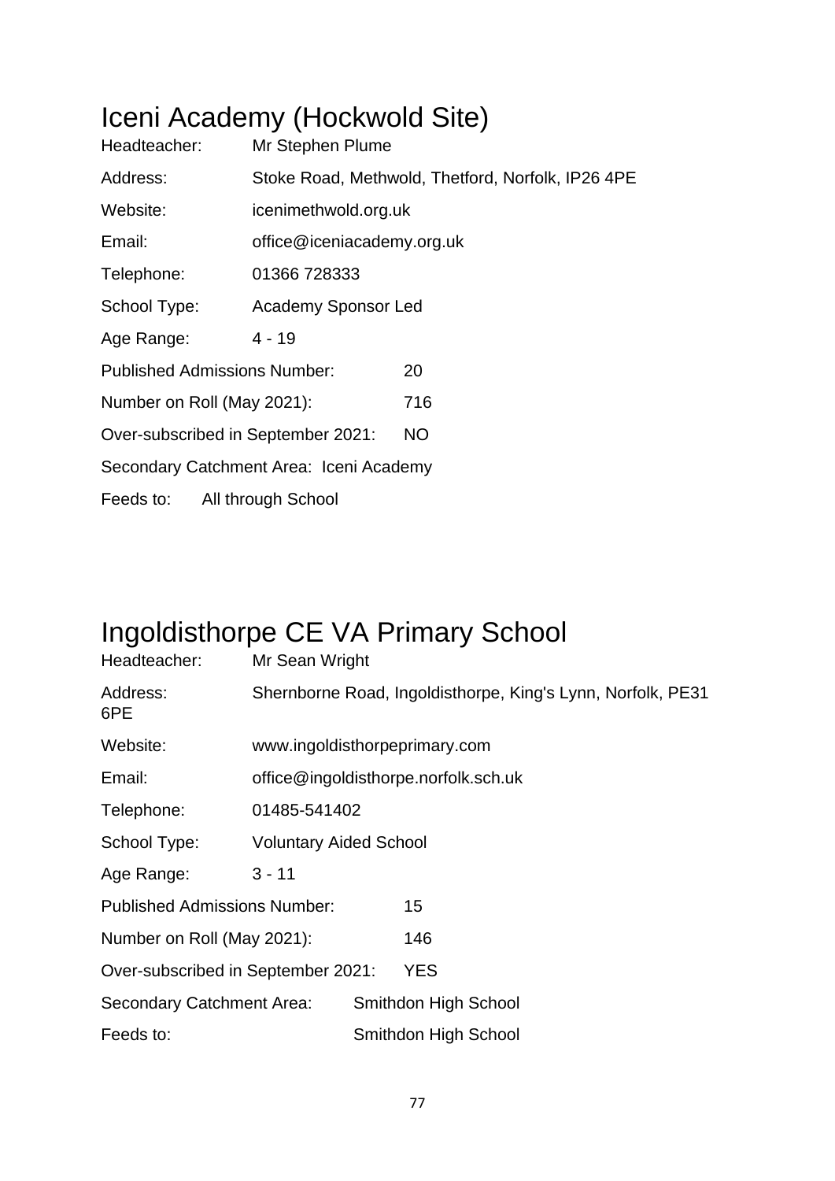# Iceni Academy (Hockwold Site)

Headteacher: Mr Stephen Plume

Address: Stoke Road, Methwold, Thetford, Norfolk, IP26 4PE

Website: icenimethwold.org.uk

Email: office@iceniacademy.org.uk

Telephone: 01366 728333

School Type: Academy Sponsor Led

Age Range: 4 - 19

Published Admissions Number: 20

Number on Roll (May 2021): 716

Over-subscribed in September 2021: NO

Secondary Catchment Area: Iceni Academy

Feeds to: All through School

# Ingoldisthorpe CE VA Primary School

Headteacher: Mr Sean Wright

Address: Shernborne Road, Ingoldisthorpe, King's Lynn, Norfolk, PE31 6PE

Website: www.ingoldisthorpeprimary.com

Email: office@ingoldisthorpe.norfolk.sch.uk

Telephone: 01485-541402

School Type: Voluntary Aided School

Age Range: 3 - 11

Published Admissions Number: 15

Number on Roll (May 2021): 146

Over-subscribed in September 2021: YES

Secondary Catchment Area: Smithdon High School

Feeds to: Smithdon High School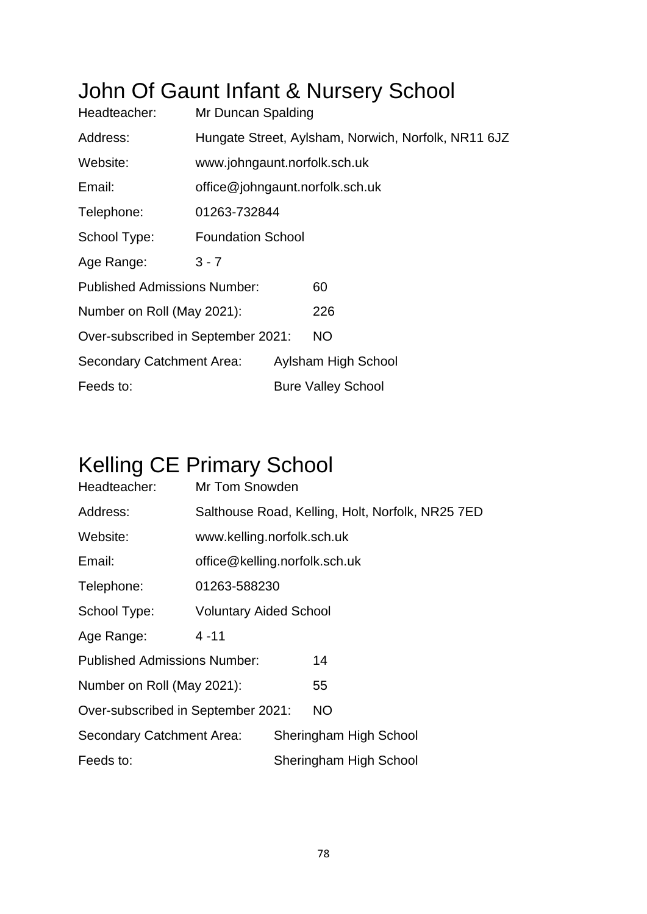# John Of Gaunt Infant & Nursery School

Headteacher: Mr Duncan Spalding

Address: Hungate Street, Aylsham, Norwich, Norfolk, NR11 6JZ

Website: www.johngaunt.norfolk.sch.uk

Email: office@johngaunt.norfolk.sch.uk

Telephone: 01263-732844

School Type: Foundation School

Age Range: 3 - 7

Published Admissions Number: 60

Number on Roll (May 2021): 226

Over-subscribed in September 2021: NO

Secondary Catchment Area: Aylsham High School

Feeds to: Bure Valley School

# Kelling CE Primary School

Headteacher: Mr Tom Snowden

Address: Salthouse Road, Kelling, Holt, Norfolk, NR25 7ED

Website: www.kelling.norfolk.sch.uk

Email: office@kelling.norfolk.sch.uk

Telephone: 01263-588230

School Type: Voluntary Aided School

Age Range: 4 -11

Published Admissions Number: 14

Number on Roll (May 2021): 55

Over-subscribed in September 2021: NO

Secondary Catchment Area: Sheringham High School

Feeds to: Sheringham High School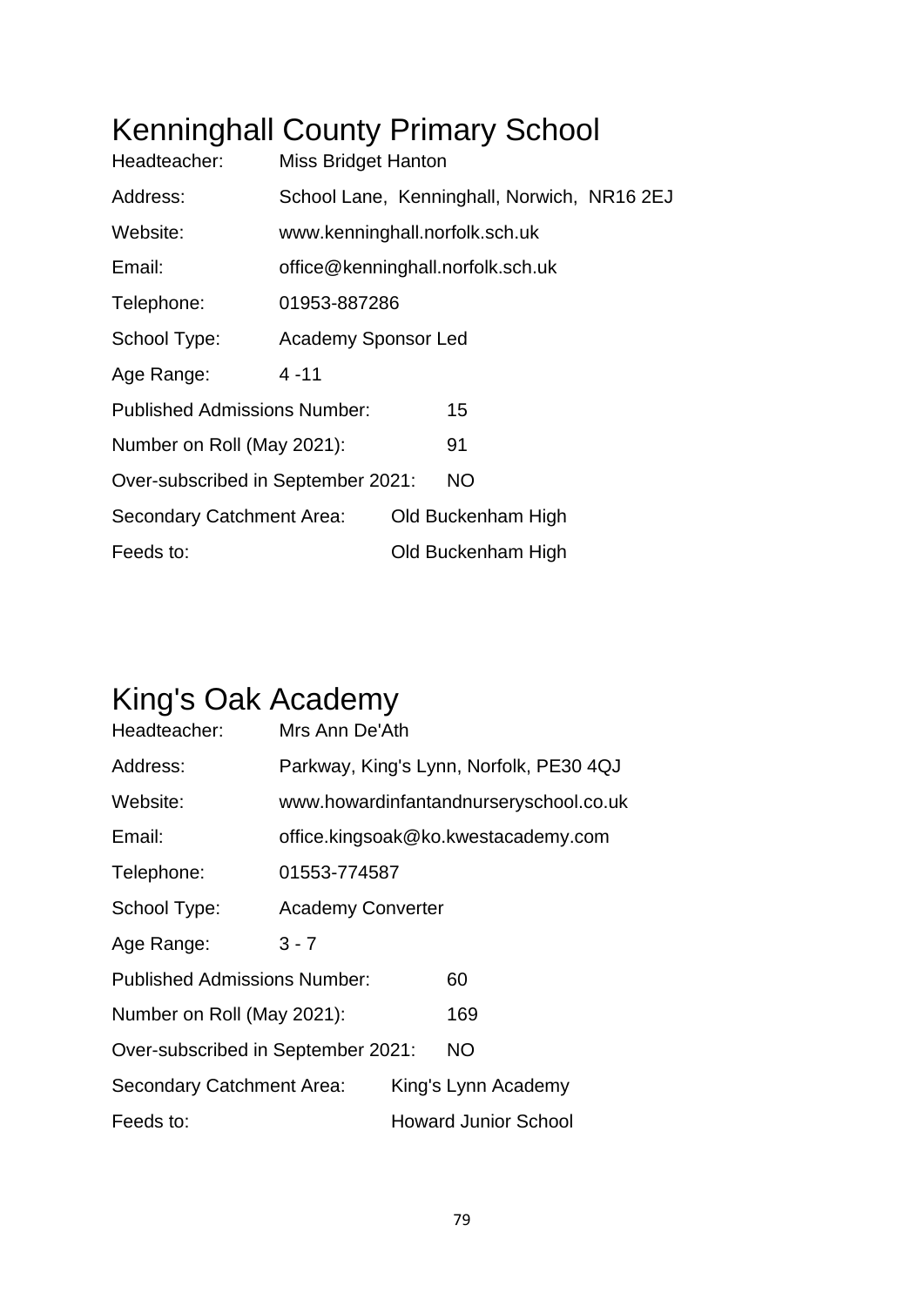# Kenninghall County Primary School

Headteacher: Miss Bridget Hanton

Address: School Lane, Kenninghall, Norwich, NR16 2EJ

Website: www.kenninghall.norfolk.sch.uk

Email: office@kenninghall.norfolk.sch.uk

Telephone: 01953-887286

School Type: Academy Sponsor Led

Age Range: 4 -11

Published Admissions Number: 15

Number on Roll (May 2021): 91

Over-subscribed in September 2021: NO

Secondary Catchment Area: Old Buckenham High

Feeds to: Old Buckenham High

# King's Oak Academy

Headteacher: Mrs Ann De'Ath

Address: Parkway, King's Lynn, Norfolk, PE30 4QJ

Website: www.howardinfantandnurseryschool.co.uk

Email: office.kingsoak@ko.kwestacademy.com

Telephone: 01553-774587

School Type: Academy Converter

Age Range: 3 - 7

Published Admissions Number: 60

Number on Roll (May 2021): 169

Over-subscribed in September 2021: NO

Secondary Catchment Area: King's Lynn Academy

Feeds to: Howard Junior School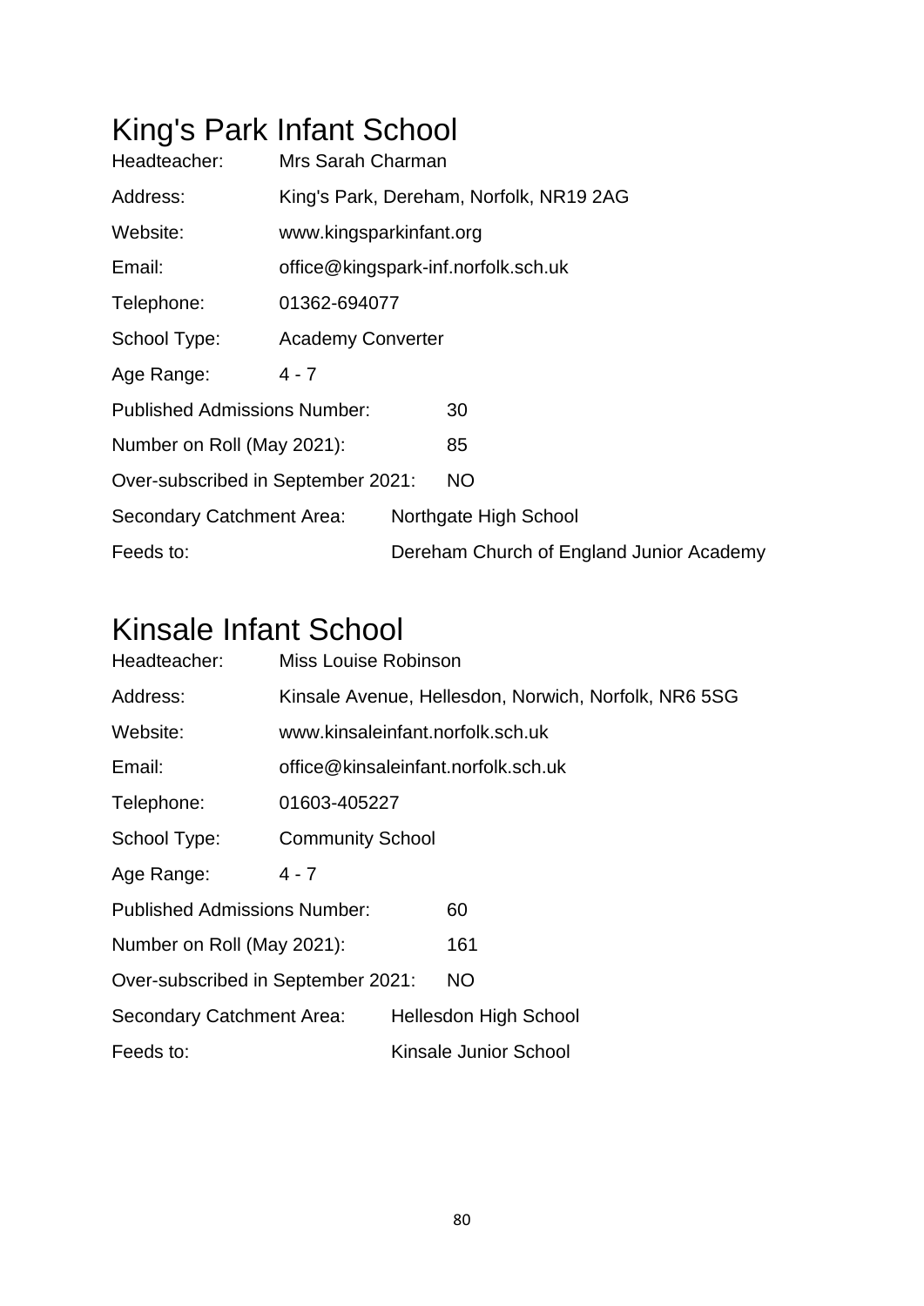# King's Park Infant School

Headteacher: Mrs Sarah Charman

Address: King's Park, Dereham, Norfolk, NR19 2AG

Website: www.kingsparkinfant.org

Email: office@kingspark-inf.norfolk.sch.uk

Telephone: 01362-694077

School Type: Academy Converter

Age Range: 4 - 7

Published Admissions Number: 30

Number on Roll (May 2021): 85

Over-subscribed in September 2021: NO

Secondary Catchment Area: Northgate High School

Feeds to: Dereham Church of England Junior Academy

# Kinsale Infant School

Headteacher: Miss Louise Robinson

Address: Kinsale Avenue, Hellesdon, Norwich, Norfolk, NR6 5SG

Website: www.kinsaleinfant.norfolk.sch.uk

Email: office@kinsaleinfant.norfolk.sch.uk

Telephone: 01603-405227

School Type: Community School

Age Range: 4 - 7

Published Admissions Number: 60

Number on Roll (May 2021): 161

Over-subscribed in September 2021: NO

Secondary Catchment Area: Hellesdon High School

Feeds to: Kinsale Junior School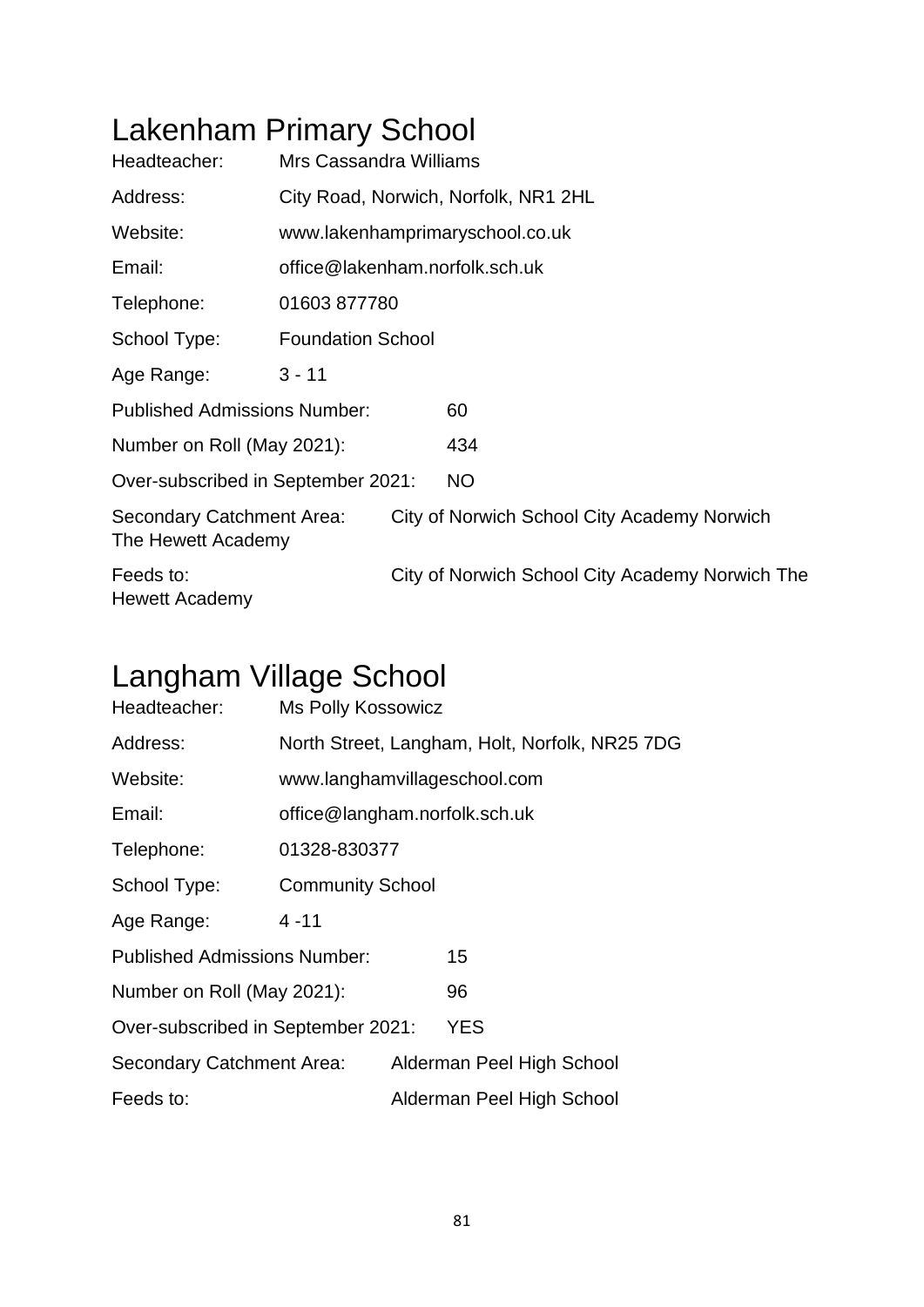# Lakenham Primary School

Headteacher: Mrs Cassandra Williams

Address: City Road, Norwich, Norfolk, NR1 2HL

Website: www.lakenhamprimaryschool.co.uk

Email: office@lakenham.norfolk.sch.uk

Telephone: 01603 877780

School Type: Foundation School

Age Range: 3 - 11

Published Admissions Number: 60

Number on Roll (May 2021): 434

Over-subscribed in September 2021: NO

Secondary Catchment Area: City of Norwich School City Academy Norwich The Hewett Academy

Feeds to: City of Norwich School City Academy Norwich The Hewett Academy

# Langham Village School

Headteacher: Ms Polly Kossowicz

Address: North Street, Langham, Holt, Norfolk, NR25 7DG

Website: www.langhamvillageschool.com

Email: office@langham.norfolk.sch.uk

Telephone: 01328-830377

School Type: Community School

Age Range: 4 -11

Published Admissions Number: 15

Number on Roll (May 2021): 96

Over-subscribed in September 2021: YES

Secondary Catchment Area: Alderman Peel High School

Feeds to: Alderman Peel High School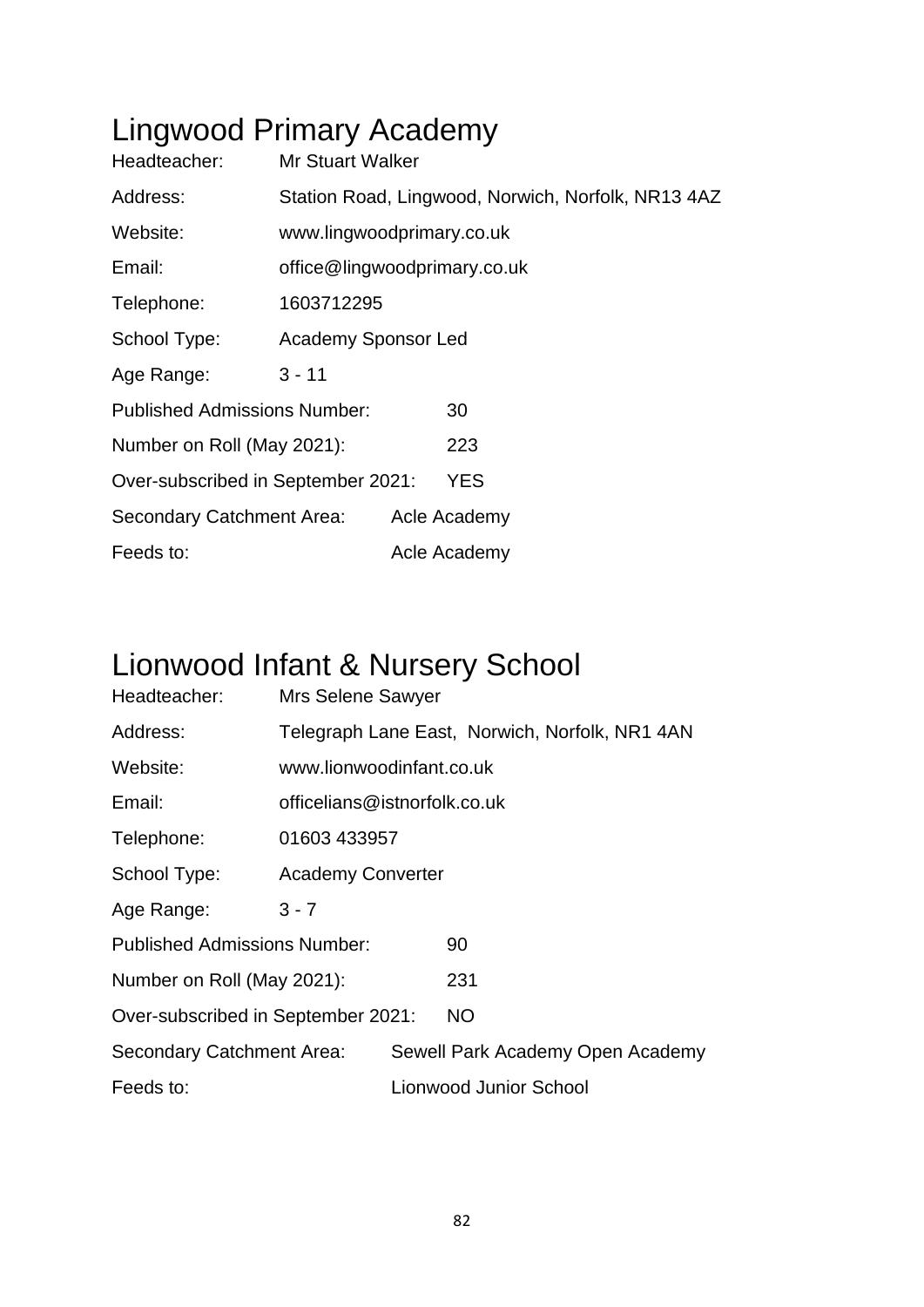# Lingwood Primary Academy

Headteacher: Mr Stuart Walker

Address: Station Road, Lingwood, Norwich, Norfolk, NR13 4AZ

Website: www.lingwoodprimary.co.uk

Email: office@lingwoodprimary.co.uk

Telephone: 1603712295

School Type: Academy Sponsor Led

Age Range: 3 - 11

Published Admissions Number: 30

Number on Roll (May 2021): 223

Over-subscribed in September 2021: YES

Secondary Catchment Area: Acle Academy

Feeds to: Acle Academy

# Lionwood Infant & Nursery School

Headteacher: Mrs Selene Sawyer

Address: Telegraph Lane East, Norwich, Norfolk, NR1 4AN

Website: www.lionwoodinfant.co.uk

Email: officelians@istnorfolk.co.uk

Telephone: 01603 433957

School Type: Academy Converter

Age Range: 3 - 7

Published Admissions Number: 90

Number on Roll (May 2021): 231

Over-subscribed in September 2021: NO

Secondary Catchment Area: Sewell Park Academy Open Academy

Feeds to: Lionwood Junior School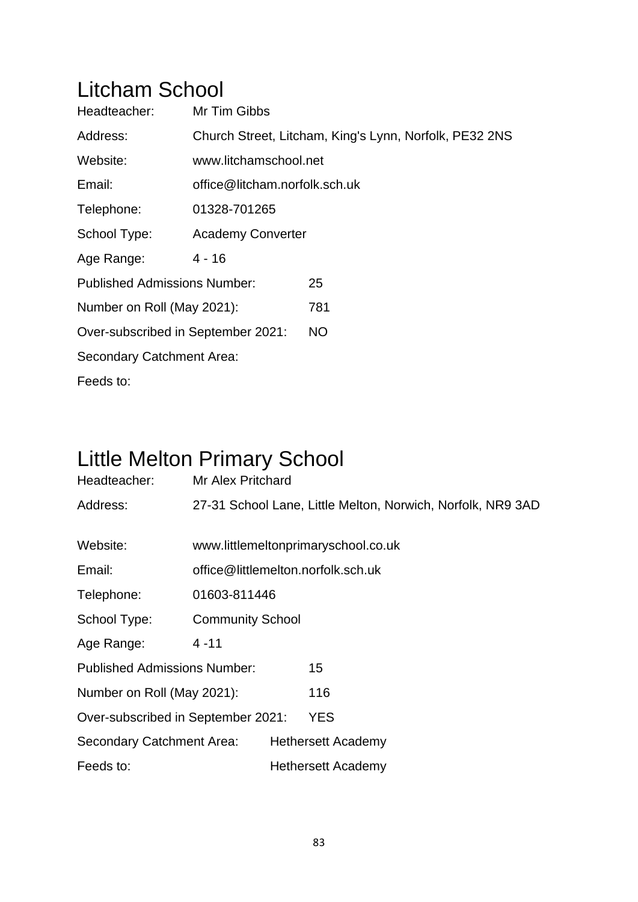# Litcham School

Headteacher: Mr Tim Gibbs

Address: Church Street, Litcham, King's Lynn, Norfolk, PE32 2NS

Website: www.litchamschool.net

Email: office@litcham.norfolk.sch.uk

Telephone: 01328-701265

School Type: Academy Converter

Age Range: 4 - 16

Published Admissions Number: 25

Number on Roll (May 2021): 781

Over-subscribed in September 2021: NO

Secondary Catchment Area:

Feeds to:

# Little Melton Primary School

Headteacher: Mr Alex Pritchard

Address: 27-31 School Lane, Little Melton, Norwich, Norfolk, NR9 3AD

Website: www.littlemeltonprimaryschool.co.uk

Email: office@littlemelton.norfolk.sch.uk

Telephone: 01603-811446

School Type: Community School

Age Range: 4 -11

Published Admissions Number: 15

Number on Roll (May 2021): 116

Over-subscribed in September 2021: YES

Secondary Catchment Area: Hethersett Academy

Feeds to: Hethersett Academy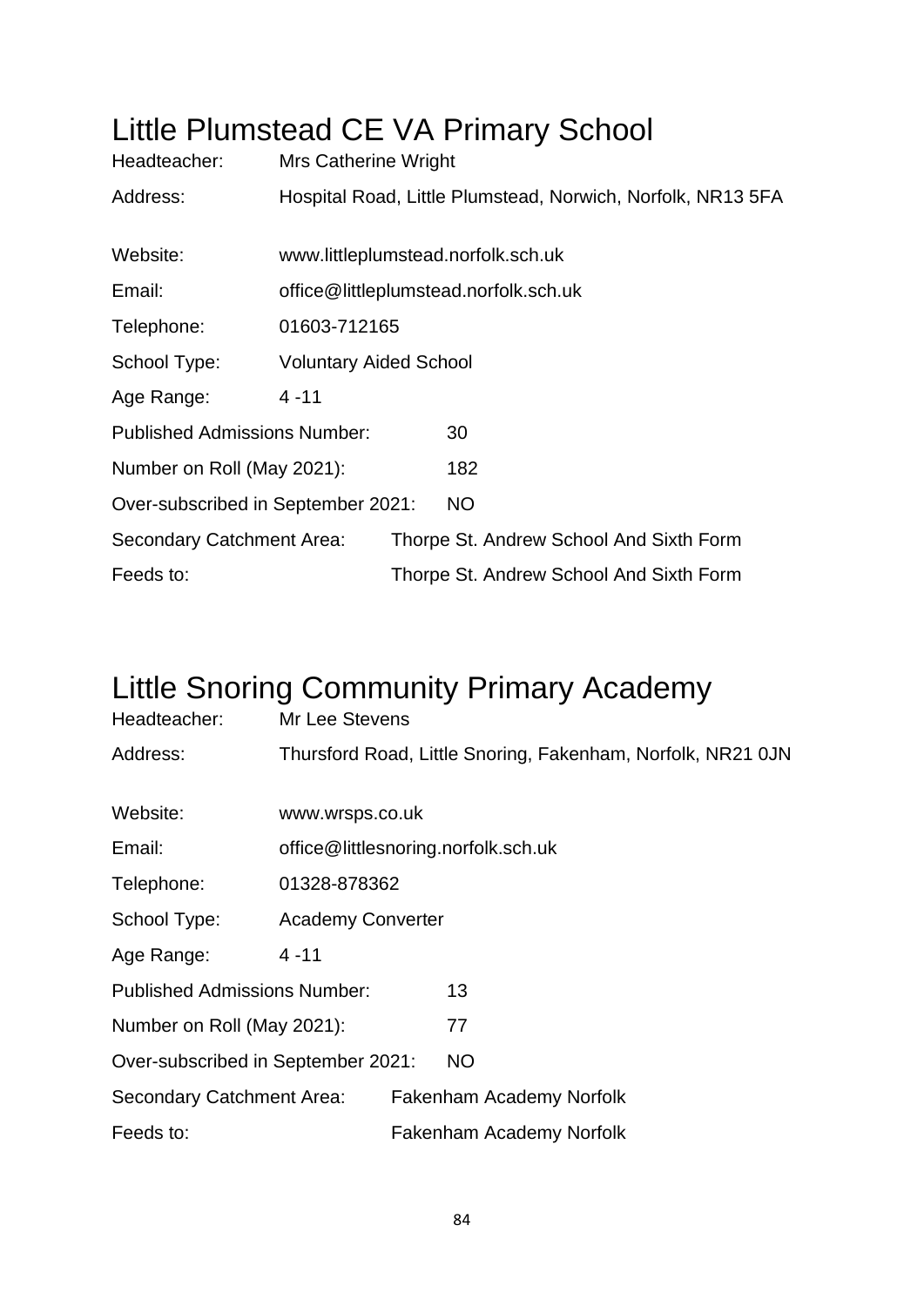# Little Plumstead CE VA Primary School

Headteacher: Mrs Catherine Wright

Address: Hospital Road, Little Plumstead, Norwich, Norfolk, NR13 5FA

Website: www.littleplumstead.norfolk.sch.uk

Email: office@littleplumstead.norfolk.sch.uk

Telephone: 01603-712165

School Type: Voluntary Aided School

Age Range: 4 -11

Published Admissions Number: 30

Number on Roll (May 2021): 182

Over-subscribed in September 2021: NO

Secondary Catchment Area: Thorpe St. Andrew School And Sixth Form

Feeds to: Thorpe St. Andrew School And Sixth Form

# Little Snoring Community Primary Academy

Headteacher: Mr Lee Stevens

Address: Thursford Road, Little Snoring, Fakenham, Norfolk, NR21 0JN

Website: www.wrsps.co.uk

Email: office@littlesnoring.norfolk.sch.uk

Telephone: 01328-878362

School Type: Academy Converter

Age Range: 4 -11

Published Admissions Number: 13

Number on Roll (May 2021): 77

Over-subscribed in September 2021: NO

Secondary Catchment Area: Fakenham Academy Norfolk

Feeds to: Fakenham Academy Norfolk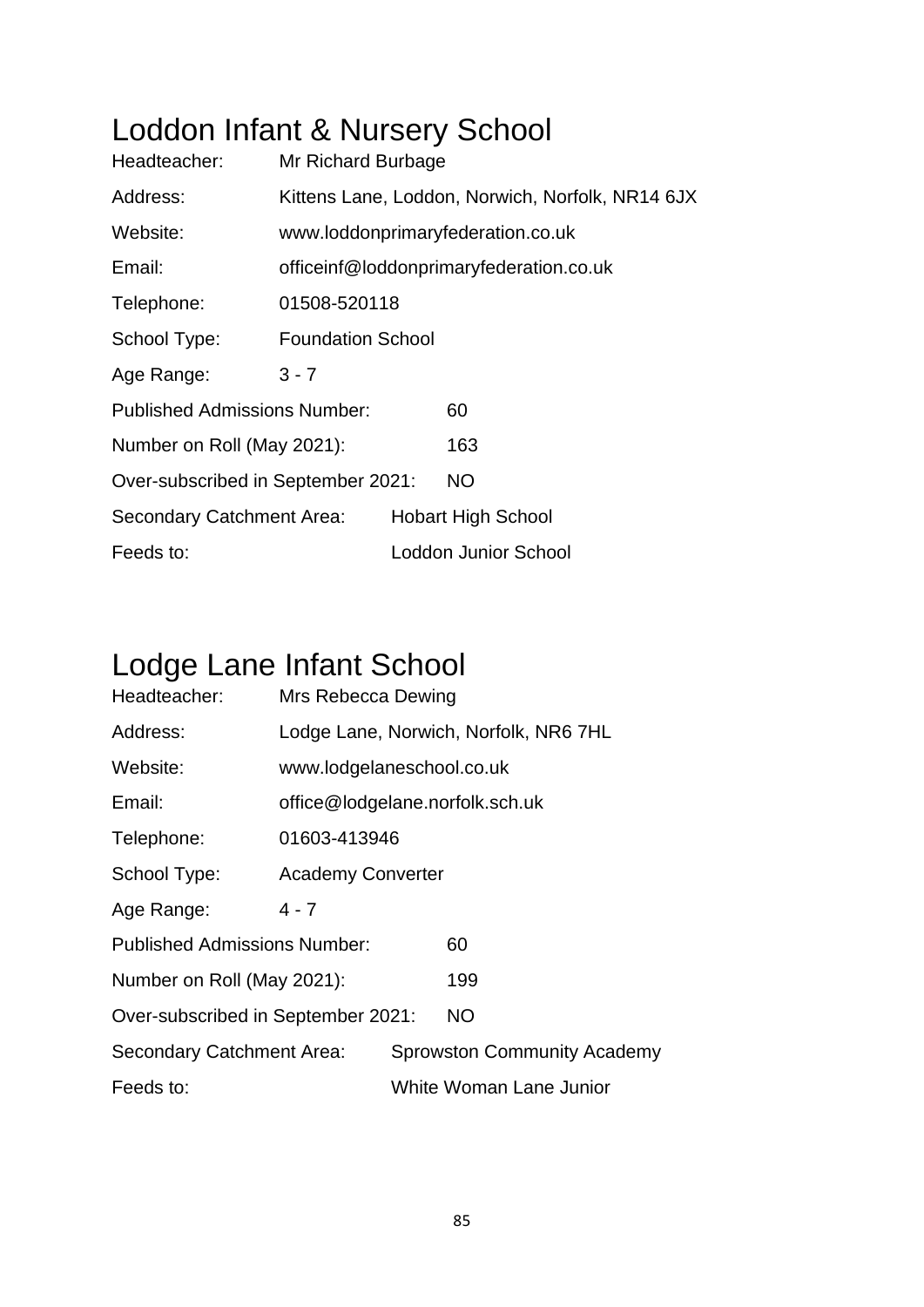# Loddon Infant & Nursery School

Headteacher: Mr Richard Burbage

Address: Kittens Lane, Loddon, Norwich, Norfolk, NR14 6JX

Website: www.loddonprimaryfederation.co.uk

Email: officeinf@loddonprimaryfederation.co.uk

Telephone: 01508-520118

School Type: Foundation School

Age Range: 3 - 7

Published Admissions Number: 60

Number on Roll (May 2021): 163

Over-subscribed in September 2021: NO

Secondary Catchment Area: Hobart High School

Feeds to: Loddon Junior School

# Lodge Lane Infant School

Headteacher: Mrs Rebecca Dewing

Address: Lodge Lane, Norwich, Norfolk, NR6 7HL

Website: www.lodgelaneschool.co.uk

Email: office@lodgelane.norfolk.sch.uk

Telephone: 01603-413946

School Type: Academy Converter

Age Range: 4 - 7

Published Admissions Number: 60

Number on Roll (May 2021): 199

Over-subscribed in September 2021: NO

Secondary Catchment Area: Sprowston Community Academy

Feeds to: White Woman Lane Junior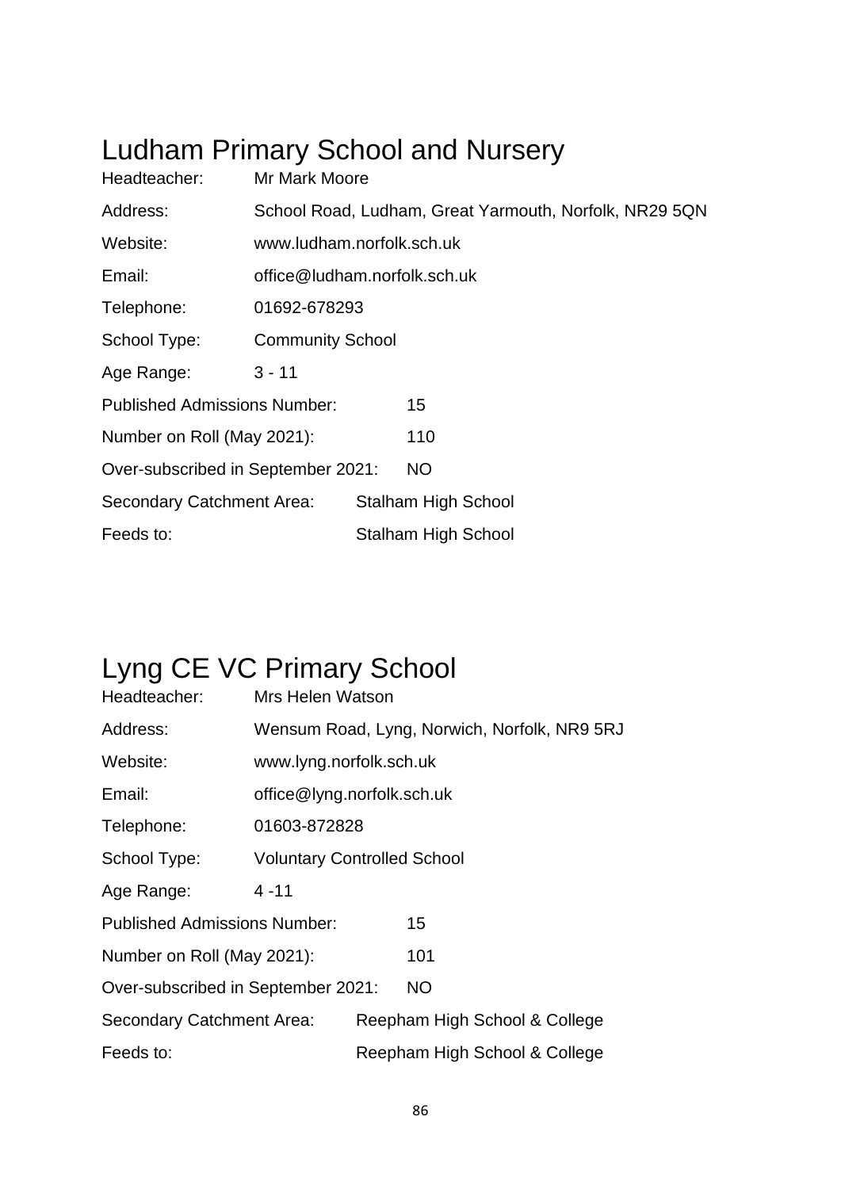# Ludham Primary School and Nursery

Headteacher: Mr Mark Moore

Address: School Road, Ludham, Great Yarmouth, Norfolk, NR29 5QN

Website: www.ludham.norfolk.sch.uk

Email: office@ludham.norfolk.sch.uk

Telephone: 01692-678293

School Type: Community School

Age Range: 3 - 11

Published Admissions Number: 15

Number on Roll (May 2021): 110

Over-subscribed in September 2021: NO

Secondary Catchment Area: Stalham High School

Feeds to: Stalham High School

# Lyng CE VC Primary School

Headteacher: Mrs Helen Watson

Address: Wensum Road, Lyng, Norwich, Norfolk, NR9 5RJ

Website: www.lyng.norfolk.sch.uk

Email: office@lyng.norfolk.sch.uk

Telephone: 01603-872828

School Type: Voluntary Controlled School

Age Range: 4 -11

Published Admissions Number: 15

Number on Roll (May 2021): 101

Over-subscribed in September 2021: NO

Secondary Catchment Area: Reepham High School & College

Feeds to: Reepham High School & College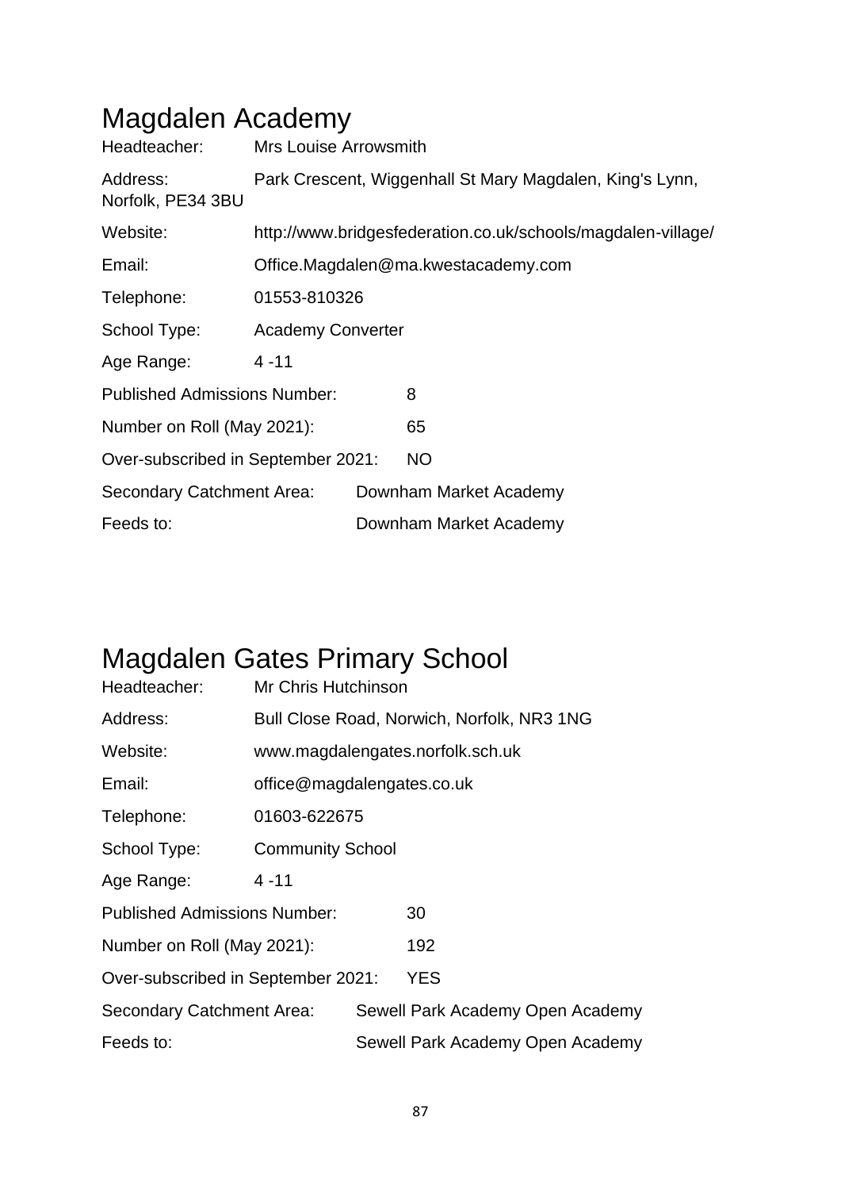# Magdalen Academy

| | |
|---|---|
| Headteacher: | Mrs Louise Arrowsmith |
| Address: | Park Crescent, Wiggenhall St Mary Magdalen, King's Lynn, Norfolk, PE34 3BU |
| Website: | http://www.bridgesfederation.co.uk/schools/magdalen-village/ |
| Email: | Office.Magdalen@ma.kwestacademy.com |
| Telephone: | 01553-810326 |
| School Type: | Academy Converter |
| Age Range: | 4 -11 |
| Published Admissions Number: | 8 |
| Number on Roll (May 2021): | 65 |
| Over-subscribed in September 2021: | NO |
| Secondary Catchment Area: | Downham Market Academy |
| Feeds to: | Downham Market Academy |

# Magdalen Gates Primary School

| | |
|---|---|
| Headteacher: | Mr Chris Hutchinson |
| Address: | Bull Close Road, Norwich, Norfolk, NR3 1NG |
| Website: | www.magdalengates.norfolk.sch.uk |
| Email: | office@magdalengates.co.uk |
| Telephone: | 01603-622675 |
| School Type: | Community School |
| Age Range: | 4 -11 |
| Published Admissions Number: | 30 |
| Number on Roll (May 2021): | 192 |
| Over-subscribed in September 2021: | YES |
| Secondary Catchment Area: | Sewell Park Academy Open Academy |
| Feeds to: | Sewell Park Academy Open Academy |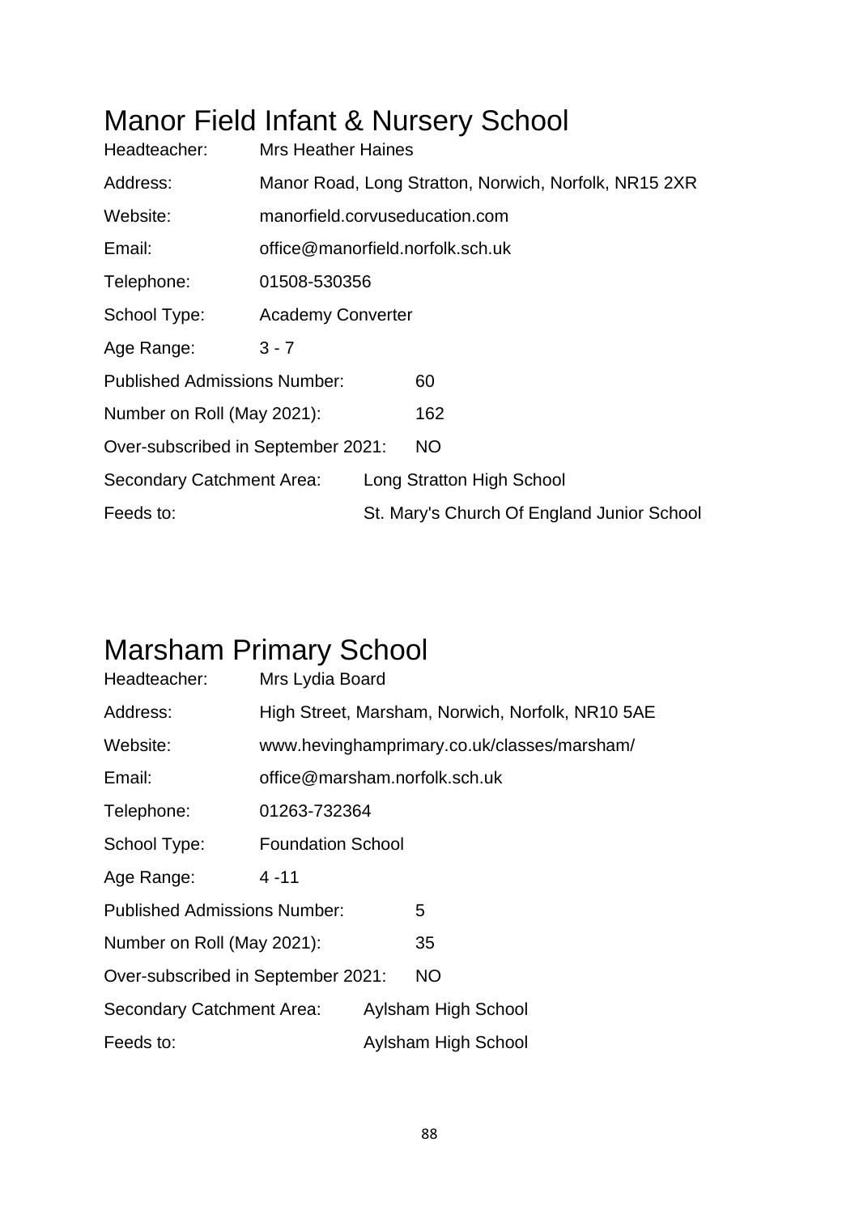# Manor Field Infant & Nursery School

| | |
|---|---|
| Headteacher: | Mrs Heather Haines |
| Address: | Manor Road, Long Stratton, Norwich, Norfolk, NR15 2XR |
| Website: | manorfield.corvuseducation.com |
| Email: | office@manorfield.norfolk.sch.uk |
| Telephone: | 01508-530356 |
| School Type: | Academy Converter |
| Age Range: | 3 - 7 |
| Published Admissions Number: | 60 |
| Number on Roll (May 2021): | 162 |
| Over-subscribed in September 2021: | NO |
| Secondary Catchment Area: | Long Stratton High School |
| Feeds to: | St. Mary's Church Of England Junior School |

# Marsham Primary School

| | |
|---|---|
| Headteacher: | Mrs Lydia Board |
| Address: | High Street, Marsham, Norwich, Norfolk, NR10 5AE |
| Website: | www.hevinghamprimary.co.uk/classes/marsham/ |
| Email: | office@marsham.norfolk.sch.uk |
| Telephone: | 01263-732364 |
| School Type: | Foundation School |
| Age Range: | 4 -11 |
| Published Admissions Number: | 5 |
| Number on Roll (May 2021): | 35 |
| Over-subscribed in September 2021: | NO |
| Secondary Catchment Area: | Aylsham High School |
| Feeds to: | Aylsham High School |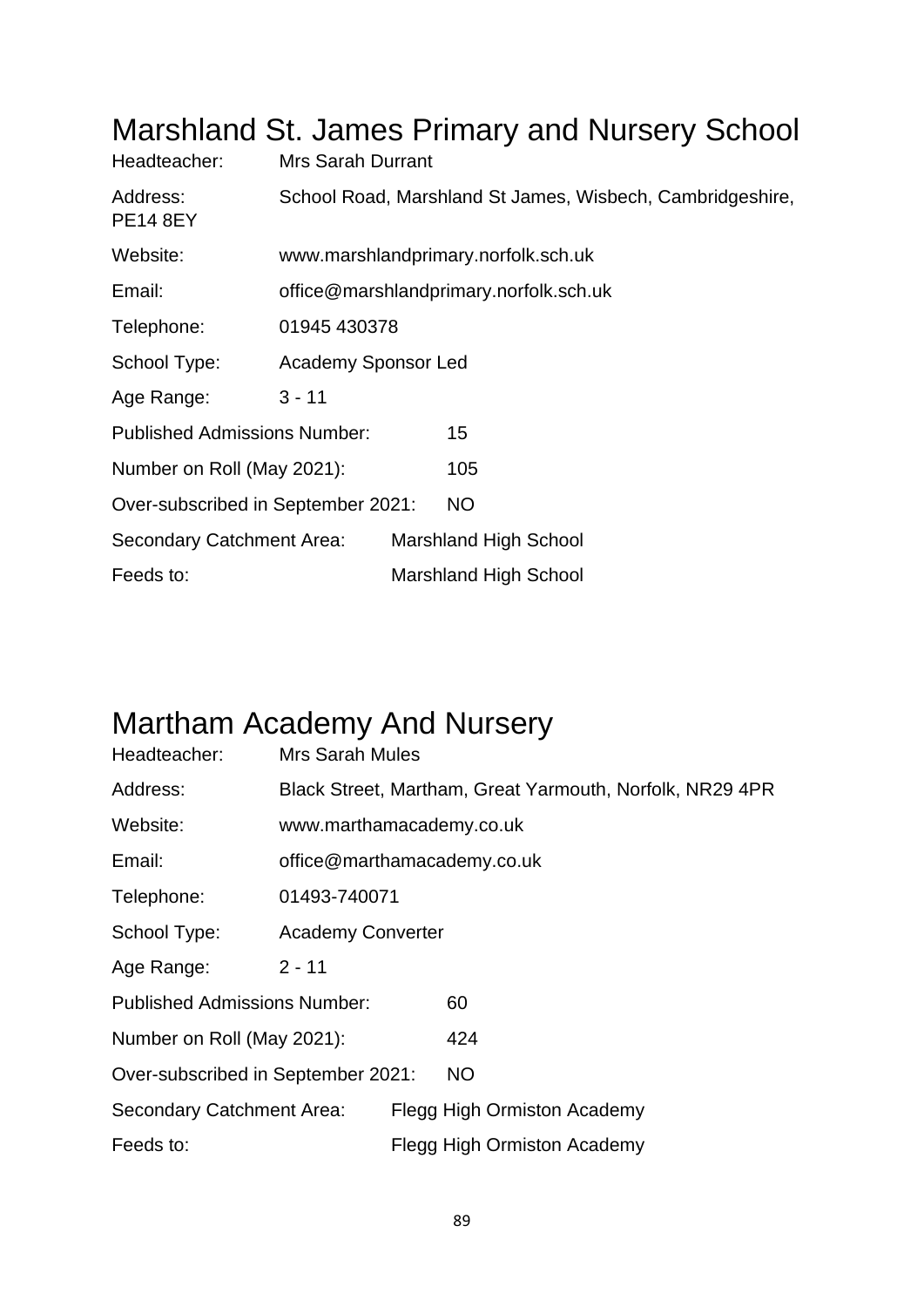# Marshland St. James Primary and Nursery School

Headteacher: Mrs Sarah Durrant

Address: School Road, Marshland St James, Wisbech, Cambridgeshire, PE14 8EY

Website: www.marshlandprimary.norfolk.sch.uk

Email: office@marshlandprimary.norfolk.sch.uk

Telephone: 01945 430378

School Type: Academy Sponsor Led

Age Range: 3 - 11

Published Admissions Number: 15

Number on Roll (May 2021): 105

Over-subscribed in September 2021: NO

Secondary Catchment Area: Marshland High School

Feeds to: Marshland High School

# Martham Academy And Nursery

Headteacher: Mrs Sarah Mules

Address: Black Street, Martham, Great Yarmouth, Norfolk, NR29 4PR

Website: www.marthamacademy.co.uk

Email: office@marthamacademy.co.uk

Telephone: 01493-740071

School Type: Academy Converter

Age Range: 2 - 11

Published Admissions Number: 60

Number on Roll (May 2021): 424

Over-subscribed in September 2021: NO

Secondary Catchment Area: Flegg High Ormiston Academy

Feeds to: Flegg High Ormiston Academy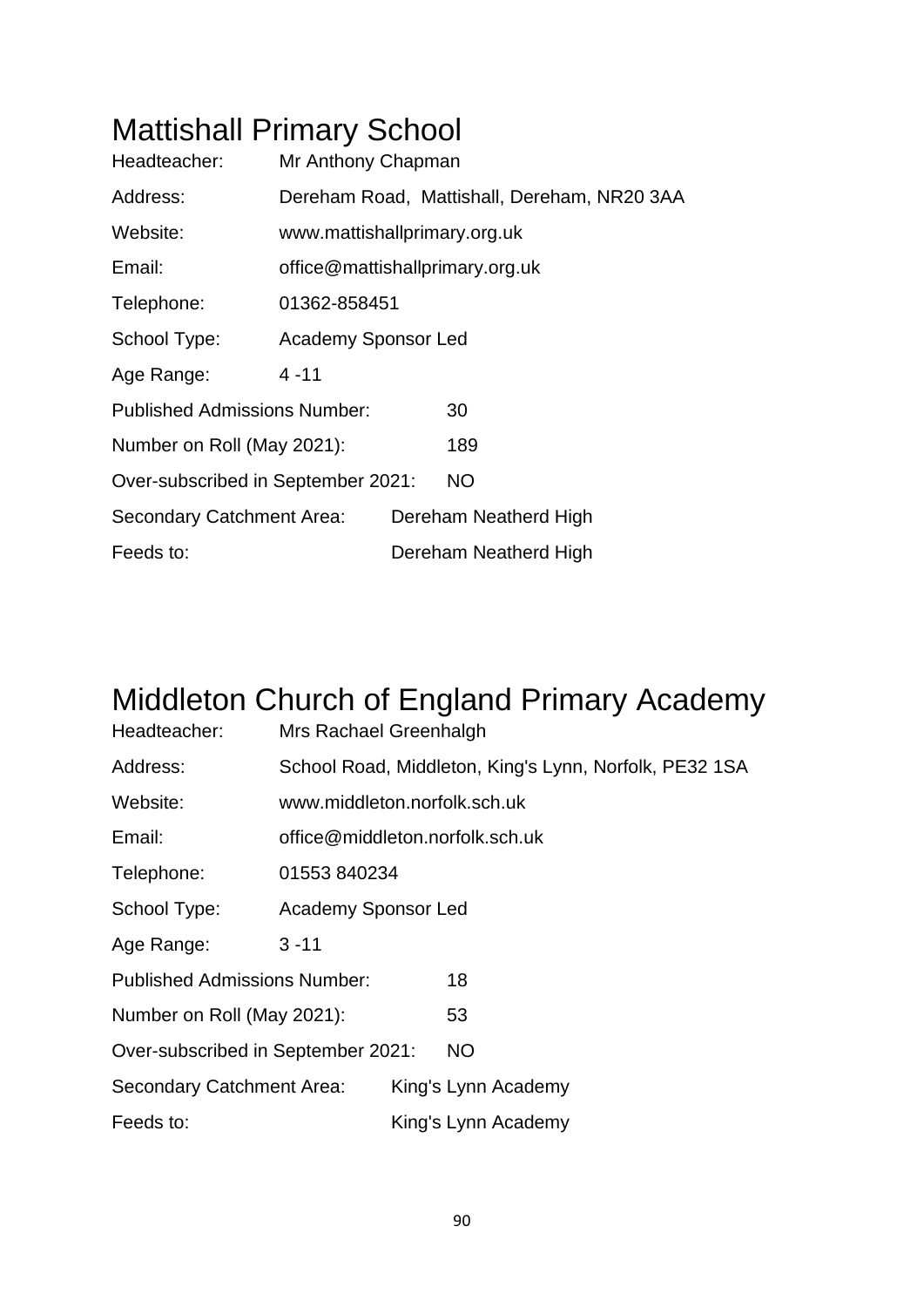# Mattishall Primary School

| | |
|---|---|
| Headteacher: | Mr Anthony Chapman |
| Address: | Dereham Road, Mattishall, Dereham, NR20 3AA |
| Website: | www.mattishallprimary.org.uk |
| Email: | office@mattishallprimary.org.uk |
| Telephone: | 01362-858451 |
| School Type: | Academy Sponsor Led |
| Age Range: | 4 -11 |
| Published Admissions Number: | 30 |
| Number on Roll (May 2021): | 189 |
| Over-subscribed in September 2021: | NO |
| Secondary Catchment Area: | Dereham Neatherd High |
| Feeds to: | Dereham Neatherd High |

# Middleton Church of England Primary Academy

| | |
|---|---|
| Headteacher: | Mrs Rachael Greenhalgh |
| Address: | School Road, Middleton, King's Lynn, Norfolk, PE32 1SA |
| Website: | www.middleton.norfolk.sch.uk |
| Email: | office@middleton.norfolk.sch.uk |
| Telephone: | 01553 840234 |
| School Type: | Academy Sponsor Led |
| Age Range: | 3 -11 |
| Published Admissions Number: | 18 |
| Number on Roll (May 2021): | 53 |
| Over-subscribed in September 2021: | NO |
| Secondary Catchment Area: | King's Lynn Academy |
| Feeds to: | King's Lynn Academy |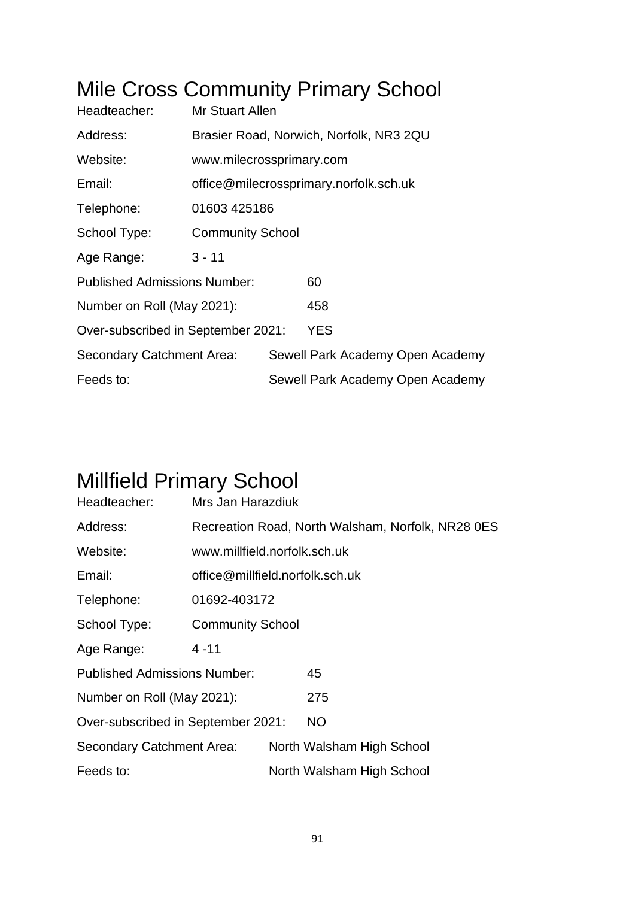# Mile Cross Community Primary School

Headteacher: Mr Stuart Allen

Address: Brasier Road, Norwich, Norfolk, NR3 2QU

Website: www.milecrossprimary.com

Email: office@milecrossprimary.norfolk.sch.uk

Telephone: 01603 425186

School Type: Community School

Age Range: 3 - 11

Published Admissions Number: 60

Number on Roll (May 2021): 458

Over-subscribed in September 2021: YES

Secondary Catchment Area: Sewell Park Academy Open Academy

Feeds to: Sewell Park Academy Open Academy

# Millfield Primary School

Headteacher: Mrs Jan Harazdiuk

Address: Recreation Road, North Walsham, Norfolk, NR28 0ES

Website: www.millfield.norfolk.sch.uk

Email: office@millfield.norfolk.sch.uk

Telephone: 01692-403172

School Type: Community School

Age Range: 4 -11

Published Admissions Number: 45

Number on Roll (May 2021): 275

Over-subscribed in September 2021: NO

Secondary Catchment Area: North Walsham High School

Feeds to: North Walsham High School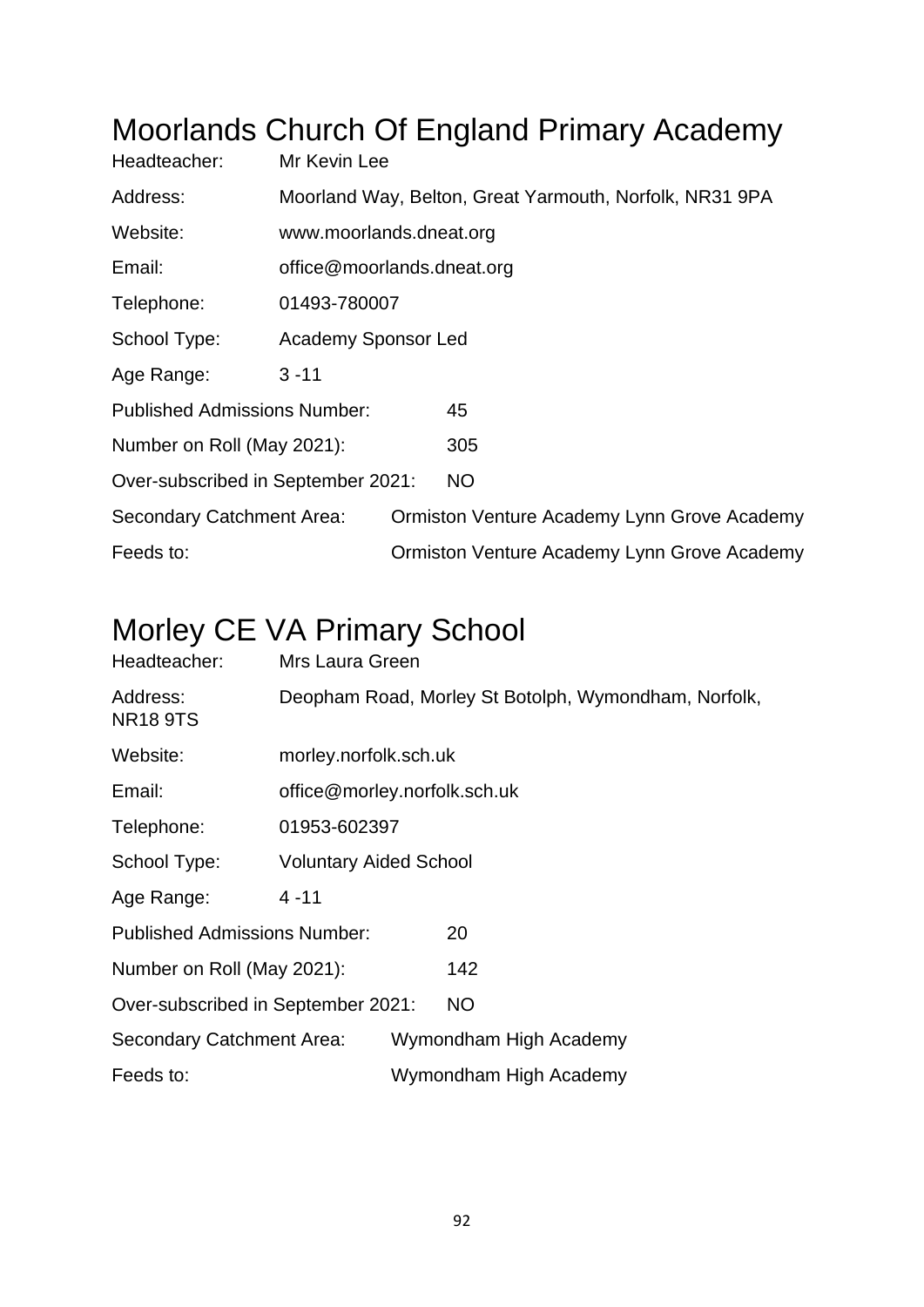# Moorlands Church Of England Primary Academy

Headteacher: Mr Kevin Lee

Address: Moorland Way, Belton, Great Yarmouth, Norfolk, NR31 9PA

Website: www.moorlands.dneat.org

Email: office@moorlands.dneat.org

Telephone: 01493-780007

School Type: Academy Sponsor Led

Age Range: 3 -11

Published Admissions Number: 45

Number on Roll (May 2021): 305

Over-subscribed in September 2021: NO

Secondary Catchment Area: Ormiston Venture Academy Lynn Grove Academy

Feeds to: Ormiston Venture Academy Lynn Grove Academy

# Morley CE VA Primary School

Headteacher: Mrs Laura Green

Address: Deopham Road, Morley St Botolph, Wymondham, Norfolk, NR18 9TS

Website: morley.norfolk.sch.uk

Email: office@morley.norfolk.sch.uk

Telephone: 01953-602397

School Type: Voluntary Aided School

Age Range: 4 -11

Published Admissions Number: 20

Number on Roll (May 2021): 142

Over-subscribed in September 2021: NO

Secondary Catchment Area: Wymondham High Academy

Feeds to: Wymondham High Academy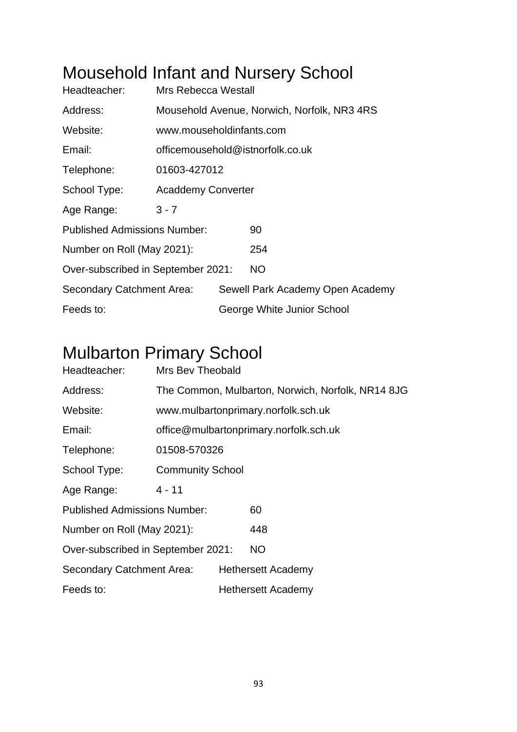# Mousehold Infant and Nursery School

Headteacher: Mrs Rebecca Westall

Address: Mousehold Avenue, Norwich, Norfolk, NR3 4RS

Website: www.mouseholdinfants.com

Email: officemousehold@istnorfolk.co.uk

Telephone: 01603-427012

School Type: Acaddemy Converter

Age Range: 3 - 7

Published Admissions Number: 90

Number on Roll (May 2021): 254

Over-subscribed in September 2021: NO

Secondary Catchment Area: Sewell Park Academy Open Academy

Feeds to: George White Junior School

# Mulbarton Primary School

Headteacher: Mrs Bev Theobald

Address: The Common, Mulbarton, Norwich, Norfolk, NR14 8JG

Website: www.mulbartonprimary.norfolk.sch.uk

Email: office@mulbartonprimary.norfolk.sch.uk

Telephone: 01508-570326

School Type: Community School

Age Range: 4 - 11

Published Admissions Number: 60

Number on Roll (May 2021): 448

Over-subscribed in September 2021: NO

Secondary Catchment Area: Hethersett Academy

Feeds to: Hethersett Academy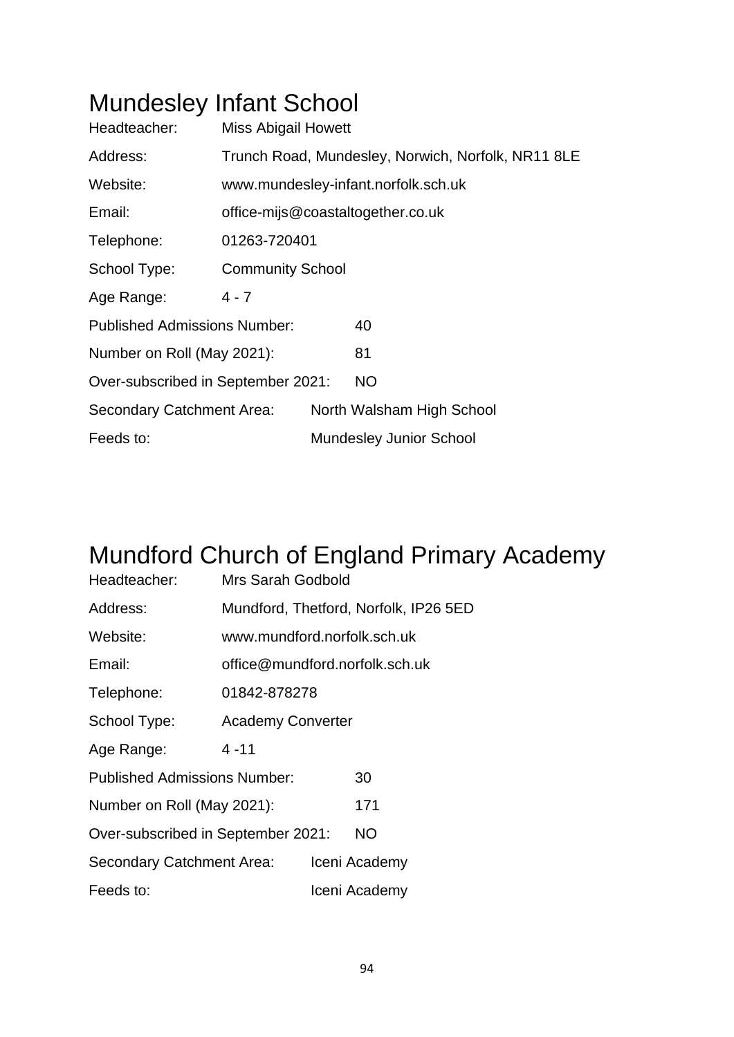# Mundesley Infant School

| | |
|---|---|
| Headteacher: | Miss Abigail Howett |
| Address: | Trunch Road, Mundesley, Norwich, Norfolk, NR11 8LE |
| Website: | www.mundesley-infant.norfolk.sch.uk |
| Email: | office-mijs@coastaltogether.co.uk |
| Telephone: | 01263-720401 |
| School Type: | Community School |
| Age Range: | 4 - 7 |
| Published Admissions Number: | 40 |
| Number on Roll (May 2021): | 81 |
| Over-subscribed in September 2021: | NO |
| Secondary Catchment Area: | North Walsham High School |
| Feeds to: | Mundesley Junior School |

# Mundford Church of England Primary Academy

| | |
|---|---|
| Headteacher: | Mrs Sarah Godbold |
| Address: | Mundford, Thetford, Norfolk, IP26 5ED |
| Website: | www.mundford.norfolk.sch.uk |
| Email: | office@mundford.norfolk.sch.uk |
| Telephone: | 01842-878278 |
| School Type: | Academy Converter |
| Age Range: | 4 -11 |
| Published Admissions Number: | 30 |
| Number on Roll (May 2021): | 171 |
| Over-subscribed in September 2021: | NO |
| Secondary Catchment Area: | Iceni Academy |
| Feeds to: | Iceni Academy |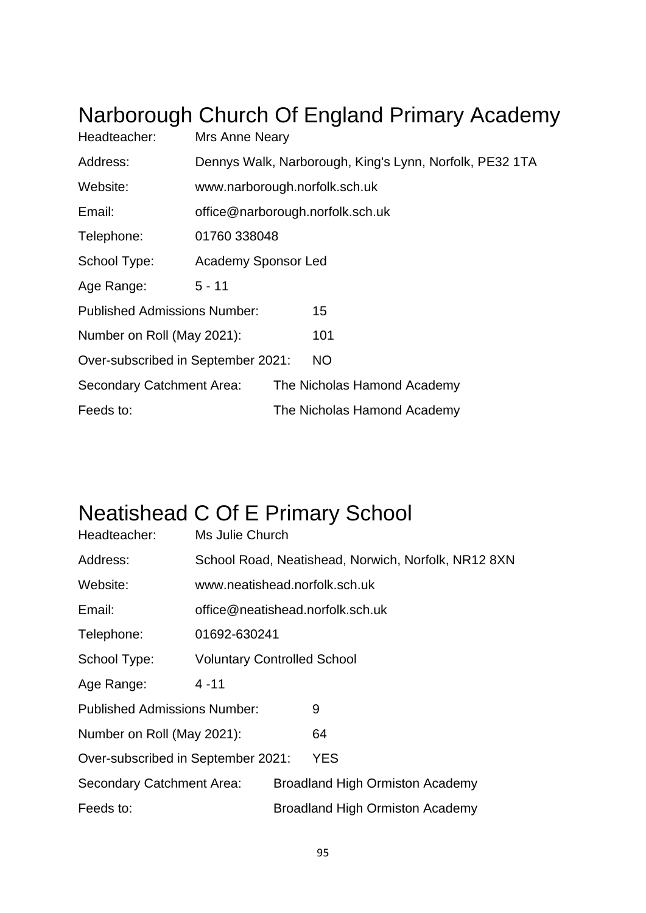# Narborough Church Of England Primary Academy

Headteacher: Mrs Anne Neary

Address: Dennys Walk, Narborough, King's Lynn, Norfolk, PE32 1TA

Website: www.narborough.norfolk.sch.uk

Email: office@narborough.norfolk.sch.uk

Telephone: 01760 338048

School Type: Academy Sponsor Led

Age Range: 5 - 11

Published Admissions Number: 15

Number on Roll (May 2021): 101

Over-subscribed in September 2021: NO

Secondary Catchment Area: The Nicholas Hamond Academy

Feeds to: The Nicholas Hamond Academy

# Neatishead C Of E Primary School

Headteacher: Ms Julie Church

Address: School Road, Neatishead, Norwich, Norfolk, NR12 8XN

Website: www.neatishead.norfolk.sch.uk

Email: office@neatishead.norfolk.sch.uk

Telephone: 01692-630241

School Type: Voluntary Controlled School

Age Range: 4 -11

Published Admissions Number: 9

Number on Roll (May 2021): 64

Over-subscribed in September 2021: YES

Secondary Catchment Area: Broadland High Ormiston Academy

Feeds to: Broadland High Ormiston Academy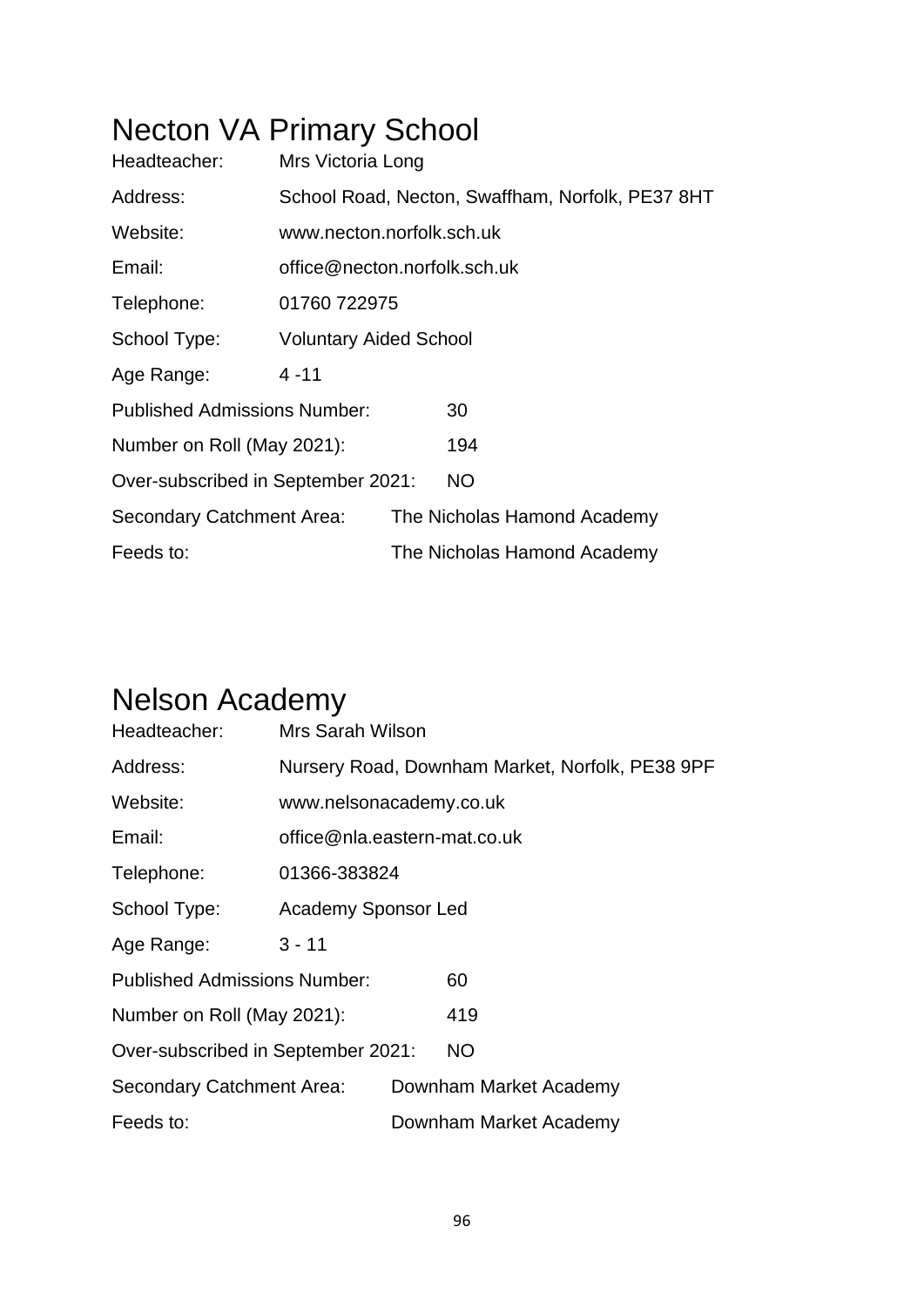# Necton VA Primary School

Headteacher: Mrs Victoria Long

Address: School Road, Necton, Swaffham, Norfolk, PE37 8HT

Website: www.necton.norfolk.sch.uk

Email: office@necton.norfolk.sch.uk

Telephone: 01760 722975

School Type: Voluntary Aided School

Age Range: 4 -11

Published Admissions Number: 30

Number on Roll (May 2021): 194

Over-subscribed in September 2021: NO

Secondary Catchment Area: The Nicholas Hamond Academy

Feeds to: The Nicholas Hamond Academy

# Nelson Academy

Headteacher: Mrs Sarah Wilson

Address: Nursery Road, Downham Market, Norfolk, PE38 9PF

Website: www.nelsonacademy.co.uk

Email: office@nla.eastern-mat.co.uk

Telephone: 01366-383824

School Type: Academy Sponsor Led

Age Range: 3 - 11

Published Admissions Number: 60

Number on Roll (May 2021): 419

Over-subscribed in September 2021: NO

Secondary Catchment Area: Downham Market Academy

Feeds to: Downham Market Academy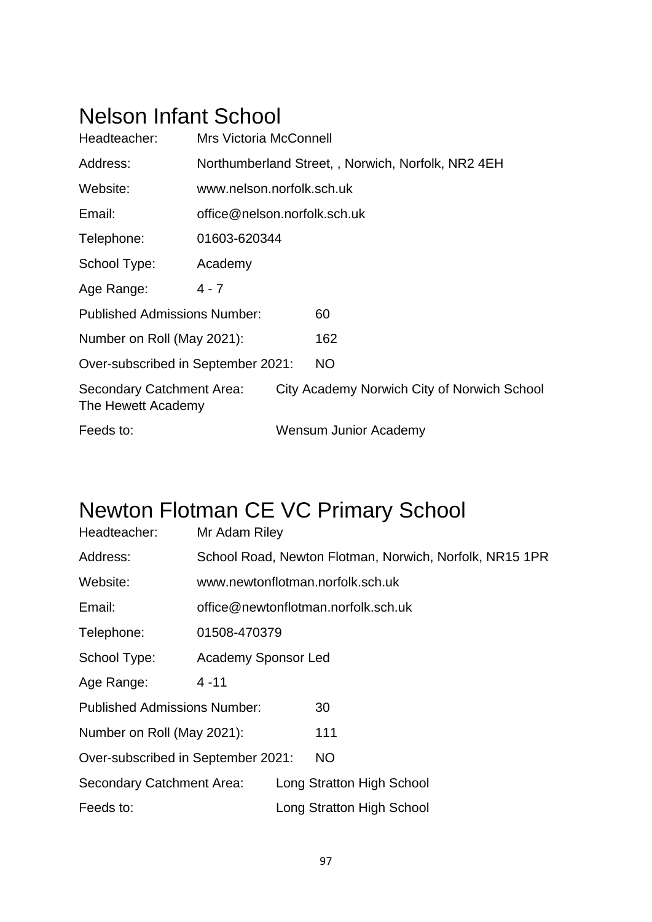# Nelson Infant School

Headteacher: Mrs Victoria McConnell

Address: Northumberland Street, , Norwich, Norfolk, NR2 4EH

Website: www.nelson.norfolk.sch.uk

Email: office@nelson.norfolk.sch.uk

Telephone: 01603-620344

School Type: Academy

Age Range: 4 - 7

Published Admissions Number: 60

Number on Roll (May 2021): 162

Over-subscribed in September 2021: NO

Secondary Catchment Area: City Academy Norwich City of Norwich School The Hewett Academy

Feeds to: Wensum Junior Academy

# Newton Flotman CE VC Primary School

Headteacher: Mr Adam Riley

Address: School Road, Newton Flotman, Norwich, Norfolk, NR15 1PR

Website: www.newtonflotman.norfolk.sch.uk

Email: office@newtonflotman.norfolk.sch.uk

Telephone: 01508-470379

School Type: Academy Sponsor Led

Age Range: 4 -11

Published Admissions Number: 30

Number on Roll (May 2021): 111

Over-subscribed in September 2021: NO

Secondary Catchment Area: Long Stratton High School

Feeds to: Long Stratton High School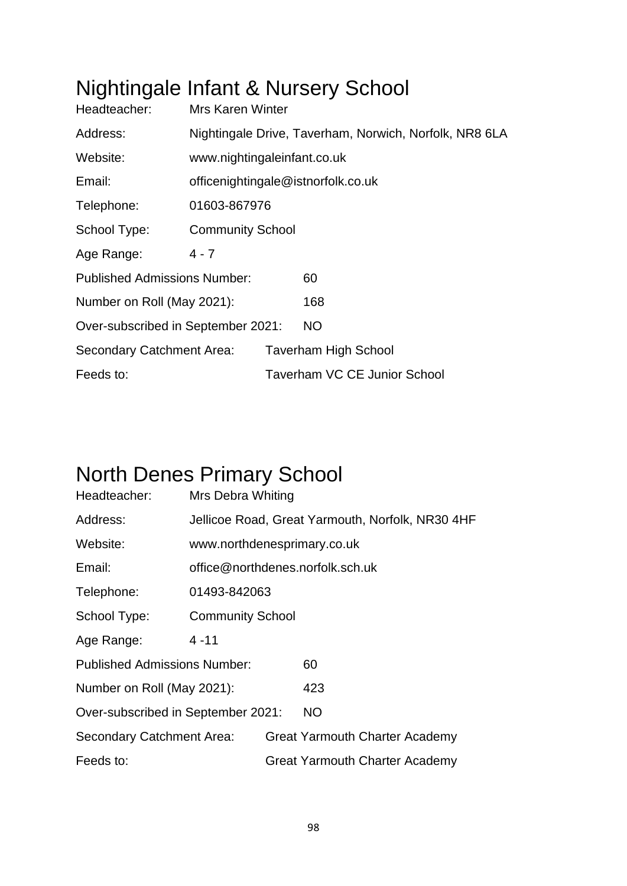# Nightingale Infant & Nursery School

Headteacher: Mrs Karen Winter

Address: Nightingale Drive, Taverham, Norwich, Norfolk, NR8 6LA

Website: www.nightingaleinfant.co.uk

Email: officenightingale@istnorfolk.co.uk

Telephone: 01603-867976

School Type: Community School

Age Range: 4 - 7

Published Admissions Number: 60

Number on Roll (May 2021): 168

Over-subscribed in September 2021: NO

Secondary Catchment Area: Taverham High School

Feeds to: Taverham VC CE Junior School

# North Denes Primary School

Headteacher: Mrs Debra Whiting

Address: Jellicoe Road, Great Yarmouth, Norfolk, NR30 4HF

Website: www.northdenesprimary.co.uk

Email: office@northdenes.norfolk.sch.uk

Telephone: 01493-842063

School Type: Community School

Age Range: 4 -11

Published Admissions Number: 60

Number on Roll (May 2021): 423

Over-subscribed in September 2021: NO

Secondary Catchment Area: Great Yarmouth Charter Academy

Feeds to: Great Yarmouth Charter Academy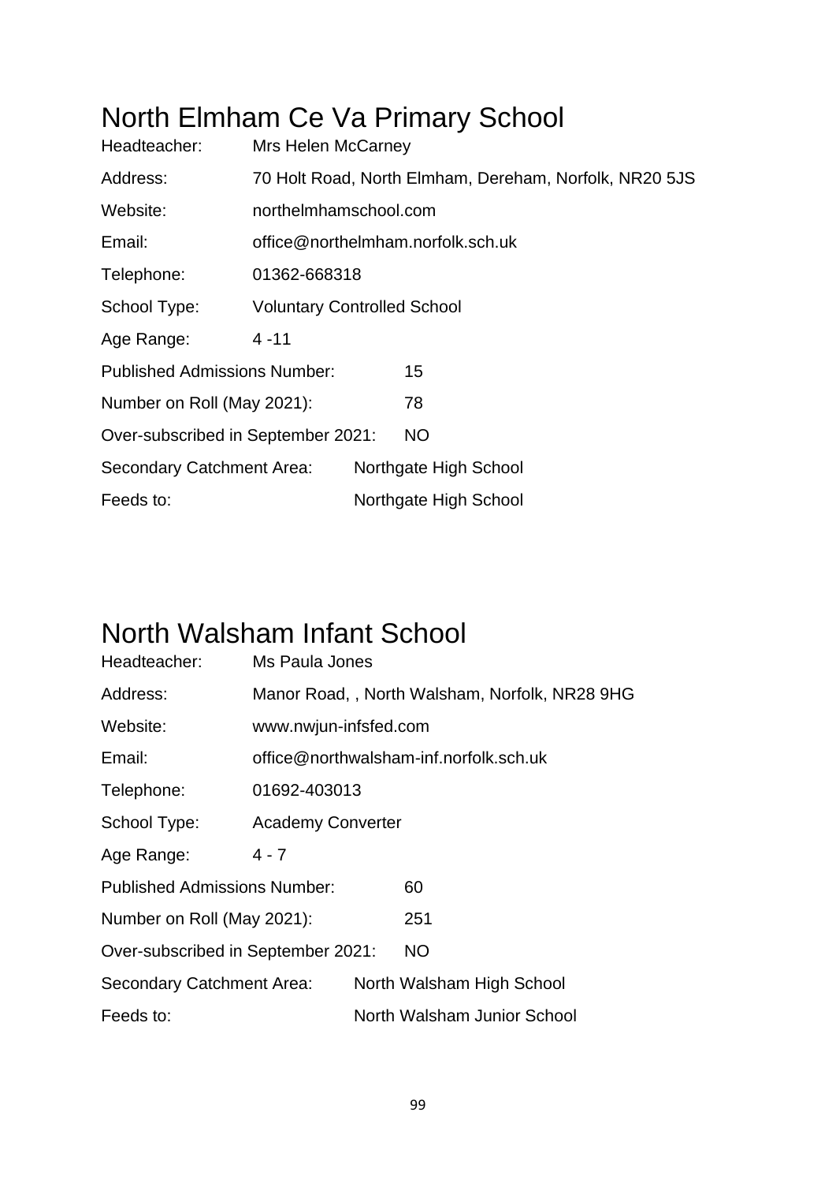# North Elmham Ce Va Primary School

Headteacher: Mrs Helen McCarney

Address: 70 Holt Road, North Elmham, Dereham, Norfolk, NR20 5JS

Website: northelmhamschool.com

Email: office@northelmham.norfolk.sch.uk

Telephone: 01362-668318

School Type: Voluntary Controlled School

Age Range: 4 -11

Published Admissions Number: 15

Number on Roll (May 2021): 78

Over-subscribed in September 2021: NO

Secondary Catchment Area: Northgate High School

Feeds to: Northgate High School

# North Walsham Infant School

Headteacher: Ms Paula Jones

Address: Manor Road, , North Walsham, Norfolk, NR28 9HG

Website: www.nwjun-infsfed.com

Email: office@northwalsham-inf.norfolk.sch.uk

Telephone: 01692-403013

School Type: Academy Converter

Age Range: 4 - 7

Published Admissions Number: 60

Number on Roll (May 2021): 251

Over-subscribed in September 2021: NO

Secondary Catchment Area: North Walsham High School

Feeds to: North Walsham Junior School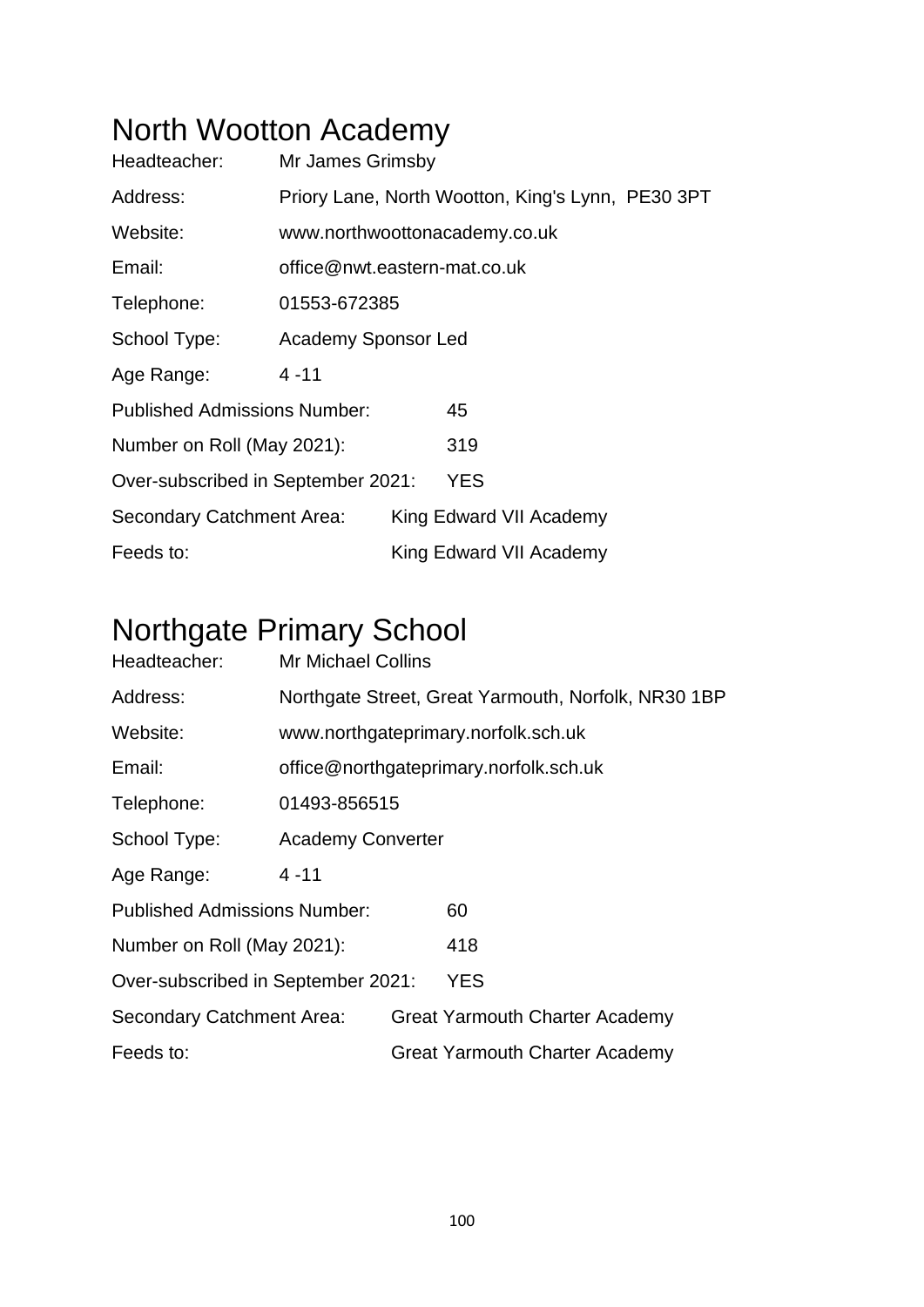# North Wootton Academy

| | |
|---|---|
| Headteacher: | Mr James Grimsby |
| Address: | Priory Lane, North Wootton, King's Lynn, PE30 3PT |
| Website: | www.northwoottonacademy.co.uk |
| Email: | office@nwt.eastern-mat.co.uk |
| Telephone: | 01553-672385 |
| School Type: | Academy Sponsor Led |
| Age Range: | 4 -11 |
| Published Admissions Number: | 45 |
| Number on Roll (May 2021): | 319 |
| Over-subscribed in September 2021: | YES |
| Secondary Catchment Area: | King Edward VII Academy |
| Feeds to: | King Edward VII Academy |

# Northgate Primary School

| | |
|---|---|
| Headteacher: | Mr Michael Collins |
| Address: | Northgate Street, Great Yarmouth, Norfolk, NR30 1BP |
| Website: | www.northgateprimary.norfolk.sch.uk |
| Email: | office@northgateprimary.norfolk.sch.uk |
| Telephone: | 01493-856515 |
| School Type: | Academy Converter |
| Age Range: | 4 -11 |
| Published Admissions Number: | 60 |
| Number on Roll (May 2021): | 418 |
| Over-subscribed in September 2021: | YES |
| Secondary Catchment Area: | Great Yarmouth Charter Academy |
| Feeds to: | Great Yarmouth Charter Academy |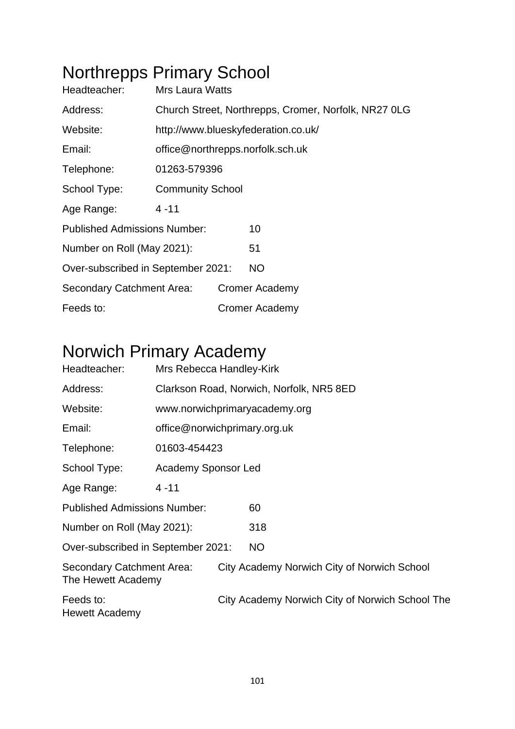# Northrepps Primary School

Headteacher: Mrs Laura Watts

Address: Church Street, Northrepps, Cromer, Norfolk, NR27 0LG

Website: http://www.blueskyfederation.co.uk/

Email: office@northrepps.norfolk.sch.uk

Telephone: 01263-579396

School Type: Community School

Age Range: 4 -11

Published Admissions Number: 10

Number on Roll (May 2021): 51

Over-subscribed in September 2021: NO

Secondary Catchment Area: Cromer Academy

Feeds to: Cromer Academy

# Norwich Primary Academy

Headteacher: Mrs Rebecca Handley-Kirk

Address: Clarkson Road, Norwich, Norfolk, NR5 8ED

Website: www.norwichprimaryacademy.org

Email: office@norwichprimary.org.uk

Telephone: 01603-454423

School Type: Academy Sponsor Led

Age Range: 4 -11

Published Admissions Number: 60

Number on Roll (May 2021): 318

Over-subscribed in September 2021: NO

Secondary Catchment Area: City Academy Norwich City of Norwich School The Hewett Academy

Feeds to: City Academy Norwich City of Norwich School The Hewett Academy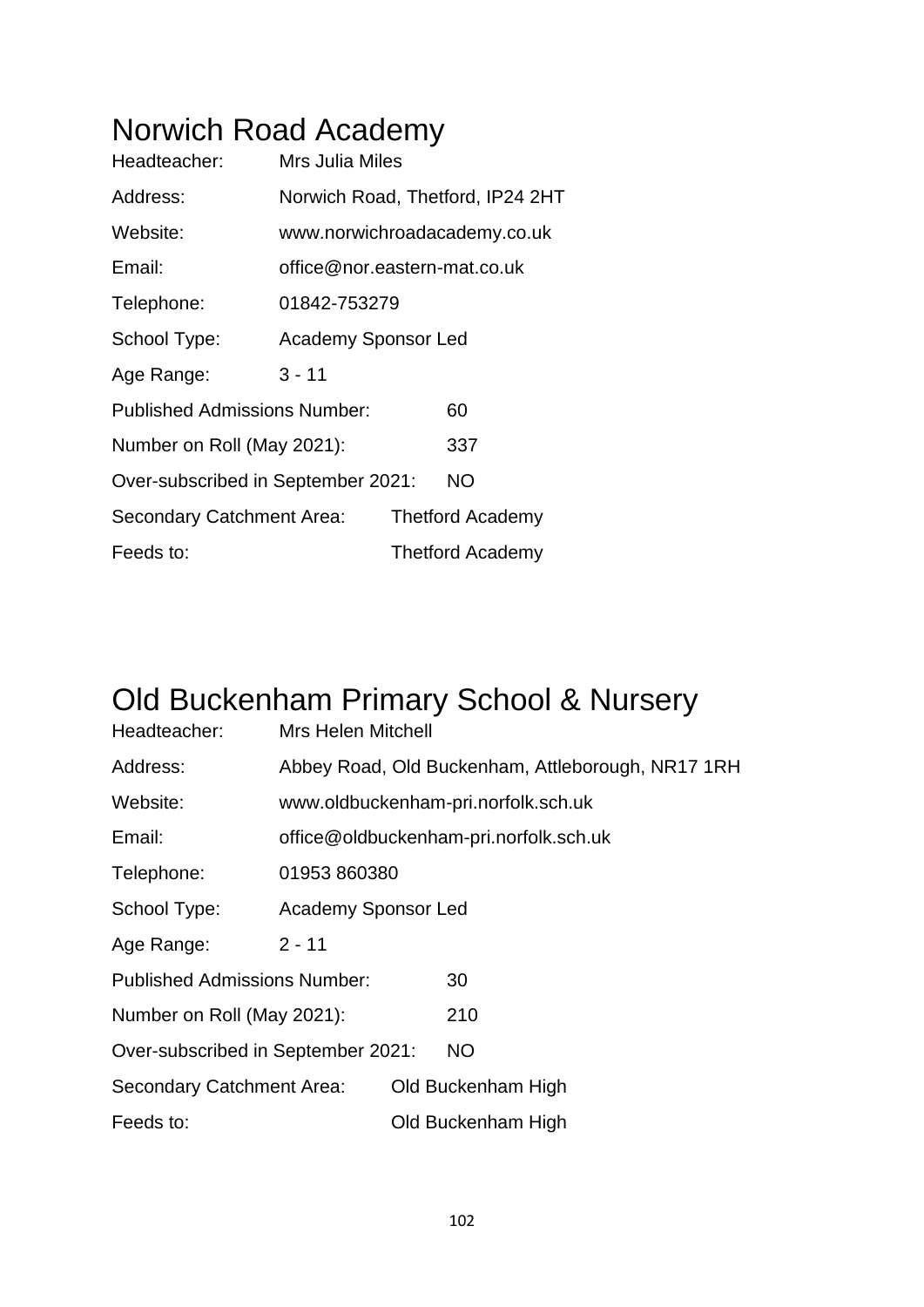# Norwich Road Academy

| | |
|---|---|
| Headteacher: | Mrs Julia Miles |
| Address: | Norwich Road, Thetford, IP24 2HT |
| Website: | www.norwichroadacademy.co.uk |
| Email: | office@nor.eastern-mat.co.uk |
| Telephone: | 01842-753279 |
| School Type: | Academy Sponsor Led |
| Age Range: | 3 - 11 |
| Published Admissions Number: | 60 |
| Number on Roll (May 2021): | 337 |
| Over-subscribed in September 2021: | NO |
| Secondary Catchment Area: | Thetford Academy |
| Feeds to: | Thetford Academy |

# Old Buckenham Primary School & Nursery

| | |
|---|---|
| Headteacher: | Mrs Helen Mitchell |
| Address: | Abbey Road, Old Buckenham, Attleborough, NR17 1RH |
| Website: | www.oldbuckenham-pri.norfolk.sch.uk |
| Email: | office@oldbuckenham-pri.norfolk.sch.uk |
| Telephone: | 01953 860380 |
| School Type: | Academy Sponsor Led |
| Age Range: | 2 - 11 |
| Published Admissions Number: | 30 |
| Number on Roll (May 2021): | 210 |
| Over-subscribed in September 2021: | NO |
| Secondary Catchment Area: | Old Buckenham High |
| Feeds to: | Old Buckenham High |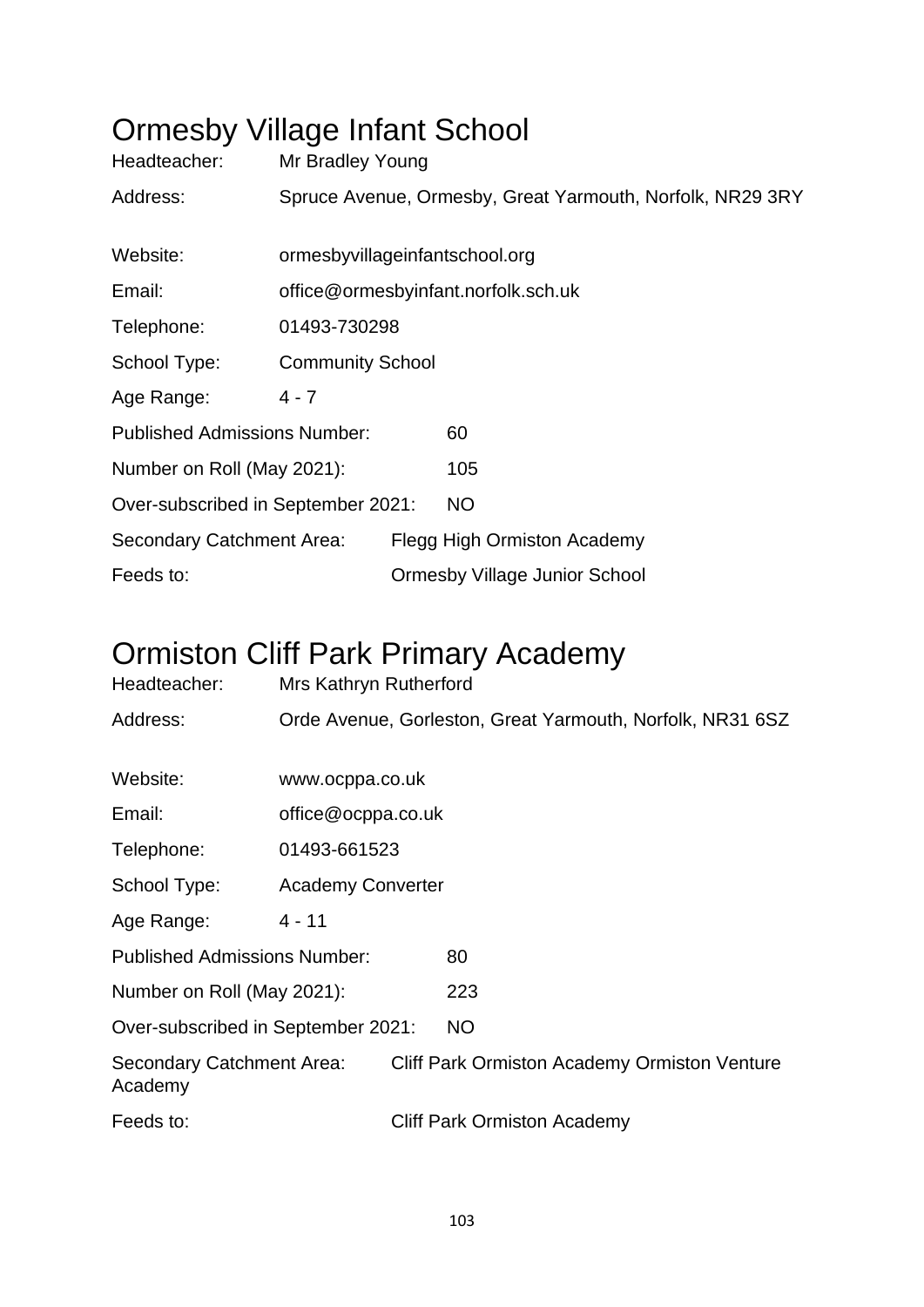# Ormesby Village Infant School

Headteacher: Mr Bradley Young

Address: Spruce Avenue, Ormesby, Great Yarmouth, Norfolk, NR29 3RY

Website: ormesbyvillageinfantschool.org

Email: office@ormesbyinfant.norfolk.sch.uk

Telephone: 01493-730298

School Type: Community School

Age Range: 4 - 7

Published Admissions Number: 60

Number on Roll (May 2021): 105

Over-subscribed in September 2021: NO

Secondary Catchment Area: Flegg High Ormiston Academy

Feeds to: Ormesby Village Junior School

# Ormiston Cliff Park Primary Academy

Headteacher: Mrs Kathryn Rutherford

Address: Orde Avenue, Gorleston, Great Yarmouth, Norfolk, NR31 6SZ

Website: www.ocppa.co.uk

Email: office@ocppa.co.uk

Telephone: 01493-661523

School Type: Academy Converter

Age Range: 4 - 11

Published Admissions Number: 80

Number on Roll (May 2021): 223

Over-subscribed in September 2021: NO

Secondary Catchment Area: Cliff Park Ormiston Academy Ormiston Venture Academy

Feeds to: Cliff Park Ormiston Academy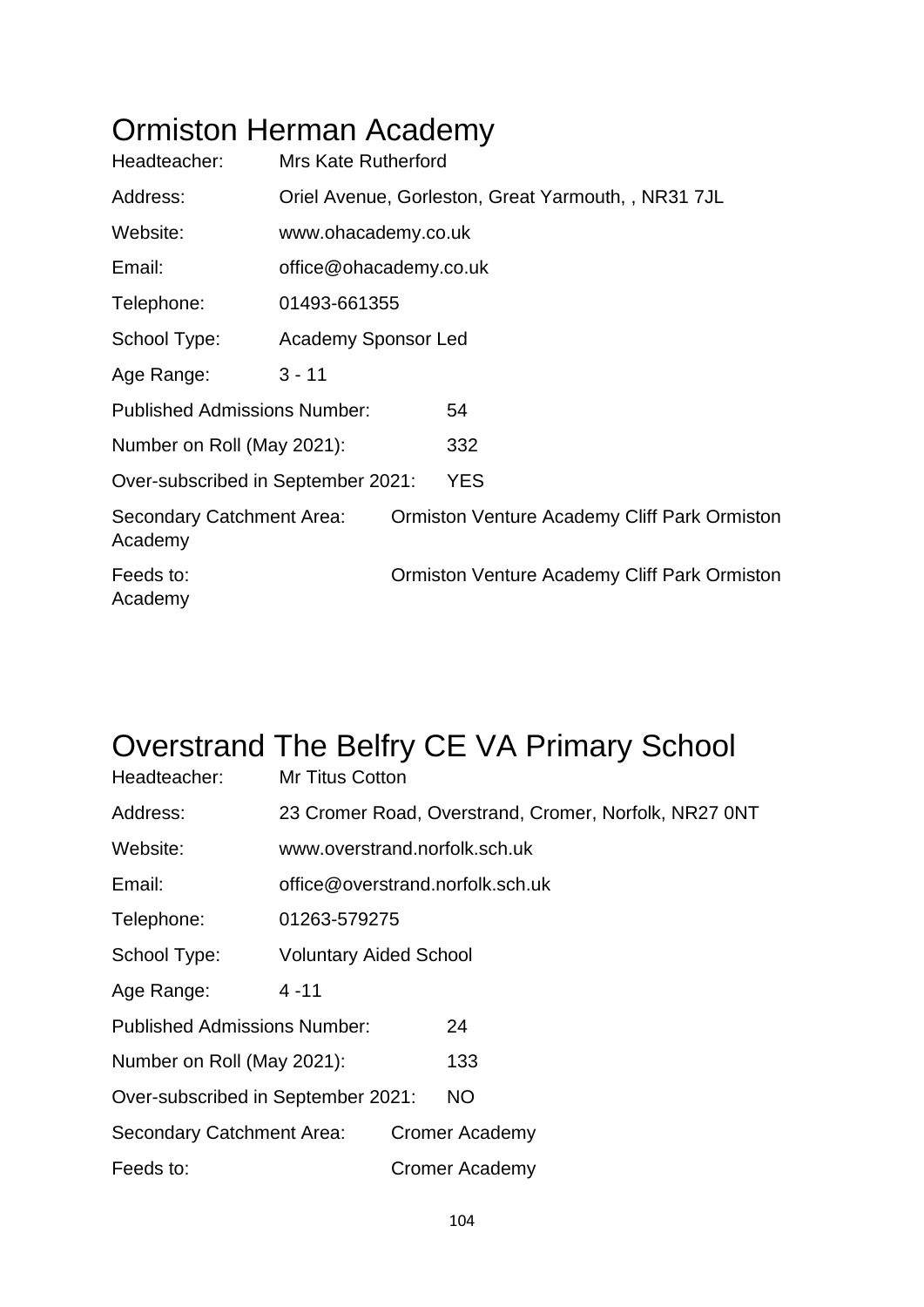# Ormiston Herman Academy

Headteacher: Mrs Kate Rutherford

Address: Oriel Avenue, Gorleston, Great Yarmouth, , NR31 7JL

Website: www.ohacademy.co.uk

Email: office@ohacademy.co.uk

Telephone: 01493-661355

School Type: Academy Sponsor Led

Age Range: 3 - 11

Published Admissions Number: 54

Number on Roll (May 2021): 332

Over-subscribed in September 2021: YES

Secondary Catchment Area: Ormiston Venture Academy Cliff Park Ormiston Academy

Feeds to: Ormiston Venture Academy Cliff Park Ormiston Academy

# Overstrand The Belfry CE VA Primary School

Headteacher: Mr Titus Cotton

Address: 23 Cromer Road, Overstrand, Cromer, Norfolk, NR27 0NT

Website: www.overstrand.norfolk.sch.uk

Email: office@overstrand.norfolk.sch.uk

Telephone: 01263-579275

School Type: Voluntary Aided School

Age Range: 4 -11

Published Admissions Number: 24

Number on Roll (May 2021): 133

Over-subscribed in September 2021: NO

Secondary Catchment Area: Cromer Academy

Feeds to: Cromer Academy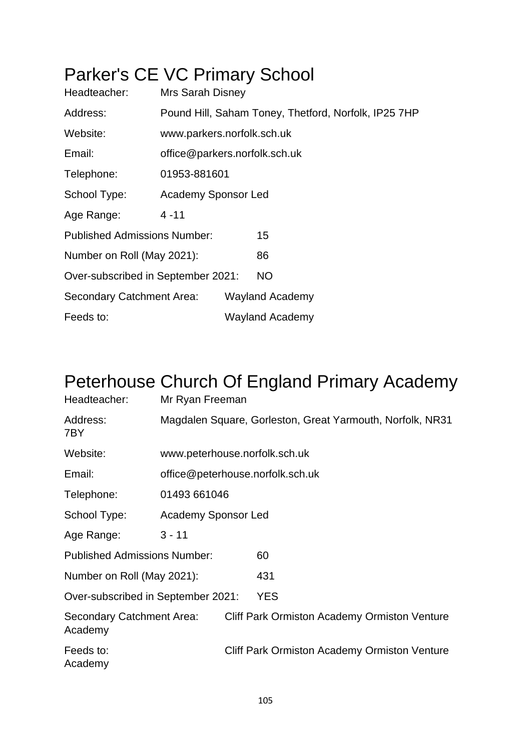# Parker's CE VC Primary School

Headteacher: Mrs Sarah Disney

Address: Pound Hill, Saham Toney, Thetford, Norfolk, IP25 7HP

Website: www.parkers.norfolk.sch.uk

Email: office@parkers.norfolk.sch.uk

Telephone: 01953-881601

School Type: Academy Sponsor Led

Age Range: 4 -11

Published Admissions Number: 15

Number on Roll (May 2021): 86

Over-subscribed in September 2021: NO

Secondary Catchment Area: Wayland Academy

Feeds to: Wayland Academy

# Peterhouse Church Of England Primary Academy

Headteacher: Mr Ryan Freeman

Address: Magdalen Square, Gorleston, Great Yarmouth, Norfolk, NR31 7BY

Website: www.peterhouse.norfolk.sch.uk

Email: office@peterhouse.norfolk.sch.uk

Telephone: 01493 661046

School Type: Academy Sponsor Led

Age Range: 3 - 11

Published Admissions Number: 60

Number on Roll (May 2021): 431

Over-subscribed in September 2021: YES

Secondary Catchment Area: Cliff Park Ormiston Academy Ormiston Venture Academy

Feeds to: Cliff Park Ormiston Academy Ormiston Venture Academy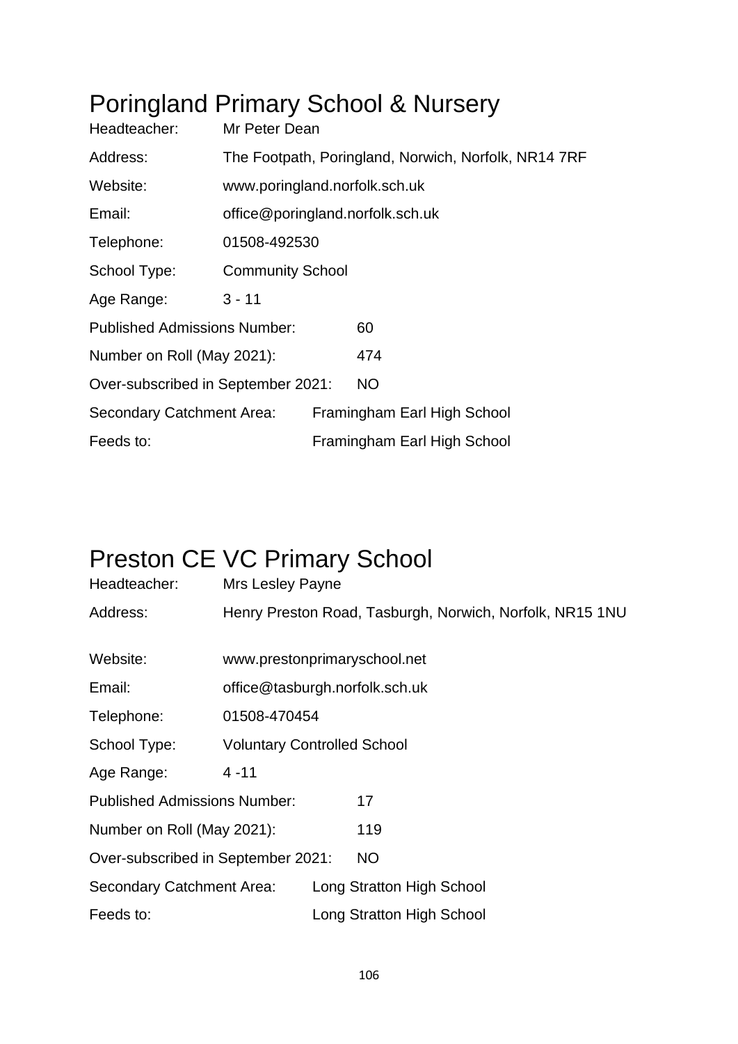# Poringland Primary School & Nursery

| | |
|---|---|
| Headteacher: | Mr Peter Dean |
| Address: | The Footpath, Poringland, Norwich, Norfolk, NR14 7RF |
| Website: | www.poringland.norfolk.sch.uk |
| Email: | office@poringland.norfolk.sch.uk |
| Telephone: | 01508-492530 |
| School Type: | Community School |
| Age Range: | 3 - 11 |
| Published Admissions Number: | 60 |
| Number on Roll (May 2021): | 474 |
| Over-subscribed in September 2021: | NO |
| Secondary Catchment Area: | Framingham Earl High School |
| Feeds to: | Framingham Earl High School |

# Preston CE VC Primary School

| | |
|---|---|
| Headteacher: | Mrs Lesley Payne |
| Address: | Henry Preston Road, Tasburgh, Norwich, Norfolk, NR15 1NU |
| Website: | www.prestonprimaryschool.net |
| Email: | office@tasburgh.norfolk.sch.uk |
| Telephone: | 01508-470454 |
| School Type: | Voluntary Controlled School |
| Age Range: | 4 -11 |
| Published Admissions Number: | 17 |
| Number on Roll (May 2021): | 119 |
| Over-subscribed in September 2021: | NO |
| Secondary Catchment Area: | Long Stratton High School |
| Feeds to: | Long Stratton High School |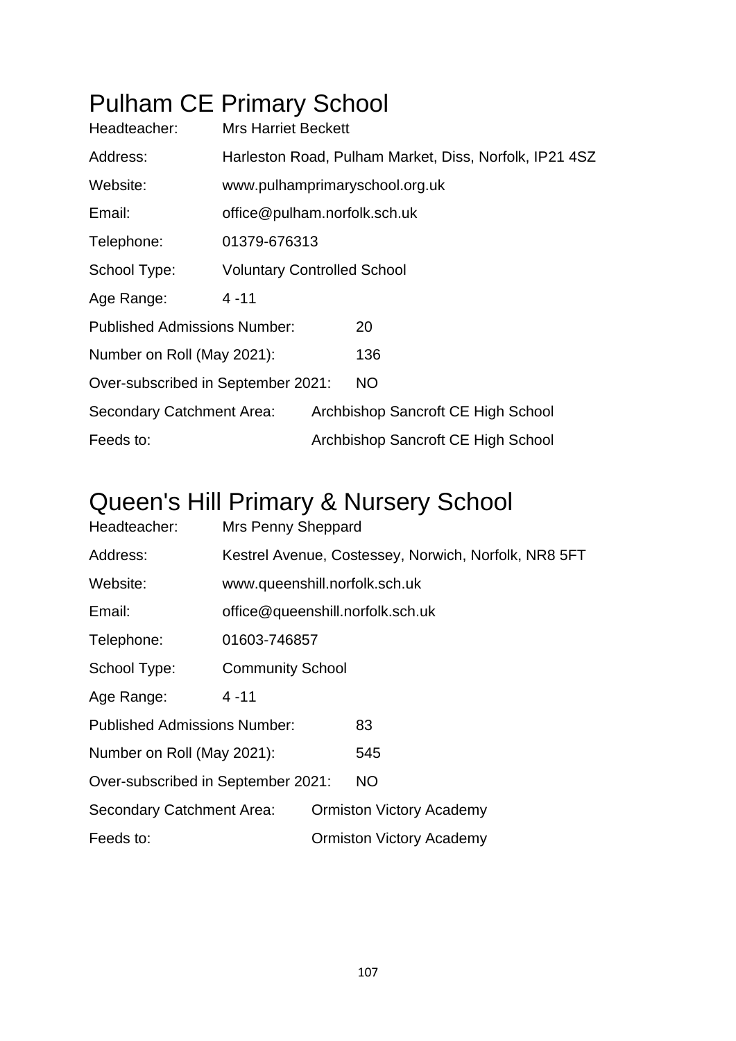# Pulham CE Primary School

Headteacher: Mrs Harriet Beckett

Address: Harleston Road, Pulham Market, Diss, Norfolk, IP21 4SZ

Website: www.pulhamprimaryschool.org.uk

Email: office@pulham.norfolk.sch.uk

Telephone: 01379-676313

School Type: Voluntary Controlled School

Age Range: 4 -11

Published Admissions Number: 20

Number on Roll (May 2021): 136

Over-subscribed in September 2021: NO

Secondary Catchment Area: Archbishop Sancroft CE High School

Feeds to: Archbishop Sancroft CE High School

# Queen's Hill Primary & Nursery School

Headteacher: Mrs Penny Sheppard

Address: Kestrel Avenue, Costessey, Norwich, Norfolk, NR8 5FT

Website: www.queenshill.norfolk.sch.uk

Email: office@queenshill.norfolk.sch.uk

Telephone: 01603-746857

School Type: Community School

Age Range: 4 -11

Published Admissions Number: 83

Number on Roll (May 2021): 545

Over-subscribed in September 2021: NO

Secondary Catchment Area: Ormiston Victory Academy

Feeds to: Ormiston Victory Academy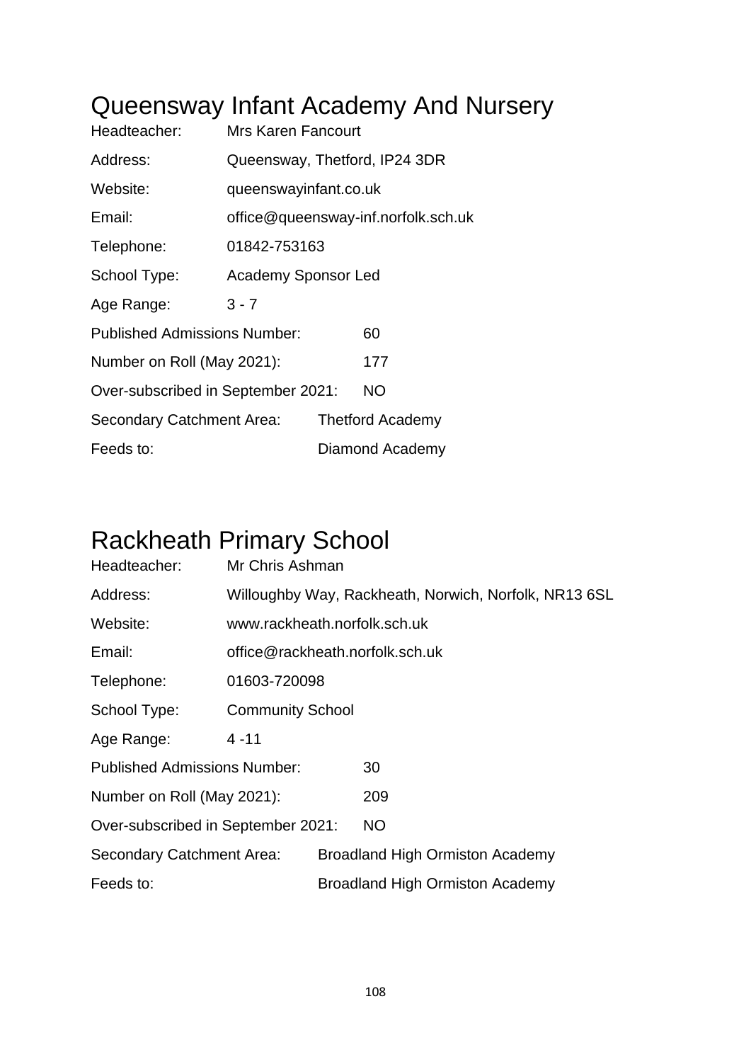# Queensway Infant Academy And Nursery

Headteacher: Mrs Karen Fancourt

Address: Queensway, Thetford, IP24 3DR

Website: queenswayinfant.co.uk

Email: office@queensway-inf.norfolk.sch.uk

Telephone: 01842-753163

School Type: Academy Sponsor Led

Age Range: 3 - 7

Published Admissions Number: 60

Number on Roll (May 2021): 177

Over-subscribed in September 2021: NO

Secondary Catchment Area: Thetford Academy

Feeds to: Diamond Academy

# Rackheath Primary School

Headteacher: Mr Chris Ashman

Address: Willoughby Way, Rackheath, Norwich, Norfolk, NR13 6SL

Website: www.rackheath.norfolk.sch.uk

Email: office@rackheath.norfolk.sch.uk

Telephone: 01603-720098

School Type: Community School

Age Range: 4 -11

Published Admissions Number: 30

Number on Roll (May 2021): 209

Over-subscribed in September 2021: NO

Secondary Catchment Area: Broadland High Ormiston Academy

Feeds to: Broadland High Ormiston Academy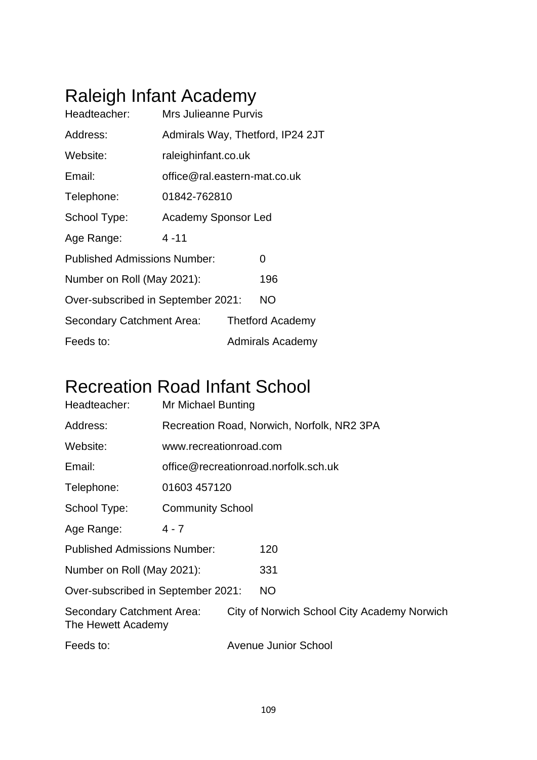# Raleigh Infant Academy

Headteacher: Mrs Julieanne Purvis

Address: Admirals Way, Thetford, IP24 2JT

Website: raleighinfant.co.uk

Email: office@ral.eastern-mat.co.uk

Telephone: 01842-762810

School Type: Academy Sponsor Led

Age Range: 4 -11

Published Admissions Number: 0

Number on Roll (May 2021): 196

Over-subscribed in September 2021: NO

Secondary Catchment Area: Thetford Academy

Feeds to: Admirals Academy

# Recreation Road Infant School

Headteacher: Mr Michael Bunting

Address: Recreation Road, Norwich, Norfolk, NR2 3PA

Website: www.recreationroad.com

Email: office@recreationroad.norfolk.sch.uk

Telephone: 01603 457120

School Type: Community School

Age Range: 4 - 7

Published Admissions Number: 120

Number on Roll (May 2021): 331

Over-subscribed in September 2021: NO

Secondary Catchment Area: City of Norwich School City Academy Norwich The Hewett Academy

Feeds to: Avenue Junior School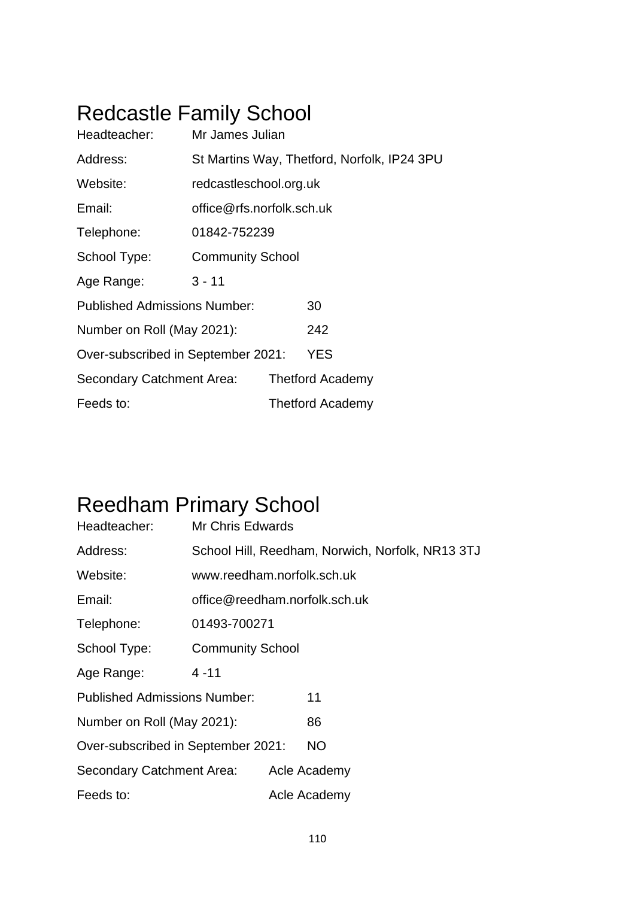# Redcastle Family School

Headteacher: Mr James Julian

Address: St Martins Way, Thetford, Norfolk, IP24 3PU

Website: redcastleschool.org.uk

Email: office@rfs.norfolk.sch.uk

Telephone: 01842-752239

School Type: Community School

Age Range: 3 - 11

Published Admissions Number: 30

Number on Roll (May 2021): 242

Over-subscribed in September 2021: YES

Secondary Catchment Area: Thetford Academy

Feeds to: Thetford Academy

# Reedham Primary School

Headteacher: Mr Chris Edwards

Address: School Hill, Reedham, Norwich, Norfolk, NR13 3TJ

Website: www.reedham.norfolk.sch.uk

Email: office@reedham.norfolk.sch.uk

Telephone: 01493-700271

School Type: Community School

Age Range: 4 -11

Published Admissions Number: 11

Number on Roll (May 2021): 86

Over-subscribed in September 2021: NO

Secondary Catchment Area: Acle Academy

Feeds to: Acle Academy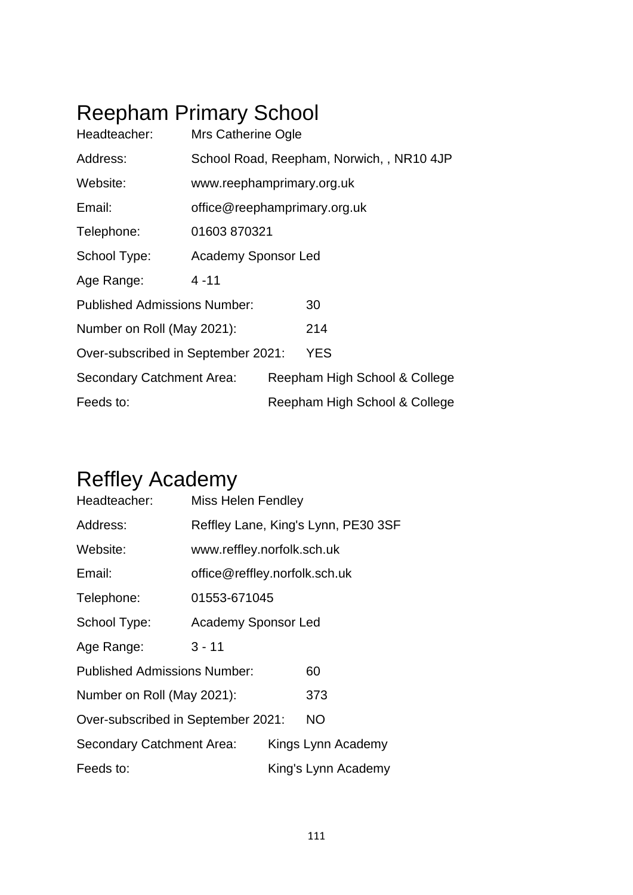# Reepham Primary School

| | |
|---|---|
| Headteacher: | Mrs Catherine Ogle |
| Address: | School Road, Reepham, Norwich, , NR10 4JP |
| Website: | www.reephamprimary.org.uk |
| Email: | office@reephamprimary.org.uk |
| Telephone: | 01603 870321 |
| School Type: | Academy Sponsor Led |
| Age Range: | 4 -11 |
| Published Admissions Number: | 30 |
| Number on Roll (May 2021): | 214 |
| Over-subscribed in September 2021: | YES |
| Secondary Catchment Area: | Reepham High School & College |
| Feeds to: | Reepham High School & College |

# Reffley Academy

| | |
|---|---|
| Headteacher: | Miss Helen Fendley |
| Address: | Reffley Lane, King's Lynn, PE30 3SF |
| Website: | www.reffley.norfolk.sch.uk |
| Email: | office@reffley.norfolk.sch.uk |
| Telephone: | 01553-671045 |
| School Type: | Academy Sponsor Led |
| Age Range: | 3 - 11 |
| Published Admissions Number: | 60 |
| Number on Roll (May 2021): | 373 |
| Over-subscribed in September 2021: | NO |
| Secondary Catchment Area: | Kings Lynn Academy |
| Feeds to: | King's Lynn Academy |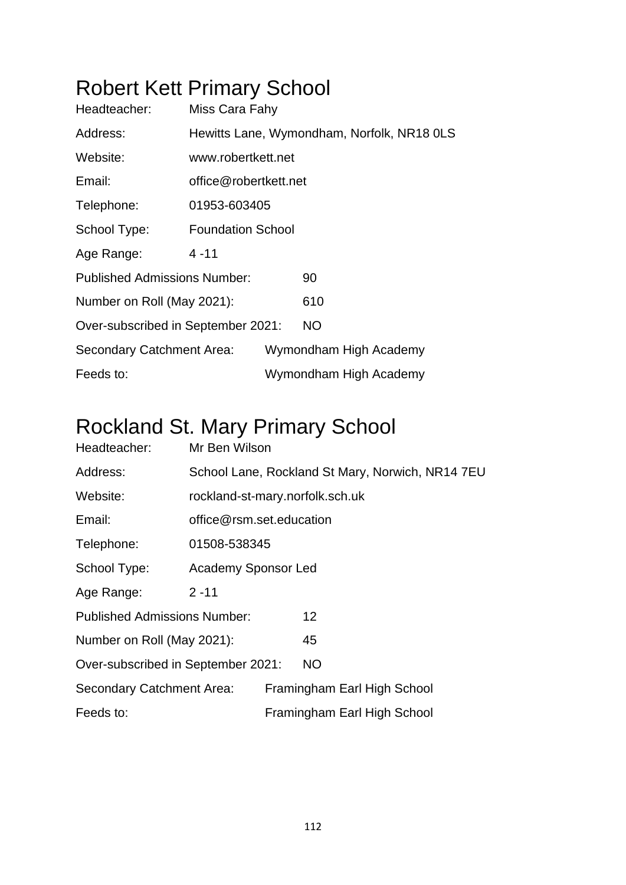# Robert Kett Primary School

Headteacher: Miss Cara Fahy

Address: Hewitts Lane, Wymondham, Norfolk, NR18 0LS

Website: www.robertkett.net

Email: office@robertkett.net

Telephone: 01953-603405

School Type: Foundation School

Age Range: 4 -11

Published Admissions Number: 90

Number on Roll (May 2021): 610

Over-subscribed in September 2021: NO

Secondary Catchment Area: Wymondham High Academy

Feeds to: Wymondham High Academy

# Rockland St. Mary Primary School

Headteacher: Mr Ben Wilson

Address: School Lane, Rockland St Mary, Norwich, NR14 7EU

Website: rockland-st-mary.norfolk.sch.uk

Email: office@rsm.set.education

Telephone: 01508-538345

School Type: Academy Sponsor Led

Age Range: 2 -11

Published Admissions Number: 12

Number on Roll (May 2021): 45

Over-subscribed in September 2021: NO

Secondary Catchment Area: Framingham Earl High School

Feeds to: Framingham Earl High School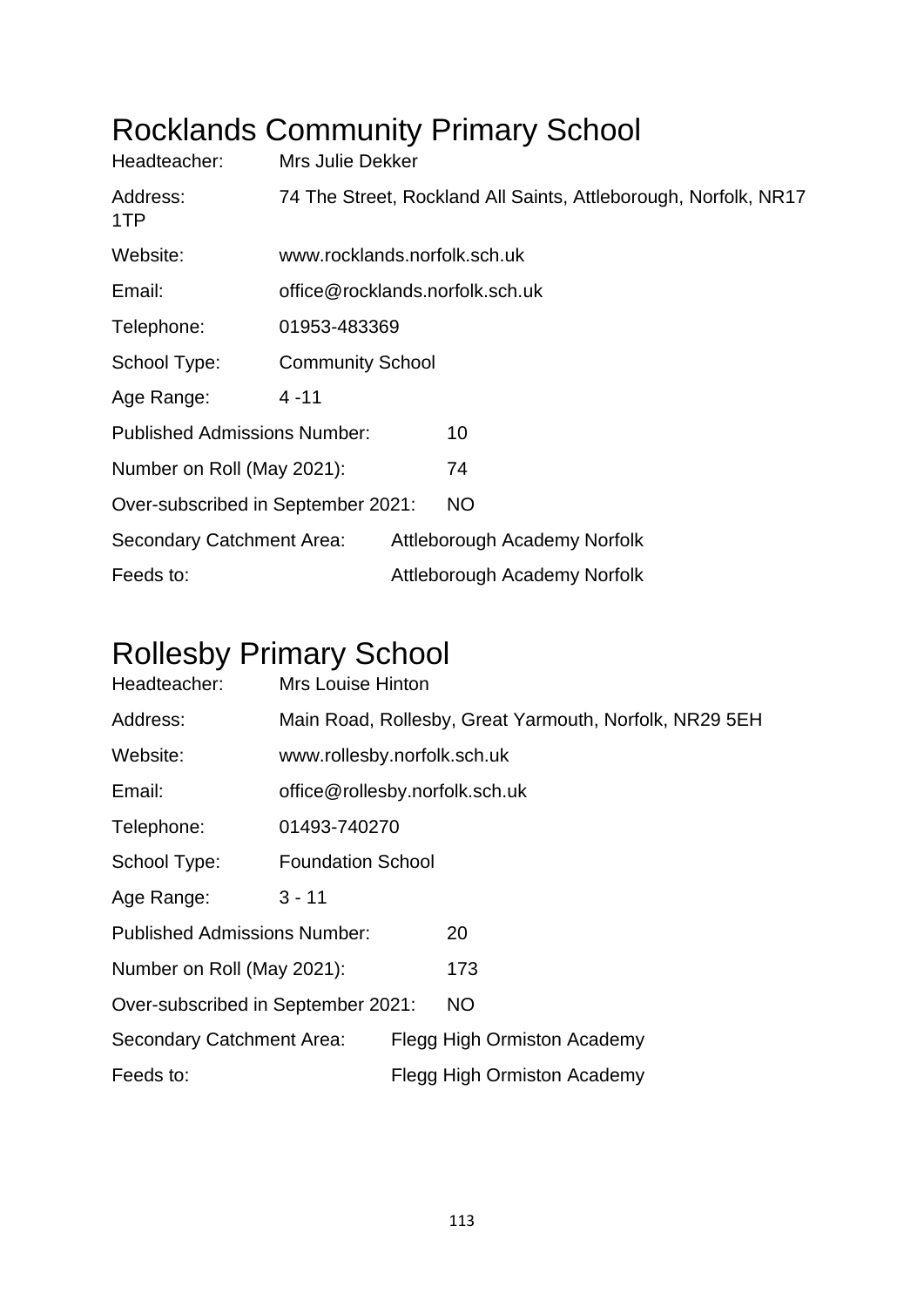# Rocklands Community Primary School

Headteacher: Mrs Julie Dekker

Address: 74 The Street, Rockland All Saints, Attleborough, Norfolk, NR17 1TP

Website: www.rocklands.norfolk.sch.uk

Email: office@rocklands.norfolk.sch.uk

Telephone: 01953-483369

School Type: Community School

Age Range: 4 -11

Published Admissions Number: 10

Number on Roll (May 2021): 74

Over-subscribed in September 2021: NO

Secondary Catchment Area: Attleborough Academy Norfolk

Feeds to: Attleborough Academy Norfolk

# Rollesby Primary School

Headteacher: Mrs Louise Hinton

Address: Main Road, Rollesby, Great Yarmouth, Norfolk, NR29 5EH

Website: www.rollesby.norfolk.sch.uk

Email: office@rollesby.norfolk.sch.uk

Telephone: 01493-740270

School Type: Foundation School

Age Range: 3 - 11

Published Admissions Number: 20

Number on Roll (May 2021): 173

Over-subscribed in September 2021: NO

Secondary Catchment Area: Flegg High Ormiston Academy

Feeds to: Flegg High Ormiston Academy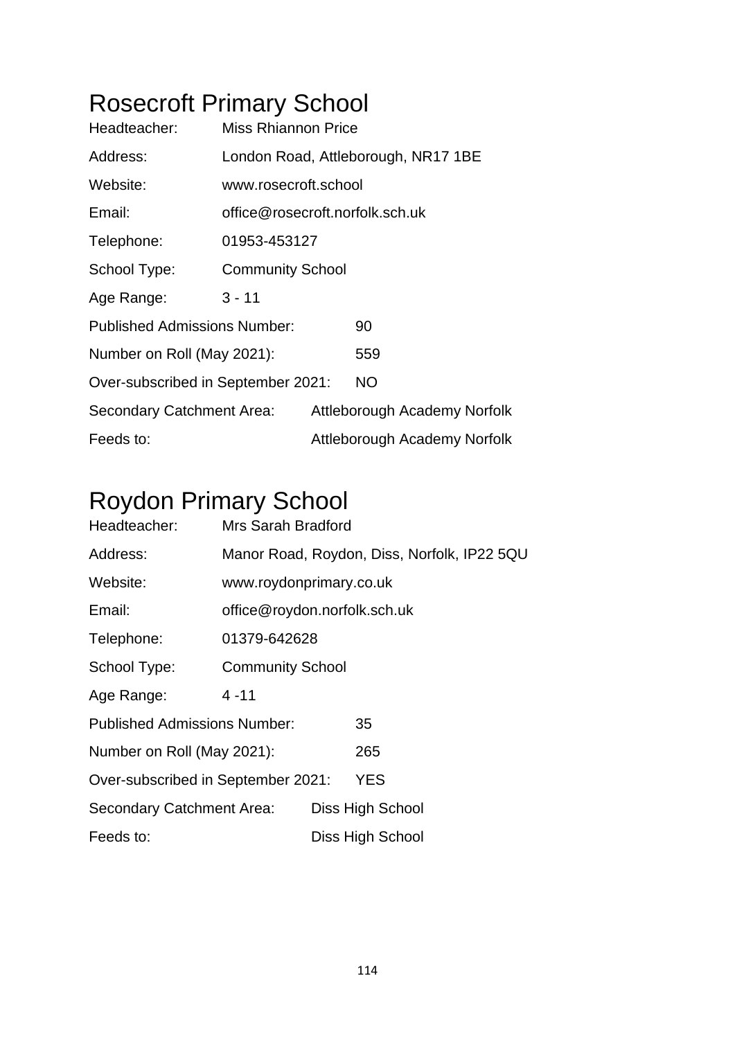# Rosecroft Primary School

| | |
|---|---|
| Headteacher: | Miss Rhiannon Price |
| Address: | London Road, Attleborough, NR17 1BE |
| Website: | www.rosecroft.school |
| Email: | office@rosecroft.norfolk.sch.uk |
| Telephone: | 01953-453127 |
| School Type: | Community School |
| Age Range: | 3 - 11 |
| Published Admissions Number: | 90 |
| Number on Roll (May 2021): | 559 |
| Over-subscribed in September 2021: | NO |
| Secondary Catchment Area: | Attleborough Academy Norfolk |
| Feeds to: | Attleborough Academy Norfolk |

# Roydon Primary School

| | |
|---|---|
| Headteacher: | Mrs Sarah Bradford |
| Address: | Manor Road, Roydon, Diss, Norfolk, IP22 5QU |
| Website: | www.roydonprimary.co.uk |
| Email: | office@roydon.norfolk.sch.uk |
| Telephone: | 01379-642628 |
| School Type: | Community School |
| Age Range: | 4 -11 |
| Published Admissions Number: | 35 |
| Number on Roll (May 2021): | 265 |
| Over-subscribed in September 2021: | YES |
| Secondary Catchment Area: | Diss High School |
| Feeds to: | Diss High School |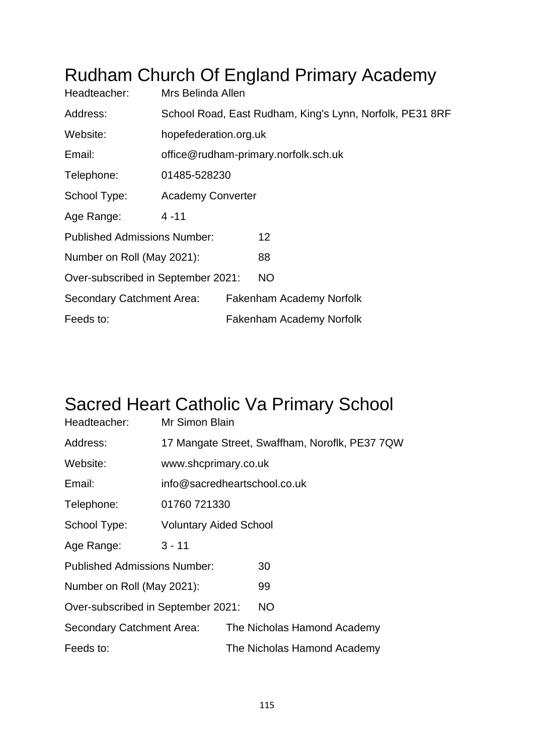# Rudham Church Of England Primary Academy

| | |
|---|---|
| Headteacher: | Mrs Belinda Allen |
| Address: | School Road, East Rudham, King's Lynn, Norfolk, PE31 8RF |
| Website: | hopefederation.org.uk |
| Email: | office@rudham-primary.norfolk.sch.uk |
| Telephone: | 01485-528230 |
| School Type: | Academy Converter |
| Age Range: | 4 -11 |
| Published Admissions Number: | 12 |
| Number on Roll (May 2021): | 88 |
| Over-subscribed in September 2021: | NO |
| Secondary Catchment Area: | Fakenham Academy Norfolk |
| Feeds to: | Fakenham Academy Norfolk |

# Sacred Heart Catholic Va Primary School

| | |
|---|---|
| Headteacher: | Mr Simon Blain |
| Address: | 17 Mangate Street, Swaffham, Noroflk, PE37 7QW |
| Website: | www.shcprimary.co.uk |
| Email: | info@sacredheartschool.co.uk |
| Telephone: | 01760 721330 |
| School Type: | Voluntary Aided School |
| Age Range: | 3 - 11 |
| Published Admissions Number: | 30 |
| Number on Roll (May 2021): | 99 |
| Over-subscribed in September 2021: | NO |
| Secondary Catchment Area: | The Nicholas Hamond Academy |
| Feeds to: | The Nicholas Hamond Academy |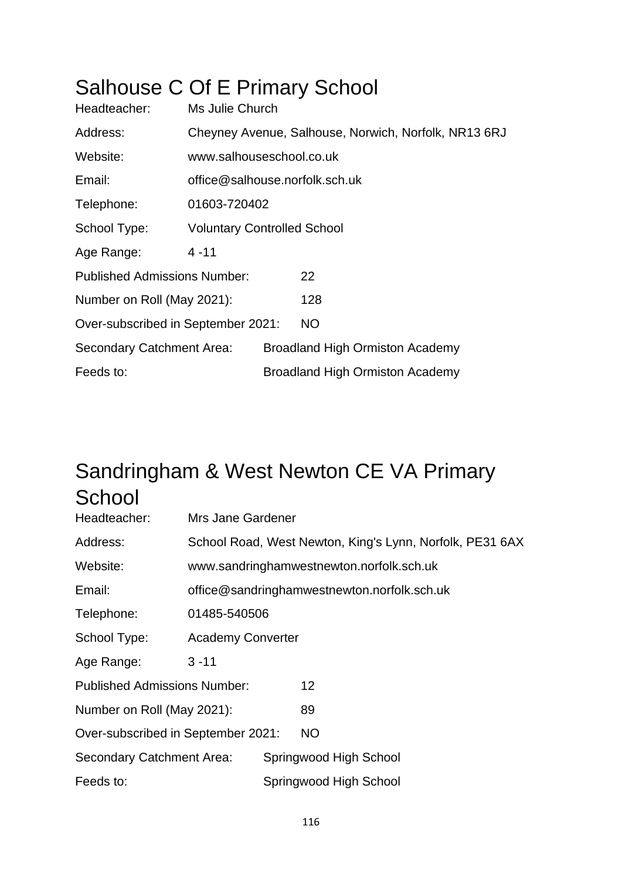# Salhouse C Of E Primary School

Headteacher: Ms Julie Church

Address: Cheyney Avenue, Salhouse, Norwich, Norfolk, NR13 6RJ

Website: www.salhouseschool.co.uk

Email: office@salhouse.norfolk.sch.uk

Telephone: 01603-720402

School Type: Voluntary Controlled School

Age Range: 4 -11

Published Admissions Number: 22

Number on Roll (May 2021): 128

Over-subscribed in September 2021: NO

Secondary Catchment Area: Broadland High Ormiston Academy

Feeds to: Broadland High Ormiston Academy

# Sandringham & West Newton CE VA Primary School

Headteacher: Mrs Jane Gardener

Address: School Road, West Newton, King's Lynn, Norfolk, PE31 6AX

Website: www.sandringhamwestnewton.norfolk.sch.uk

Email: office@sandringhamwestnewton.norfolk.sch.uk

Telephone: 01485-540506

School Type: Academy Converter

Age Range: 3 -11

Published Admissions Number: 12

Number on Roll (May 2021): 89

Over-subscribed in September 2021: NO

Secondary Catchment Area: Springwood High School

Feeds to: Springwood High School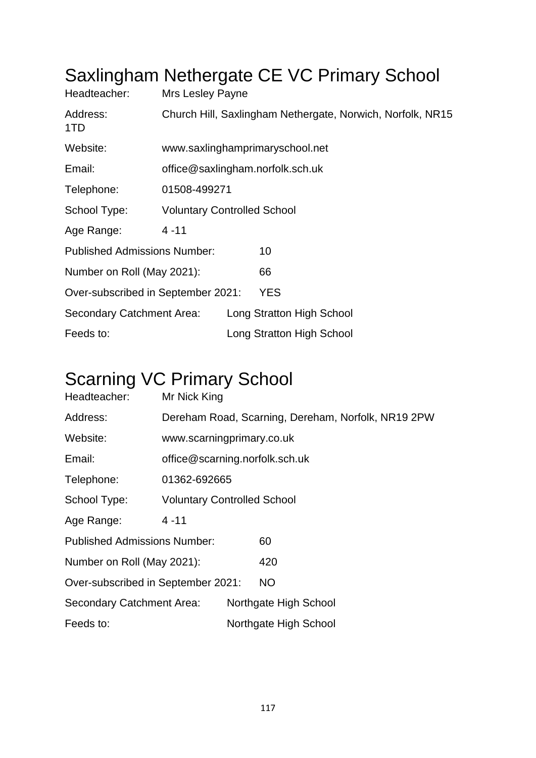# Saxlingham Nethergate CE VC Primary School

Headteacher: Mrs Lesley Payne

Address: Church Hill, Saxlingham Nethergate, Norwich, Norfolk, NR15 1TD

Website: www.saxlinghamprimaryschool.net

Email: office@saxlingham.norfolk.sch.uk

Telephone: 01508-499271

School Type: Voluntary Controlled School

Age Range: 4 -11

Published Admissions Number: 10

Number on Roll (May 2021): 66

Over-subscribed in September 2021: YES

Secondary Catchment Area: Long Stratton High School

Feeds to: Long Stratton High School

# Scarning VC Primary School

Headteacher: Mr Nick King

Address: Dereham Road, Scarning, Dereham, Norfolk, NR19 2PW

Website: www.scarningprimary.co.uk

Email: office@scarning.norfolk.sch.uk

Telephone: 01362-692665

School Type: Voluntary Controlled School

Age Range: 4 -11

Published Admissions Number: 60

Number on Roll (May 2021): 420

Over-subscribed in September 2021: NO

Secondary Catchment Area: Northgate High School

Feeds to: Northgate High School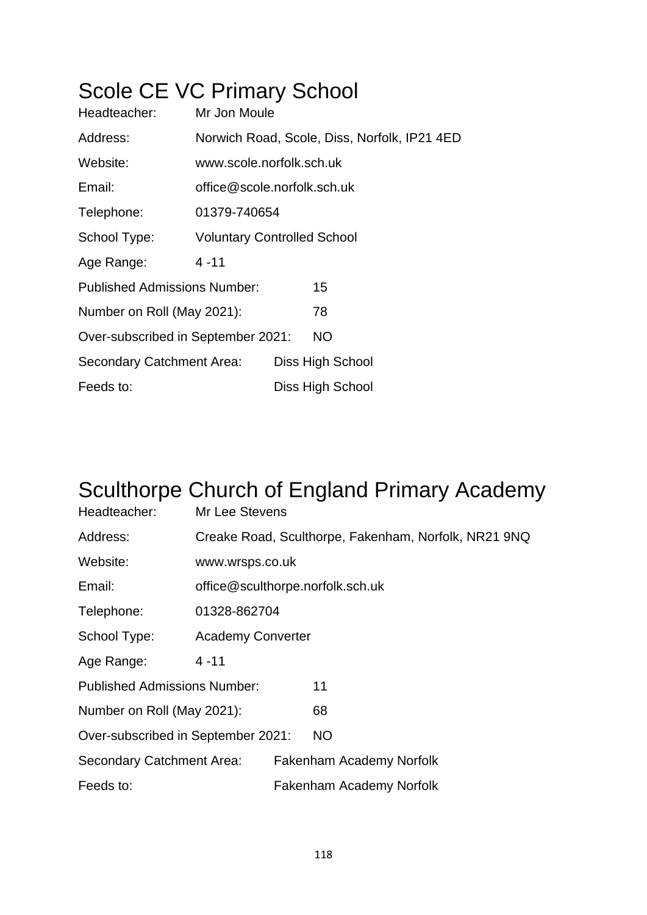# Scole CE VC Primary School

Headteacher: Mr Jon Moule

Address: Norwich Road, Scole, Diss, Norfolk, IP21 4ED

Website: www.scole.norfolk.sch.uk

Email: office@scole.norfolk.sch.uk

Telephone: 01379-740654

School Type: Voluntary Controlled School

Age Range: 4 -11

Published Admissions Number: 15

Number on Roll (May 2021): 78

Over-subscribed in September 2021: NO

Secondary Catchment Area: Diss High School

Feeds to: Diss High School

# Sculthorpe Church of England Primary Academy

Headteacher: Mr Lee Stevens

Address: Creake Road, Sculthorpe, Fakenham, Norfolk, NR21 9NQ

Website: www.wrsps.co.uk

Email: office@sculthorpe.norfolk.sch.uk

Telephone: 01328-862704

School Type: Academy Converter

Age Range: 4 -11

Published Admissions Number: 11

Number on Roll (May 2021): 68

Over-subscribed in September 2021: NO

Secondary Catchment Area: Fakenham Academy Norfolk

Feeds to: Fakenham Academy Norfolk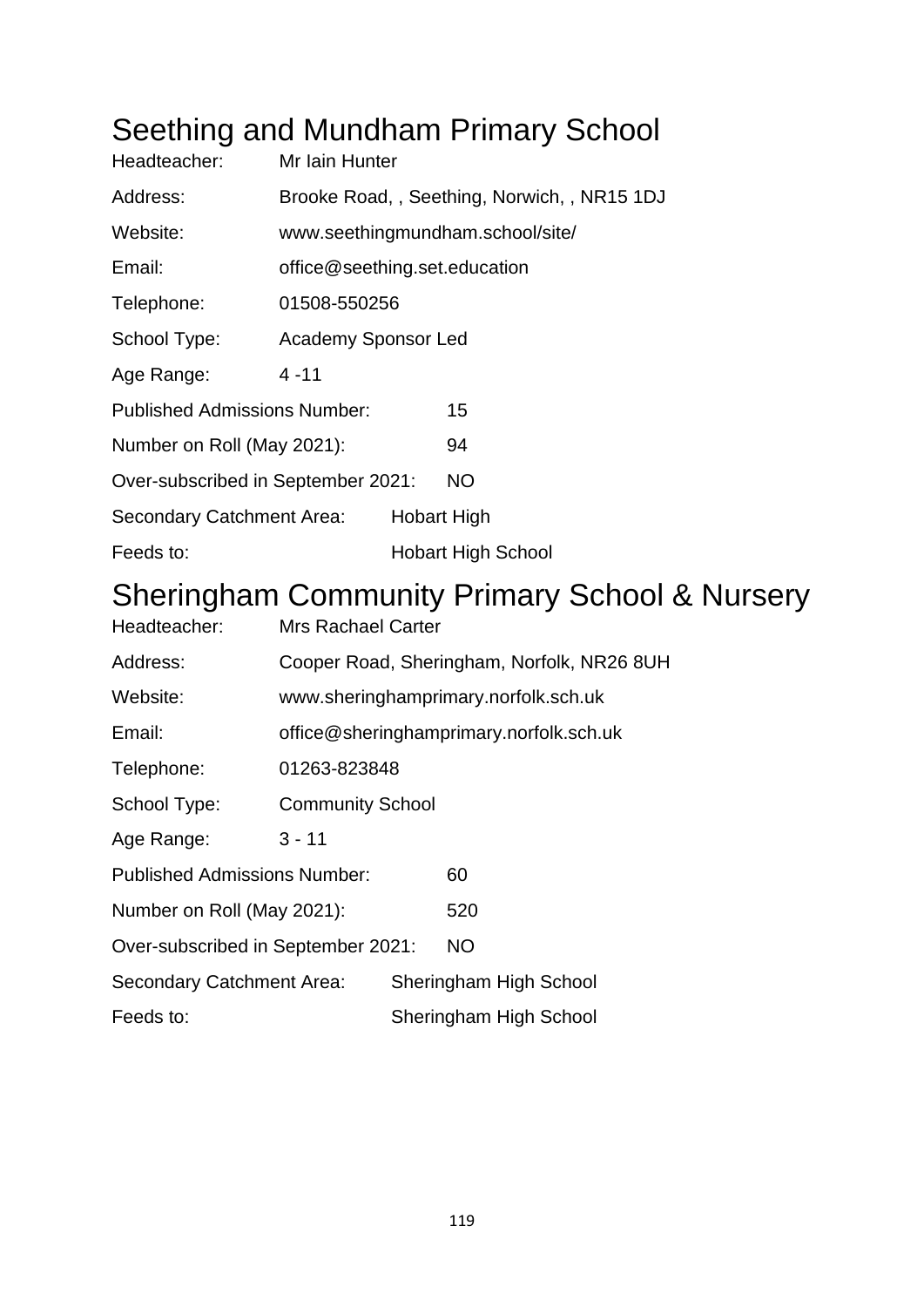# Seething and Mundham Primary School

Headteacher: Mr Iain Hunter

Address: Brooke Road, , Seething, Norwich, , NR15 1DJ

Website: www.seethingmundham.school/site/

Email: office@seething.set.education

Telephone: 01508-550256

School Type: Academy Sponsor Led

Age Range: 4 -11

Published Admissions Number: 15

Number on Roll (May 2021): 94

Over-subscribed in September 2021: NO

Secondary Catchment Area: Hobart High

Feeds to: Hobart High School

# Sheringham Community Primary School & Nursery

Headteacher: Mrs Rachael Carter

Address: Cooper Road, Sheringham, Norfolk, NR26 8UH

Website: www.sheringhamprimary.norfolk.sch.uk

Email: office@sheringhamprimary.norfolk.sch.uk

Telephone: 01263-823848

School Type: Community School

Age Range: 3 - 11

Published Admissions Number: 60

Number on Roll (May 2021): 520

Over-subscribed in September 2021: NO

Secondary Catchment Area: Sheringham High School

Feeds to: Sheringham High School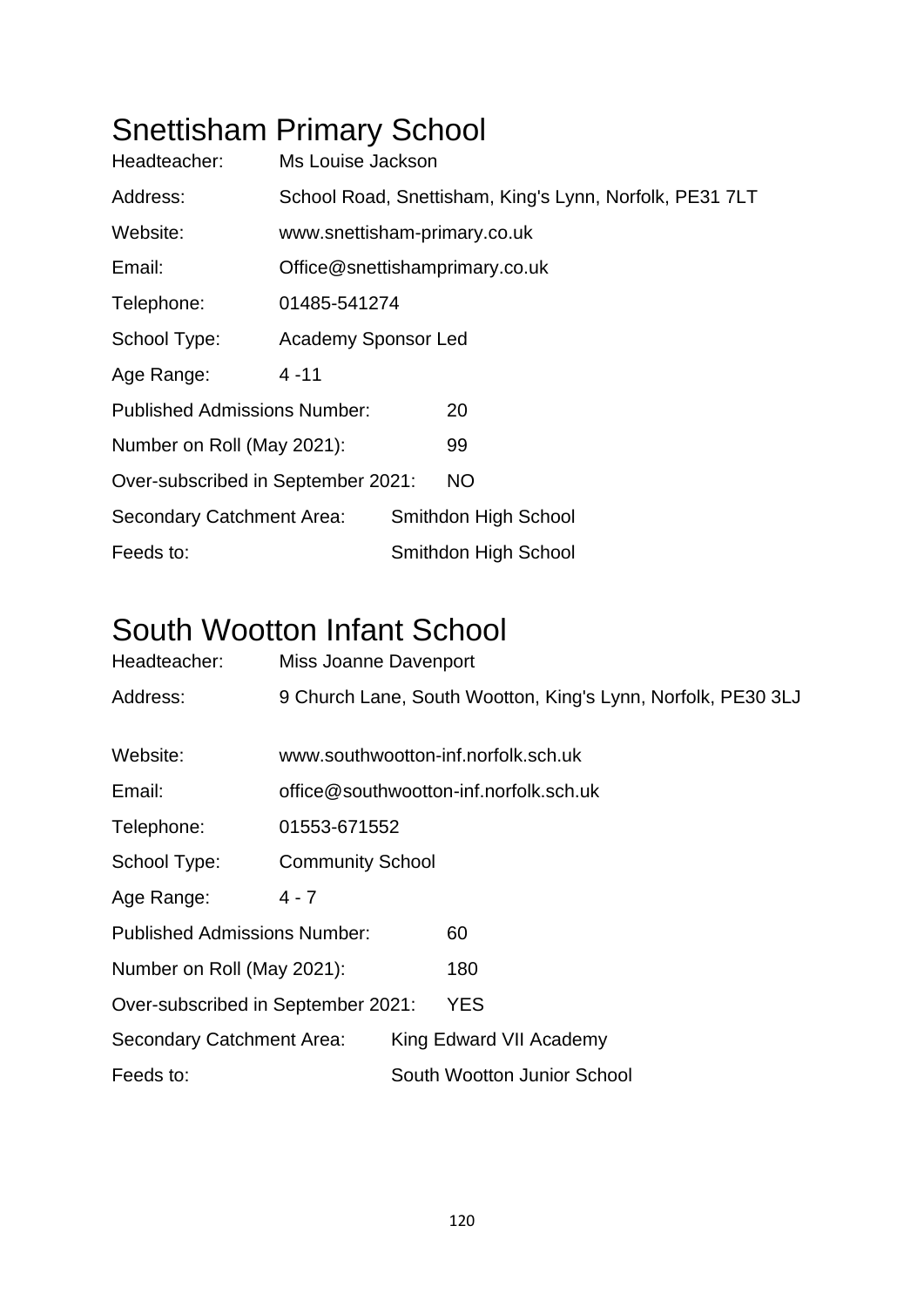# Snettisham Primary School

Headteacher: Ms Louise Jackson

Address: School Road, Snettisham, King's Lynn, Norfolk, PE31 7LT

Website: www.snettisham-primary.co.uk

Email: Office@snettishamprimary.co.uk

Telephone: 01485-541274

School Type: Academy Sponsor Led

Age Range: 4 -11

Published Admissions Number: 20

Number on Roll (May 2021): 99

Over-subscribed in September 2021: NO

Secondary Catchment Area: Smithdon High School

Feeds to: Smithdon High School

# South Wootton Infant School

Headteacher: Miss Joanne Davenport

Address: 9 Church Lane, South Wootton, King's Lynn, Norfolk, PE30 3LJ

Website: www.southwootton-inf.norfolk.sch.uk

Email: office@southwootton-inf.norfolk.sch.uk

Telephone: 01553-671552

School Type: Community School

Age Range: 4 - 7

Published Admissions Number: 60

Number on Roll (May 2021): 180

Over-subscribed in September 2021: YES

Secondary Catchment Area: King Edward VII Academy

Feeds to: South Wootton Junior School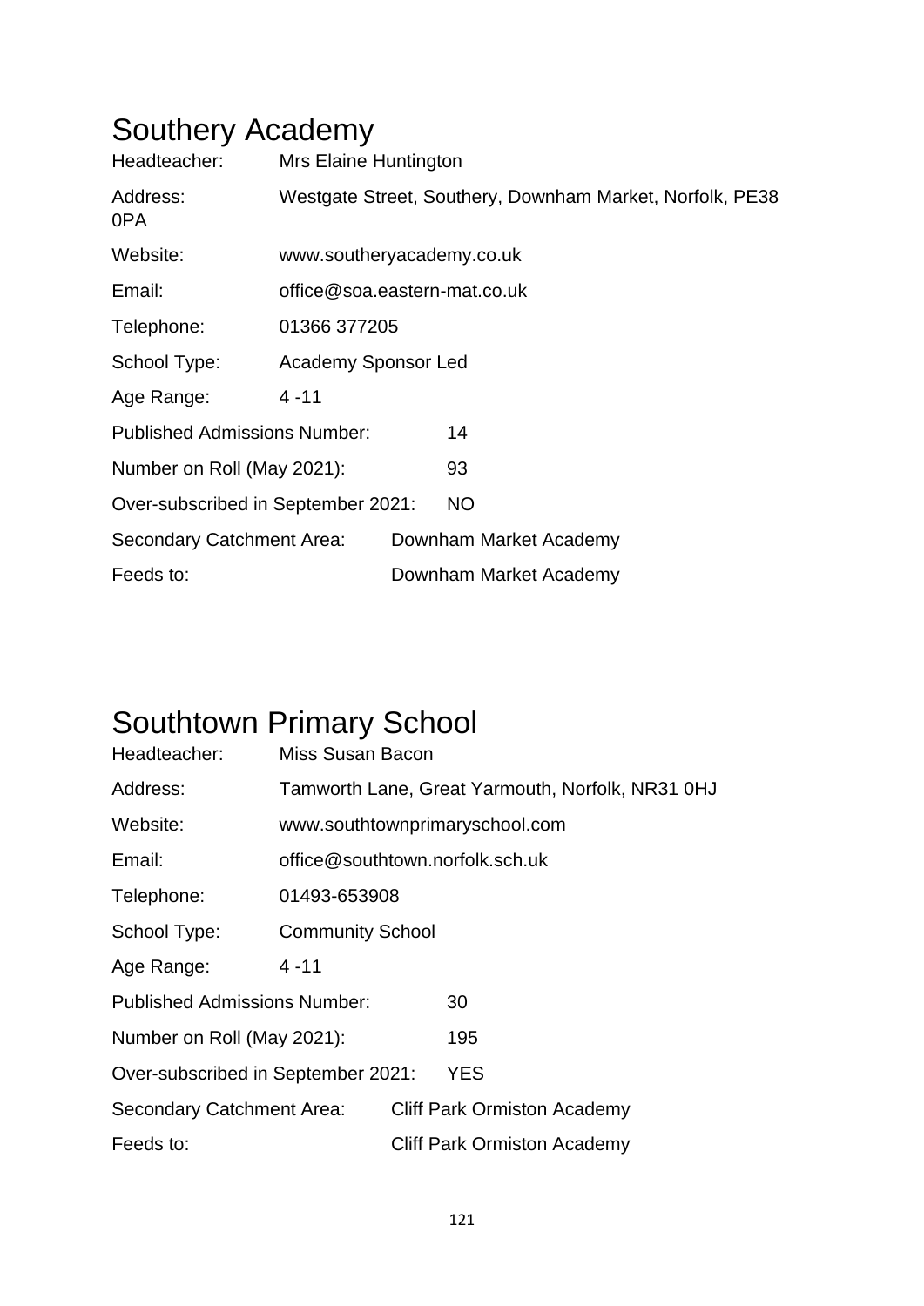# Southery Academy

Headteacher: Mrs Elaine Huntington

Address: Westgate Street, Southery, Downham Market, Norfolk, PE38 0PA

Website: www.southeryacademy.co.uk

Email: office@soa.eastern-mat.co.uk

Telephone: 01366 377205

School Type: Academy Sponsor Led

Age Range: 4 -11

Published Admissions Number: 14

Number on Roll (May 2021): 93

Over-subscribed in September 2021: NO

Secondary Catchment Area: Downham Market Academy

Feeds to: Downham Market Academy

# Southtown Primary School

Headteacher: Miss Susan Bacon

Address: Tamworth Lane, Great Yarmouth, Norfolk, NR31 0HJ

Website: www.southtownprimaryschool.com

Email: office@southtown.norfolk.sch.uk

Telephone: 01493-653908

School Type: Community School

Age Range: 4 -11

Published Admissions Number: 30

Number on Roll (May 2021): 195

Over-subscribed in September 2021: YES

Secondary Catchment Area: Cliff Park Ormiston Academy

Feeds to: Cliff Park Ormiston Academy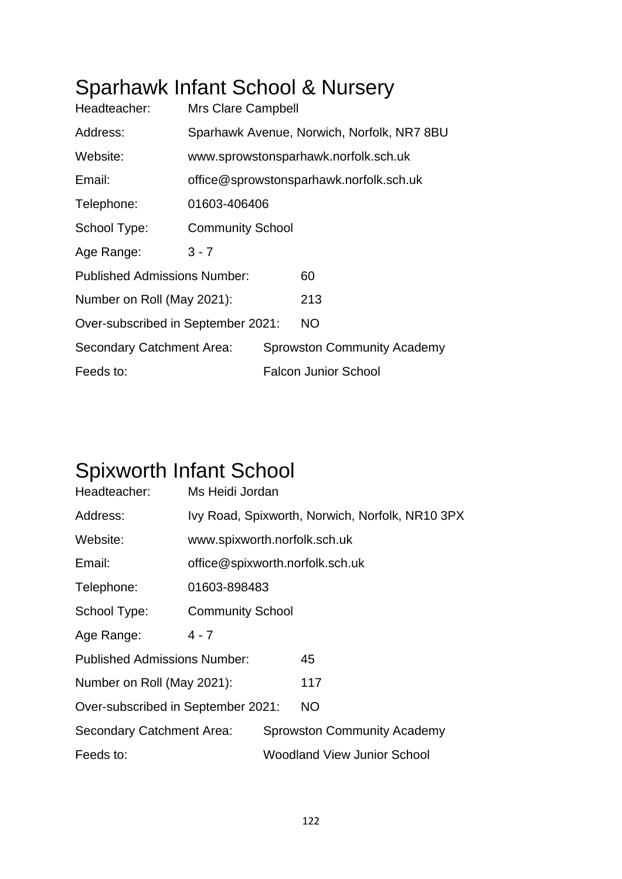# Sparhawk Infant School & Nursery

| | |
|---|---|
| Headteacher: | Mrs Clare Campbell |
| Address: | Sparhawk Avenue, Norwich, Norfolk, NR7 8BU |
| Website: | www.sprowstonsparhawk.norfolk.sch.uk |
| Email: | office@sprowstonsparhawk.norfolk.sch.uk |
| Telephone: | 01603-406406 |
| School Type: | Community School |
| Age Range: | 3 - 7 |
| Published Admissions Number: | 60 |
| Number on Roll (May 2021): | 213 |
| Over-subscribed in September 2021: | NO |
| Secondary Catchment Area: | Sprowston Community Academy |
| Feeds to: | Falcon Junior School |

# Spixworth Infant School

| | |
|---|---|
| Headteacher: | Ms Heidi Jordan |
| Address: | Ivy Road, Spixworth, Norwich, Norfolk, NR10 3PX |
| Website: | www.spixworth.norfolk.sch.uk |
| Email: | office@spixworth.norfolk.sch.uk |
| Telephone: | 01603-898483 |
| School Type: | Community School |
| Age Range: | 4 - 7 |
| Published Admissions Number: | 45 |
| Number on Roll (May 2021): | 117 |
| Over-subscribed in September 2021: | NO |
| Secondary Catchment Area: | Sprowston Community Academy |
| Feeds to: | Woodland View Junior School |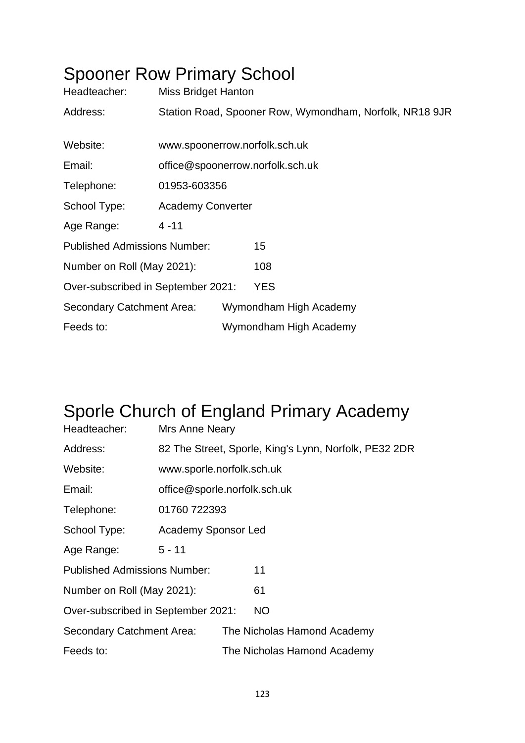# Spooner Row Primary School

Headteacher: Miss Bridget Hanton

Address: Station Road, Spooner Row, Wymondham, Norfolk, NR18 9JR

Website: www.spoonerrow.norfolk.sch.uk

Email: office@spoonerrow.norfolk.sch.uk

Telephone: 01953-603356

School Type: Academy Converter

Age Range: 4 -11

Published Admissions Number: 15

Number on Roll (May 2021): 108

Over-subscribed in September 2021: YES

Secondary Catchment Area: Wymondham High Academy

Feeds to: Wymondham High Academy

# Sporle Church of England Primary Academy

Headteacher: Mrs Anne Neary

Address: 82 The Street, Sporle, King's Lynn, Norfolk, PE32 2DR

Website: www.sporle.norfolk.sch.uk

Email: office@sporle.norfolk.sch.uk

Telephone: 01760 722393

School Type: Academy Sponsor Led

Age Range: 5 - 11

Published Admissions Number: 11

Number on Roll (May 2021): 61

Over-subscribed in September 2021: NO

Secondary Catchment Area: The Nicholas Hamond Academy

Feeds to: The Nicholas Hamond Academy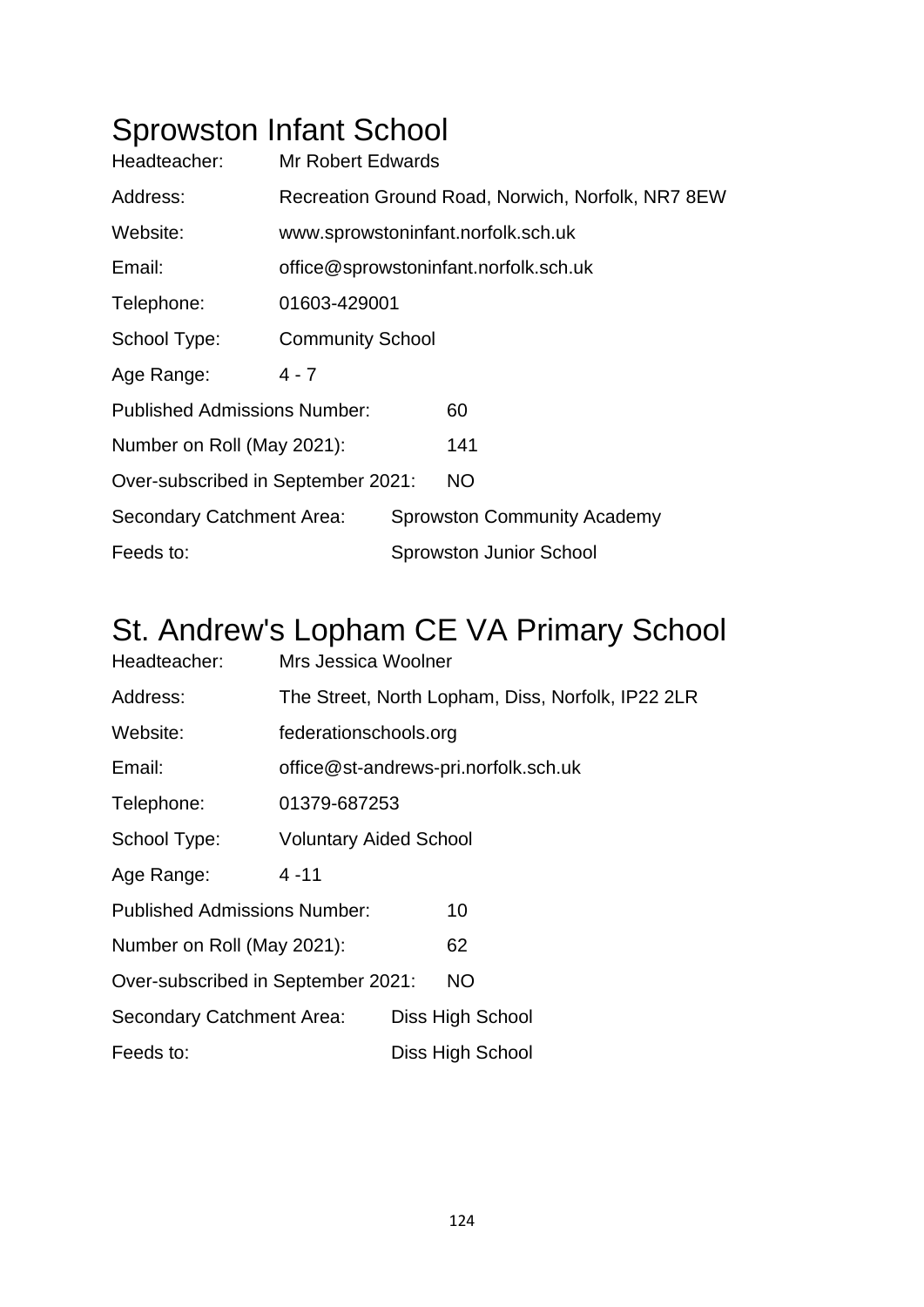# Sprowston Infant School

| | |
|---|---|
| Headteacher: | Mr Robert Edwards |
| Address: | Recreation Ground Road, Norwich, Norfolk, NR7 8EW |
| Website: | www.sprowstoninfant.norfolk.sch.uk |
| Email: | office@sprowstoninfant.norfolk.sch.uk |
| Telephone: | 01603-429001 |
| School Type: | Community School |
| Age Range: | 4 - 7 |
| Published Admissions Number: | 60 |
| Number on Roll (May 2021): | 141 |
| Over-subscribed in September 2021: | NO |
| Secondary Catchment Area: | Sprowston Community Academy |
| Feeds to: | Sprowston Junior School |

# St. Andrew's Lopham CE VA Primary School

| | |
|---|---|
| Headteacher: | Mrs Jessica Woolner |
| Address: | The Street, North Lopham, Diss, Norfolk, IP22 2LR |
| Website: | federationschools.org |
| Email: | office@st-andrews-pri.norfolk.sch.uk |
| Telephone: | 01379-687253 |
| School Type: | Voluntary Aided School |
| Age Range: | 4 -11 |
| Published Admissions Number: | 10 |
| Number on Roll (May 2021): | 62 |
| Over-subscribed in September 2021: | NO |
| Secondary Catchment Area: | Diss High School |
| Feeds to: | Diss High School |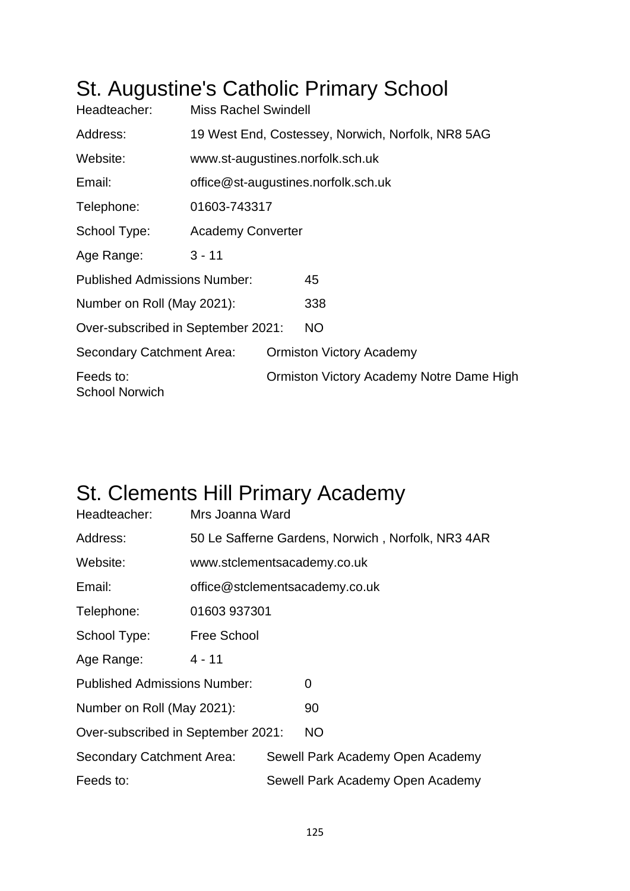# St. Augustine's Catholic Primary School

| | |
|---|---|
| Headteacher: | Miss Rachel Swindell |
| Address: | 19 West End, Costessey, Norwich, Norfolk, NR8 5AG |
| Website: | www.st-augustines.norfolk.sch.uk |
| Email: | office@st-augustines.norfolk.sch.uk |
| Telephone: | 01603-743317 |
| School Type: | Academy Converter |
| Age Range: | 3 - 11 |
| Published Admissions Number: | 45 |
| Number on Roll (May 2021): | 338 |
| Over-subscribed in September 2021: | NO |
| Secondary Catchment Area: | Ormiston Victory Academy |
| Feeds to: | Ormiston Victory Academy Notre Dame High School Norwich |

# St. Clements Hill Primary Academy

| | |
|---|---|
| Headteacher: | Mrs Joanna Ward |
| Address: | 50 Le Safferne Gardens, Norwich , Norfolk, NR3 4AR |
| Website: | www.stclementsacademy.co.uk |
| Email: | office@stclementsacademy.co.uk |
| Telephone: | 01603 937301 |
| School Type: | Free School |
| Age Range: | 4 - 11 |
| Published Admissions Number: | 0 |
| Number on Roll (May 2021): | 90 |
| Over-subscribed in September 2021: | NO |
| Secondary Catchment Area: | Sewell Park Academy Open Academy |
| Feeds to: | Sewell Park Academy Open Academy |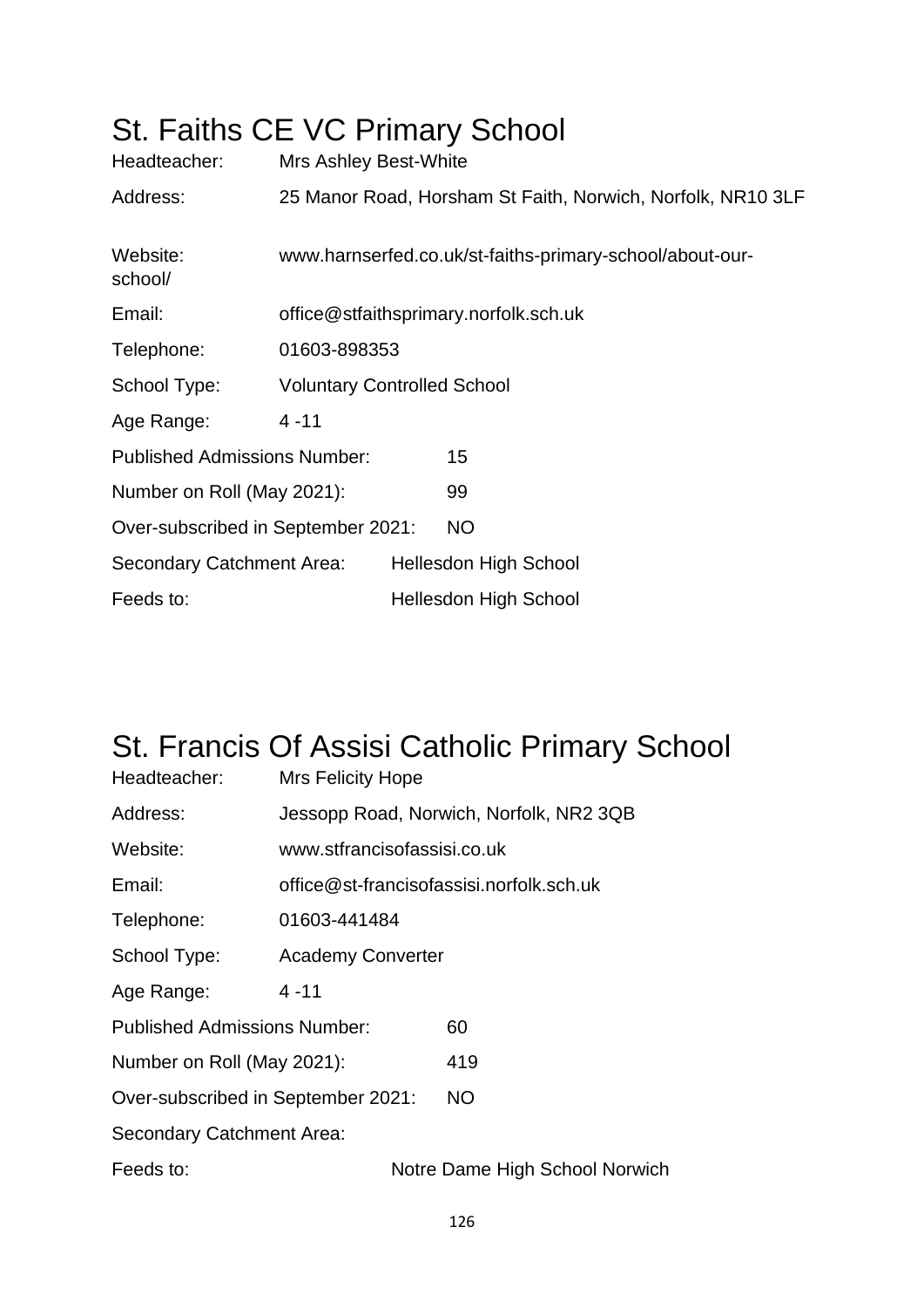# St. Faiths CE VC Primary School

Headteacher: Mrs Ashley Best-White

Address: 25 Manor Road, Horsham St Faith, Norwich, Norfolk, NR10 3LF

Website: www.harnserfed.co.uk/st-faiths-primary-school/about-our-school/

Email: office@stfaithsprimary.norfolk.sch.uk

Telephone: 01603-898353

School Type: Voluntary Controlled School

Age Range: 4 -11

Published Admissions Number: 15

Number on Roll (May 2021): 99

Over-subscribed in September 2021: NO

Secondary Catchment Area: Hellesdon High School

Feeds to: Hellesdon High School

# St. Francis Of Assisi Catholic Primary School

Headteacher: Mrs Felicity Hope

Address: Jessopp Road, Norwich, Norfolk, NR2 3QB

Website: www.stfrancisofassisi.co.uk

Email: office@st-francisofassisi.norfolk.sch.uk

Telephone: 01603-441484

School Type: Academy Converter

Age Range: 4 -11

Published Admissions Number: 60

Number on Roll (May 2021): 419

Over-subscribed in September 2021: NO

Secondary Catchment Area:

Feeds to: Notre Dame High School Norwich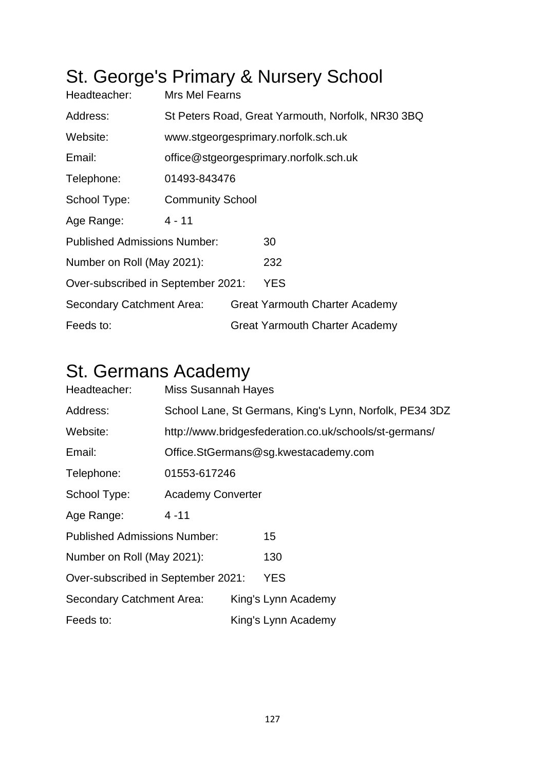# St. George's Primary & Nursery School

Headteacher: Mrs Mel Fearns

Address: St Peters Road, Great Yarmouth, Norfolk, NR30 3BQ

Website: www.stgeorgesprimary.norfolk.sch.uk

Email: office@stgeorgesprimary.norfolk.sch.uk

Telephone: 01493-843476

School Type: Community School

Age Range: 4 - 11

Published Admissions Number: 30

Number on Roll (May 2021): 232

Over-subscribed in September 2021: YES

Secondary Catchment Area: Great Yarmouth Charter Academy

Feeds to: Great Yarmouth Charter Academy

# St. Germans Academy

Headteacher: Miss Susannah Hayes

Address: School Lane, St Germans, King's Lynn, Norfolk, PE34 3DZ

Website: http://www.bridgesfederation.co.uk/schools/st-germans/

Email: Office.StGermans@sg.kwestacademy.com

Telephone: 01553-617246

School Type: Academy Converter

Age Range: 4 -11

Published Admissions Number: 15

Number on Roll (May 2021): 130

Over-subscribed in September 2021: YES

Secondary Catchment Area: King's Lynn Academy

Feeds to: King's Lynn Academy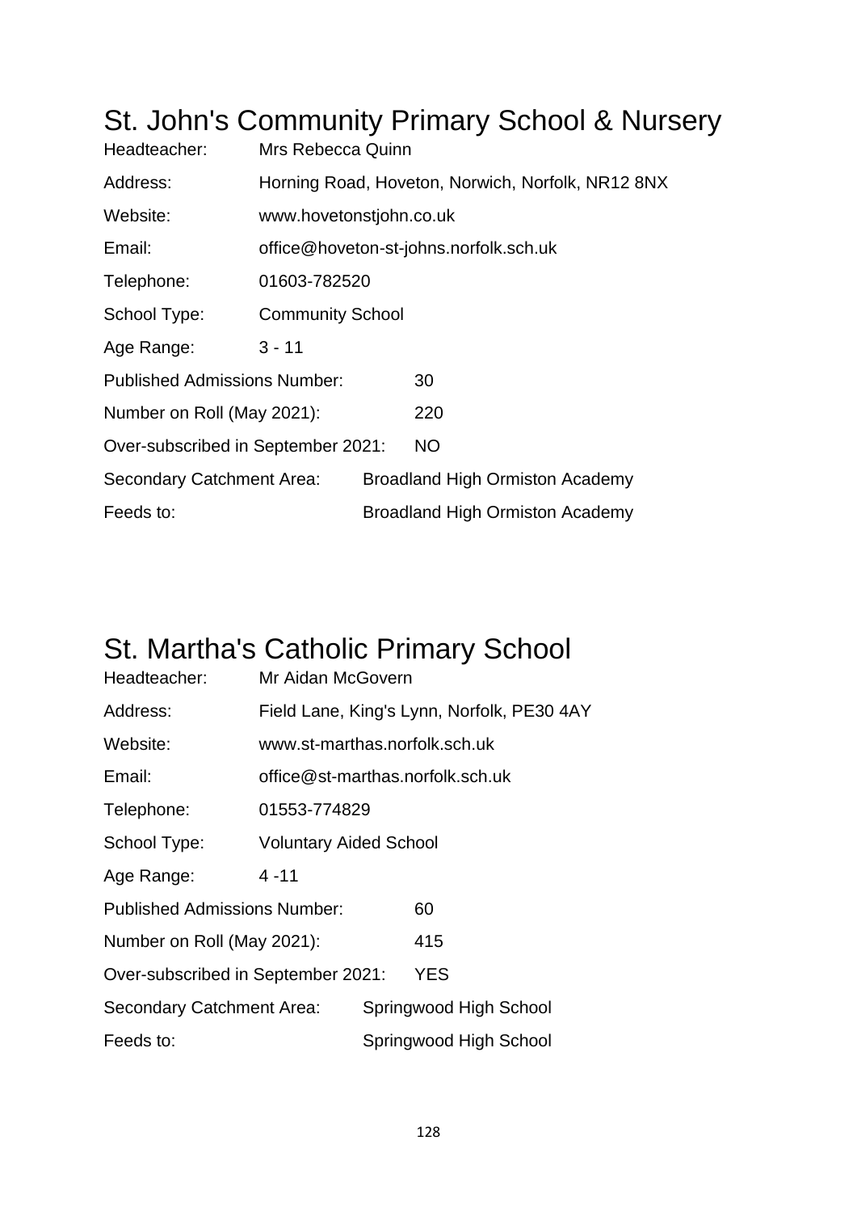# St. John's Community Primary School & Nursery

| | |
|---|---|
| Headteacher: | Mrs Rebecca Quinn |
| Address: | Horning Road, Hoveton, Norwich, Norfolk, NR12 8NX |
| Website: | www.hovetonstjohn.co.uk |
| Email: | office@hoveton-st-johns.norfolk.sch.uk |
| Telephone: | 01603-782520 |
| School Type: | Community School |
| Age Range: | 3 - 11 |
| Published Admissions Number: | 30 |
| Number on Roll (May 2021): | 220 |
| Over-subscribed in September 2021: | NO |
| Secondary Catchment Area: | Broadland High Ormiston Academy |
| Feeds to: | Broadland High Ormiston Academy |

# St. Martha's Catholic Primary School

| | |
|---|---|
| Headteacher: | Mr Aidan McGovern |
| Address: | Field Lane, King's Lynn, Norfolk, PE30 4AY |
| Website: | www.st-marthas.norfolk.sch.uk |
| Email: | office@st-marthas.norfolk.sch.uk |
| Telephone: | 01553-774829 |
| School Type: | Voluntary Aided School |
| Age Range: | 4 -11 |
| Published Admissions Number: | 60 |
| Number on Roll (May 2021): | 415 |
| Over-subscribed in September 2021: | YES |
| Secondary Catchment Area: | Springwood High School |
| Feeds to: | Springwood High School |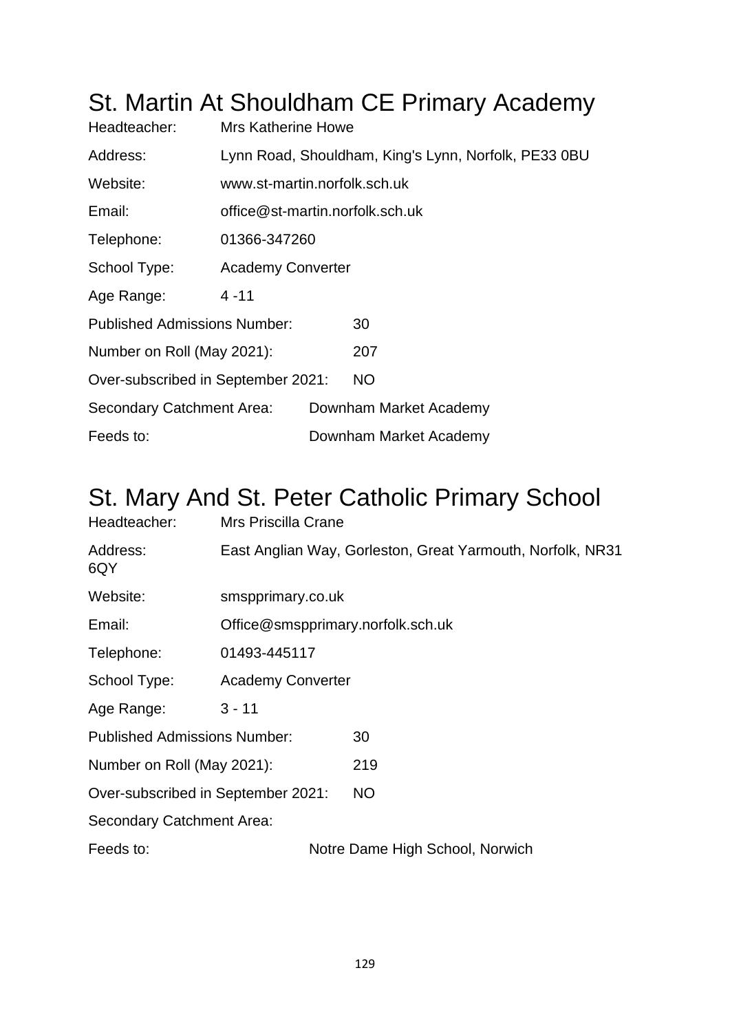# St. Martin At Shouldham CE Primary Academy

Headteacher: Mrs Katherine Howe

Address: Lynn Road, Shouldham, King's Lynn, Norfolk, PE33 0BU

Website: www.st-martin.norfolk.sch.uk

Email: office@st-martin.norfolk.sch.uk

Telephone: 01366-347260

School Type: Academy Converter

Age Range: 4 -11

Published Admissions Number: 30

Number on Roll (May 2021): 207

Over-subscribed in September 2021: NO

Secondary Catchment Area: Downham Market Academy

Feeds to: Downham Market Academy

# St. Mary And St. Peter Catholic Primary School

Headteacher: Mrs Priscilla Crane

Address: East Anglian Way, Gorleston, Great Yarmouth, Norfolk, NR31 6QY

Website: smspprimary.co.uk

Email: Office@smspprimary.norfolk.sch.uk

Telephone: 01493-445117

School Type: Academy Converter

Age Range: 3 - 11

Published Admissions Number: 30

Number on Roll (May 2021): 219

Over-subscribed in September 2021: NO

Secondary Catchment Area:

Feeds to: Notre Dame High School, Norwich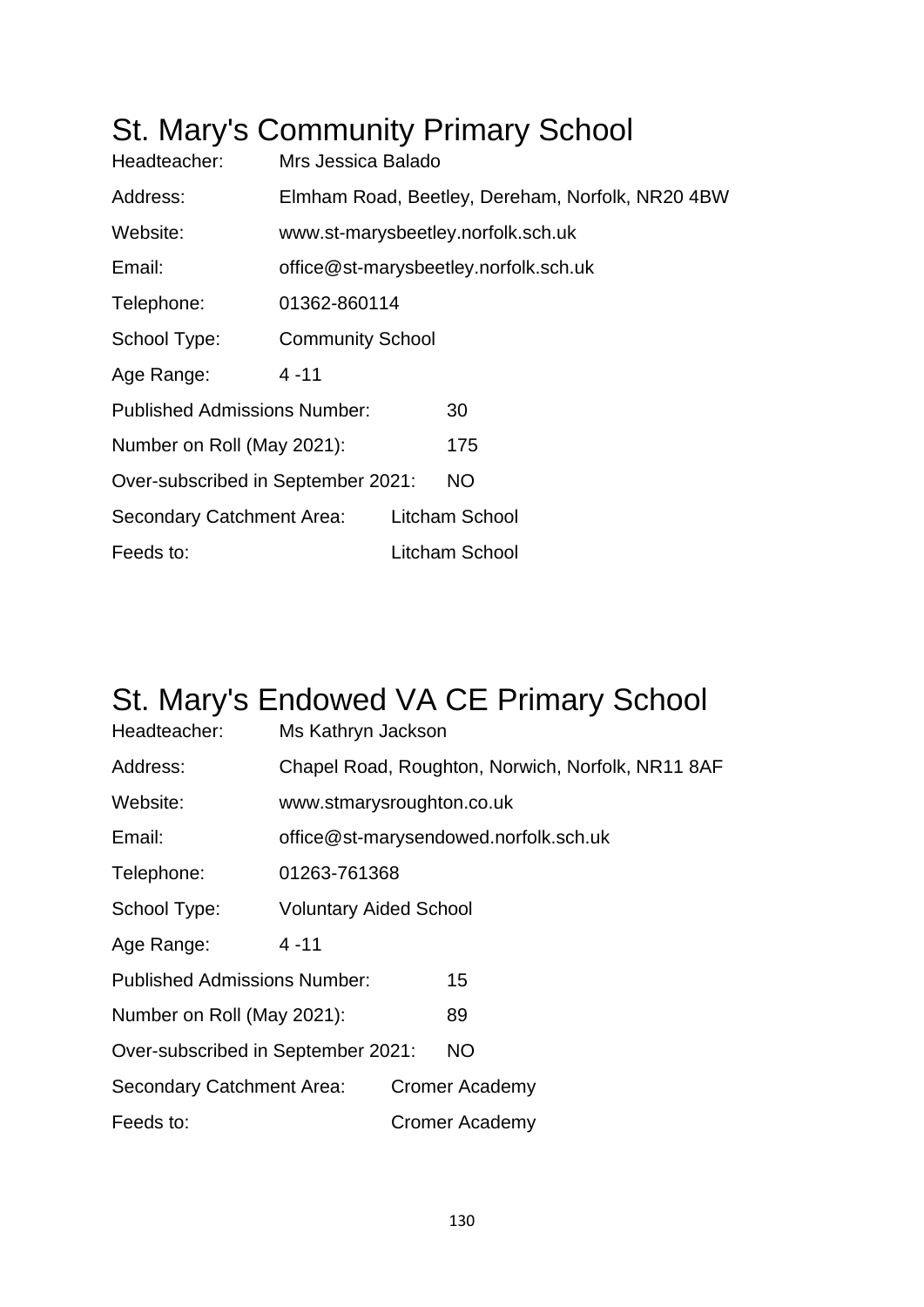# St. Mary's Community Primary School

Headteacher: Mrs Jessica Balado

Address: Elmham Road, Beetley, Dereham, Norfolk, NR20 4BW

Website: www.st-marysbeetley.norfolk.sch.uk

Email: office@st-marysbeetley.norfolk.sch.uk

Telephone: 01362-860114

School Type: Community School

Age Range: 4 -11

Published Admissions Number: 30

Number on Roll (May 2021): 175

Over-subscribed in September 2021: NO

Secondary Catchment Area: Litcham School

Feeds to: Litcham School

# St. Mary's Endowed VA CE Primary School

Headteacher: Ms Kathryn Jackson

Address: Chapel Road, Roughton, Norwich, Norfolk, NR11 8AF

Website: www.stmarysroughton.co.uk

Email: office@st-marysendowed.norfolk.sch.uk

Telephone: 01263-761368

School Type: Voluntary Aided School

Age Range: 4 -11

Published Admissions Number: 15

Number on Roll (May 2021): 89

Over-subscribed in September 2021: NO

Secondary Catchment Area: Cromer Academy

Feeds to: Cromer Academy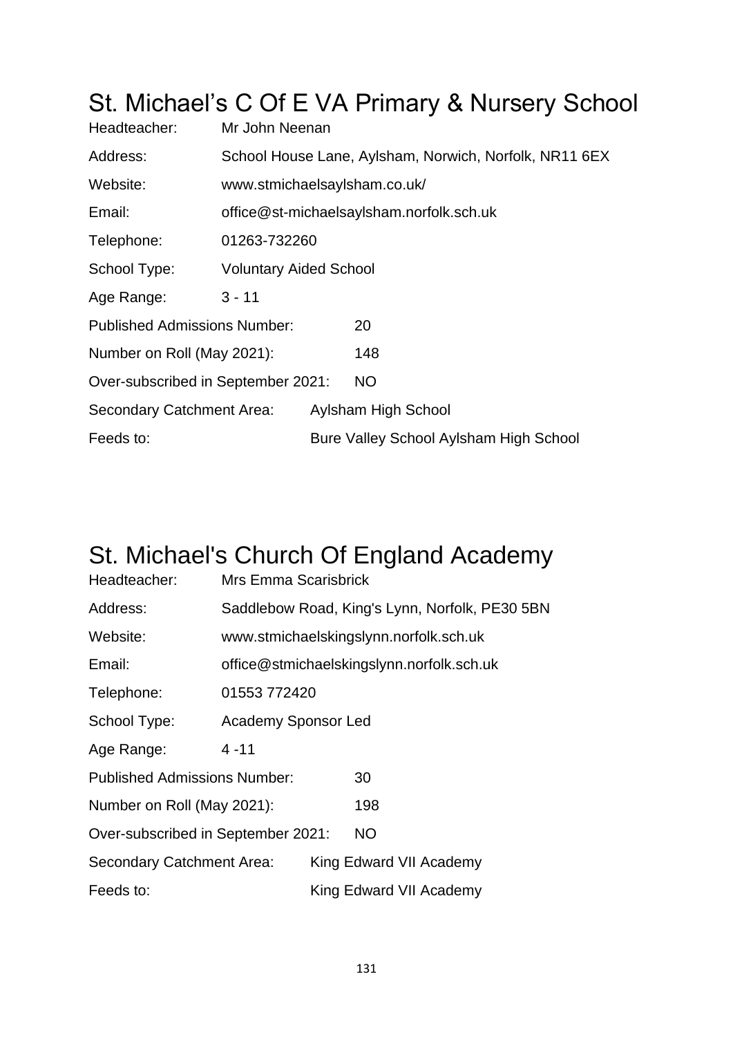# St. Michael’s C Of E VA Primary & Nursery School

Headteacher: Mr John Neenan

Address: School House Lane, Aylsham, Norwich, Norfolk, NR11 6EX

Website: www.stmichaelsaylsham.co.uk/

Email: office@st-michaelsaylsham.norfolk.sch.uk

Telephone: 01263-732260

School Type: Voluntary Aided School

Age Range: 3 - 11

Published Admissions Number: 20

Number on Roll (May 2021): 148

Over-subscribed in September 2021: NO

Secondary Catchment Area: Aylsham High School

Feeds to: Bure Valley School Aylsham High School

# St. Michael's Church Of England Academy

Headteacher: Mrs Emma Scarisbrick

Address: Saddlebow Road, King's Lynn, Norfolk, PE30 5BN

Website: www.stmichaelskingslynn.norfolk.sch.uk

Email: office@stmichaelskingslynn.norfolk.sch.uk

Telephone: 01553 772420

School Type: Academy Sponsor Led

Age Range: 4 -11

Published Admissions Number: 30

Number on Roll (May 2021): 198

Over-subscribed in September 2021: NO

Secondary Catchment Area: King Edward VII Academy

Feeds to: King Edward VII Academy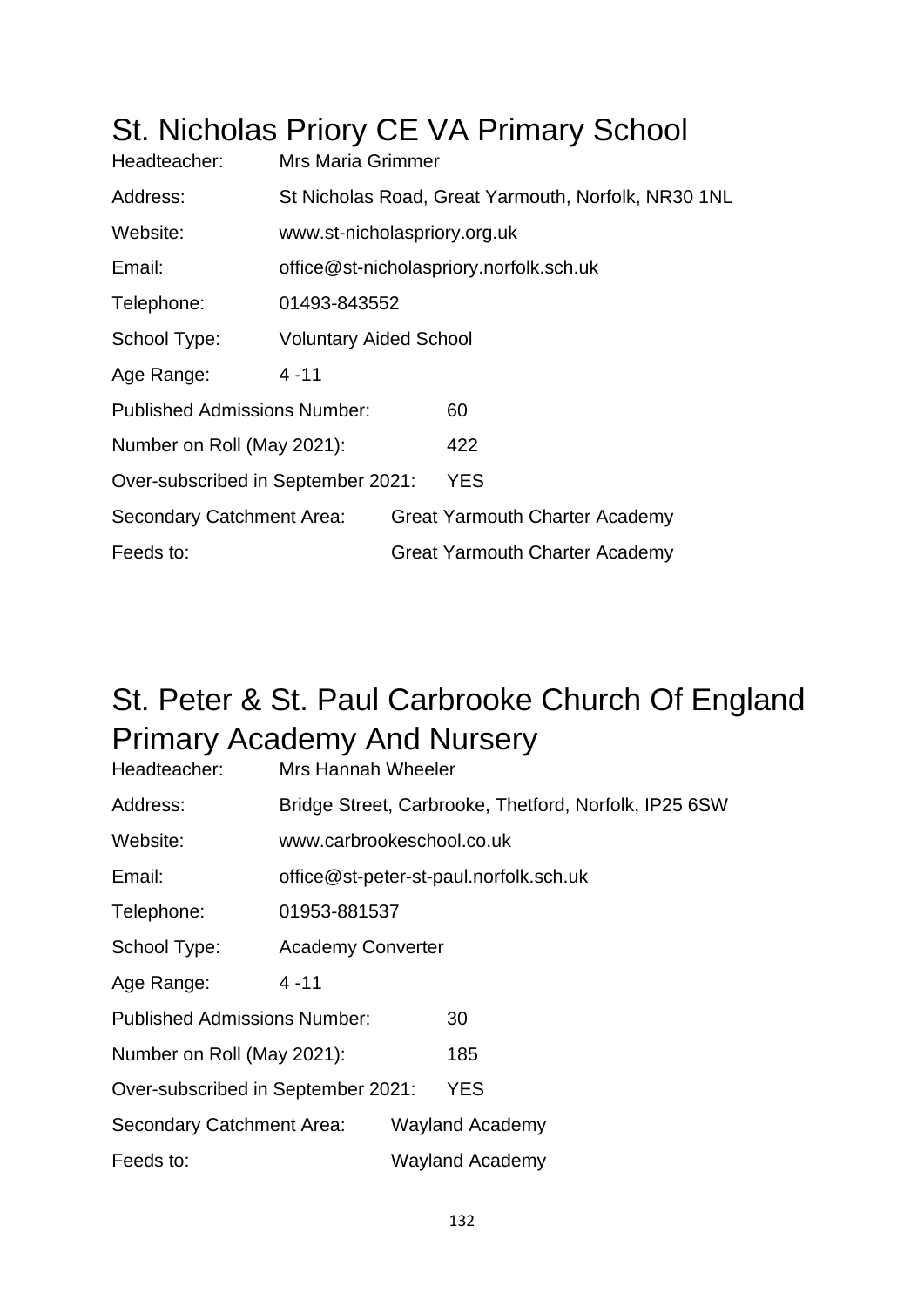# St. Nicholas Priory CE VA Primary School

Headteacher: Mrs Maria Grimmer

Address: St Nicholas Road, Great Yarmouth, Norfolk, NR30 1NL

Website: www.st-nicholaspriory.org.uk

Email: office@st-nicholaspriory.norfolk.sch.uk

Telephone: 01493-843552

School Type: Voluntary Aided School

Age Range: 4 -11

Published Admissions Number: 60

Number on Roll (May 2021): 422

Over-subscribed in September 2021: YES

Secondary Catchment Area: Great Yarmouth Charter Academy

Feeds to: Great Yarmouth Charter Academy

# St. Peter & St. Paul Carbrooke Church Of England Primary Academy And Nursery

Headteacher: Mrs Hannah Wheeler

Address: Bridge Street, Carbrooke, Thetford, Norfolk, IP25 6SW

Website: www.carbrookeschool.co.uk

Email: office@st-peter-st-paul.norfolk.sch.uk

Telephone: 01953-881537

School Type: Academy Converter

Age Range: 4 -11

Published Admissions Number: 30

Number on Roll (May 2021): 185

Over-subscribed in September 2021: YES

Secondary Catchment Area: Wayland Academy

Feeds to: Wayland Academy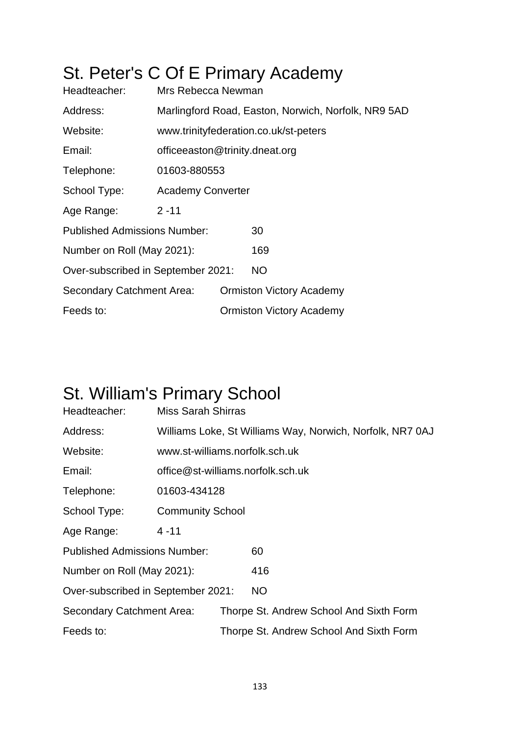# St. Peter's C Of E Primary Academy

| | |
|---|---|
| Headteacher: | Mrs Rebecca Newman |
| Address: | Marlingford Road, Easton, Norwich, Norfolk, NR9 5AD |
| Website: | www.trinityfederation.co.uk/st-peters |
| Email: | officeeaston@trinity.dneat.org |
| Telephone: | 01603-880553 |
| School Type: | Academy Converter |
| Age Range: | 2 -11 |
| Published Admissions Number: | 30 |
| Number on Roll (May 2021): | 169 |
| Over-subscribed in September 2021: | NO |
| Secondary Catchment Area: | Ormiston Victory Academy |
| Feeds to: | Ormiston Victory Academy |

# St. William's Primary School

| | |
|---|---|
| Headteacher: | Miss Sarah Shirras |
| Address: | Williams Loke, St Williams Way, Norwich, Norfolk, NR7 0AJ |
| Website: | www.st-williams.norfolk.sch.uk |
| Email: | office@st-williams.norfolk.sch.uk |
| Telephone: | 01603-434128 |
| School Type: | Community School |
| Age Range: | 4 -11 |
| Published Admissions Number: | 60 |
| Number on Roll (May 2021): | 416 |
| Over-subscribed in September 2021: | NO |
| Secondary Catchment Area: | Thorpe St. Andrew School And Sixth Form |
| Feeds to: | Thorpe St. Andrew School And Sixth Form |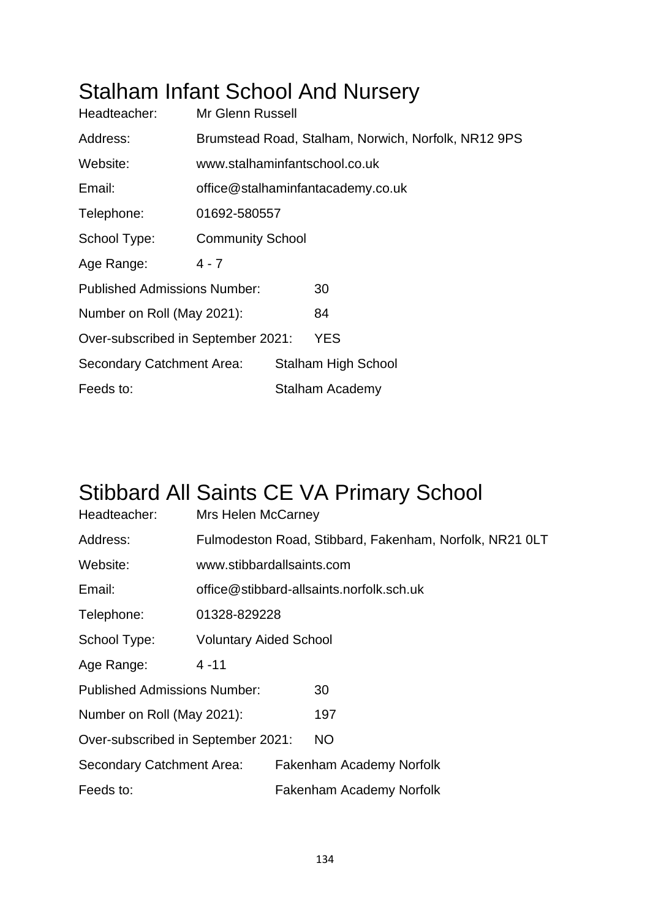# Stalham Infant School And Nursery

| | |
|---|---|
| Headteacher: | Mr Glenn Russell |
| Address: | Brumstead Road, Stalham, Norwich, Norfolk, NR12 9PS |
| Website: | www.stalhaminfantschool.co.uk |
| Email: | office@stalhaminfantacademy.co.uk |
| Telephone: | 01692-580557 |
| School Type: | Community School |
| Age Range: | 4 - 7 |
| Published Admissions Number: | 30 |
| Number on Roll (May 2021): | 84 |
| Over-subscribed in September 2021: | YES |
| Secondary Catchment Area: | Stalham High School |
| Feeds to: | Stalham Academy |

# Stibbard All Saints CE VA Primary School

| | |
|---|---|
| Headteacher: | Mrs Helen McCarney |
| Address: | Fulmodeston Road, Stibbard, Fakenham, Norfolk, NR21 0LT |
| Website: | www.stibbardallsaints.com |
| Email: | office@stibbard-allsaints.norfolk.sch.uk |
| Telephone: | 01328-829228 |
| School Type: | Voluntary Aided School |
| Age Range: | 4 -11 |
| Published Admissions Number: | 30 |
| Number on Roll (May 2021): | 197 |
| Over-subscribed in September 2021: | NO |
| Secondary Catchment Area: | Fakenham Academy Norfolk |
| Feeds to: | Fakenham Academy Norfolk |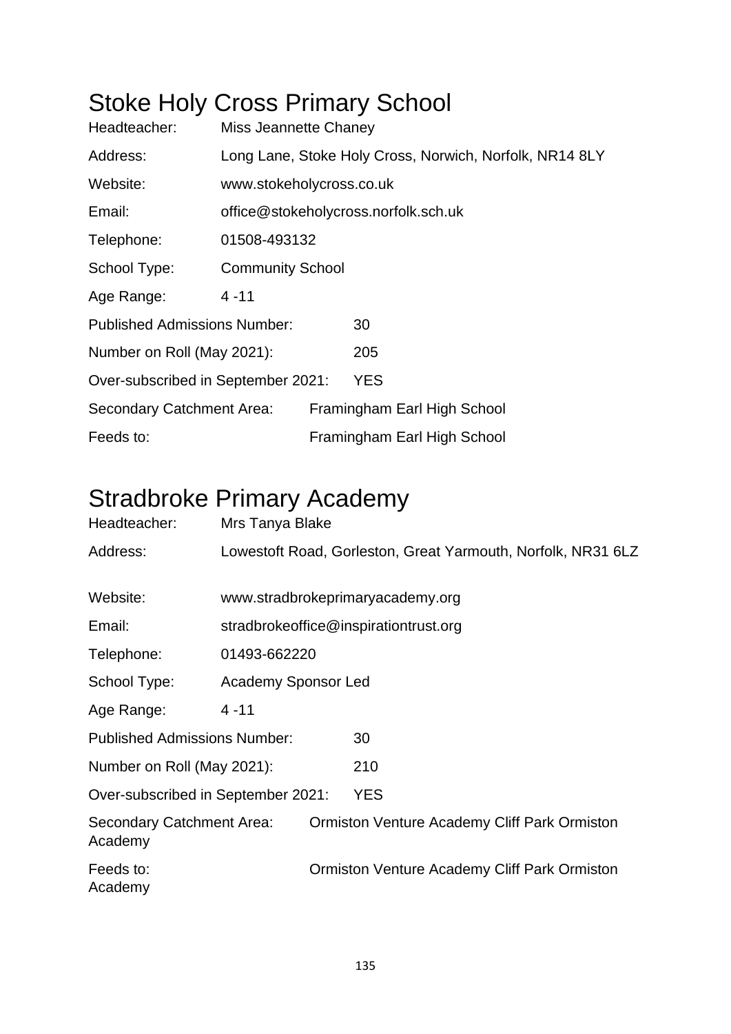# Stoke Holy Cross Primary School

Headteacher: Miss Jeannette Chaney

Address: Long Lane, Stoke Holy Cross, Norwich, Norfolk, NR14 8LY

Website: www.stokeholycross.co.uk

Email: office@stokeholycross.norfolk.sch.uk

Telephone: 01508-493132

School Type: Community School

Age Range: 4 -11

Published Admissions Number: 30

Number on Roll (May 2021): 205

Over-subscribed in September 2021: YES

Secondary Catchment Area: Framingham Earl High School

Feeds to: Framingham Earl High School

# Stradbroke Primary Academy

Headteacher: Mrs Tanya Blake

Address: Lowestoft Road, Gorleston, Great Yarmouth, Norfolk, NR31 6LZ

Website: www.stradbrokeprimaryacademy.org

Email: stradbrokeoffice@inspirationtrust.org

Telephone: 01493-662220

School Type: Academy Sponsor Led

Age Range: 4 -11

Published Admissions Number: 30

Number on Roll (May 2021): 210

Over-subscribed in September 2021: YES

Secondary Catchment Area: Ormiston Venture Academy Cliff Park Ormiston Academy

Feeds to: Ormiston Venture Academy Cliff Park Ormiston Academy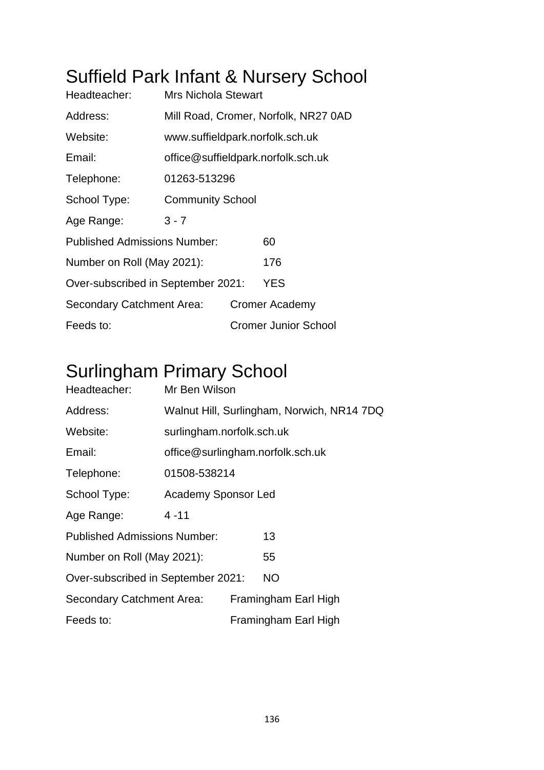# Suffield Park Infant & Nursery School

Headteacher: Mrs Nichola Stewart

Address: Mill Road, Cromer, Norfolk, NR27 0AD

Website: www.suffieldpark.norfolk.sch.uk

Email: office@suffieldpark.norfolk.sch.uk

Telephone: 01263-513296

School Type: Community School

Age Range: 3 - 7

Published Admissions Number: 60

Number on Roll (May 2021): 176

Over-subscribed in September 2021: YES

Secondary Catchment Area: Cromer Academy

Feeds to: Cromer Junior School

# Surlingham Primary School

Headteacher: Mr Ben Wilson

Address: Walnut Hill, Surlingham, Norwich, NR14 7DQ

Website: surlingham.norfolk.sch.uk

Email: office@surlingham.norfolk.sch.uk

Telephone: 01508-538214

School Type: Academy Sponsor Led

Age Range: 4 -11

Published Admissions Number: 13

Number on Roll (May 2021): 55

Over-subscribed in September 2021: NO

Secondary Catchment Area: Framingham Earl High

Feeds to: Framingham Earl High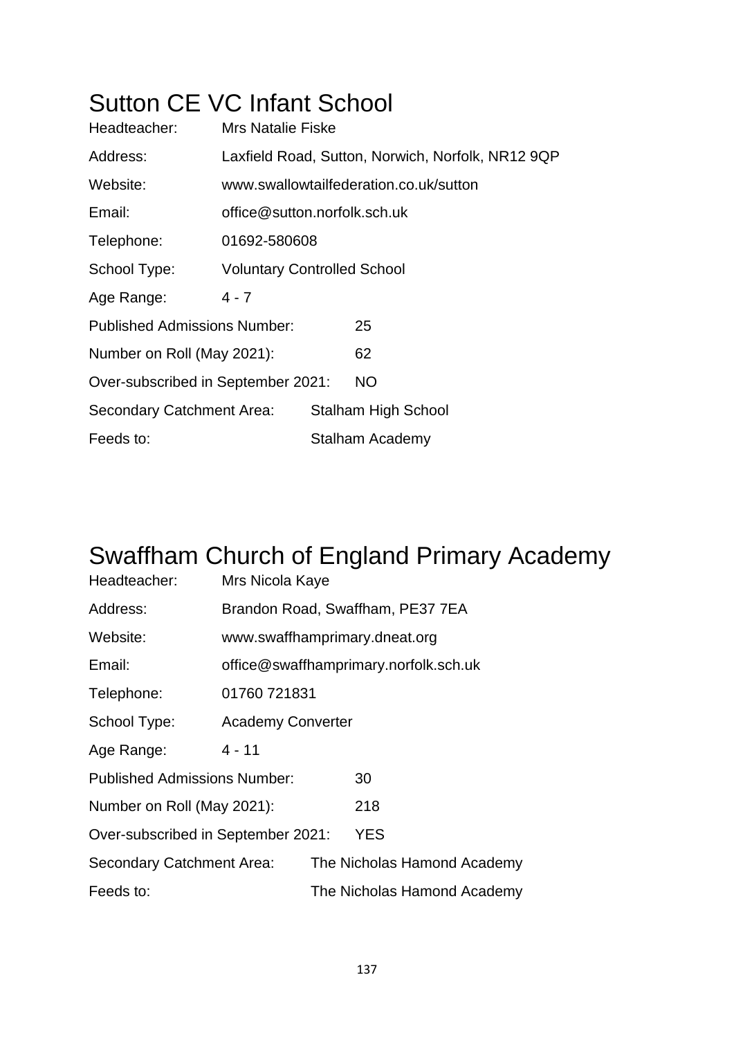# Sutton CE VC Infant School

| | |
|---|---|
| Headteacher: | Mrs Natalie Fiske |
| Address: | Laxfield Road, Sutton, Norwich, Norfolk, NR12 9QP |
| Website: | www.swallowtailfederation.co.uk/sutton |
| Email: | office@sutton.norfolk.sch.uk |
| Telephone: | 01692-580608 |
| School Type: | Voluntary Controlled School |
| Age Range: | 4 - 7 |
| Published Admissions Number: | 25 |
| Number on Roll (May 2021): | 62 |
| Over-subscribed in September 2021: | NO |
| Secondary Catchment Area: | Stalham High School |
| Feeds to: | Stalham Academy |

# Swaffham Church of England Primary Academy

| | |
|---|---|
| Headteacher: | Mrs Nicola Kaye |
| Address: | Brandon Road, Swaffham, PE37 7EA |
| Website: | www.swaffhamprimary.dneat.org |
| Email: | office@swaffhamprimary.norfolk.sch.uk |
| Telephone: | 01760 721831 |
| School Type: | Academy Converter |
| Age Range: | 4 - 11 |
| Published Admissions Number: | 30 |
| Number on Roll (May 2021): | 218 |
| Over-subscribed in September 2021: | YES |
| Secondary Catchment Area: | The Nicholas Hamond Academy |
| Feeds to: | The Nicholas Hamond Academy |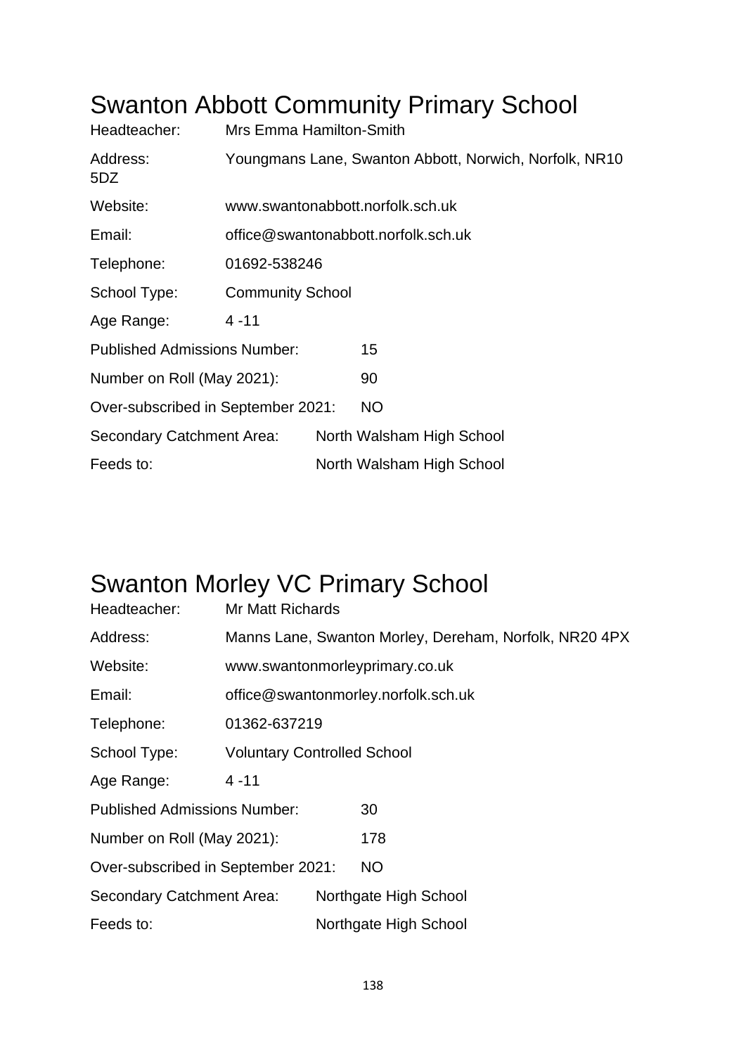# Swanton Abbott Community Primary School

| | |
|---|---|
| Headteacher: | Mrs Emma Hamilton-Smith |
| Address: | Youngmans Lane, Swanton Abbott, Norwich, Norfolk, NR10 5DZ |
| Website: | www.swantonabbott.norfolk.sch.uk |
| Email: | office@swantonabbott.norfolk.sch.uk |
| Telephone: | 01692-538246 |
| School Type: | Community School |
| Age Range: | 4 -11 |
| Published Admissions Number: | 15 |
| Number on Roll (May 2021): | 90 |
| Over-subscribed in September 2021: | NO |
| Secondary Catchment Area: | North Walsham High School |
| Feeds to: | North Walsham High School |

# Swanton Morley VC Primary School

| | |
|---|---|
| Headteacher: | Mr Matt Richards |
| Address: | Manns Lane, Swanton Morley, Dereham, Norfolk, NR20 4PX |
| Website: | www.swantonmorleyprimary.co.uk |
| Email: | office@swantonmorley.norfolk.sch.uk |
| Telephone: | 01362-637219 |
| School Type: | Voluntary Controlled School |
| Age Range: | 4 -11 |
| Published Admissions Number: | 30 |
| Number on Roll (May 2021): | 178 |
| Over-subscribed in September 2021: | NO |
| Secondary Catchment Area: | Northgate High School |
| Feeds to: | Northgate High School |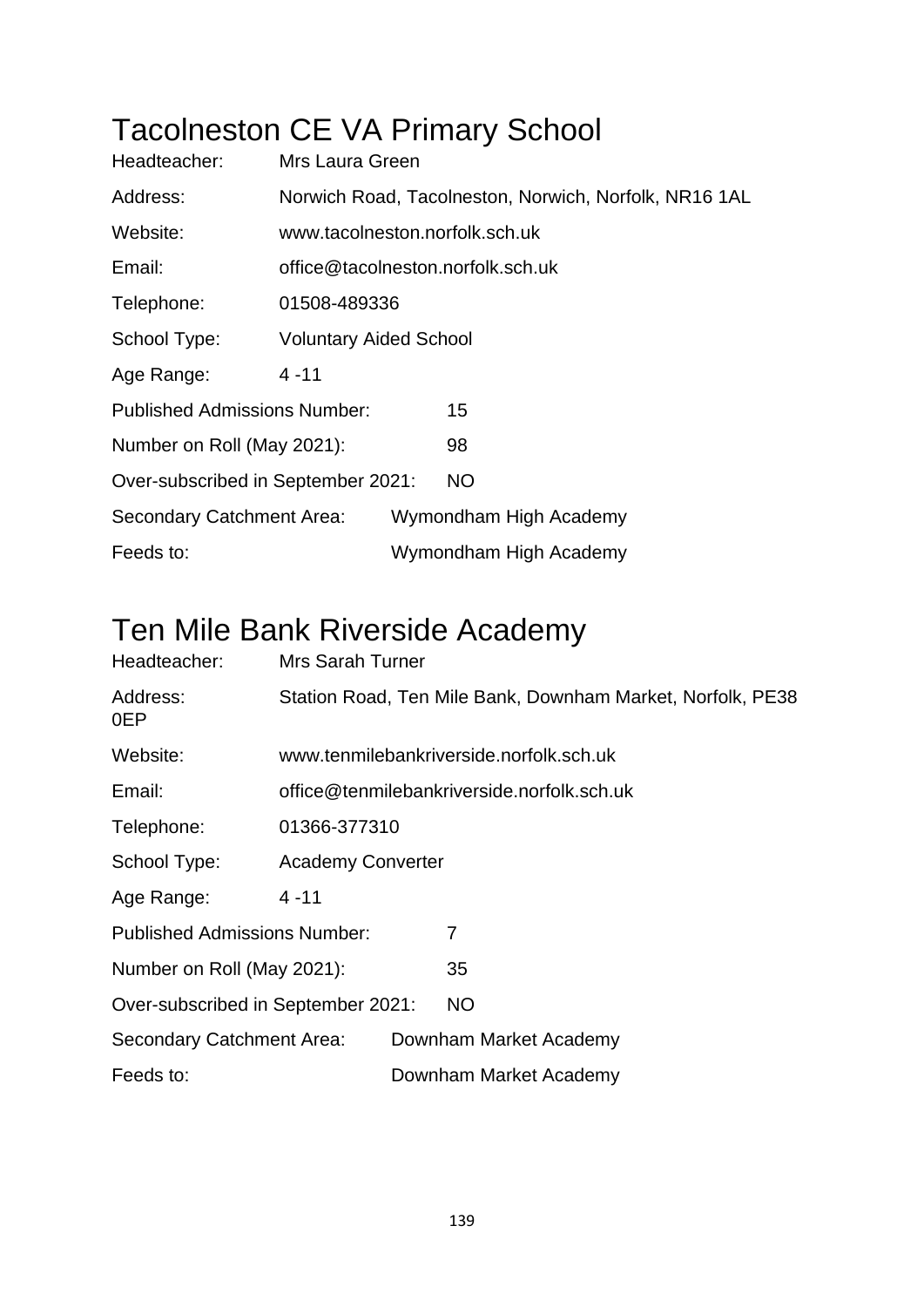# Tacolneston CE VA Primary School

Headteacher: Mrs Laura Green

Address: Norwich Road, Tacolneston, Norwich, Norfolk, NR16 1AL

Website: www.tacolneston.norfolk.sch.uk

Email: office@tacolneston.norfolk.sch.uk

Telephone: 01508-489336

School Type: Voluntary Aided School

Age Range: 4 -11

Published Admissions Number: 15

Number on Roll (May 2021): 98

Over-subscribed in September 2021: NO

Secondary Catchment Area: Wymondham High Academy

Feeds to: Wymondham High Academy

# Ten Mile Bank Riverside Academy

Headteacher: Mrs Sarah Turner

Address: Station Road, Ten Mile Bank, Downham Market, Norfolk, PE38 0EP

Website: www.tenmilebankriverside.norfolk.sch.uk

Email: office@tenmilebankriverside.norfolk.sch.uk

Telephone: 01366-377310

School Type: Academy Converter

Age Range: 4 -11

Published Admissions Number: 7

Number on Roll (May 2021): 35

Over-subscribed in September 2021: NO

Secondary Catchment Area: Downham Market Academy

Feeds to: Downham Market Academy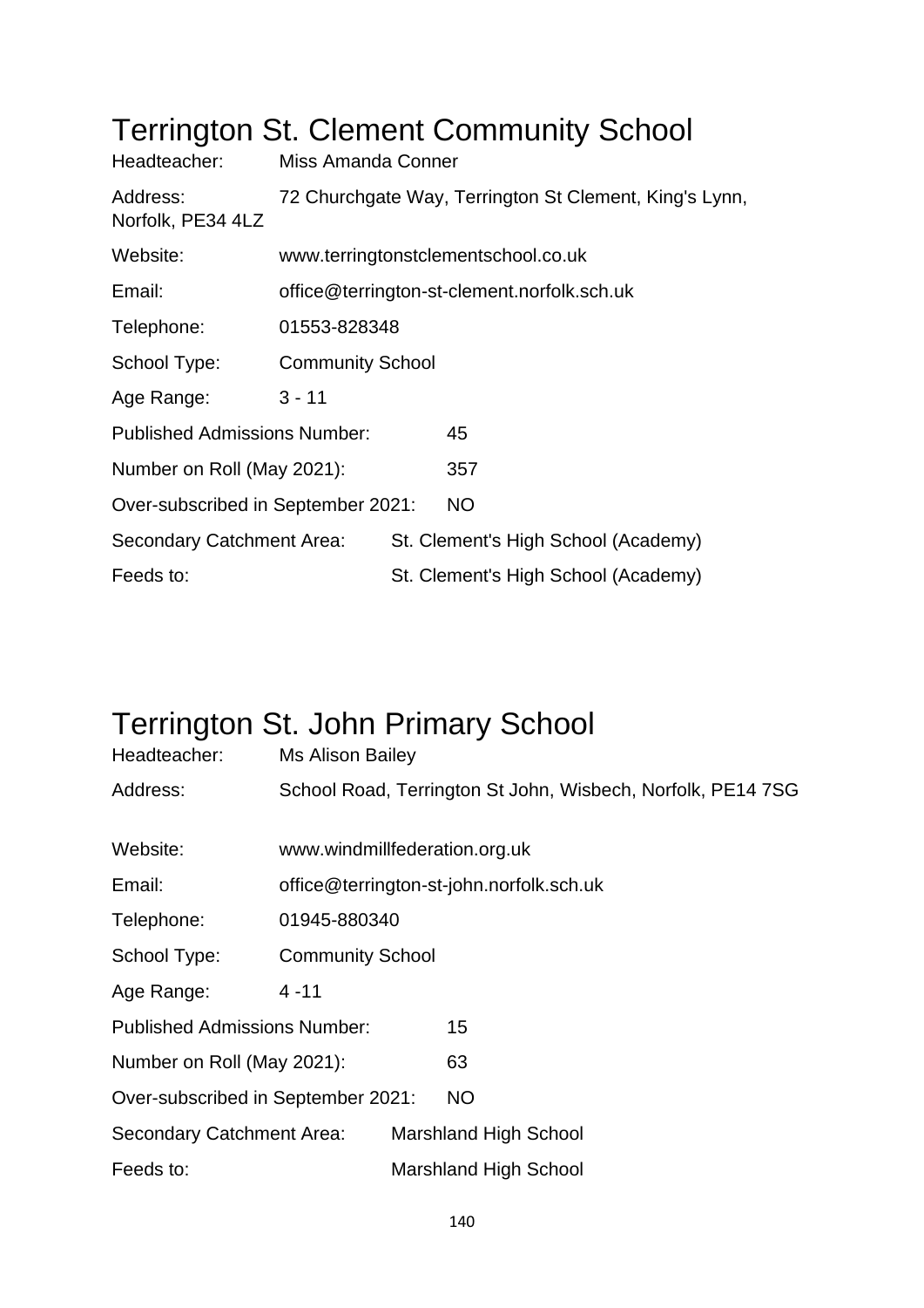# Terrington St. Clement Community School

Headteacher: Miss Amanda Conner

Address: 72 Churchgate Way, Terrington St Clement, King's Lynn, Norfolk, PE34 4LZ

Website: www.terringtonstclementschool.co.uk

Email: office@terrington-st-clement.norfolk.sch.uk

Telephone: 01553-828348

School Type: Community School

Age Range: 3 - 11

Published Admissions Number: 45

Number on Roll (May 2021): 357

Over-subscribed in September 2021: NO

Secondary Catchment Area: St. Clement's High School (Academy)

Feeds to: St. Clement's High School (Academy)

# Terrington St. John Primary School

Headteacher: Ms Alison Bailey

Address: School Road, Terrington St John, Wisbech, Norfolk, PE14 7SG

Website: www.windmillfederation.org.uk

Email: office@terrington-st-john.norfolk.sch.uk

Telephone: 01945-880340

School Type: Community School

Age Range: 4 -11

Published Admissions Number: 15

Number on Roll (May 2021): 63

Over-subscribed in September 2021: NO

Secondary Catchment Area: Marshland High School

Feeds to: Marshland High School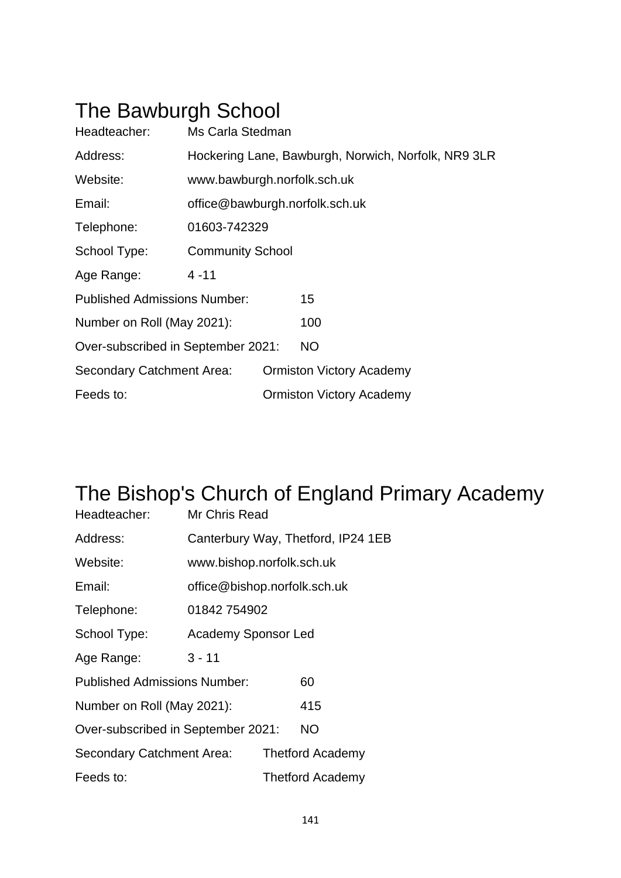## The Bawburgh School

Headteacher: Ms Carla Stedman

Address: Hockering Lane, Bawburgh, Norwich, Norfolk, NR9 3LR

Website: www.bawburgh.norfolk.sch.uk

Email: office@bawburgh.norfolk.sch.uk

Telephone: 01603-742329

School Type: Community School

Age Range: 4 -11

Published Admissions Number: 15

Number on Roll (May 2021): 100

Over-subscribed in September 2021: NO

Secondary Catchment Area: Ormiston Victory Academy

Feeds to: Ormiston Victory Academy

## The Bishop's Church of England Primary Academy

Headteacher: Mr Chris Read

Address: Canterbury Way, Thetford, IP24 1EB

Website: www.bishop.norfolk.sch.uk

Email: office@bishop.norfolk.sch.uk

Telephone: 01842 754902

School Type: Academy Sponsor Led

Age Range: 3 - 11

Published Admissions Number: 60

Number on Roll (May 2021): 415

Over-subscribed in September 2021: NO

Secondary Catchment Area: Thetford Academy

Feeds to: Thetford Academy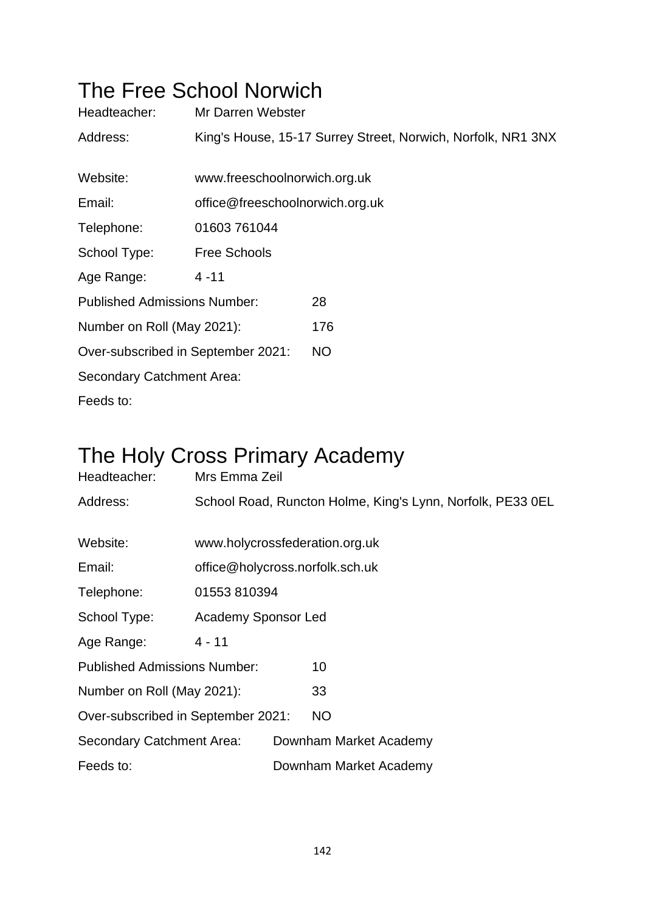# The Free School Norwich

Headteacher: Mr Darren Webster

Address: King's House, 15-17 Surrey Street, Norwich, Norfolk, NR1 3NX

Website: www.freeschoolnorwich.org.uk

Email: office@freeschoolnorwich.org.uk

Telephone: 01603 761044

School Type: Free Schools

Age Range: 4 -11

Published Admissions Number: 28

Number on Roll (May 2021): 176

Over-subscribed in September 2021: NO

Secondary Catchment Area:

Feeds to:

# The Holy Cross Primary Academy

Headteacher: Mrs Emma Zeil

Address: School Road, Runcton Holme, King's Lynn, Norfolk, PE33 0EL

Website: www.holycrossfederation.org.uk

Email: office@holycross.norfolk.sch.uk

Telephone: 01553 810394

School Type: Academy Sponsor Led

Age Range: 4 - 11

Published Admissions Number: 10

Number on Roll (May 2021): 33

Over-subscribed in September 2021: NO

Secondary Catchment Area: Downham Market Academy

Feeds to: Downham Market Academy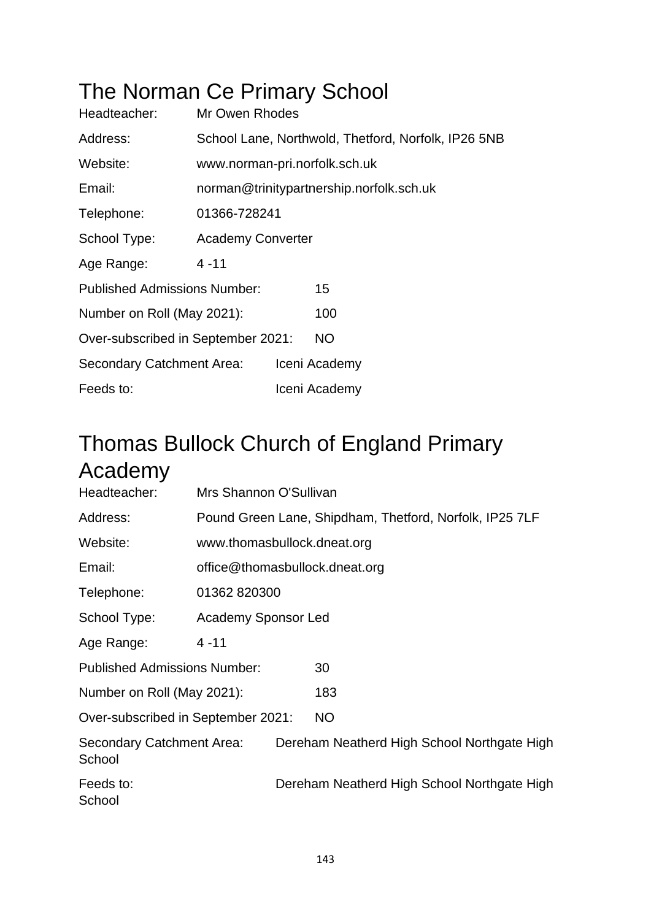# The Norman Ce Primary School

Headteacher: Mr Owen Rhodes

Address: School Lane, Northwold, Thetford, Norfolk, IP26 5NB

Website: www.norman-pri.norfolk.sch.uk

Email: norman@trinitypartnership.norfolk.sch.uk

Telephone: 01366-728241

School Type: Academy Converter

Age Range: 4 -11

Published Admissions Number: 15

Number on Roll (May 2021): 100

Over-subscribed in September 2021: NO

Secondary Catchment Area: Iceni Academy

Feeds to: Iceni Academy

# Thomas Bullock Church of England Primary Academy

Headteacher: Mrs Shannon O'Sullivan

Address: Pound Green Lane, Shipdham, Thetford, Norfolk, IP25 7LF

Website: www.thomasbullock.dneat.org

Email: office@thomasbullock.dneat.org

Telephone: 01362 820300

School Type: Academy Sponsor Led

Age Range: 4 -11

Published Admissions Number: 30

Number on Roll (May 2021): 183

Over-subscribed in September 2021: NO

Secondary Catchment Area: Dereham Neatherd High School Northgate High School

Feeds to: Dereham Neatherd High School Northgate High School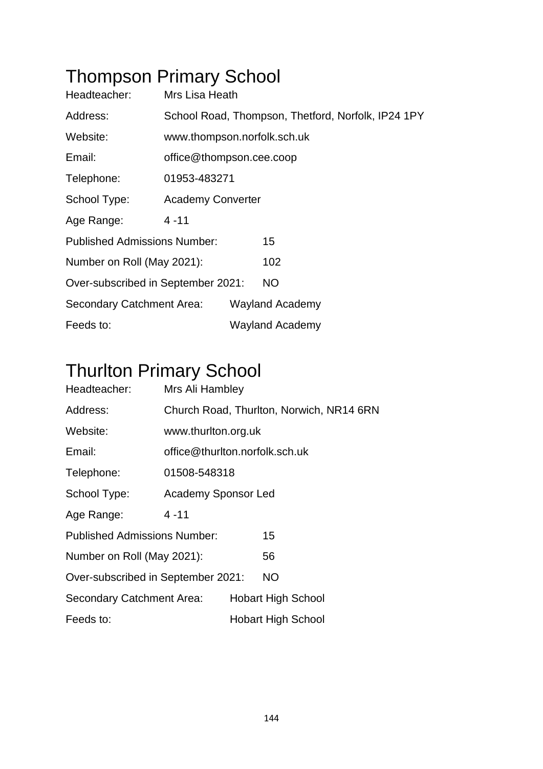# Thompson Primary School

Headteacher: Mrs Lisa Heath

Address: School Road, Thompson, Thetford, Norfolk, IP24 1PY

Website: www.thompson.norfolk.sch.uk

Email: office@thompson.cee.coop

Telephone: 01953-483271

School Type: Academy Converter

Age Range: 4 -11

Published Admissions Number: 15

Number on Roll (May 2021): 102

Over-subscribed in September 2021: NO

Secondary Catchment Area: Wayland Academy

Feeds to: Wayland Academy

# Thurlton Primary School

Headteacher: Mrs Ali Hambley

Address: Church Road, Thurlton, Norwich, NR14 6RN

Website: www.thurlton.org.uk

Email: office@thurlton.norfolk.sch.uk

Telephone: 01508-548318

School Type: Academy Sponsor Led

Age Range: 4 -11

Published Admissions Number: 15

Number on Roll (May 2021): 56

Over-subscribed in September 2021: NO

Secondary Catchment Area: Hobart High School

Feeds to: Hobart High School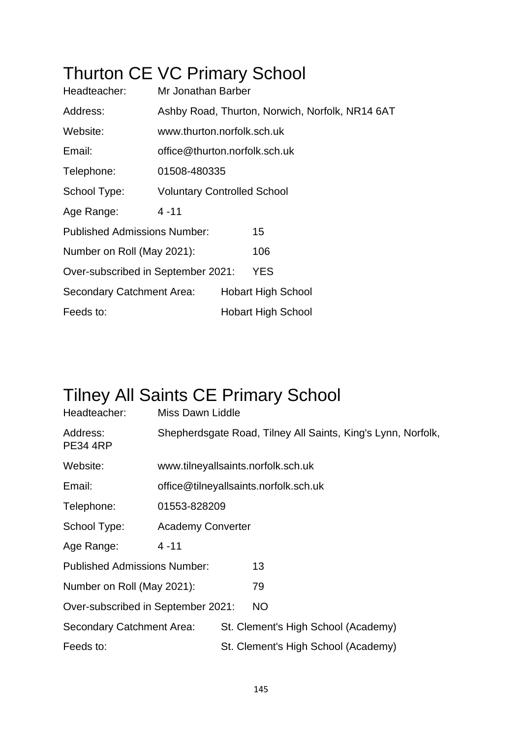# Thurton CE VC Primary School

Headteacher: Mr Jonathan Barber

Address: Ashby Road, Thurton, Norwich, Norfolk, NR14 6AT

Website: www.thurton.norfolk.sch.uk

Email: office@thurton.norfolk.sch.uk

Telephone: 01508-480335

School Type: Voluntary Controlled School

Age Range: 4 -11

Published Admissions Number: 15

Number on Roll (May 2021): 106

Over-subscribed in September 2021: YES

Secondary Catchment Area: Hobart High School

Feeds to: Hobart High School

# Tilney All Saints CE Primary School

Headteacher: Miss Dawn Liddle

Address: Shepherdsgate Road, Tilney All Saints, King's Lynn, Norfolk, PE34 4RP

Website: www.tilneyallsaints.norfolk.sch.uk

Email: office@tilneyallsaints.norfolk.sch.uk

Telephone: 01553-828209

School Type: Academy Converter

Age Range: 4 -11

Published Admissions Number: 13

Number on Roll (May 2021): 79

Over-subscribed in September 2021: NO

Secondary Catchment Area: St. Clement's High School (Academy)

Feeds to: St. Clement's High School (Academy)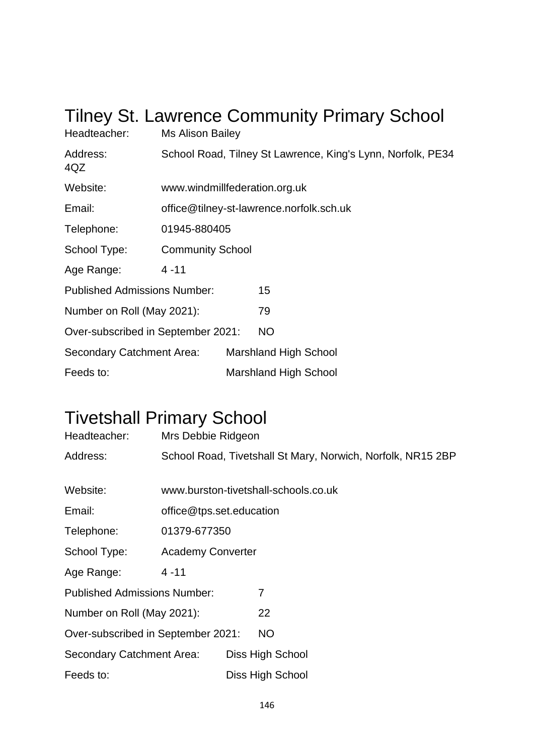# Tilney St. Lawrence Community Primary School

Headteacher: Ms Alison Bailey

Address: School Road, Tilney St Lawrence, King's Lynn, Norfolk, PE34 4QZ

Website: www.windmillfederation.org.uk

Email: office@tilney-st-lawrence.norfolk.sch.uk

Telephone: 01945-880405

School Type: Community School

Age Range: 4 -11

Published Admissions Number: 15

Number on Roll (May 2021): 79

Over-subscribed in September 2021: NO

Secondary Catchment Area: Marshland High School

Feeds to: Marshland High School

# Tivetshall Primary School

Headteacher: Mrs Debbie Ridgeon

Address: School Road, Tivetshall St Mary, Norwich, Norfolk, NR15 2BP

Website: www.burston-tivetshall-schools.co.uk

Email: office@tps.set.education

Telephone: 01379-677350

School Type: Academy Converter

Age Range: 4 -11

Published Admissions Number: 7

Number on Roll (May 2021): 22

Over-subscribed in September 2021: NO

Secondary Catchment Area: Diss High School

Feeds to: Diss High School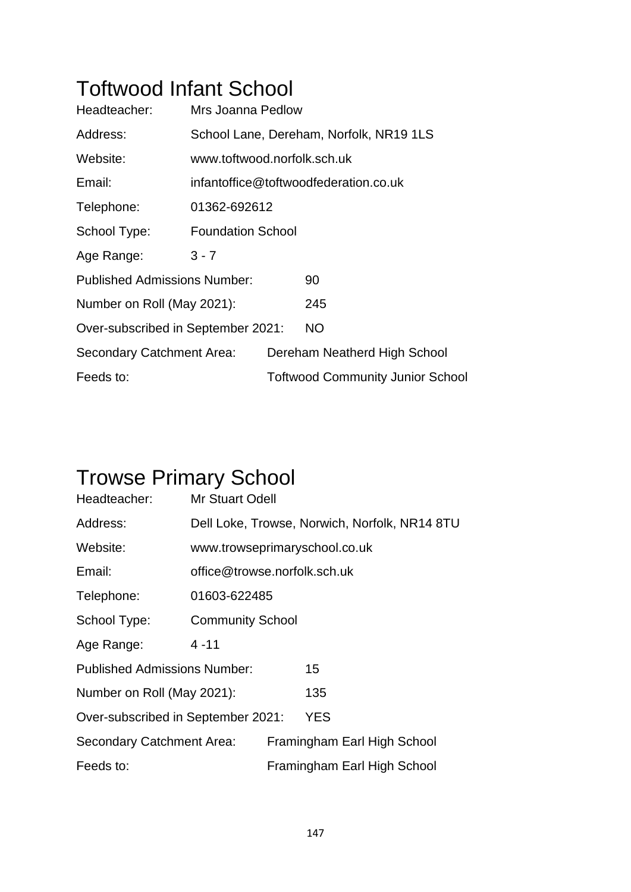# Toftwood Infant School

| | |
|---|---|
| Headteacher: | Mrs Joanna Pedlow |
| Address: | School Lane, Dereham, Norfolk, NR19 1LS |
| Website: | www.toftwood.norfolk.sch.uk |
| Email: | infantoffice@toftwoodfederation.co.uk |
| Telephone: | 01362-692612 |
| School Type: | Foundation School |
| Age Range: | 3 - 7 |
| Published Admissions Number: | 90 |
| Number on Roll (May 2021): | 245 |
| Over-subscribed in September 2021: | NO |
| Secondary Catchment Area: | Dereham Neatherd High School |
| Feeds to: | Toftwood Community Junior School |

# Trowse Primary School

| | |
|---|---|
| Headteacher: | Mr Stuart Odell |
| Address: | Dell Loke, Trowse, Norwich, Norfolk, NR14 8TU |
| Website: | www.trowseprimaryschool.co.uk |
| Email: | office@trowse.norfolk.sch.uk |
| Telephone: | 01603-622485 |
| School Type: | Community School |
| Age Range: | 4 -11 |
| Published Admissions Number: | 15 |
| Number on Roll (May 2021): | 135 |
| Over-subscribed in September 2021: | YES |
| Secondary Catchment Area: | Framingham Earl High School |
| Feeds to: | Framingham Earl High School |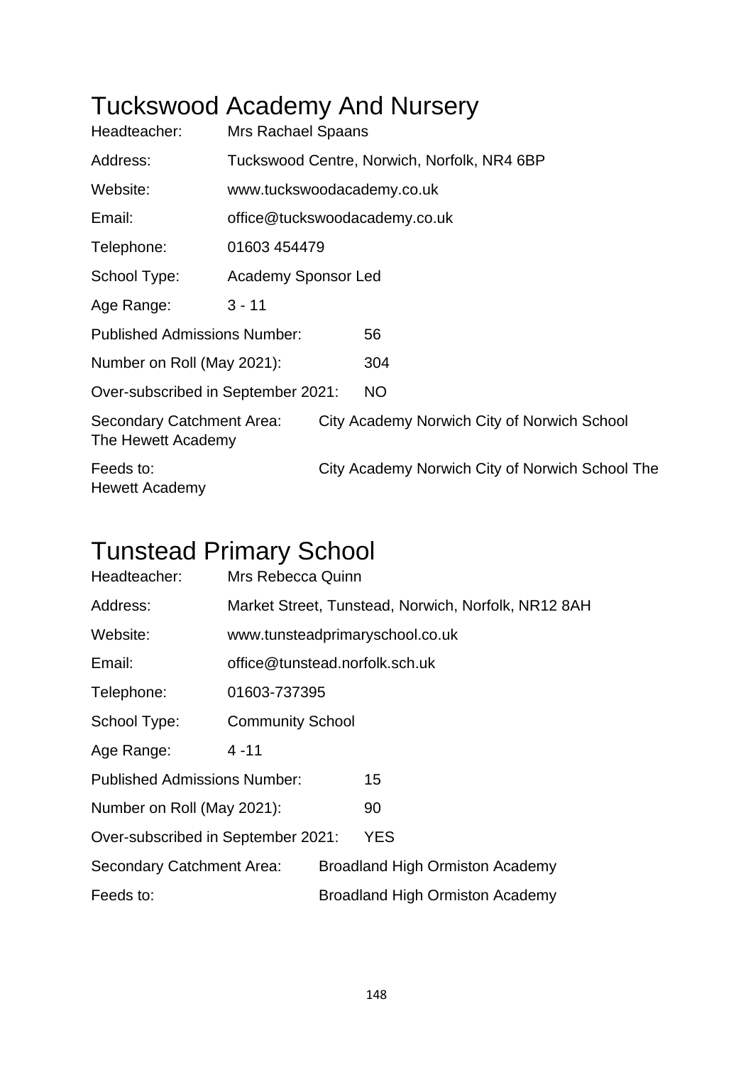# Tuckswood Academy And Nursery

Headteacher: Mrs Rachael Spaans

Address: Tuckswood Centre, Norwich, Norfolk, NR4 6BP

Website: www.tuckswoodacademy.co.uk

Email: office@tuckswoodacademy.co.uk

Telephone: 01603 454479

School Type: Academy Sponsor Led

Age Range: 3 - 11

Published Admissions Number: 56

Number on Roll (May 2021): 304

Over-subscribed in September 2021: NO

Secondary Catchment Area: City Academy Norwich City of Norwich School The Hewett Academy

Feeds to: City Academy Norwich City of Norwich School The Hewett Academy

# Tunstead Primary School

Headteacher: Mrs Rebecca Quinn

Address: Market Street, Tunstead, Norwich, Norfolk, NR12 8AH

Website: www.tunsteadprimaryschool.co.uk

Email: office@tunstead.norfolk.sch.uk

Telephone: 01603-737395

School Type: Community School

Age Range: 4 -11

Published Admissions Number: 15

Number on Roll (May 2021): 90

Over-subscribed in September 2021: YES

Secondary Catchment Area: Broadland High Ormiston Academy

Feeds to: Broadland High Ormiston Academy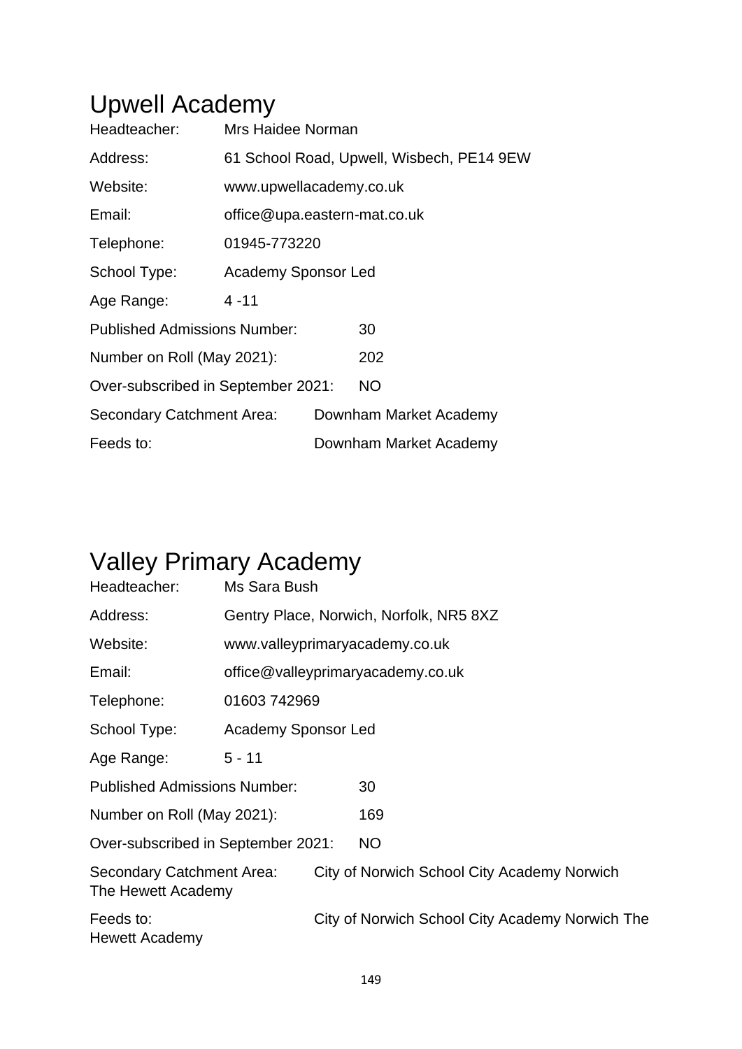# Upwell Academy

Headteacher: Mrs Haidee Norman

Address: 61 School Road, Upwell, Wisbech, PE14 9EW

Website: www.upwellacademy.co.uk

Email: office@upa.eastern-mat.co.uk

Telephone: 01945-773220

School Type: Academy Sponsor Led

Age Range: 4 -11

Published Admissions Number: 30

Number on Roll (May 2021): 202

Over-subscribed in September 2021: NO

Secondary Catchment Area: Downham Market Academy

Feeds to: Downham Market Academy

# Valley Primary Academy

Headteacher: Ms Sara Bush

Address: Gentry Place, Norwich, Norfolk, NR5 8XZ

Website: www.valleyprimaryacademy.co.uk

Email: office@valleyprimaryacademy.co.uk

Telephone: 01603 742969

School Type: Academy Sponsor Led

Age Range: 5 - 11

Published Admissions Number: 30

Number on Roll (May 2021): 169

Over-subscribed in September 2021: NO

Secondary Catchment Area: City of Norwich School City Academy Norwich The Hewett Academy

Feeds to: City of Norwich School City Academy Norwich The Hewett Academy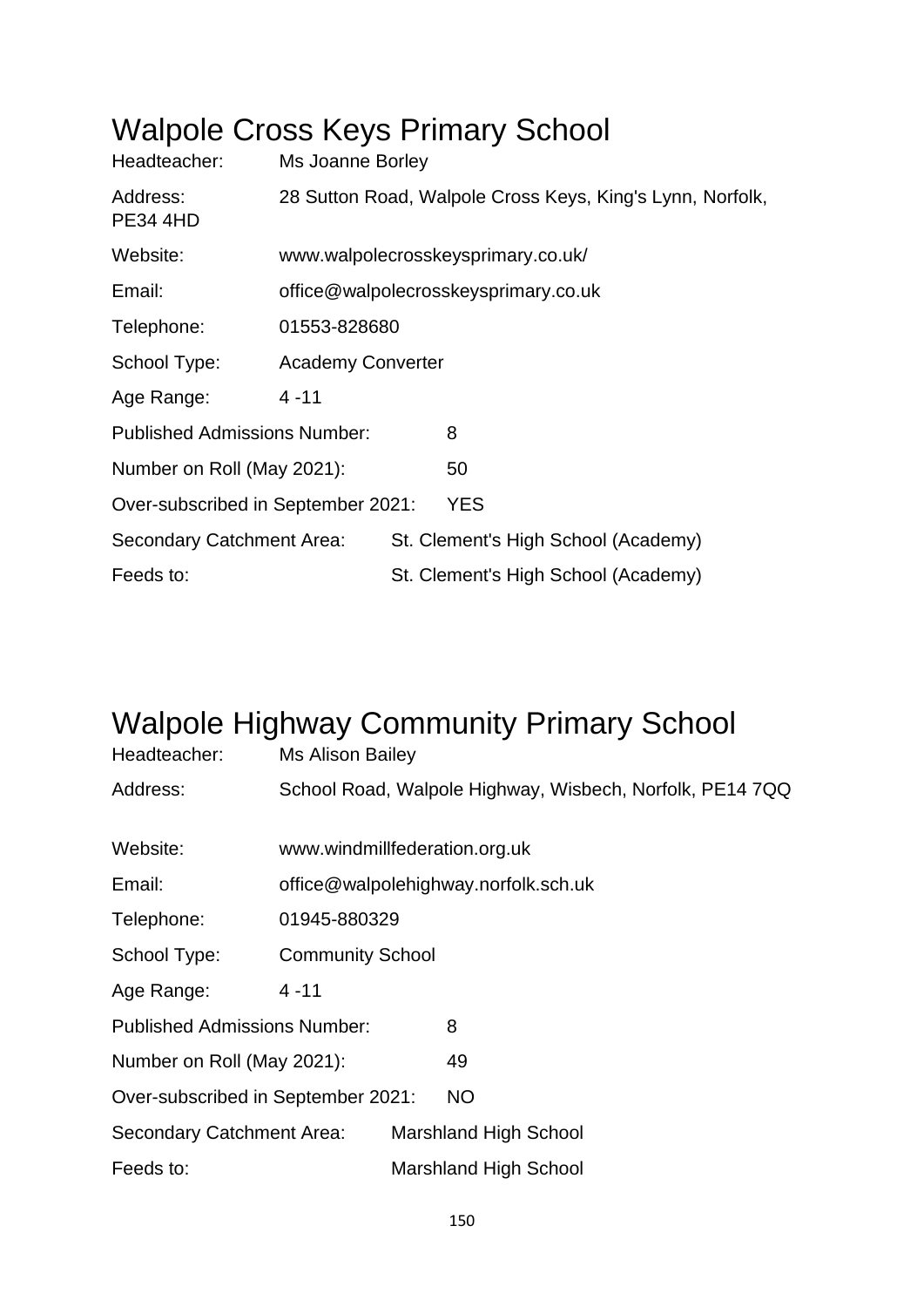# Walpole Cross Keys Primary School

Headteacher: Ms Joanne Borley

Address: 28 Sutton Road, Walpole Cross Keys, King's Lynn, Norfolk, PE34 4HD

Website: www.walpolecrosskeysprimary.co.uk/

Email: office@walpolecrosskeysprimary.co.uk

Telephone: 01553-828680

School Type: Academy Converter

Age Range: 4 -11

Published Admissions Number: 8

Number on Roll (May 2021): 50

Over-subscribed in September 2021: YES

Secondary Catchment Area: St. Clement's High School (Academy)

Feeds to: St. Clement's High School (Academy)

# Walpole Highway Community Primary School

Headteacher: Ms Alison Bailey

Address: School Road, Walpole Highway, Wisbech, Norfolk, PE14 7QQ

Website: www.windmillfederation.org.uk

Email: office@walpolehighway.norfolk.sch.uk

Telephone: 01945-880329

School Type: Community School

Age Range: 4 -11

Published Admissions Number: 8

Number on Roll (May 2021): 49

Over-subscribed in September 2021: NO

Secondary Catchment Area: Marshland High School

Feeds to: Marshland High School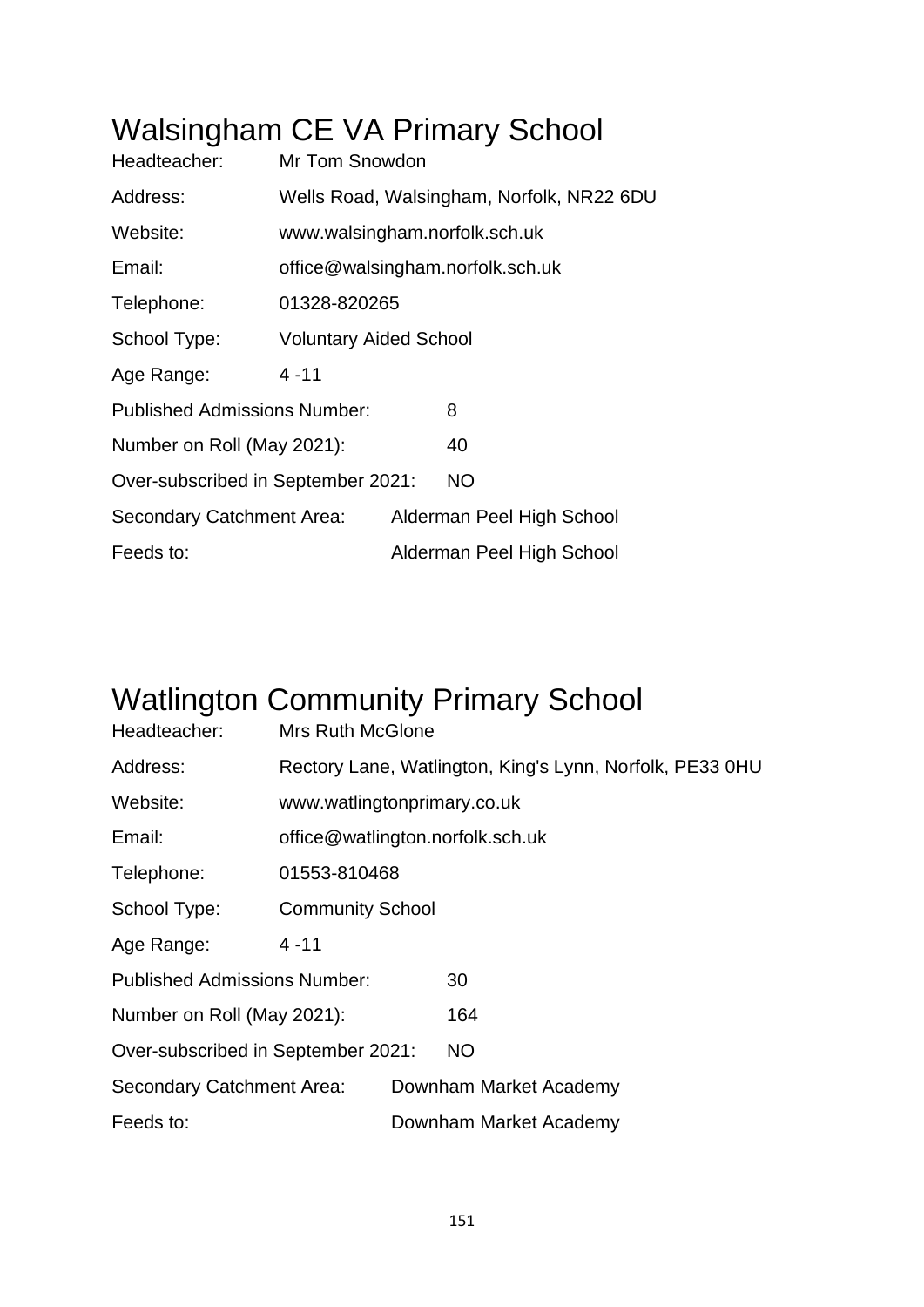# Walsingham CE VA Primary School

Headteacher: Mr Tom Snowdon

Address: Wells Road, Walsingham, Norfolk, NR22 6DU

Website: www.walsingham.norfolk.sch.uk

Email: office@walsingham.norfolk.sch.uk

Telephone: 01328-820265

School Type: Voluntary Aided School

Age Range: 4 -11

Published Admissions Number: 8

Number on Roll (May 2021): 40

Over-subscribed in September 2021: NO

Secondary Catchment Area: Alderman Peel High School

Feeds to: Alderman Peel High School

# Watlington Community Primary School

Headteacher: Mrs Ruth McGlone

Address: Rectory Lane, Watlington, King's Lynn, Norfolk, PE33 0HU

Website: www.watlingtonprimary.co.uk

Email: office@watlington.norfolk.sch.uk

Telephone: 01553-810468

School Type: Community School

Age Range: 4 -11

Published Admissions Number: 30

Number on Roll (May 2021): 164

Over-subscribed in September 2021: NO

Secondary Catchment Area: Downham Market Academy

Feeds to: Downham Market Academy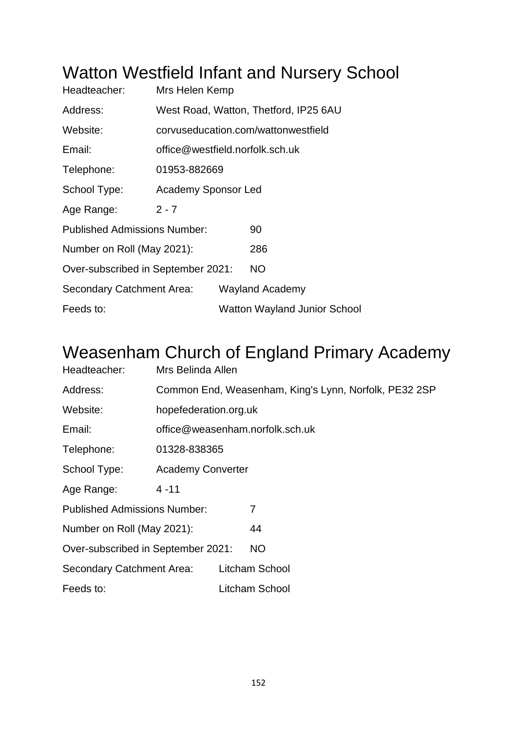# Watton Westfield Infant and Nursery School

| | |
|---|---|
| Headteacher: | Mrs Helen Kemp |
| Address: | West Road, Watton, Thetford, IP25 6AU |
| Website: | corvuseducation.com/wattonwestfield |
| Email: | office@westfield.norfolk.sch.uk |
| Telephone: | 01953-882669 |
| School Type: | Academy Sponsor Led |
| Age Range: | 2 - 7 |
| Published Admissions Number: | 90 |
| Number on Roll (May 2021): | 286 |
| Over-subscribed in September 2021: | NO |
| Secondary Catchment Area: | Wayland Academy |
| Feeds to: | Watton Wayland Junior School |

# Weasenham Church of England Primary Academy

| | |
|---|---|
| Headteacher: | Mrs Belinda Allen |
| Address: | Common End, Weasenham, King's Lynn, Norfolk, PE32 2SP |
| Website: | hopefederation.org.uk |
| Email: | office@weasenham.norfolk.sch.uk |
| Telephone: | 01328-838365 |
| School Type: | Academy Converter |
| Age Range: | 4 -11 |
| Published Admissions Number: | 7 |
| Number on Roll (May 2021): | 44 |
| Over-subscribed in September 2021: | NO |
| Secondary Catchment Area: | Litcham School |
| Feeds to: | Litcham School |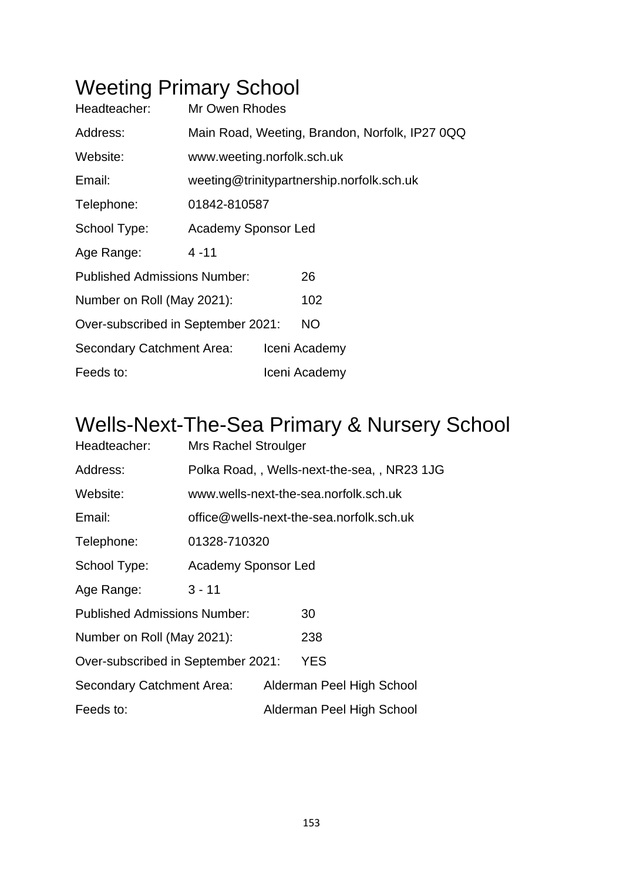# Weeting Primary School

Headteacher: Mr Owen Rhodes

Address: Main Road, Weeting, Brandon, Norfolk, IP27 0QQ

Website: www.weeting.norfolk.sch.uk

Email: weeting@trinitypartnership.norfolk.sch.uk

Telephone: 01842-810587

School Type: Academy Sponsor Led

Age Range: 4 -11

Published Admissions Number: 26

Number on Roll (May 2021): 102

Over-subscribed in September 2021: NO

Secondary Catchment Area: Iceni Academy

Feeds to: Iceni Academy

# Wells-Next-The-Sea Primary & Nursery School

Headteacher: Mrs Rachel Stroulger

Address: Polka Road, , Wells-next-the-sea, , NR23 1JG

Website: www.wells-next-the-sea.norfolk.sch.uk

Email: office@wells-next-the-sea.norfolk.sch.uk

Telephone: 01328-710320

School Type: Academy Sponsor Led

Age Range: 3 - 11

Published Admissions Number: 30

Number on Roll (May 2021): 238

Over-subscribed in September 2021: YES

Secondary Catchment Area: Alderman Peel High School

Feeds to: Alderman Peel High School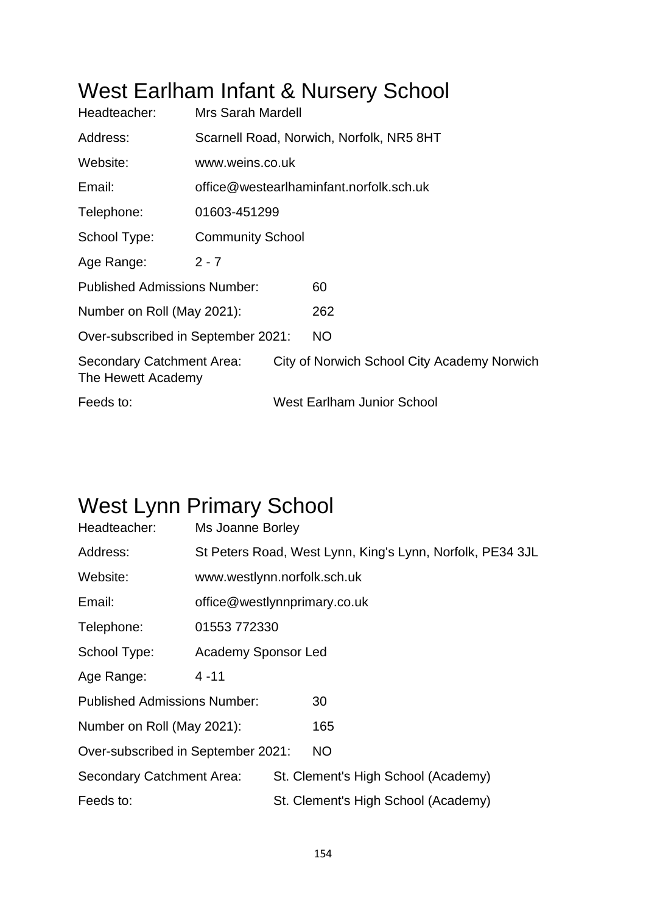# West Earlham Infant & Nursery School

Headteacher: Mrs Sarah Mardell

Address: Scarnell Road, Norwich, Norfolk, NR5 8HT

Website: www.weins.co.uk

Email: office@westearlhaminfant.norfolk.sch.uk

Telephone: 01603-451299

School Type: Community School

Age Range: 2 - 7

Published Admissions Number: 60

Number on Roll (May 2021): 262

Over-subscribed in September 2021: NO

Secondary Catchment Area: City of Norwich School City Academy Norwich The Hewett Academy

Feeds to: West Earlham Junior School

# West Lynn Primary School

Headteacher: Ms Joanne Borley

Address: St Peters Road, West Lynn, King's Lynn, Norfolk, PE34 3JL

Website: www.westlynn.norfolk.sch.uk

Email: office@westlynnprimary.co.uk

Telephone: 01553 772330

School Type: Academy Sponsor Led

Age Range: 4 -11

Published Admissions Number: 30

Number on Roll (May 2021): 165

Over-subscribed in September 2021: NO

Secondary Catchment Area: St. Clement's High School (Academy)

Feeds to: St. Clement's High School (Academy)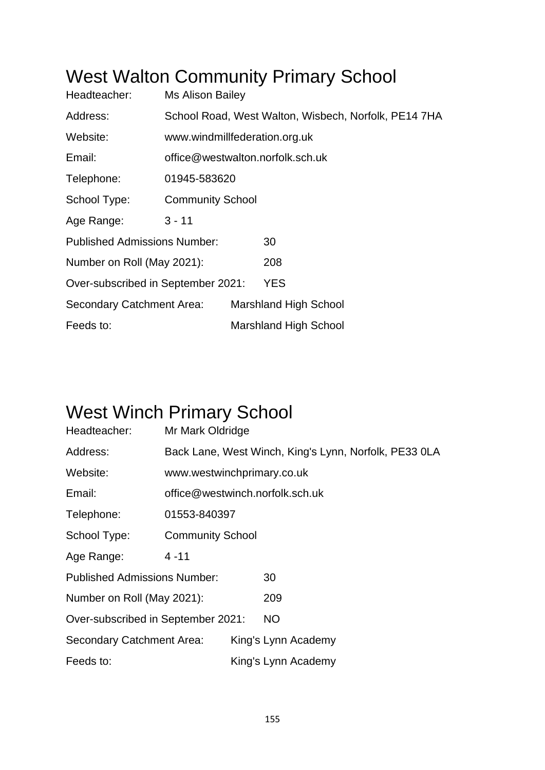# West Walton Community Primary School

| | |
|---|---|
| Headteacher: | Ms Alison Bailey |
| Address: | School Road, West Walton, Wisbech, Norfolk, PE14 7HA |
| Website: | www.windmillfederation.org.uk |
| Email: | office@westwalton.norfolk.sch.uk |
| Telephone: | 01945-583620 |
| School Type: | Community School |
| Age Range: | 3 - 11 |
| Published Admissions Number: | 30 |
| Number on Roll (May 2021): | 208 |
| Over-subscribed in September 2021: | YES |
| Secondary Catchment Area: | Marshland High School |
| Feeds to: | Marshland High School |

# West Winch Primary School

| | |
|---|---|
| Headteacher: | Mr Mark Oldridge |
| Address: | Back Lane, West Winch, King's Lynn, Norfolk, PE33 0LA |
| Website: | www.westwinchprimary.co.uk |
| Email: | office@westwinch.norfolk.sch.uk |
| Telephone: | 01553-840397 |
| School Type: | Community School |
| Age Range: | 4 -11 |
| Published Admissions Number: | 30 |
| Number on Roll (May 2021): | 209 |
| Over-subscribed in September 2021: | NO |
| Secondary Catchment Area: | King's Lynn Academy |
| Feeds to: | King's Lynn Academy |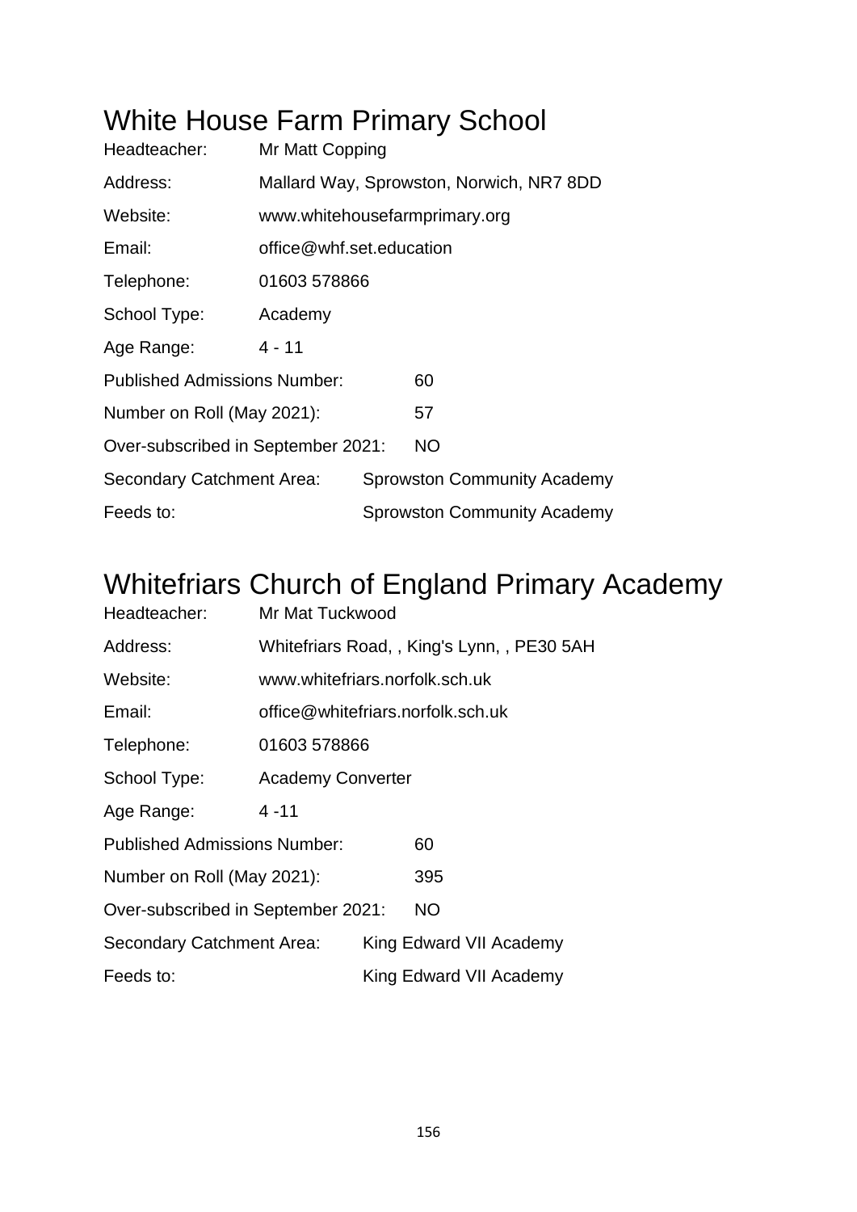# White House Farm Primary School

| | |
|---|---|
| Headteacher: | Mr Matt Copping |
| Address: | Mallard Way, Sprowston, Norwich, NR7 8DD |
| Website: | www.whitehousefarmprimary.org |
| Email: | office@whf.set.education |
| Telephone: | 01603 578866 |
| School Type: | Academy |
| Age Range: | 4 - 11 |
| Published Admissions Number: | 60 |
| Number on Roll (May 2021): | 57 |
| Over-subscribed in September 2021: | NO |
| Secondary Catchment Area: | Sprowston Community Academy |
| Feeds to: | Sprowston Community Academy |

# Whitefriars Church of England Primary Academy

| | |
|---|---|
| Headteacher: | Mr Mat Tuckwood |
| Address: | Whitefriars Road, , King's Lynn, , PE30 5AH |
| Website: | www.whitefriars.norfolk.sch.uk |
| Email: | office@whitefriars.norfolk.sch.uk |
| Telephone: | 01603 578866 |
| School Type: | Academy Converter |
| Age Range: | 4 -11 |
| Published Admissions Number: | 60 |
| Number on Roll (May 2021): | 395 |
| Over-subscribed in September 2021: | NO |
| Secondary Catchment Area: | King Edward VII Academy |
| Feeds to: | King Edward VII Academy |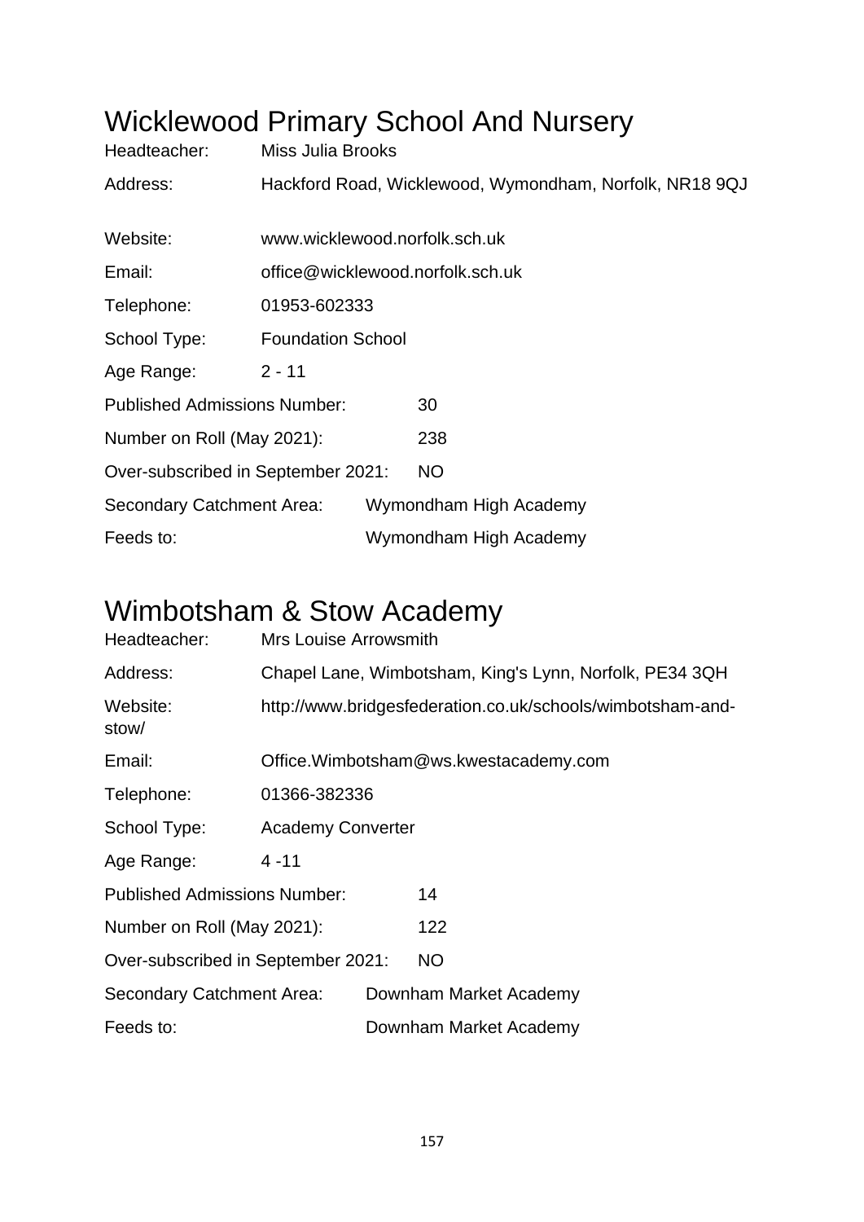# Wicklewood Primary School And Nursery

Headteacher: Miss Julia Brooks

Address: Hackford Road, Wicklewood, Wymondham, Norfolk, NR18 9QJ

Website: www.wicklewood.norfolk.sch.uk

Email: office@wicklewood.norfolk.sch.uk

Telephone: 01953-602333

School Type: Foundation School

Age Range: 2 - 11

Published Admissions Number: 30

Number on Roll (May 2021): 238

Over-subscribed in September 2021: NO

Secondary Catchment Area: Wymondham High Academy

Feeds to: Wymondham High Academy

# Wimbotsham & Stow Academy

Headteacher: Mrs Louise Arrowsmith

Address: Chapel Lane, Wimbotsham, King's Lynn, Norfolk, PE34 3QH

Website: http://www.bridgesfederation.co.uk/schools/wimbotsham-and-stow/

Email: Office.Wimbotsham@ws.kwestacademy.com

Telephone: 01366-382336

School Type: Academy Converter

Age Range: 4 -11

Published Admissions Number: 14

Number on Roll (May 2021): 122

Over-subscribed in September 2021: NO

Secondary Catchment Area: Downham Market Academy

Feeds to: Downham Market Academy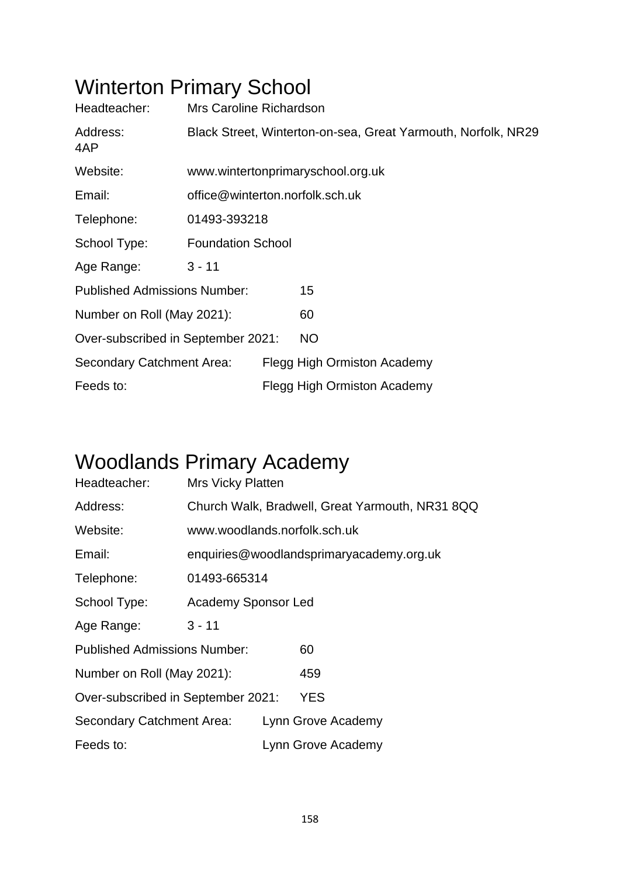# Winterton Primary School

| | |
|---|---|
| Headteacher: | Mrs Caroline Richardson |
| Address: | Black Street, Winterton-on-sea, Great Yarmouth, Norfolk, NR29 4AP |
| Website: | www.wintertonprimaryschool.org.uk |
| Email: | office@winterton.norfolk.sch.uk |
| Telephone: | 01493-393218 |
| School Type: | Foundation School |
| Age Range: | 3 - 11 |
| Published Admissions Number: | 15 |
| Number on Roll (May 2021): | 60 |
| Over-subscribed in September 2021: | NO |
| Secondary Catchment Area: | Flegg High Ormiston Academy |
| Feeds to: | Flegg High Ormiston Academy |

# Woodlands Primary Academy

| | |
|---|---|
| Headteacher: | Mrs Vicky Platten |
| Address: | Church Walk, Bradwell, Great Yarmouth, NR31 8QQ |
| Website: | www.woodlands.norfolk.sch.uk |
| Email: | enquiries@woodlandsprimaryacademy.org.uk |
| Telephone: | 01493-665314 |
| School Type: | Academy Sponsor Led |
| Age Range: | 3 - 11 |
| Published Admissions Number: | 60 |
| Number on Roll (May 2021): | 459 |
| Over-subscribed in September 2021: | YES |
| Secondary Catchment Area: | Lynn Grove Academy |
| Feeds to: | Lynn Grove Academy |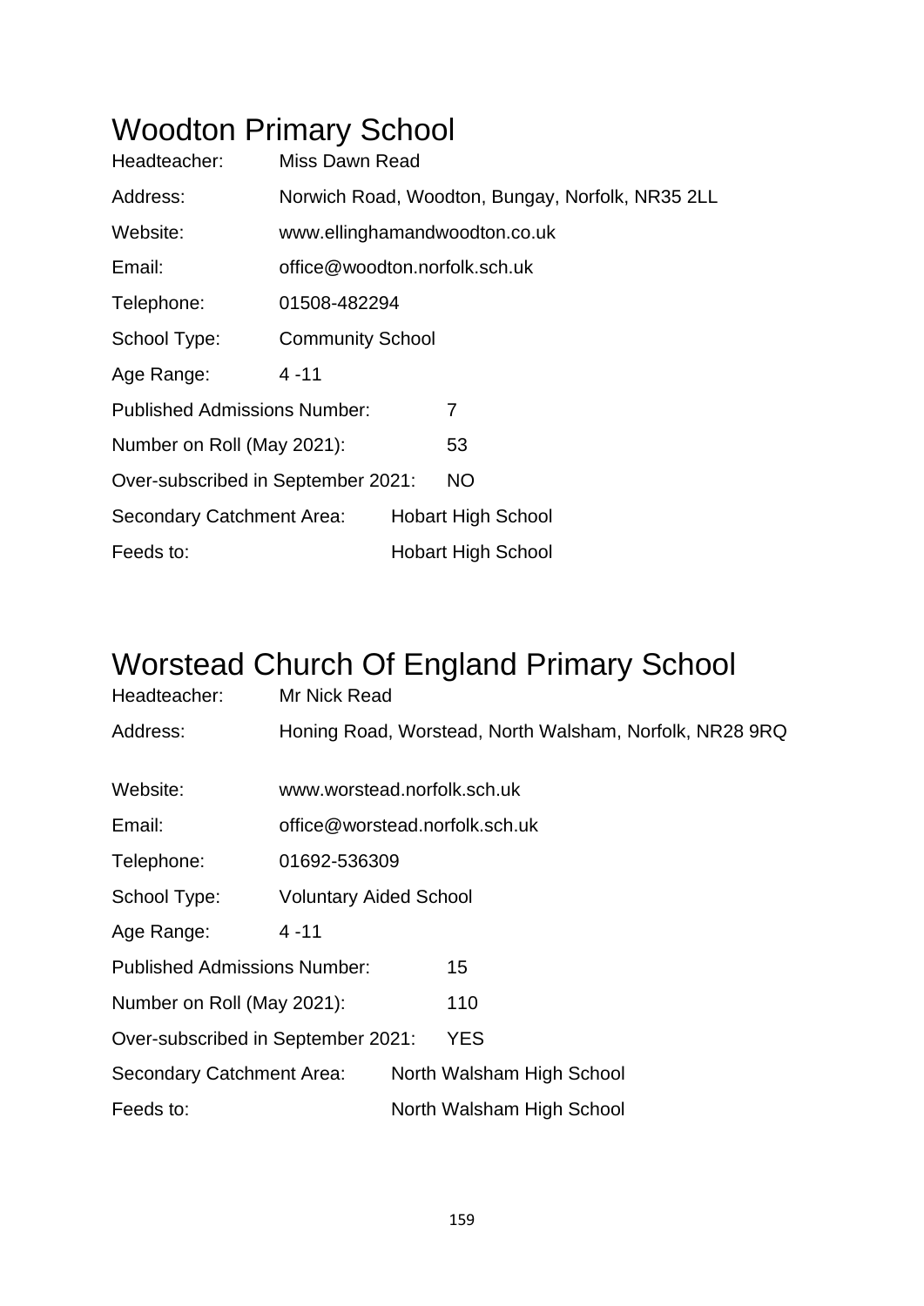# Woodton Primary School

Headteacher: Miss Dawn Read

Address: Norwich Road, Woodton, Bungay, Norfolk, NR35 2LL

Website: www.ellinghamandwoodton.co.uk

Email: office@woodton.norfolk.sch.uk

Telephone: 01508-482294

School Type: Community School

Age Range: 4 -11

Published Admissions Number: 7

Number on Roll (May 2021): 53

Over-subscribed in September 2021: NO

Secondary Catchment Area: Hobart High School

Feeds to: Hobart High School

# Worstead Church Of England Primary School

Headteacher: Mr Nick Read

Address: Honing Road, Worstead, North Walsham, Norfolk, NR28 9RQ

Website: www.worstead.norfolk.sch.uk

Email: office@worstead.norfolk.sch.uk

Telephone: 01692-536309

School Type: Voluntary Aided School

Age Range: 4 -11

Published Admissions Number: 15

Number on Roll (May 2021): 110

Over-subscribed in September 2021: YES

Secondary Catchment Area: North Walsham High School

Feeds to: North Walsham High School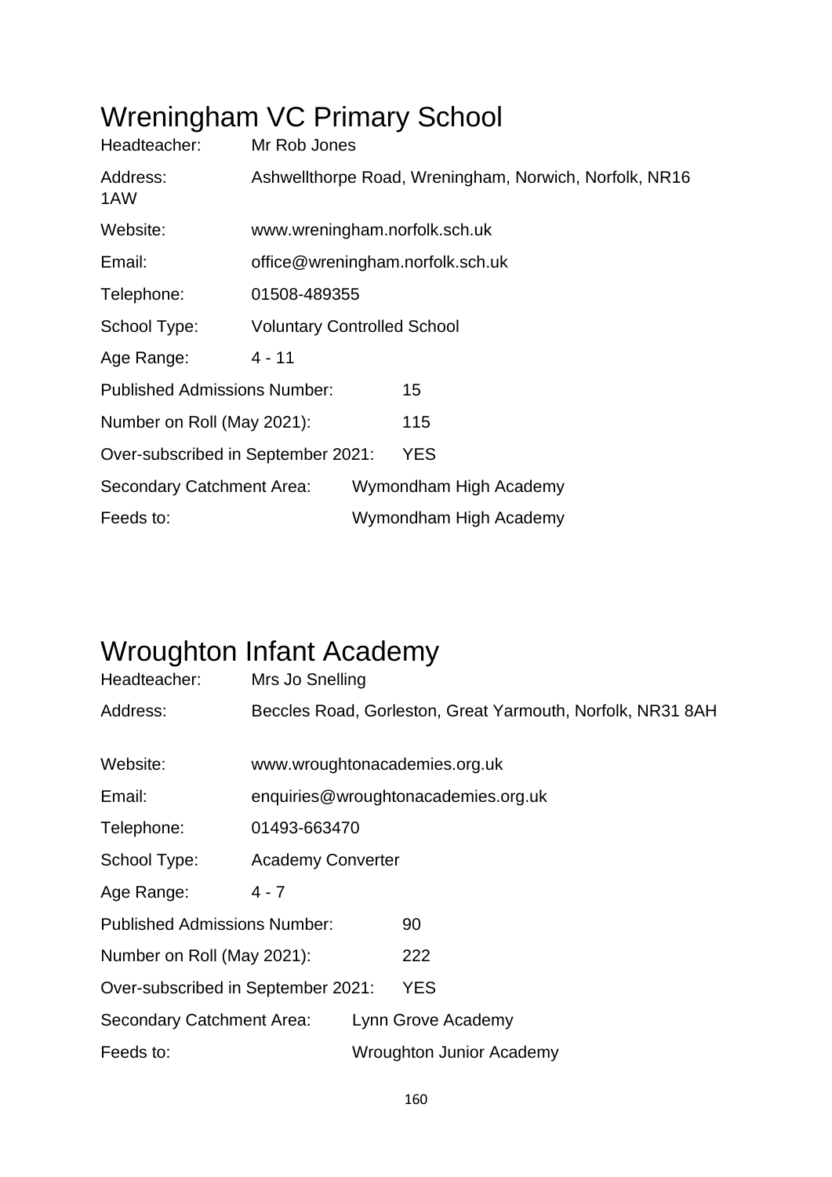# Wreningham VC Primary School

Headteacher: Mr Rob Jones

Address: Ashwellthorpe Road, Wreningham, Norwich, Norfolk, NR16 1AW

Website: www.wreningham.norfolk.sch.uk

Email: office@wreningham.norfolk.sch.uk

Telephone: 01508-489355

School Type: Voluntary Controlled School

Age Range: 4 - 11

Published Admissions Number: 15

Number on Roll (May 2021): 115

Over-subscribed in September 2021: YES

Secondary Catchment Area: Wymondham High Academy

Feeds to: Wymondham High Academy

# Wroughton Infant Academy

Headteacher: Mrs Jo Snelling

Address: Beccles Road, Gorleston, Great Yarmouth, Norfolk, NR31 8AH

Website: www.wroughtonacademies.org.uk

Email: enquiries@wroughtonacademies.org.uk

Telephone: 01493-663470

School Type: Academy Converter

Age Range: 4 - 7

Published Admissions Number: 90

Number on Roll (May 2021): 222

Over-subscribed in September 2021: YES

Secondary Catchment Area: Lynn Grove Academy

Feeds to: Wroughton Junior Academy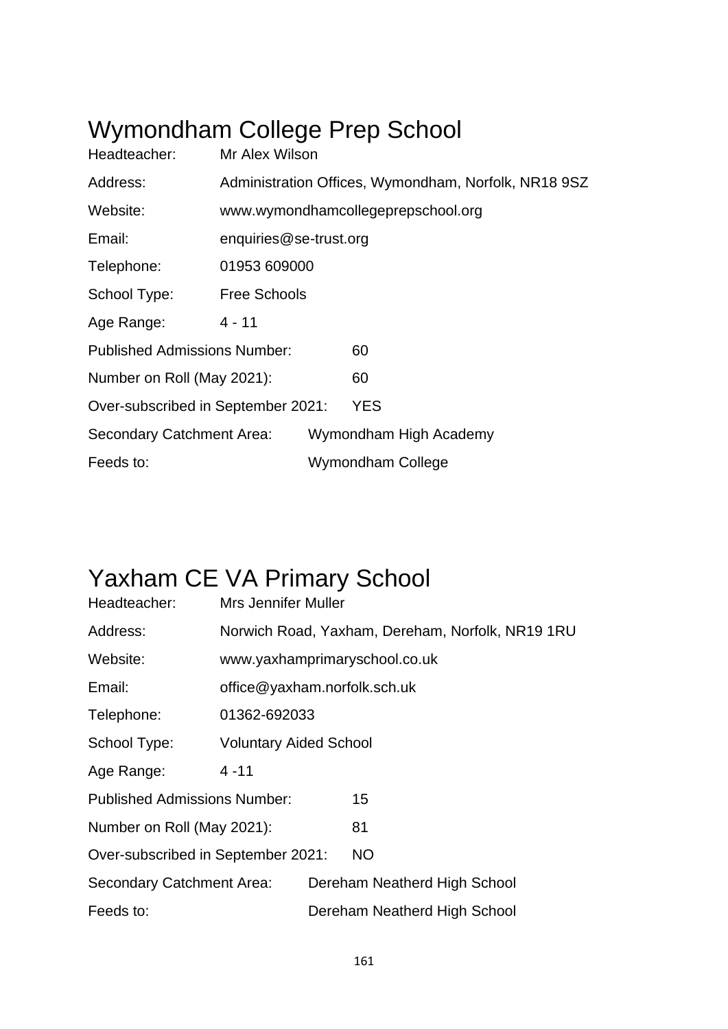# Wymondham College Prep School

| | |
|---|---|
| Headteacher: | Mr Alex Wilson |
| Address: | Administration Offices, Wymondham, Norfolk, NR18 9SZ |
| Website: | www.wymondhamcollegeprepschool.org |
| Email: | enquiries@se-trust.org |
| Telephone: | 01953 609000 |
| School Type: | Free Schools |
| Age Range: | 4 - 11 |
| Published Admissions Number: | 60 |
| Number on Roll (May 2021): | 60 |
| Over-subscribed in September 2021: | YES |
| Secondary Catchment Area: | Wymondham High Academy |
| Feeds to: | Wymondham College |

# Yaxham CE VA Primary School

| | |
|---|---|
| Headteacher: | Mrs Jennifer Muller |
| Address: | Norwich Road, Yaxham, Dereham, Norfolk, NR19 1RU |
| Website: | www.yaxhamprimaryschool.co.uk |
| Email: | office@yaxham.norfolk.sch.uk |
| Telephone: | 01362-692033 |
| School Type: | Voluntary Aided School |
| Age Range: | 4 -11 |
| Published Admissions Number: | 15 |
| Number on Roll (May 2021): | 81 |
| Over-subscribed in September 2021: | NO |
| Secondary Catchment Area: | Dereham Neatherd High School |
| Feeds to: | Dereham Neatherd High School |